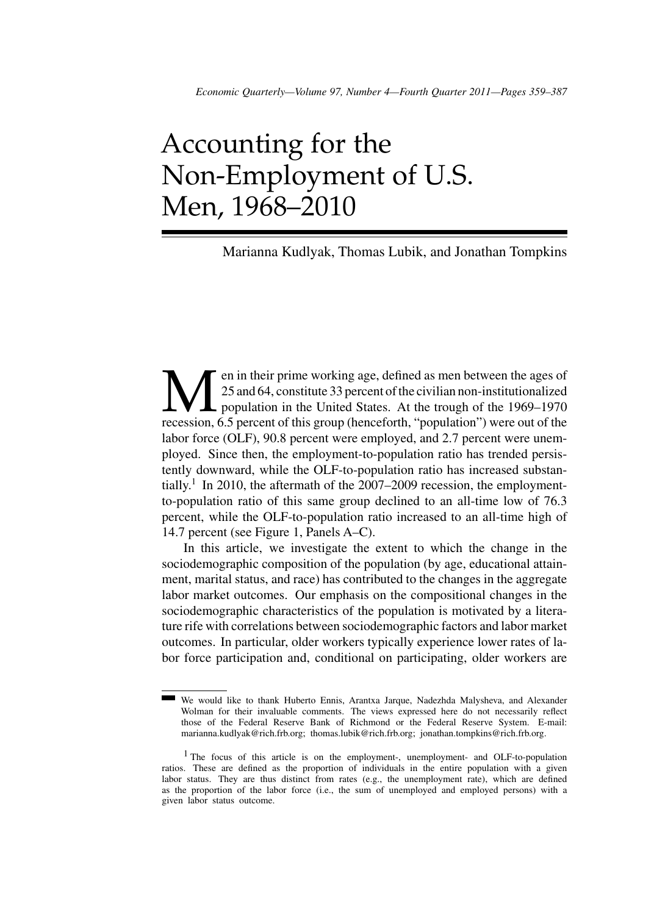# Accounting for the Non-Employment of U.S. Men, 1968–2010

Marianna Kudlyak, Thomas Lubik, and Jonathan Tompkins

Men in their prime working age, defined as men between the ages of 25 and 64, constitute 33 percent of the civilian non-institutionalized population in the United States. At the trough of the 1969–1970 recession, 6.5 percent of this group (henceforth, "population") were out of the labor force (OLF), 90.8 percent were employed, and 2.7 percent were unemployed. Since then, the employment-to-population ratio has trended persistently downward, while the OLF-to-population ratio has increased substantially.[1] In 2010, the aftermath of the 2007–2009 recession, the employment-to-population ratio of this same group declined to an all-time low of 76.3 percent, while the OLF-to-population ratio increased to an all-time high of 14.7 percent (see Figure 1, Panels A–C).

In this article, we investigate the extent to which the change in the sociodemographic composition of the population (by age, educational attainment, marital status, and race) has contributed to the changes in the aggregate labor market outcomes. Our emphasis on the compositional changes in the sociodemographic characteristics of the population is motivated by a literature rife with correlations between sociodemographic factors and labor market outcomes. In particular, older workers typically experience lower rates of labor force participation and, conditional on participating, older workers are

We would like to thank Huberto Ennis, Arantxa Jarque, Nadezhda Malysheva, and Alexander Wolman for their invaluable comments. The views expressed here do not necessarily reflect those of the Federal Reserve Bank of Richmond or the Federal Reserve System. E-mail: marianna.kudlyak@rich.frb.org; thomas.lubik@rich.frb.org; jonathan.tompkins@rich.frb.org.

[1] The focus of this article is on the employment-, unemployment- and OLF-to-population ratios. These are defined as the proportion of individuals in the entire population with a given labor status. They are thus distinct from rates (e.g., the unemployment rate), which are defined as the proportion of the labor force (i.e., the sum of unemployed and employed persons) with a given labor status outcome.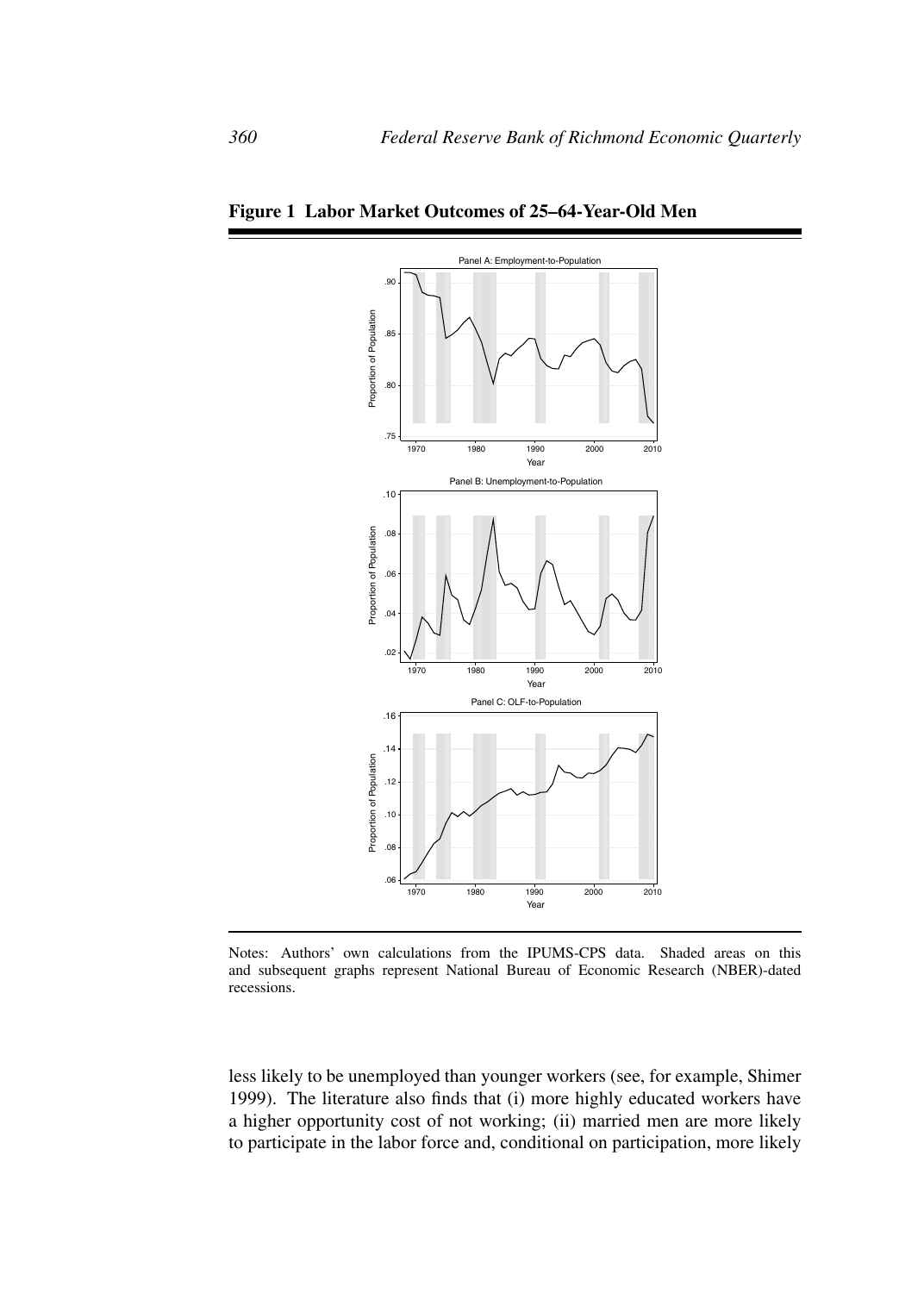**Figure 1 Labor Market Outcomes of 25–64-Year-Old Men**

Notes: Authors' own calculations from the IPUMS-CPS data. Shaded areas on this and subsequent graphs represent National Bureau of Economic Research (NBER)-dated recessions.

less likely to be unemployed than younger workers (see, for example, Shimer 1999). The literature also finds that (i) more highly educated workers have a higher opportunity cost of not working; (ii) married men are more likely to participate in the labor force and, conditional on participation, more likely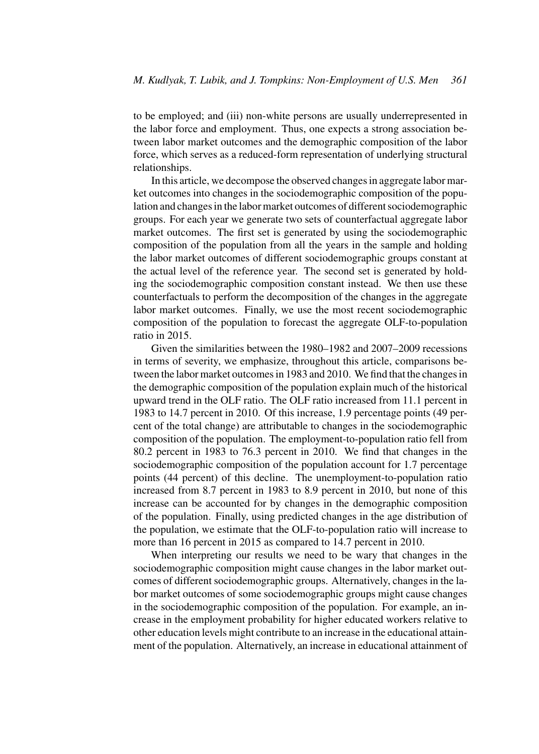to be employed; and (iii) non-white persons are usually underrepresented in the labor force and employment. Thus, one expects a strong association between labor market outcomes and the demographic composition of the labor force, which serves as a reduced-form representation of underlying structural relationships.

In this article, we decompose the observed changes in aggregate labor market outcomes into changes in the sociodemographic composition of the population and changes in the labor market outcomes of different sociodemographic groups. For each year we generate two sets of counterfactual aggregate labor market outcomes. The first set is generated by using the sociodemographic composition of the population from all the years in the sample and holding the labor market outcomes of different sociodemographic groups constant at the actual level of the reference year. The second set is generated by holding the sociodemographic composition constant instead. We then use these counterfactuals to perform the decomposition of the changes in the aggregate labor market outcomes. Finally, we use the most recent sociodemographic composition of the population to forecast the aggregate OLF-to-population ratio in 2015.

Given the similarities between the 1980–1982 and 2007–2009 recessions in terms of severity, we emphasize, throughout this article, comparisons between the labor market outcomes in 1983 and 2010. We find that the changes in the demographic composition of the population explain much of the historical upward trend in the OLF ratio. The OLF ratio increased from 11.1 percent in 1983 to 14.7 percent in 2010. Of this increase, 1.9 percentage points (49 percent of the total change) are attributable to changes in the sociodemographic composition of the population. The employment-to-population ratio fell from 80.2 percent in 1983 to 76.3 percent in 2010. We find that changes in the sociodemographic composition of the population account for 1.7 percentage points (44 percent) of this decline. The unemployment-to-population ratio increased from 8.7 percent in 1983 to 8.9 percent in 2010, but none of this increase can be accounted for by changes in the demographic composition of the population. Finally, using predicted changes in the age distribution of the population, we estimate that the OLF-to-population ratio will increase to more than 16 percent in 2015 as compared to 14.7 percent in 2010.

When interpreting our results we need to be wary that changes in the sociodemographic composition might cause changes in the labor market outcomes of different sociodemographic groups. Alternatively, changes in the labor market outcomes of some sociodemographic groups might cause changes in the sociodemographic composition of the population. For example, an increase in the employment probability for higher educated workers relative to other education levels might contribute to an increase in the educational attainment of the population. Alternatively, an increase in educational attainment of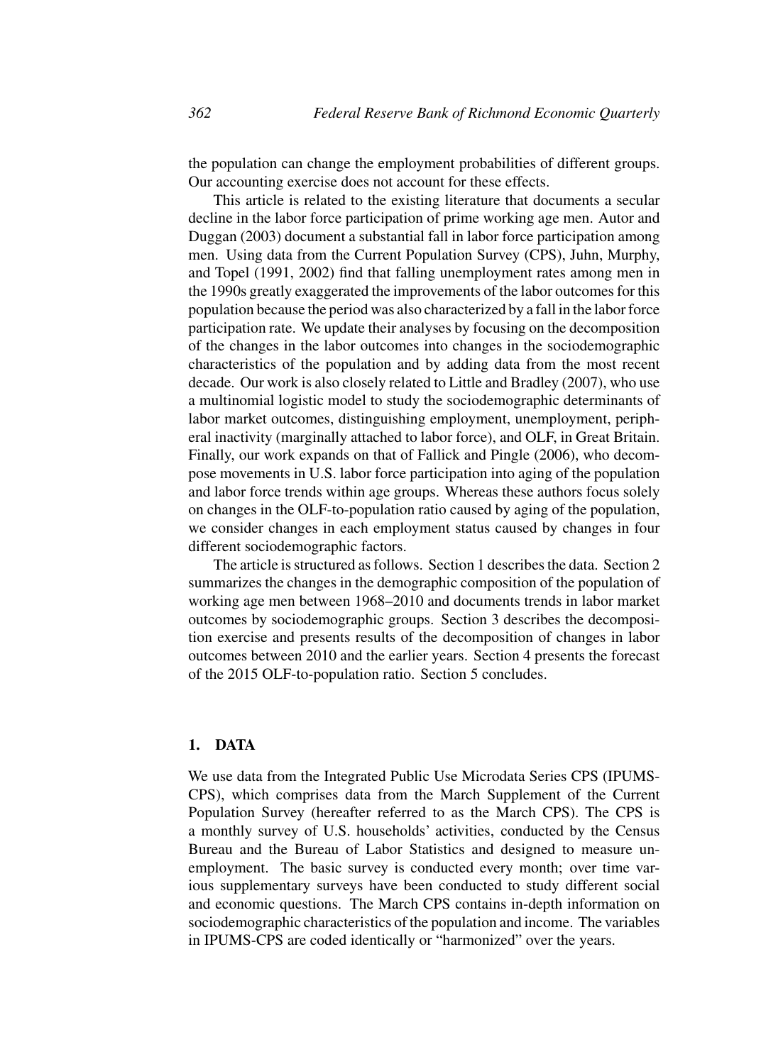the population can change the employment probabilities of different groups. Our accounting exercise does not account for these effects.

This article is related to the existing literature that documents a secular decline in the labor force participation of prime working age men. Autor and Duggan (2003) document a substantial fall in labor force participation among men. Using data from the Current Population Survey (CPS), Juhn, Murphy, and Topel (1991, 2002) find that falling unemployment rates among men in the 1990s greatly exaggerated the improvements of the labor outcomes for this population because the period was also characterized by a fall in the labor force participation rate. We update their analyses by focusing on the decomposition of the changes in the labor outcomes into changes in the sociodemographic characteristics of the population and by adding data from the most recent decade. Our work is also closely related to Little and Bradley (2007), who use a multinomial logistic model to study the sociodemographic determinants of labor market outcomes, distinguishing employment, unemployment, peripheral inactivity (marginally attached to labor force), and OLF, in Great Britain. Finally, our work expands on that of Fallick and Pingle (2006), who decompose movements in U.S. labor force participation into aging of the population and labor force trends within age groups. Whereas these authors focus solely on changes in the OLF-to-population ratio caused by aging of the population, we consider changes in each employment status caused by changes in four different sociodemographic factors.

The article is structured as follows. Section 1 describes the data. Section 2 summarizes the changes in the demographic composition of the population of working age men between 1968–2010 and documents trends in labor market outcomes by sociodemographic groups. Section 3 describes the decomposition exercise and presents results of the decomposition of changes in labor outcomes between 2010 and the earlier years. Section 4 presents the forecast of the 2015 OLF-to-population ratio. Section 5 concludes.

## 1. DATA

We use data from the Integrated Public Use Microdata Series CPS (IPUMS-CPS), which comprises data from the March Supplement of the Current Population Survey (hereafter referred to as the March CPS). The CPS is a monthly survey of U.S. households' activities, conducted by the Census Bureau and the Bureau of Labor Statistics and designed to measure unemployment. The basic survey is conducted every month; over time various supplementary surveys have been conducted to study different social and economic questions. The March CPS contains in-depth information on sociodemographic characteristics of the population and income. The variables in IPUMS-CPS are coded identically or "harmonized" over the years.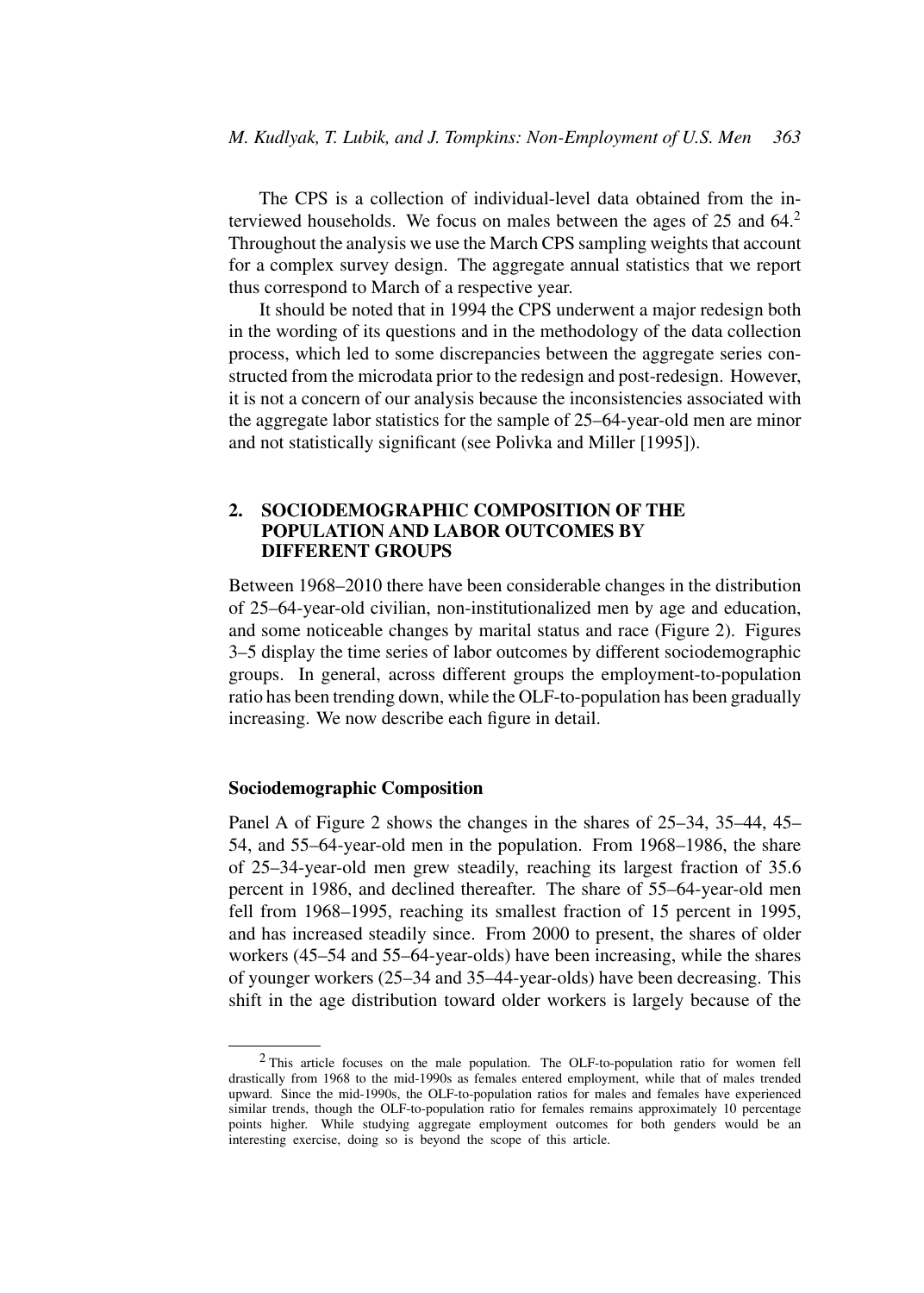The CPS is a collection of individual-level data obtained from the interviewed households. We focus on males between the ages of 25 and 64.[2] Throughout the analysis we use the March CPS sampling weights that account for a complex survey design. The aggregate annual statistics that we report thus correspond to March of a respective year.

It should be noted that in 1994 the CPS underwent a major redesign both in the wording of its questions and in the methodology of the data collection process, which led to some discrepancies between the aggregate series constructed from the microdata prior to the redesign and post-redesign. However, it is not a concern of our analysis because the inconsistencies associated with the aggregate labor statistics for the sample of 25–64-year-old men are minor and not statistically significant (see Polivka and Miller [1995]).

## 2. SOCIODEMOGRAPHIC COMPOSITION OF THE POPULATION AND LABOR OUTCOMES BY DIFFERENT GROUPS

Between 1968–2010 there have been considerable changes in the distribution of 25–64-year-old civilian, non-institutionalized men by age and education, and some noticeable changes by marital status and race (Figure 2). Figures 3–5 display the time series of labor outcomes by different sociodemographic groups. In general, across different groups the employment-to-population ratio has been trending down, while the OLF-to-population has been gradually increasing. We now describe each figure in detail.

### Sociodemographic Composition

Panel A of Figure 2 shows the changes in the shares of 25–34, 35–44, 45–54, and 55–64-year-old men in the population. From 1968–1986, the share of 25–34-year-old men grew steadily, reaching its largest fraction of 35.6 percent in 1986, and declined thereafter. The share of 55–64-year-old men fell from 1968–1995, reaching its smallest fraction of 15 percent in 1995, and has increased steadily since. From 2000 to present, the shares of older workers (45–54 and 55–64-year-olds) have been increasing, while the shares of younger workers (25–34 and 35–44-year-olds) have been decreasing. This shift in the age distribution toward older workers is largely because of the

[2] This article focuses on the male population. The OLF-to-population ratio for women fell drastically from 1968 to the mid-1990s as females entered employment, while that of males trended upward. Since the mid-1990s, the OLF-to-population ratios for males and females have experienced similar trends, though the OLF-to-population ratio for females remains approximately 10 percentage points higher. While studying aggregate employment outcomes for both genders would be an interesting exercise, doing so is beyond the scope of this article.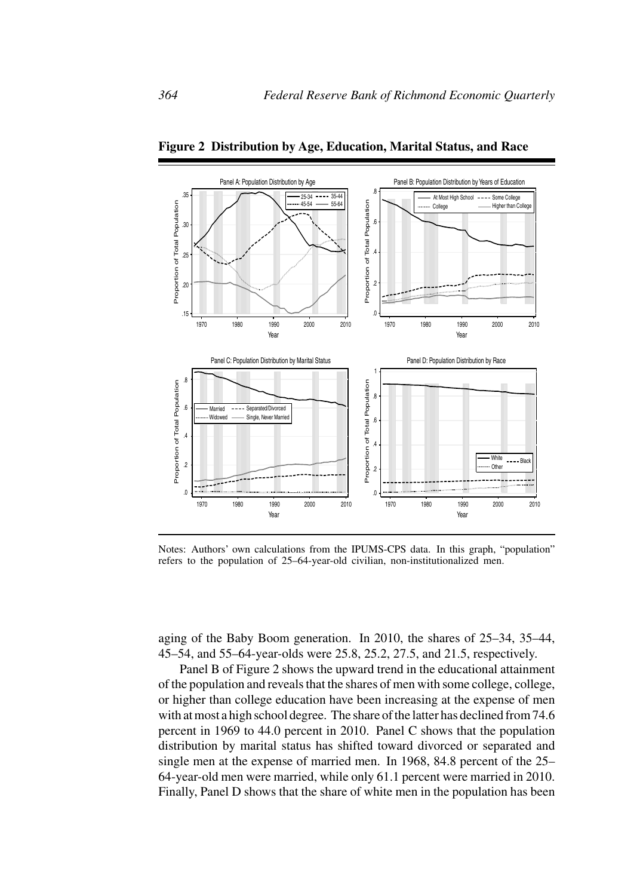**Figure 2 Distribution by Age, Education, Marital Status, and Race**

Notes: Authors' own calculations from the IPUMS-CPS data. In this graph, "population" refers to the population of 25–64-year-old civilian, non-institutionalized men.

aging of the Baby Boom generation. In 2010, the shares of 25–34, 35–44, 45–54, and 55–64-year-olds were 25.8, 25.2, 27.5, and 21.5, respectively.

Panel B of Figure 2 shows the upward trend in the educational attainment of the population and reveals that the shares of men with some college, college, or higher than college education have been increasing at the expense of men with at most a high school degree. The share of the latter has declined from 74.6 percent in 1969 to 44.0 percent in 2010. Panel C shows that the population distribution by marital status has shifted toward divorced or separated and single men at the expense of married men. In 1968, 84.8 percent of the 25–64-year-old men were married, while only 61.1 percent were married in 2010. Finally, Panel D shows that the share of white men in the population has been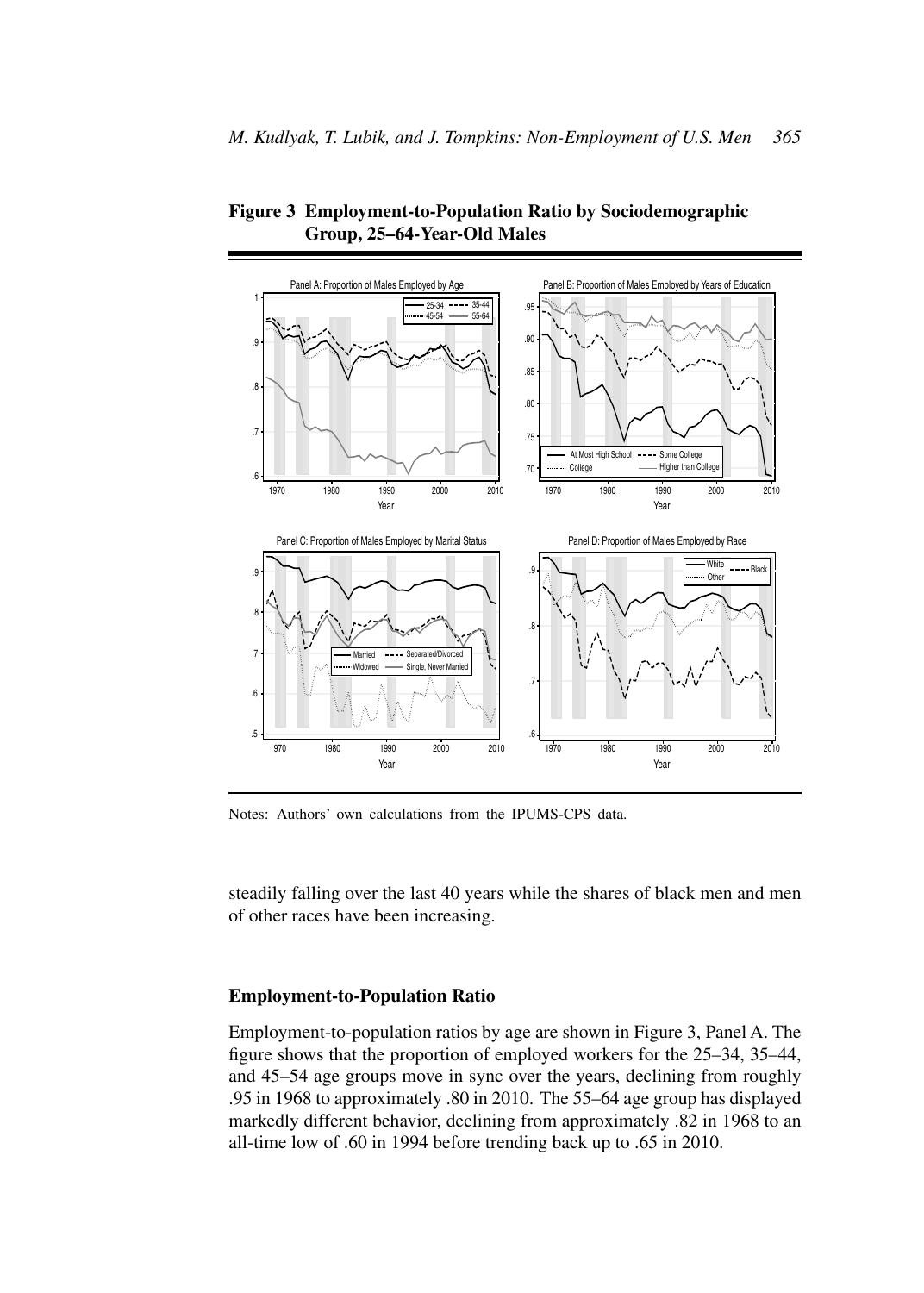**Figure 3 Employment-to-Population Ratio by Sociodemographic Group, 25–64-Year-Old Males**

Notes: Authors' own calculations from the IPUMS-CPS data.

steadily falling over the last 40 years while the shares of black men and men of other races have been increasing.

### Employment-to-Population Ratio

Employment-to-population ratios by age are shown in Figure 3, Panel A. The figure shows that the proportion of employed workers for the 25–34, 35–44, and 45–54 age groups move in sync over the years, declining from roughly .95 in 1968 to approximately .80 in 2010. The 55–64 age group has displayed markedly different behavior, declining from approximately .82 in 1968 to an all-time low of .60 in 1994 before trending back up to .65 in 2010.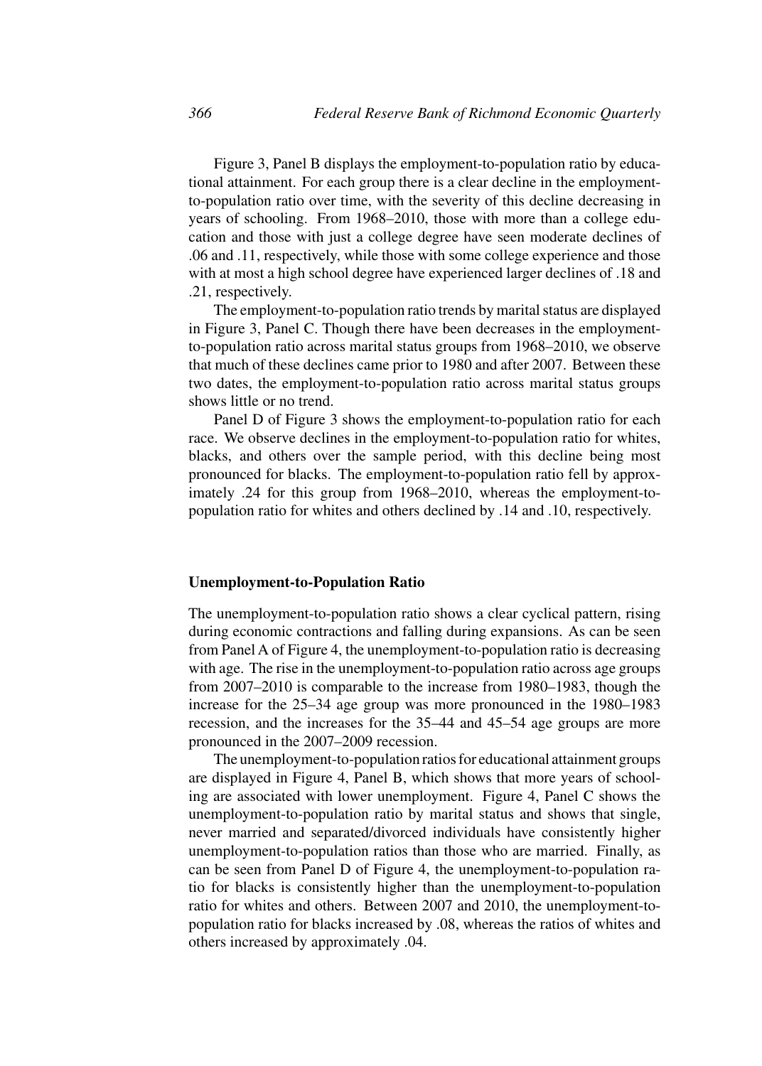Figure 3, Panel B displays the employment-to-population ratio by educational attainment. For each group there is a clear decline in the employment-to-population ratio over time, with the severity of this decline decreasing in years of schooling. From 1968–2010, those with more than a college education and those with just a college degree have seen moderate declines of .06 and .11, respectively, while those with some college experience and those with at most a high school degree have experienced larger declines of .18 and .21, respectively.

The employment-to-population ratio trends by marital status are displayed in Figure 3, Panel C. Though there have been decreases in the employment-to-population ratio across marital status groups from 1968–2010, we observe that much of these declines came prior to 1980 and after 2007. Between these two dates, the employment-to-population ratio across marital status groups shows little or no trend.

Panel D of Figure 3 shows the employment-to-population ratio for each race. We observe declines in the employment-to-population ratio for whites, blacks, and others over the sample period, with this decline being most pronounced for blacks. The employment-to-population ratio fell by approximately .24 for this group from 1968–2010, whereas the employment-to-population ratio for whites and others declined by .14 and .10, respectively.

### Unemployment-to-Population Ratio

The unemployment-to-population ratio shows a clear cyclical pattern, rising during economic contractions and falling during expansions. As can be seen from Panel A of Figure 4, the unemployment-to-population ratio is decreasing with age. The rise in the unemployment-to-population ratio across age groups from 2007–2010 is comparable to the increase from 1980–1983, though the increase for the 25–34 age group was more pronounced in the 1980–1983 recession, and the increases for the 35–44 and 45–54 age groups are more pronounced in the 2007–2009 recession.

The unemployment-to-population ratios for educational attainment groups are displayed in Figure 4, Panel B, which shows that more years of schooling are associated with lower unemployment. Figure 4, Panel C shows the unemployment-to-population ratio by marital status and shows that single, never married and separated/divorced individuals have consistently higher unemployment-to-population ratios than those who are married. Finally, as can be seen from Panel D of Figure 4, the unemployment-to-population ratio for blacks is consistently higher than the unemployment-to-population ratio for whites and others. Between 2007 and 2010, the unemployment-to-population ratio for blacks increased by .08, whereas the ratios of whites and others increased by approximately .04.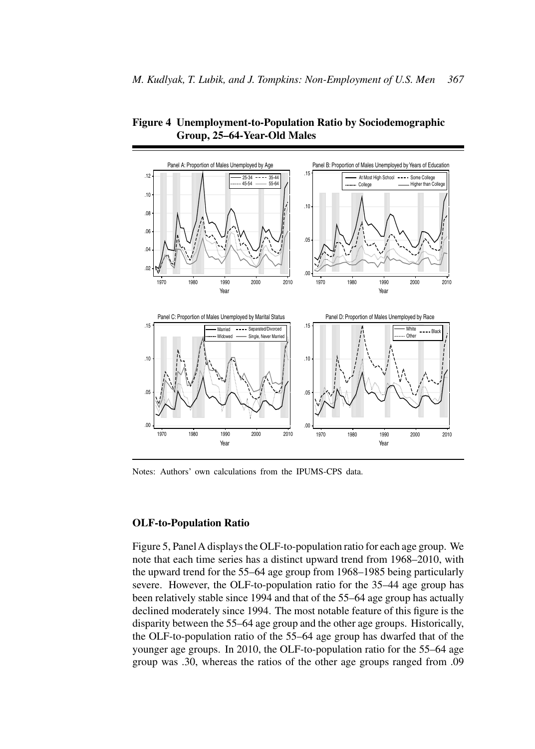**Figure 4 Unemployment-to-Population Ratio by Sociodemographic Group, 25–64-Year-Old Males**

Notes: Authors' own calculations from the IPUMS-CPS data.

### OLF-to-Population Ratio

Figure 5, Panel A displays the OLF-to-population ratio for each age group. We note that each time series has a distinct upward trend from 1968–2010, with the upward trend for the 55–64 age group from 1968–1985 being particularly severe. However, the OLF-to-population ratio for the 35–44 age group has been relatively stable since 1994 and that of the 55–64 age group has actually declined moderately since 1994. The most notable feature of this figure is the disparity between the 55–64 age group and the other age groups. Historically, the OLF-to-population ratio of the 55–64 age group has dwarfed that of the younger age groups. In 2010, the OLF-to-population ratio for the 55–64 age group was .30, whereas the ratios of the other age groups ranged from .09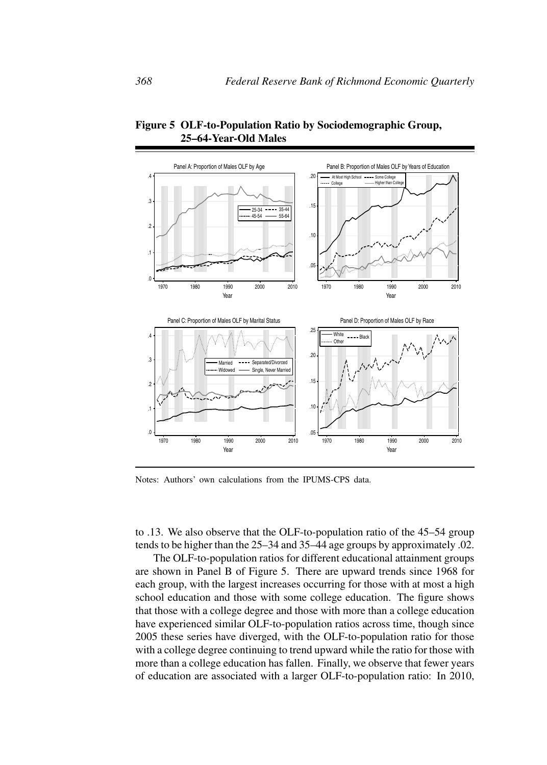**Figure 5 OLF-to-Population Ratio by Sociodemographic Group, 25–64-Year-Old Males**

Notes: Authors' own calculations from the IPUMS-CPS data.

to .13. We also observe that the OLF-to-population ratio of the 45–54 group tends to be higher than the 25–34 and 35–44 age groups by approximately .02.

The OLF-to-population ratios for different educational attainment groups are shown in Panel B of Figure 5. There are upward trends since 1968 for each group, with the largest increases occurring for those with at most a high school education and those with some college education. The figure shows that those with a college degree and those with more than a college education have experienced similar OLF-to-population ratios across time, though since 2005 these series have diverged, with the OLF-to-population ratio for those with a college degree continuing to trend upward while the ratio for those with more than a college education has fallen. Finally, we observe that fewer years of education are associated with a larger OLF-to-population ratio: In 2010,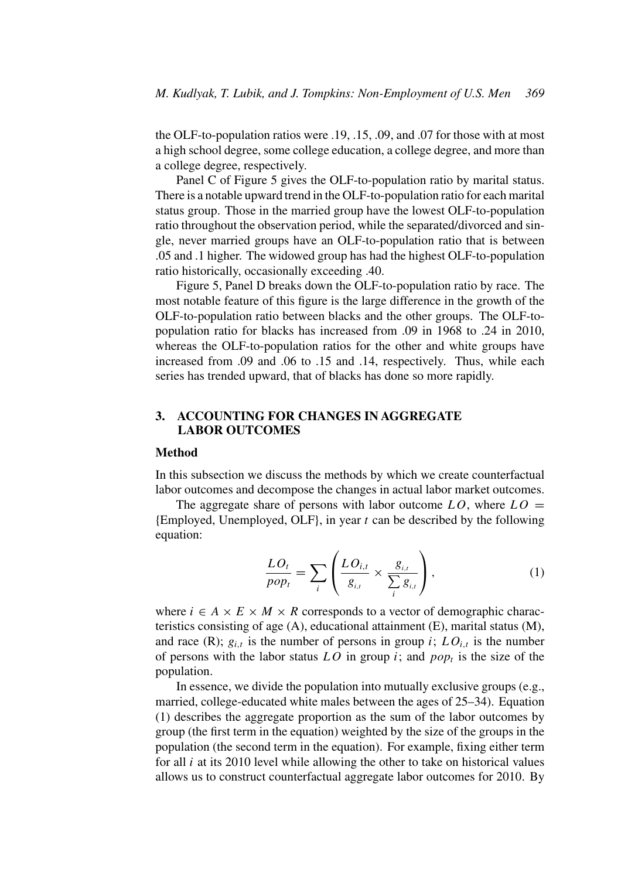the OLF-to-population ratios were .19, .15, .09, and .07 for those with at most a high school degree, some college education, a college degree, and more than a college degree, respectively.

Panel C of Figure 5 gives the OLF-to-population ratio by marital status. There is a notable upward trend in the OLF-to-population ratio for each marital status group. Those in the married group have the lowest OLF-to-population ratio throughout the observation period, while the separated/divorced and single, never married groups have an OLF-to-population ratio that is between .05 and .1 higher. The widowed group has had the highest OLF-to-population ratio historically, occasionally exceeding .40.

Figure 5, Panel D breaks down the OLF-to-population ratio by race. The most notable feature of this figure is the large difference in the growth of the OLF-to-population ratio between blacks and the other groups. The OLF-to-population ratio for blacks has increased from .09 in 1968 to .24 in 2010, whereas the OLF-to-population ratios for the other and white groups have increased from .09 and .06 to .15 and .14, respectively. Thus, while each series has trended upward, that of blacks has done so more rapidly.

## 3. ACCOUNTING FOR CHANGES IN AGGREGATE LABOR OUTCOMES

### Method

In this subsection we discuss the methods by which we create counterfactual labor outcomes and decompose the changes in actual labor market outcomes.

The aggregate share of persons with labor outcome $LO$, where $LO =$ {Employed, Unemployed, OLF}, in year $t$ can be described by the following equation:

$$\frac{LO_t}{pop_t} = \sum_i \left( \frac{LO_{i,t}}{g_{i,t}} \times \frac{g_{i,t}}{\sum_i g_{i,t}} \right), \tag{1}$$

where $i \in A \times E \times M \times R$ corresponds to a vector of demographic characteristics consisting of age (A), educational attainment (E), marital status (M), and race (R); $g_{i,t}$ is the number of persons in group $i$; $LO_{i,t}$ is the number of persons with the labor status $LO$ in group $i$; and $pop_t$ is the size of the population.

In essence, we divide the population into mutually exclusive groups (e.g., married, college-educated white males between the ages of 25–34). Equation (1) describes the aggregate proportion as the sum of the labor outcomes by group (the first term in the equation) weighted by the size of the groups in the population (the second term in the equation). For example, fixing either term for all $i$ at its 2010 level while allowing the other to take on historical values allows us to construct counterfactual aggregate labor outcomes for 2010. By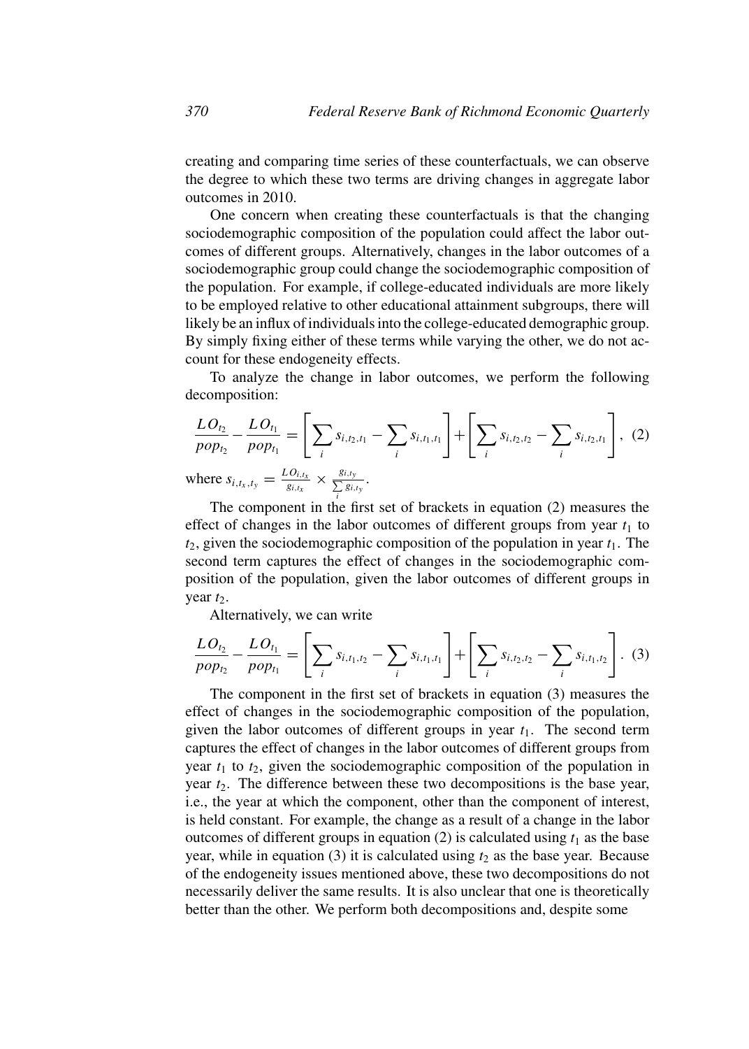creating and comparing time series of these counterfactuals, we can observe the degree to which these two terms are driving changes in aggregate labor outcomes in 2010.

One concern when creating these counterfactuals is that the changing sociodemographic composition of the population could affect the labor outcomes of different groups. Alternatively, changes in the labor outcomes of a sociodemographic group could change the sociodemographic composition of the population. For example, if college-educated individuals are more likely to be employed relative to other educational attainment subgroups, there will likely be an influx of individuals into the college-educated demographic group. By simply fixing either of these terms while varying the other, we do not account for these endogeneity effects.

To analyze the change in labor outcomes, we perform the following decomposition:

$$\frac{LO_{t_2}}{pop_{t_2}} - \frac{LO_{t_1}}{pop_{t_1}} = \left[ \sum_i s_{i,t_2,t_1} - \sum_i s_{i,t_1,t_1} \right] + \left[ \sum_i s_{i,t_2,t_2} - \sum_i s_{i,t_2,t_1} \right], \quad (2)$$

where $s_{i,t_x,t_y} = \frac{LO_{i,t_x}}{g_{i,t_x}} \times \frac{g_{i,t_y}}{\sum_i g_{i,t_y}}$.

The component in the first set of brackets in equation (2) measures the effect of changes in the labor outcomes of different groups from year $t_1$ to $t_2$, given the sociodemographic composition of the population in year $t_1$. The second term captures the effect of changes in the sociodemographic composition of the population, given the labor outcomes of different groups in year $t_2$.

Alternatively, we can write

$$\frac{LO_{t_2}}{pop_{t_2}} - \frac{LO_{t_1}}{pop_{t_1}} = \left[ \sum_i s_{i,t_1,t_2} - \sum_i s_{i,t_1,t_1} \right] + \left[ \sum_i s_{i,t_2,t_2} - \sum_i s_{i,t_1,t_2} \right]. \quad (3)$$

The component in the first set of brackets in equation (3) measures the effect of changes in the sociodemographic composition of the population, given the labor outcomes of different groups in year $t_1$. The second term captures the effect of changes in the labor outcomes of different groups from year $t_1$ to $t_2$, given the sociodemographic composition of the population in year $t_2$. The difference between these two decompositions is the base year, i.e., the year at which the component, other than the component of interest, is held constant. For example, the change as a result of a change in the labor outcomes of different groups in equation (2) is calculated using $t_1$ as the base year, while in equation (3) it is calculated using $t_2$ as the base year. Because of the endogeneity issues mentioned above, these two decompositions do not necessarily deliver the same results. It is also unclear that one is theoretically better than the other. We perform both decompositions and, despite some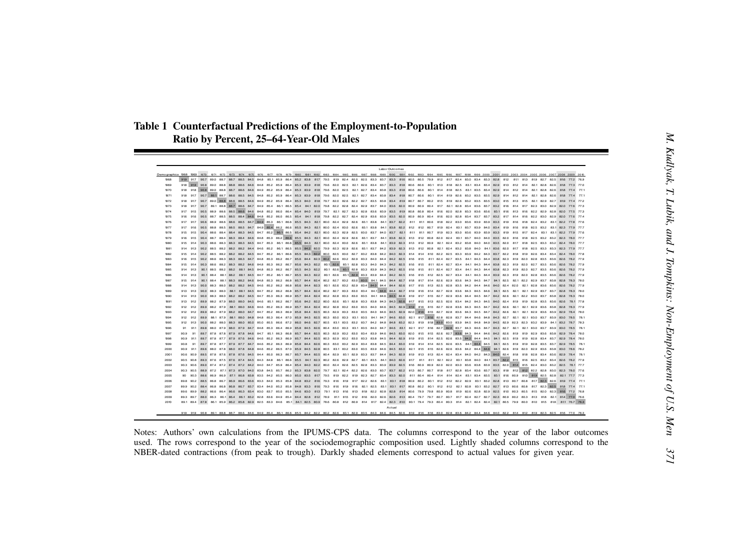## Table 1 Counterfactual Predictions of the Employment-to-Population Ratio by Percent, 25–64-Year-Old Males

| | Labor Outcomes | | | | | | | | | | | | | | | | | | | | | | | | | | | | | | | | | | | | | | | | | | |
|---|---|---|---|---|---|---|---|---|---|---|---|---|---|---|---|---|---|---|---|---|---|---|---|---|---|---|---|---|---|---|---|---|---|---|---|---|---|---|---|---|---|---|---|
| Demographics | 1968 | 1969 | 1970 | 1971 | 1972 | 1973 | 1974 | 1975 | 1976 | 1977 | 1978 | 1979 | 1980 | 1981 | 1982 | 1983 | 1984 | 1985 | 1986 | 1987 | 1988 | 1989 | 1990 | 1991 | 1992 | 1993 | 1994 | 1995 | 1996 | 1997 | 1998 | 1999 | 2000 | 2001 | 2002 | 2003 | 2004 | 2005 | 2006 | 2007 | 2008 | 2009 | 2010 |
| 1968 | 91.9 | 91.7 | 90.7 | 89.0 | 88.7 | 88.7 | 88.5 | 84.5 | 84.8 | 85.1 | 85.9 | 86.4 | 85.2 | 83.8 | 81.7 | 79.5 | 81.9 | 82.4 | 82.0 | 82.5 | 83.3 | 83.7 | 83.3 | 81.6 | 80.5 | 80.5 | 79.9 | 81.2 | 81.7 | 82.4 | 83.0 | 83.4 | 83.3 | 82.8 | 81.2 | 81.1 | 81.3 | 81.9 | 82.7 | 82.5 | 81.6 | 77.2 | 76.9 |
| 1969 | 91.8 | 91.9 | 90.8 | 89.0 | 88.8 | 88.8 | 88.5 | 84.6 | 84.8 | 85.2 | 85.9 | 86.4 | 85.3 | 83.9 | 81.8 | 79.6 | 82.0 | 82.5 | 82.1 | 82.6 | 83.4 | 83.7 | 83.3 | 81.8 | 80.6 | 80.6 | 80.1 | 81.3 | 81.8 | 82.5 | 83.1 | 83.4 | 83.4 | 82.9 | 81.3 | 81.2 | 81.4 | 82.1 | 82.8 | 82.6 | 81.8 | 77.3 | 77.0 |
| 1970 | 91.8 | 91.8 | 90.8 | 89.0 | 88.8 | 88.7 | 88.6 | 84.6 | 84.9 | 85.2 | 85.9 | 86.4 | 85.3 | 83.9 | 81.8 | 79.6 | 82.0 | 82.5 | 82.1 | 82.7 | 83.4 | 83.8 | 83.3 | 81.8 | 80.6 | 80.6 | 80.1 | 81.4 | 81.8 | 82.5 | 83.1 | 83.5 | 83.4 | 82.9 | 81.4 | 81.2 | 81.4 | 82.1 | 82.8 | 82.6 | 81.8 | 77.4 | 77.1 |
| 1971 | 91.8 | 91.7 | 90.7 | 89.1 | 88.7 | 88.6 | 88.5 | 84.5 | 84.8 | 85.2 | 85.9 | 86.4 | 85.3 | 83.9 | 81.8 | 79.6 | 82.0 | 82.5 | 82.1 | 82.7 | 83.4 | 83.8 | 83.4 | 81.8 | 80.7 | 80.6 | 80.1 | 81.4 | 81.9 | 82.6 | 83.2 | 83.5 | 83.5 | 82.9 | 81.4 | 81.2 | 81.4 | 82.1 | 82.8 | 82.6 | 81.8 | 77.4 | 77.1 |
| 1972 | 91.8 | 91.7 | 90.7 | 89.0 | 88.8 | 88.6 | 88.5 | 84.6 | 84.9 | 85.2 | 85.9 | 86.4 | 85.3 | 84.0 | 81.8 | 79.7 | 82.1 | 82.7 | 82.2 | 82.7 | 83.5 | 83.8 | 83.4 | 81.9 | 80.7 | 80.7 | 80.2 | 81.5 | 81.9 | 82.6 | 83.2 | 83.5 | 83.5 | 83.0 | 81.5 | 81.3 | 81.5 | 82.1 | 82.9 | 82.7 | 81.9 | 77.4 | 77.2 |
| 1973 | 91.8 | 91.7 | 90.7 | 89.1 | 88.8 | 88.7 | 88.6 | 84.7 | 84.9 | 85.4 | 86.1 | 86.5 | 85.4 | 84.1 | 82.0 | 79.8 | 82.2 | 82.8 | 82.4 | 82.9 | 83.7 | 84.0 | 83.6 | 82.0 | 80.9 | 80.9 | 80.4 | 81.7 | 82.1 | 82.8 | 83.4 | 83.6 | 83.7 | 83.2 | 81.6 | 81.4 | 81.7 | 82.3 | 83.0 | 82.9 | 82.0 | 77.6 | 77.3 |
| 1974 | 91.7 | 91.5 | 90.5 | 88.9 | 88.6 | 88.5 | 88.6 | 84.6 | 84.8 | 85.2 | 86.0 | 86.5 | 85.4 | 84.0 | 81.9 | 79.7 | 82.1 | 82.7 | 82.3 | 82.8 | 83.6 | 83.9 | 83.5 | 81.9 | 80.8 | 80.8 | 80.4 | 81.6 | 82.0 | 82.8 | 83.3 | 83.6 | 83.6 | 83.1 | 81.6 | 81.3 | 81.5 | 82.2 | 82.9 | 82.8 | 82.0 | 77.5 | 77.3 |
| 1975 | 91.6 | 91.6 | 90.5 | 88.7 | 88.5 | 88.5 | 88.4 | 84.6 | 84.8 | 85.2 | 86.0 | 86.5 | 85.4 | 84.1 | 81.8 | 79.8 | 82.2 | 82.7 | 82.4 | 82.9 | 83.6 | 83.9 | 83.5 | 82.0 | 80.9 | 80.9 | 80.4 | 81.6 | 82.0 | 82.8 | 83.4 | 83.7 | 83.7 | 83.2 | 81.7 | 81.4 | 81.6 | 82.2 | 83.0 | 82.9 | 82.0 | 77.6 | 77.4 |
| 1976 | 91.7 | 91.7 | 90.6 | 88.9 | 88.6 | 88.6 | 88.5 | 84.7 | 84.9 | 85.3 | 86.1 | 86.6 | 85.5 | 84.3 | 82.1 | 80.0 | 82.4 | 83.0 | 82.6 | 83.1 | 83.8 | 84.1 | 83.7 | 82.2 | 81.1 | 81.1 | 80.6 | 81.8 | 82.2 | 83.0 | 83.6 | 83.9 | 83.9 | 83.3 | 81.9 | 81.6 | 81.8 | 82.4 | 83.2 | 83.1 | 82.2 | 77.8 | 77.6 |
| 1977 | 91.7 | 91.6 | 90.5 | 88.8 | 88.5 | 88.5 | 88.6 | 84.6 | 84.9 | 85.4 | 86.2 | 86.6 | 85.5 | 84.3 | 82.1 | 80.0 | 82.4 | 83.0 | 82.6 | 83.1 | 83.8 | 84.1 | 83.8 | 82.2 | 81.2 | 81.2 | 80.7 | 81.9 | 82.4 | 83.1 | 83.7 | 83.9 | 84.0 | 83.4 | 81.9 | 81.6 | 81.8 | 82.5 | 83.2 | 83.1 | 82.3 | 77.9 | 77.7 |
| 1978 | 91.5 | 91.5 | 90.4 | 88.6 | 88.4 | 88.4 | 88.3 | 84.5 | 84.7 | 85.2 | 86.1 | 86.5 | 85.4 | 84.2 | 82.1 | 80.0 | 82.3 | 82.9 | 82.5 | 83.0 | 83.7 | 84.0 | 83.7 | 82.1 | 81.1 | 81.1 | 80.7 | 81.9 | 82.3 | 83.0 | 83.6 | 83.9 | 83.9 | 83.3 | 81.9 | 81.5 | 81.7 | 82.4 | 83.1 | 83.1 | 82.2 | 77.9 | 77.6 |
| 1979 | 91.6 | 91.5 | 90.4 | 88.7 | 88.4 | 88.3 | 88.4 | 84.6 | 84.8 | 85.3 | 86.2 | 86.6 | 85.5 | 84.3 | 82.1 | 80.0 | 82.4 | 82.9 | 82.6 | 83.1 | 83.7 | 84.1 | 83.8 | 82.3 | 81.3 | 81.2 | 80.8 | 82.0 | 82.4 | 83.1 | 83.7 | 84.0 | 84.0 | 83.5 | 82.0 | 81.6 | 81.8 | 82.5 | 83.2 | 83.2 | 82.3 | 78.0 | 77.7 |
| 1980 | 91.5 | 91.4 | 90.3 | 88.6 | 88.3 | 88.3 | 88.3 | 84.5 | 84.7 | 85.3 | 86.1 | 86.6 | 85.5 | 84.3 | 82.1 | 80.0 | 82.4 | 83.0 | 82.6 | 83.1 | 83.8 | 84.1 | 83.9 | 82.3 | 81.3 | 81.2 | 80.9 | 82.1 | 82.4 | 83.2 | 83.8 | 84.0 | 84.0 | 83.5 | 82.0 | 81.7 | 81.8 | 82.5 | 83.3 | 83.2 | 82.4 | 78.0 | 77.7 |
| 1981 | 91.4 | 91.3 | 90.2 | 88.5 | 88.2 | 88.2 | 88.2 | 84.4 | 84.6 | 85.2 | 86.1 | 86.5 | 85.5 | 84.2 | 82.0 | 79.9 | 82.3 | 82.9 | 82.6 | 83.1 | 83.7 | 84.2 | 83.9 | 82.3 | 81.3 | 81.2 | 80.8 | 82.1 | 82.4 | 83.2 | 83.8 | 84.0 | 84.1 | 83.6 | 82.0 | 81.7 | 81.8 | 82.5 | 83.3 | 83.3 | 82.3 | 77.9 | 77.7 |
| 1982 | 91.5 | 91.4 | 90.2 | 88.5 | 88.2 | 88.2 | 88.2 | 84.5 | 84.7 | 85.2 | 86.1 | 86.6 | 85.5 | 84.3 | 82.2 | 80.0 | 82.5 | 83.0 | 82.7 | 83.2 | 83.8 | 84.2 | 84.0 | 82.4 | 81.4 | 81.4 | 81.0 | 82.2 | 82.5 | 83.3 | 83.9 | 84.2 | 84.3 | 83.7 | 82.2 | 81.8 | 81.9 | 82.6 | 83.4 | 83.4 | 82.4 | 78.0 | 77.8 |
| 1983 | 91.6 | 91.5 | 90.2 | 88.6 | 88.3 | 88.3 | 88.3 | 84.7 | 84.8 | 85.3 | 86.2 | 86.7 | 85.6 | 84.4 | 82.3 | 80.2 | 82.6 | 83.2 | 82.9 | 83.3 | 84.0 | 84.4 | 84.2 | 82.5 | 81.6 | 81.5 | 81.1 | 82.4 | 82.7 | 83.5 | 84.1 | 84.3 | 84.4 | 83.8 | 82.3 | 81.9 | 82.0 | 82.8 | 83.5 | 83.6 | 82.6 | 78.2 | 77.9 |
| 1984 | 91.5 | 91.4 | 90.3 | 88.6 | 88.2 | 88.3 | 88.2 | 84.6 | 84.8 | 85.3 | 86.2 | 86.7 | 85.6 | 84.4 | 82.2 | 80.1 | 82.6 | 83.1 | 82.8 | 83.3 | 84.0 | 84.3 | 84.2 | 82.5 | 81.6 | 81.5 | 81.1 | 82.4 | 82.7 | 83.4 | 84.1 | 84.3 | 84.4 | 83.8 | 82.3 | 81.9 | 82.0 | 82.7 | 83.5 | 83.6 | 82.6 | 78.2 | 77.9 |
| 1985 | 91.4 | 91.3 | 90.1 | 88.5 | 88.2 | 88.2 | 88.1 | 84.5 | 84.8 | 85.3 | 86.2 | 86.7 | 85.5 | 84.3 | 82.2 | 80.1 | 82.6 | 83.1 | 82.8 | 83.3 | 83.9 | 84.3 | 84.2 | 82.5 | 81.6 | 81.5 | 81.1 | 82.4 | 82.7 | 83.4 | 84.1 | 84.3 | 84.4 | 83.8 | 82.3 | 81.9 | 82.0 | 82.7 | 83.5 | 83.6 | 82.6 | 78.2 | 77.9 |
| 1986 | 91.4 | 91.3 | 90.1 | 88.4 | 88.1 | 88.2 | 88.1 | 84.5 | 84.7 | 85.2 | 86.1 | 86.7 | 85.5 | 84.3 | 82.2 | 80.1 | 82.6 | 83.1 | 82.8 | 83.3 | 83.9 | 84.4 | 84.2 | 82.5 | 81.6 | 81.5 | 81.2 | 82.5 | 82.7 | 83.4 | 84.1 | 84.3 | 84.4 | 83.9 | 82.3 | 81.9 | 82.0 | 82.8 | 83.5 | 83.6 | 82.6 | 78.2 | 77.9 |
| 1987 | 91.5 | 91.4 | 90.1 | 88.4 | 88.1 | 88.3 | 88.2 | 84.6 | 84.8 | 85.3 | 86.2 | 86.8 | 85.7 | 84.4 | 82.4 | 80.2 | 82.7 | 83.2 | 83.0 | 83.5 | 84.1 | 84.5 | 84.4 | 82.7 | 81.8 | 81.7 | 81.4 | 82.6 | 82.9 | 83.6 | 84.3 | 84.5 | 84.7 | 84.1 | 82.5 | 82.1 | 82.2 | 82.9 | 83.7 | 83.8 | 82.8 | 78.3 | 78.0 |
| 1988 | 91.4 | 91.3 | 90.0 | 88.3 | 88.0 | 88.2 | 88.2 | 84.5 | 84.6 | 85.2 | 86.2 | 86.8 | 85.6 | 84.4 | 82.3 | 80.1 | 82.6 | 83.2 | 82.9 | 83.4 | 84.0 | 84.4 | 84.4 | 82.6 | 81.7 | 81.5 | 81.3 | 82.5 | 82.8 | 83.5 | 84.2 | 84.4 | 84.6 | 84.0 | 82.4 | 82.0 | 82.1 | 82.8 | 83.6 | 83.6 | 82.6 | 78.2 | 77.9 |
| 1989 | 91.3 | 91.3 | 90.0 | 88.3 | 88.0 | 88.1 | 88.1 | 84.5 | 84.7 | 85.2 | 86.2 | 86.8 | 85.7 | 84.4 | 82.4 | 80.2 | 82.7 | 83.3 | 83.0 | 83.4 | 84.1 | 84.6 | 84.4 | 82.7 | 81.9 | 81.6 | 81.4 | 82.7 | 82.8 | 83.6 | 84.3 | 84.5 | 84.6 | 84.1 | 82.5 | 82.1 | 82.1 | 82.9 | 83.7 | 83.7 | 82.8 | 78.3 | 78.0 |
| 1990 | 91.4 | 91.3 | 90.0 | 88.3 | 88.0 | 88.2 | 88.2 | 84.5 | 84.7 | 85.3 | 86.3 | 86.9 | 85.7 | 84.4 | 82.4 | 80.2 | 82.8 | 83.3 | 83.0 | 83.5 | 84.1 | 84.6 | 84.5 | 82.8 | 81.9 | 81.7 | 81.5 | 82.7 | 82.9 | 83.6 | 84.4 | 84.5 | 84.7 | 84.2 | 82.6 | 82.1 | 82.2 | 83.0 | 83.7 | 83.8 | 82.8 | 78.3 | 78.0 |
| 1991 | 91.3 | 91.2 | 89.9 | 88.2 | 87.9 | 88.0 | 88.0 | 84.5 | 84.6 | 85.1 | 86.2 | 86.7 | 85.6 | 84.2 | 82.2 | 80.0 | 82.6 | 83.1 | 82.8 | 83.3 | 83.8 | 84.3 | 84.3 | 82.6 | 81.7 | 81.5 | 81.3 | 82.5 | 82.6 | 83.4 | 84.2 | 84.3 | 84.5 | 84.0 | 82.4 | 81.9 | 81.9 | 82.8 | 83.5 | 83.6 | 82.6 | 78.1 | 77.8 |
| 1992 | 91.2 | 91.2 | 89.9 | 88.2 | 87.9 | 88.1 | 88.0 | 84.6 | 84.6 | 85.2 | 86.3 | 86.9 | 85.7 | 84.4 | 82.4 | 80.2 | 82.8 | 83.2 | 83.0 | 83.5 | 84.0 | 84.6 | 84.5 | 82.9 | 81.9 | 81.6 | 81.5 | 82.7 | 82.8 | 83.6 | 84.3 | 84.5 | 84.7 | 84.2 | 82.6 | 82.1 | 82.1 | 82.9 | 83.6 | 83.8 | 82.8 | 78.3 | 77.9 |
| 1993 | 91.2 | 91.2 | 89.9 | 88.2 | 87.9 | 88.2 | 88.0 | 84.7 | 84.7 | 85.2 | 86.3 | 86.9 | 85.8 | 84.4 | 82.5 | 80.3 | 82.9 | 83.3 | 83.0 | 83.5 | 84.0 | 84.6 | 84.5 | 82.9 | 82.0 | 81.6 | 81.5 | 82.7 | 82.8 | 83.6 | 84.3 | 84.5 | 84.7 | 84.2 | 82.6 | 82.1 | 82.1 | 82.9 | 83.6 | 83.9 | 82.9 | 78.4 | 78.0 |
| 1994 | 91.2 | 91.2 | 89.9 | 88.1 | 87.9 | 88.1 | 88.0 | 84.8 | 84.8 | 85.3 | 86.4 | 87.0 | 85.9 | 84.5 | 82.5 | 80.3 | 83.0 | 83.3 | 83.1 | 83.5 | 84.1 | 84.7 | 84.6 | 83.0 | 82.1 | 81.7 | 81.6 | 82.8 | 82.8 | 83.7 | 84.4 | 84.6 | 84.8 | 84.3 | 82.7 | 82.1 | 82.1 | 83.0 | 83.7 | 83.9 | 83.0 | 78.5 | 78.1 |
| 1995 | 91.2 | 91.3 | 90.0 | 88.2 | 88.0 | 88.3 | 88.0 | 85.0 | 85.0 | 85.5 | 86.6 | 87.2 | 86.0 | 84.6 | 82.7 | 80.5 | 83.1 | 83.5 | 83.2 | 83.7 | 84.2 | 84.8 | 84.8 | 83.2 | 82.3 | 81.9 | 81.8 | 83.0 | 83.0 | 83.9 | 84.5 | 84.8 | 84.9 | 84.5 | 82.9 | 82.3 | 82.3 | 83.2 | 83.9 | 84.1 | 83.2 | 78.7 | 78.3 |
| 1996 | 91 | 91.1 | 89.8 | 88.0 | 87.9 | 88.0 | 87.9 | 84.7 | 84.8 | 85.3 | 86.4 | 86.9 | 85.8 | 84.5 | 82.6 | 80.4 | 83.0 | 83.3 | 83.1 | 83.5 | 84.0 | 84.5 | 84.6 | 83.1 | 82.1 | 81.7 | 81.6 | 82.7 | 82.8 | 83.7 | 84.3 | 84.5 | 84.7 | 84.3 | 82.7 | 82.1 | 82.1 | 83.0 | 83.7 | 83.9 | 83.0 | 78.5 | 78.1 |
| 1997 | 90.9 | 91 | 89.7 | 87.8 | 87.8 | 87.9 | 87.8 | 84.6 | 84.7 | 85.1 | 86.3 | 86.8 | 85.7 | 84.4 | 82.5 | 80.3 | 82.9 | 83.2 | 83.0 | 83.4 | 83.9 | 84.5 | 84.5 | 83.0 | 82.0 | 81.5 | 81.5 | 82.6 | 82.7 | 83.6 | 84.3 | 84.4 | 84.6 | 84.2 | 82.6 | 81.9 | 81.9 | 82.9 | 83.6 | 83.8 | 82.9 | 78.4 | 78.0 |
| 1998 | 90.9 | 91.1 | 89.7 | 87.8 | 87.7 | 87.9 | 87.6 | 84.6 | 84.6 | 85.2 | 86.3 | 86.9 | 85.7 | 84.4 | 82.5 | 80.3 | 82.9 | 83.2 | 83.0 | 83.3 | 83.8 | 84.5 | 84.4 | 82.9 | 81.9 | 81.5 | 81.4 | 82.5 | 82.6 | 83.5 | 84.2 | 84.4 | 84.5 | 84.1 | 82.5 | 81.9 | 81.9 | 82.8 | 83.4 | 83.7 | 82.9 | 78.4 | 78.0 |
| 1999 | 90.8 | 91 | 89.7 | 87.8 | 87.7 | 87.9 | 87.7 | 84.7 | 84.6 | 85.2 | 86.3 | 86.9 | 85.8 | 84.4 | 82.6 | 80.3 | 83.0 | 83.2 | 82.9 | 83.4 | 83.8 | 84.5 | 84.4 | 83.0 | 81.9 | 81.4 | 81.4 | 82.5 | 82.6 | 83.5 | 84.1 | 84.4 | 84.5 | 84.1 | 82.5 | 81.9 | 81.9 | 82.8 | 83.5 | 83.7 | 82.9 | 78.5 | 78.1 |
| 2000 | 90.9 | 91.1 | 89.6 | 88.0 | 87.8 | 88.0 | 87.8 | 84.8 | 84.6 | 85.2 | 86.5 | 87.0 | 85.9 | 84.5 | 82.8 | 80.5 | 83.1 | 83.2 | 83.0 | 83.5 | 83.9 | 84.6 | 84.5 | 83.0 | 82.1 | 81.5 | 81.5 | 82.6 | 82.6 | 83.6 | 84.2 | 84.4 | 84.6 | 84.1 | 82.6 | 81.9 | 82.0 | 82.9 | 83.5 | 83.8 | 83.0 | 78.6 | 78.2 |
| 2001 | 90.6 | 90.9 | 89.5 | 87.8 | 87.6 | 87.8 | 87.5 | 84.4 | 84.4 | 85.0 | 86.3 | 86.7 | 85.7 | 84.4 | 82.5 | 80.4 | 82.9 | 83.1 | 82.9 | 83.3 | 83.7 | 84.4 | 84.3 | 82.9 | 81.9 | 81.3 | 81.3 | 82.4 | 82.4 | 83.4 | 84.0 | 84.2 | 84.3 | 84.0 | 82.4 | 81.8 | 81.8 | 82.8 | 83.4 | 83.6 | 82.9 | 78.4 | 78.1 |
| 2002 | 90.5 | 90.8 | 89.3 | 87.6 | 87.5 | 87.6 | 87.4 | 84.5 | 84.3 | 84.8 | 86.1 | 86.6 | 85.5 | 84.1 | 82.3 | 80.2 | 82.6 | 82.9 | 82.7 | 83.1 | 83.5 | 84.1 | 84.0 | 82.6 | 81.7 | 81.1 | 81.1 | 82.1 | 82.2 | 83.1 | 83.8 | 84.0 | 84.1 | 83.7 | 82.2 | 81.5 | 81.6 | 82.5 | 83.2 | 83.4 | 82.6 | 78.2 | 77.9 |
| 2003 | 90.3 | 90.6 | 89.0 | 87.4 | 87.2 | 87.4 | 87.2 | 84.2 | 84.0 | 84.7 | 85.9 | 86.4 | 85.4 | 84.0 | 82.2 | 80.0 | 82.4 | 82.6 | 82.5 | 82.8 | 83.3 | 83.9 | 83.9 | 82.5 | 81.6 | 80.9 | 80.9 | 82.0 | 82.0 | 83.0 | 83.6 | 83.8 | 83.9 | 83.5 | 82.0 | 81.4 | 81.5 | 82.4 | 83.0 | 83.2 | 82.5 | 78.1 | 77.7 |
| 2004 | 90.3 | 90.5 | 88.9 | 87.2 | 87.1 | 87.3 | 87.0 | 84.0 | 83.8 | 84.5 | 85.7 | 86.2 | 85.3 | 83.8 | 82.0 | 79.7 | 82.1 | 82.4 | 82.2 | 82.6 | 83.0 | 83.7 | 83.7 | 82.2 | 81.3 | 80.7 | 80.7 | 81.8 | 81.7 | 82.8 | 83.4 | 83.6 | 83.7 | 83.2 | 81.8 | 81.2 | 81.2 | 82.2 | 82.8 | 83.0 | 82.3 | 78.0 | 77.6 |
| 2005 | 90 | 90.3 | 88.6 | 86.9 | 86.9 | 87.1 | 86.8 | 83.8 | 83.5 | 84.2 | 85.5 | 86.0 | 85.0 | 83.5 | 81.7 | 79.5 | 81.9 | 82.2 | 81.9 | 82.3 | 82.7 | 83.4 | 83.3 | 82.0 | 81.1 | 80.4 | 80.4 | 81.4 | 81.4 | 82.4 | 83.1 | 83.4 | 83.5 | 83.1 | 81.6 | 80.9 | 81.0 | 81.9 | 82.5 | 82.8 | 82.1 | 77.7 | 77.3 |
| 2006 | 89.8 | 90.2 | 88.5 | 86.8 | 86.7 | 86.9 | 86.6 | 83.6 | 83.3 | 84.0 | 85.3 | 85.8 | 84.8 | 83.2 | 81.6 | 79.3 | 81.6 | 81.9 | 81.7 | 82.2 | 82.6 | 83.1 | 83.1 | 81.8 | 80.9 | 80.2 | 80.1 | 81.2 | 81.2 | 82.2 | 82.9 | 83.1 | 83.2 | 82.8 | 81.3 | 80.7 | 80.8 | 81.7 | 82.3 | 82.6 | 81.9 | 77.4 | 77.1 |
| 2007 | 89.9 | 90.2 | 88.4 | 86.8 | 86.8 | 86.8 | 86.7 | 83.7 | 83.4 | 84.0 | 85.2 | 85.8 | 84.8 | 83.3 | 81.6 | 79.3 | 81.6 | 81.9 | 81.6 | 82.1 | 82.5 | 83.1 | 83.1 | 81.7 | 80.8 | 80.2 | 80.1 | 81.2 | 81.2 | 82.1 | 82.8 | 83.1 | 83.2 | 82.7 | 81.3 | 80.6 | 80.8 | 81.7 | 82.3 | 82.5 | 81.8 | 77.4 | 77.1 |
| 2008 | 89.6 | 89.9 | 88.2 | 86.6 | 86.4 | 86.6 | 86.3 | 83.4 | 83.0 | 83.7 | 85.0 | 85.5 | 84.6 | 83.0 | 81.3 | 79.1 | 81.3 | 81.6 | 81.3 | 81.8 | 82.2 | 82.8 | 82.8 | 81.4 | 80.6 | 79.9 | 79.8 | 80.9 | 80.8 | 81.9 | 82.5 | 82.8 | 82.9 | 82.5 | 81.0 | 80.3 | 80.5 | 81.5 | 82.0 | 82.3 | 81.6 | 77.2 | 76.8 |
| 2009 | 89.3 | 89.7 | 88.0 | 86.3 | 86.1 | 86.4 | 86.1 | 83.2 | 82.8 | 83.6 | 84.9 | 85.4 | 84.4 | 82.8 | 81.2 | 78.9 | 81.1 | 81.5 | 81.2 | 81.6 | 82.0 | 82.6 | 82.6 | 81.3 | 80.4 | 79.7 | 79.7 | 80.7 | 80.7 | 81.7 | 82.4 | 82.7 | 82.7 | 82.3 | 80.9 | 80.2 | 80.3 | 81.3 | 81.8 | 82.1 | 81.4 | 77.0 | 76.6 |
| 2010 | 89.1 | 89.4 | 87.8 | 86.1 | 85.9 | 86.2 | 85.8 | 82.9 | 82.5 | 83.3 | 84.6 | 85.1 | 84.1 | 82.5 | 80.9 | 78.6 | 80.8 | 81.2 | 80.9 | 81.4 | 81.7 | 82.4 | 82.3 | 81.0 | 80.1 | 79.4 | 79.3 | 80.4 | 80.3 | 81.4 | 82.1 | 82.4 | 82.4 | 82.1 | 80.5 | 79.9 | 80.0 | 81.0 | 81.5 | 81.8 | 81.1 | 76.7 | 76.3 |
| Actual | 91.9 | 91.9 | 90.8 | 89.1 | 88.8 | 88.7 | 88.6 | 84.6 | 84.9 | 85.4 | 86.1 | 86.6 | 85.5 | 84.2 | 82.2 | 80.2 | 82.6 | 83.1 | 82.9 | 83.5 | 84.0 | 84.6 | 84.5 | 82.6 | 81.9 | 81.6 | 81.6 | 83.0 | 82.6 | 83.6 | 84.2 | 84.4 | 84.6 | 84.0 | 82.2 | 81.4 | 81.2 | 81.9 | 82.3 | 82.5 | 81.6 | 77.0 | 76.3 |

Notes: Authors' own calculations from the IPUMS-CPS data. The columns correspond to the year of the labor outcomes used. The rows correspond to the year of the sociodemographic composition used. Lightly shaded columns correspond to the NBER-dated contractions (from peak to trough). Darkly shaded elements correspond to actual values for given year.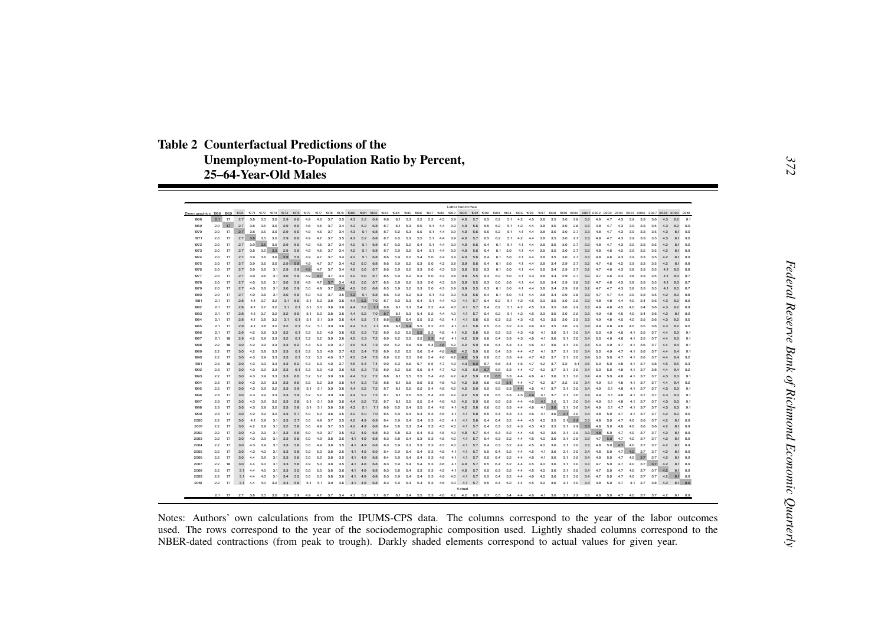## Table 2 Counterfactual Predictions of the Unemployment-to-Population Ratio by Percent, 25–64-Year-Old Males

| | Labor Outcomes | | | | | | | | | | | | | | | | | | | | | | | | | | | | | | | | | | | | | | | | | | |
|---|---|---|---|---|---|---|---|---|---|---|---|---|---|---|---|---|---|---|---|---|---|---|---|---|---|---|---|---|---|---|---|---|---|---|---|---|---|---|---|---|---|---|---|
| Demographics | 1968 | 1969 | 1970 | 1971 | 1972 | 1973 | 1974 | 1975 | 1976 | 1977 | 1978 | 1979 | 1980 | 1981 | 1982 | 1983 | 1984 | 1985 | 1986 | 1987 | 1988 | 1989 | 1990 | 1991 | 1992 | 1993 | 1994 | 1995 | 1996 | 1997 | 1998 | 1999 | 2000 | 2001 | 2002 | 2003 | 2004 | 2005 | 2006 | 2007 | 2008 | 2009 | 2010 |
| 1968 | 2.1 | 1.7 | 2.7 | 3.8 | 3.5 | 3.0 | 2.9 | 6.0 | 4.9 | 4.6 | 3.7 | 3.5 | 4.3 | 5.2 | 6.9 | 8.8 | 6.1 | 5.3 | 5.5 | 5.2 | 4.5 | 3.9 | 4.0 | 5.7 | 6.5 | 6.2 | 5.1 | 4.2 | 4.5 | 3.8 | 3.5 | 3.0 | 2.8 | 3.3 | 4.8 | 4.7 | 4.3 | 3.9 | 3.3 | 3.6 | 4.3 | 8.2 | 9.1 |
| 1969 | 2.0 | 1.7 | 2.7 | 3.8 | 3.5 | 3.0 | 2.9 | 6.0 | 4.8 | 4.6 | 3.7 | 3.4 | 4.2 | 5.2 | 6.8 | 8.7 | 6.1 | 5.3 | 5.5 | 5.1 | 4.4 | 3.9 | 4.0 | 5.6 | 6.5 | 6.2 | 5.1 | 4.2 | 4.4 | 3.8 | 3.5 | 3.0 | 2.8 | 3.3 | 4.8 | 4.7 | 4.3 | 3.9 | 3.3 | 3.5 | 4.3 | 8.2 | 9.0 |
| 1970 | 2.0 | 1.7 | 2.7 | 3.8 | 3.5 | 3.0 | 2.9 | 6.0 | 4.9 | 4.6 | 3.7 | 3.4 | 4.3 | 5.1 | 6.8 | 8.7 | 6.0 | 5.3 | 5.5 | 5.1 | 4.4 | 3.9 | 4.0 | 5.6 | 6.5 | 6.2 | 5.1 | 4.1 | 4.4 | 3.8 | 3.5 | 3.0 | 2.7 | 3.3 | 4.8 | 4.7 | 4.3 | 3.9 | 3.3 | 3.5 | 4.3 | 8.1 | 9.0 |
| 1971 | 2.0 | 1.7 | 2.7 | 3.8 | 3.5 | 3.0 | 2.9 | 6.0 | 4.9 | 4.7 | 3.7 | 3.5 | 4.3 | 5.2 | 6.8 | 8.7 | 6.0 | 5.3 | 5.5 | 5.1 | 4.4 | 3.9 | 4.0 | 5.7 | 6.5 | 6.2 | 5.1 | 4.2 | 4.4 | 3.8 | 3.5 | 3.0 | 2.7 | 3.3 | 4.8 | 4.7 | 4.3 | 3.9 | 3.3 | 3.5 | 4.3 | 8.1 | 9.0 |
| 1972 | 2.0 | 1.7 | 2.7 | 3.9 | 3.5 | 3.0 | 2.9 | 6.0 | 4.9 | 4.6 | 3.7 | 3.4 | 4.2 | 5.1 | 6.8 | 8.7 | 6.0 | 5.2 | 5.4 | 5.1 | 4.4 | 3.9 | 4.0 | 5.6 | 6.4 | 6.1 | 5.1 | 4.1 | 4.4 | 3.8 | 3.5 | 3.0 | 2.7 | 3.3 | 4.8 | 4.7 | 4.3 | 3.9 | 3.3 | 3.5 | 4.2 | 8.1 | 9.0 |
| 1973 | 2.0 | 1.7 | 2.7 | 3.8 | 3.5 | 3.0 | 2.9 | 5.9 | 4.9 | 4.6 | 3.7 | 3.4 | 4.2 | 5.1 | 6.8 | 8.7 | 5.9 | 5.2 | 5.4 | 5.1 | 4.4 | 3.9 | 4.0 | 5.6 | 6.4 | 6.1 | 5.0 | 4.1 | 4.4 | 3.8 | 3.5 | 3.0 | 2.7 | 3.2 | 4.8 | 4.6 | 4.2 | 3.9 | 3.2 | 3.5 | 4.2 | 8.1 | 8.9 |
| 1974 | 2.0 | 1.7 | 2.7 | 3.9 | 3.6 | 3.0 | 2.9 | 5.9 | 4.9 | 4.7 | 3.7 | 3.4 | 4.2 | 5.1 | 6.8 | 8.6 | 5.9 | 5.2 | 5.4 | 5.0 | 4.4 | 3.9 | 4.0 | 5.6 | 6.4 | 6.1 | 5.0 | 4.1 | 4.4 | 3.8 | 3.5 | 3.0 | 2.7 | 3.3 | 4.8 | 4.6 | 4.3 | 3.9 | 3.3 | 3.5 | 4.2 | 8.1 | 8.9 |
| 1975 | 2.0 | 1.7 | 2.7 | 3.9 | 3.6 | 3.0 | 2.9 | 5.9 | 4.9 | 4.7 | 3.7 | 3.4 | 4.2 | 5.0 | 6.8 | 8.6 | 5.9 | 5.2 | 5.3 | 5.0 | 4.3 | 3.8 | 3.9 | 5.6 | 6.4 | 6.1 | 5.0 | 4.1 | 4.4 | 3.8 | 3.4 | 2.9 | 2.7 | 3.2 | 4.7 | 4.6 | 4.2 | 3.9 | 3.3 | 3.5 | 4.2 | 8.1 | 8.8 |
| 1976 | 2.0 | 1.7 | 2.7 | 3.9 | 3.6 | 3.1 | 2.9 | 5.9 | 4.9 | 4.7 | 3.7 | 3.4 | 4.2 | 5.0 | 6.7 | 8.6 | 5.9 | 5.2 | 5.3 | 5.0 | 4.3 | 3.8 | 3.9 | 5.5 | 6.3 | 6.1 | 5.0 | 4.1 | 4.4 | 3.8 | 3.4 | 2.9 | 2.7 | 3.2 | 4.7 | 4.6 | 4.3 | 3.8 | 3.3 | 3.5 | 4.1 | 8.0 | 8.8 |
| 1977 | 2.0 | 1.7 | 2.7 | 3.9 | 3.6 | 3.1 | 3.0 | 5.9 | 4.9 | 4.7 | 3.7 | 3.4 | 4.2 | 5.0 | 6.7 | 8.5 | 5.9 | 5.2 | 5.3 | 5.0 | 4.3 | 3.8 | 3.9 | 5.5 | 6.3 | 6.0 | 5.0 | 4.1 | 4.3 | 3.8 | 3.4 | 2.9 | 2.7 | 3.2 | 4.7 | 4.6 | 4.3 | 3.8 | 3.3 | 3.5 | 4.1 | 8.0 | 8.7 |
| 1978 | 2.0 | 1.7 | 2.7 | 4.0 | 3.6 | 3.1 | 3.0 | 5.9 | 4.9 | 4.7 | 3.7 | 3.4 | 4.2 | 5.0 | 6.7 | 8.5 | 5.9 | 5.2 | 5.3 | 5.0 | 4.3 | 3.9 | 3.9 | 5.5 | 6.3 | 6.0 | 5.0 | 4.1 | 4.4 | 3.8 | 3.4 | 2.9 | 2.8 | 3.2 | 4.7 | 4.6 | 4.3 | 3.8 | 3.3 | 3.5 | 4.1 | 8.0 | 8.7 |
| 1979 | 2.0 | 1.7 | 2.7 | 4.0 | 3.6 | 3.1 | 3.0 | 5.9 | 5.0 | 4.8 | 3.7 | 3.4 | 4.2 | 5.0 | 6.8 | 8.5 | 5.9 | 5.2 | 5.3 | 5.0 | 4.3 | 3.9 | 3.9 | 5.5 | 6.3 | 6.1 | 5.0 | 4.1 | 4.4 | 3.8 | 3.4 | 2.9 | 2.8 | 3.2 | 4.7 | 4.7 | 4.3 | 3.8 | 3.3 | 3.5 | 4.1 | 8.0 | 8.7 |
| 1980 | 2.0 | 1.7 | 2.7 | 4.0 | 3.6 | 3.1 | 3.0 | 5.9 | 5.0 | 4.9 | 3.7 | 3.5 | 4.3 | 5.1 | 6.8 | 8.6 | 5.9 | 5.2 | 5.3 | 5.1 | 4.3 | 3.9 | 4.0 | 5.6 | 6.4 | 6.1 | 5.0 | 4.1 | 4.4 | 3.8 | 3.4 | 2.9 | 2.8 | 3.3 | 4.7 | 4.7 | 4.4 | 3.9 | 3.3 | 3.5 | 4.2 | 8.0 | 8.8 |
| 1981 | 2.1 | 1.7 | 2.8 | 4.1 | 3.7 | 3.2 | 3.1 | 6.0 | 5.1 | 5.0 | 3.8 | 3.6 | 4.4 | 5.2 | 7.0 | 8.7 | 6.0 | 5.3 | 5.4 | 5.1 | 4.4 | 4.0 | 4.1 | 5.7 | 6.4 | 6.2 | 5.1 | 4.2 | 4.5 | 3.9 | 3.5 | 3.0 | 2.9 | 3.3 | 4.8 | 4.8 | 4.4 | 4.0 | 3.4 | 3.6 | 4.3 | 8.2 | 8.9 |
| 1982 | 2.1 | 1.7 | 2.8 | 4.1 | 3.7 | 3.2 | 3.1 | 6.1 | 5.1 | 5.0 | 3.8 | 3.6 | 4.4 | 5.2 | 7.1 | 8.8 | 6.1 | 5.3 | 5.4 | 5.2 | 4.4 | 4.0 | 4.1 | 5.7 | 6.4 | 6.2 | 5.1 | 4.2 | 4.5 | 3.9 | 3.5 | 3.0 | 2.9 | 3.3 | 4.9 | 4.8 | 4.5 | 4.0 | 3.4 | 3.6 | 4.3 | 8.2 | 8.9 |
| 1983 | 2.1 | 1.7 | 2.8 | 4.1 | 3.7 | 3.2 | 3.2 | 6.0 | 5.1 | 5.0 | 3.8 | 3.6 | 4.4 | 5.2 | 7.0 | 8.7 | 6.1 | 5.3 | 5.4 | 5.2 | 4.4 | 4.0 | 4.1 | 5.7 | 6.4 | 6.2 | 5.1 | 4.2 | 4.5 | 3.9 | 3.5 | 3.0 | 2.9 | 3.3 | 4.9 | 4.8 | 4.5 | 4.0 | 3.4 | 3.6 | 4.2 | 8.1 | 8.9 |
| 1984 | 2.1 | 1.7 | 2.8 | 4.1 | 3.8 | 3.2 | 3.1 | 6.1 | 5.1 | 5.1 | 3.9 | 3.6 | 4.4 | 5.3 | 7.1 | 8.8 | 6.1 | 5.4 | 5.5 | 5.2 | 4.5 | 4.1 | 4.1 | 5.8 | 6.5 | 6.3 | 5.2 | 4.3 | 4.5 | 4.0 | 3.5 | 3.0 | 2.9 | 3.3 | 4.9 | 4.8 | 4.5 | 4.0 | 3.5 | 3.6 | 4.3 | 8.2 | 9.0 |
| 1985 | 2.1 | 1.7 | 2.9 | 4.1 | 3.8 | 3.2 | 3.2 | 6.1 | 5.2 | 5.1 | 3.9 | 3.6 | 4.4 | 5.3 | 7.1 | 8.8 | 6.1 | 5.4 | 5.5 | 5.2 | 4.5 | 4.1 | 4.1 | 5.8 | 6.5 | 6.3 | 5.2 | 4.3 | 4.6 | 4.0 | 3.5 | 3.0 | 2.9 | 3.4 | 4.9 | 4.8 | 4.6 | 4.0 | 3.5 | 3.6 | 4.3 | 8.2 | 9.0 |
| 1986 | 2.1 | 1.7 | 2.9 | 4.2 | 3.8 | 3.3 | 3.2 | 6.1 | 5.2 | 5.2 | 4.0 | 3.6 | 4.5 | 5.3 | 7.2 | 8.9 | 6.2 | 5.5 | 5.5 | 5.3 | 4.6 | 4.1 | 4.2 | 5.8 | 6.5 | 6.3 | 5.2 | 4.3 | 4.6 | 4.1 | 3.6 | 3.1 | 3.0 | 3.4 | 5.0 | 4.9 | 4.6 | 4.1 | 3.5 | 3.7 | 4.4 | 8.3 | 9.1 |
| 1987 | 2.1 | 1.8 | 2.9 | 4.2 | 3.9 | 3.3 | 3.2 | 6.1 | 5.2 | 5.2 | 3.9 | 3.6 | 4.5 | 5.3 | 7.2 | 8.9 | 6.2 | 5.5 | 5.5 | 5.3 | 4.6 | 4.1 | 4.2 | 5.9 | 6.6 | 6.4 | 5.3 | 4.3 | 4.6 | 4.1 | 3.6 | 3.1 | 3.0 | 3.4 | 5.0 | 4.9 | 4.6 | 4.1 | 3.5 | 3.7 | 4.4 | 8.3 | 9.1 |
| 1988 | 2.2 | 1.8 | 3.0 | 4.2 | 3.9 | 3.3 | 3.3 | 6.2 | 5.3 | 5.3 | 4.0 | 3.7 | 4.5 | 5.4 | 7.3 | 9.0 | 6.2 | 5.6 | 5.6 | 5.4 | 4.6 | 4.2 | 4.2 | 5.9 | 6.6 | 6.4 | 5.3 | 4.4 | 4.6 | 4.1 | 3.6 | 3.1 | 3.0 | 3.4 | 5.0 | 4.9 | 4.7 | 4.1 | 3.6 | 3.7 | 4.4 | 8.4 | 9.1 |
| 1989 | 2.2 | 1.7 | 3.0 | 4.2 | 3.8 | 3.3 | 3.3 | 6.1 | 5.2 | 5.3 | 4.0 | 3.7 | 4.5 | 5.4 | 7.3 | 8.9 | 6.2 | 5.5 | 5.6 | 5.4 | 4.6 | 4.2 | 4.2 | 5.9 | 6.6 | 6.4 | 5.3 | 4.4 | 4.7 | 4.1 | 3.7 | 3.1 | 3.0 | 3.4 | 5.0 | 4.9 | 4.7 | 4.1 | 3.6 | 3.7 | 4.4 | 8.4 | 9.1 |
| 1990 | 2.2 | 1.7 | 3.0 | 4.3 | 3.9 | 3.3 | 3.3 | 6.1 | 5.2 | 5.3 | 4.0 | 3.7 | 4.5 | 5.4 | 7.3 | 8.9 | 6.2 | 5.5 | 5.6 | 5.4 | 4.6 | 4.2 | 4.2 | 5.9 | 6.6 | 6.5 | 5.3 | 4.4 | 4.7 | 4.2 | 3.7 | 3.1 | 3.0 | 3.4 | 5.0 | 5.0 | 4.7 | 4.1 | 3.6 | 3.7 | 4.4 | 8.4 | 9.2 |
| 1991 | 2.3 | 1.8 | 3.0 | 4.3 | 3.9 | 3.3 | 3.3 | 6.2 | 5.3 | 5.3 | 4.0 | 3.7 | 4.5 | 5.4 | 7.4 | 9.0 | 6.3 | 5.6 | 5.7 | 5.5 | 4.7 | 4.3 | 4.3 | 6.0 | 6.7 | 6.6 | 5.4 | 4.5 | 4.7 | 4.2 | 3.7 | 3.2 | 3.1 | 3.5 | 5.0 | 5.0 | 4.8 | 4.1 | 3.7 | 3.8 | 4.5 | 8.5 | 9.3 |
| 1992 | 2.3 | 1.7 | 3.0 | 4.3 | 3.9 | 3.3 | 3.3 | 6.1 | 5.3 | 5.3 | 4.0 | 3.6 | 4.5 | 5.3 | 7.3 | 8.9 | 6.2 | 5.6 | 5.6 | 5.4 | 4.7 | 4.2 | 4.3 | 5.9 | 6.7 | 6.5 | 5.3 | 4.4 | 4.7 | 4.2 | 3.7 | 3.1 | 3.0 | 3.4 | 5.0 | 5.0 | 4.8 | 4.1 | 3.7 | 3.8 | 4.4 | 8.4 | 9.2 |
| 1993 | 2.2 | 1.7 | 3.0 | 4.3 | 3.9 | 3.3 | 3.3 | 6.0 | 5.2 | 5.2 | 3.9 | 3.6 | 4.4 | 5.2 | 7.2 | 8.8 | 6.1 | 5.5 | 5.5 | 5.4 | 4.6 | 4.2 | 4.2 | 5.9 | 6.6 | 6.5 | 5.3 | 4.4 | 4.6 | 4.1 | 3.6 | 3.1 | 3.0 | 3.4 | 4.9 | 5.0 | 4.8 | 4.1 | 3.7 | 3.7 | 4.3 | 8.3 | 9.1 |
| 1994 | 2.3 | 1.7 | 3.0 | 4.3 | 3.9 | 3.3 | 3.3 | 6.0 | 5.2 | 5.2 | 3.9 | 3.6 | 4.4 | 5.3 | 7.2 | 8.8 | 6.1 | 5.6 | 5.6 | 5.4 | 4.6 | 4.2 | 4.2 | 5.9 | 6.6 | 6.5 | 5.4 | 4.4 | 4.7 | 4.2 | 3.7 | 3.2 | 3.0 | 3.4 | 4.9 | 5.1 | 4.8 | 4.1 | 3.7 | 3.7 | 4.4 | 8.4 | 9.2 |
| 1995 | 2.2 | 1.7 | 3.0 | 4.3 | 3.9 | 3.2 | 3.3 | 5.8 | 5.1 | 5.1 | 3.9 | 3.6 | 4.4 | 5.2 | 7.2 | 8.7 | 6.1 | 5.5 | 5.5 | 5.4 | 4.6 | 4.2 | 4.2 | 5.9 | 6.5 | 6.5 | 5.3 | 4.4 | 4.6 | 4.1 | 3.7 | 3.1 | 3.0 | 3.4 | 4.9 | 5.1 | 4.8 | 4.1 | 3.7 | 3.7 | 4.3 | 8.3 | 9.1 |
| 1996 | 2.3 | 1.7 | 3.0 | 4.3 | 3.9 | 3.3 | 3.3 | 5.9 | 5.2 | 5.2 | 3.9 | 3.6 | 4.4 | 5.2 | 7.2 | 8.7 | 6.1 | 5.5 | 5.5 | 5.4 | 4.6 | 4.2 | 4.2 | 5.9 | 6.6 | 6.5 | 5.3 | 4.5 | 4.6 | 4.1 | 3.7 | 3.1 | 3.0 | 3.4 | 4.9 | 5.1 | 4.8 | 4.1 | 3.7 | 3.7 | 4.3 | 8.3 | 9.1 |
| 1997 | 2.3 | 1.7 | 3.0 | 4.3 | 3.9 | 3.2 | 3.3 | 5.8 | 5.1 | 5.1 | 3.9 | 3.6 | 4.4 | 5.2 | 7.2 | 8.7 | 6.1 | 5.5 | 5.5 | 5.4 | 4.6 | 4.2 | 4.2 | 5.9 | 6.6 | 6.5 | 5.3 | 4.4 | 4.6 | 4.1 | 3.6 | 3.1 | 3.0 | 3.4 | 4.9 | 5.1 | 4.8 | 4.1 | 3.7 | 3.7 | 4.3 | 8.3 | 9.1 |
| 1998 | 2.3 | 1.7 | 3.0 | 4.3 | 3.9 | 3.2 | 3.3 | 5.8 | 5.1 | 5.1 | 3.8 | 3.6 | 4.3 | 5.1 | 7.1 | 8.6 | 6.0 | 5.4 | 5.5 | 5.4 | 4.6 | 4.1 | 4.2 | 5.8 | 6.6 | 6.5 | 5.3 | 4.4 | 4.6 | 4.1 | 3.6 | 3.1 | 3.0 | 3.4 | 4.9 | 5.1 | 4.7 | 4.1 | 3.7 | 3.7 | 4.3 | 8.3 | 9.1 |
| 1999 | 2.3 | 1.7 | 3.0 | 4.2 | 3.9 | 3.2 | 3.3 | 5.7 | 5.0 | 5.0 | 3.8 | 3.5 | 4.2 | 5.0 | 7.0 | 8.5 | 5.9 | 5.4 | 5.4 | 5.3 | 4.5 | 4.1 | 4.1 | 5.8 | 6.5 | 6.4 | 5.3 | 4.4 | 4.5 | 4.0 | 3.6 | 3.1 | 3.0 | 3.4 | 4.8 | 5.0 | 4.7 | 4.1 | 3.7 | 3.7 | 4.2 | 8.2 | 9.0 |
| 2000 | 2.2 | 1.7 | 3.0 | 4.1 | 3.9 | 3.1 | 3.3 | 5.7 | 5.0 | 4.9 | 3.7 | 3.5 | 4.2 | 4.9 | 6.9 | 8.4 | 5.9 | 5.4 | 5.4 | 5.3 | 4.5 | 4.1 | 4.1 | 5.8 | 6.4 | 6.4 | 5.2 | 4.4 | 4.5 | 4.0 | 3.5 | 3.1 | 2.9 | 3.3 | 4.8 | 5.0 | 4.7 | 4.0 | 3.6 | 3.7 | 4.2 | 8.1 | 8.9 |
| 2001 | 2.2 | 1.7 | 3.0 | 4.2 | 3.9 | 3.1 | 3.2 | 5.6 | 5.0 | 4.9 | 3.7 | 3.5 | 4.2 | 4.9 | 6.8 | 8.4 | 5.8 | 5.3 | 5.4 | 5.3 | 4.5 | 4.0 | 4.1 | 5.7 | 6.4 | 6.3 | 5.2 | 4.3 | 4.5 | 4.0 | 3.5 | 3.1 | 2.9 | 3.3 | 4.8 | 5.0 | 4.6 | 4.0 | 3.6 | 3.6 | 4.2 | 8.1 | 8.9 |
| 2002 | 2.2 | 1.7 | 3.0 | 4.3 | 3.9 | 3.1 | 3.3 | 5.6 | 5.0 | 4.9 | 3.7 | 3.5 | 4.2 | 4.9 | 6.8 | 8.3 | 5.8 | 5.3 | 5.4 | 5.3 | 4.5 | 4.0 | 4.0 | 5.7 | 6.4 | 6.3 | 5.2 | 4.4 | 4.5 | 4.0 | 3.5 | 3.1 | 2.9 | 3.3 | 4.8 | 5.0 | 4.7 | 4.0 | 3.7 | 3.7 | 4.2 | 8.1 | 8.9 |
| 2003 | 2.2 | 1.7 | 3.0 | 4.3 | 3.9 | 3.1 | 3.3 | 5.6 | 5.0 | 4.9 | 3.8 | 3.5 | 4.1 | 4.9 | 6.8 | 8.3 | 5.8 | 5.4 | 5.3 | 5.3 | 4.5 | 4.0 | 4.1 | 5.7 | 6.4 | 6.3 | 5.2 | 4.4 | 4.5 | 4.0 | 3.6 | 3.1 | 2.9 | 3.3 | 4.7 | 5.0 | 4.7 | 4.0 | 3.7 | 3.7 | 4.2 | 8.1 | 8.9 |
| 2004 | 2.2 | 1.7 | 3.0 | 4.3 | 3.9 | 3.1 | 3.3 | 5.6 | 5.0 | 4.9 | 3.8 | 3.5 | 4.1 | 4.9 | 6.8 | 8.3 | 5.8 | 5.3 | 5.3 | 5.3 | 4.5 | 4.0 | 4.1 | 5.7 | 6.4 | 6.3 | 5.2 | 4.4 | 4.5 | 4.0 | 3.6 | 3.1 | 3.0 | 3.3 | 4.8 | 5.0 | 4.7 | 4.0 | 3.7 | 3.7 | 4.2 | 8.1 | 8.9 |
| 2005 | 2.2 | 1.7 | 3.0 | 4.3 | 4.0 | 3.1 | 3.3 | 5.6 | 5.0 | 5.0 | 3.8 | 3.5 | 4.1 | 4.9 | 6.9 | 8.4 | 5.9 | 5.4 | 5.4 | 5.3 | 4.6 | 4.1 | 4.1 | 5.7 | 6.5 | 6.4 | 5.2 | 4.4 | 4.5 | 4.1 | 3.6 | 3.1 | 3.0 | 3.4 | 4.8 | 5.0 | 4.7 | 4.0 | 3.7 | 3.7 | 4.2 | 8.1 | 8.9 |
| 2006 | 2.2 | 1.7 | 3.0 | 4.4 | 3.9 | 3.1 | 3.3 | 5.6 | 5.0 | 5.0 | 3.8 | 3.5 | 4.1 | 4.9 | 6.8 | 8.4 | 5.9 | 5.4 | 5.4 | 5.3 | 4.6 | 4.1 | 4.1 | 5.7 | 6.5 | 6.4 | 5.2 | 4.4 | 4.6 | 4.1 | 3.6 | 3.1 | 3.0 | 3.4 | 4.8 | 5.0 | 4.7 | 4.0 | 3.7 | 3.7 | 4.2 | 8.1 | 8.9 |
| 2007 | 2.2 | 1.6 | 3.0 | 4.4 | 4.0 | 3.1 | 3.3 | 5.6 | 4.9 | 5.0 | 3.8 | 3.5 | 4.1 | 4.8 | 6.8 | 8.3 | 5.9 | 5.4 | 5.4 | 5.3 | 4.6 | 4.1 | 4.0 | 5.7 | 6.5 | 6.4 | 5.2 | 4.4 | 4.5 | 4.0 | 3.6 | 3.1 | 3.0 | 3.4 | 4.7 | 5.0 | 4.7 | 4.0 | 3.7 | 3.7 | 4.2 | 8.1 | 8.9 |
| 2008 | 2.2 | 1.7 | 3.1 | 4.4 | 4.0 | 3.1 | 3.3 | 5.5 | 5.0 | 5.0 | 3.8 | 3.6 | 4.1 | 4.8 | 6.8 | 8.3 | 5.8 | 5.4 | 5.3 | 5.3 | 4.5 | 4.1 | 4.0 | 5.7 | 6.5 | 6.3 | 5.2 | 4.4 | 4.5 | 4.0 | 3.6 | 3.1 | 3.0 | 3.4 | 4.7 | 5.0 | 4.7 | 4.0 | 3.7 | 3.7 | 4.2 | 8.1 | 8.9 |
| 2009 | 2.2 | 1.7 | 3.1 | 4.4 | 4.0 | 3.1 | 3.4 | 5.5 | 5.0 | 5.0 | 3.8 | 3.6 | 4.1 | 4.8 | 6.8 | 8.3 | 5.9 | 5.4 | 5.4 | 5.3 | 4.6 | 4.0 | 4.1 | 5.7 | 6.5 | 6.4 | 5.2 | 4.4 | 4.6 | 4.0 | 3.6 | 3.1 | 3.0 | 3.4 | 4.7 | 5.0 | 4.7 | 4.0 | 3.7 | 3.7 | 4.2 | 8.1 | 8.9 |
| 2010 | 2.2 | 1.7 | 3.1 | 4.4 | 4.0 | 3.2 | 3.4 | 5.6 | 5.1 | 5.1 | 3.9 | 3.6 | 4.1 | 4.8 | 6.8 | 8.3 | 5.9 | 5.4 | 5.4 | 5.3 | 4.6 | 4.0 | 4.1 | 5.7 | 6.5 | 6.4 | 5.2 | 4.4 | 4.5 | 4.0 | 3.6 | 3.1 | 3.0 | 3.4 | 4.8 | 5.0 | 4.7 | 4.1 | 3.7 | 3.8 | 4.2 | 8.1 | 8.9 |
| Actual | 2.1 | 1.7 | 2.7 | 3.8 | 3.5 | 3.0 | 2.9 | 5.9 | 4.9 | 4.7 | 3.7 | 3.4 | 4.3 | 5.2 | 7.1 | 8.7 | 6.1 | 5.4 | 5.5 | 5.3 | 4.6 | 4.2 | 4.2 | 6.0 | 6.7 | 6.5 | 5.4 | 4.4 | 4.6 | 4.1 | 3.6 | 3.1 | 2.9 | 3.3 | 4.8 | 5.0 | 4.7 | 4.0 | 3.7 | 3.7 | 4.2 | 8.1 | 8.9 |

Notes: Authors' own calculations from the IPUMS-CPS data. The columns correspond to the year of the labor outcomes used. The rows correspond to the year of the sociodemographic composition used. Lightly shaded columns correspond to the NBER-dated contractions (from peak to trough). Darkly shaded elements correspond to actual values for given year.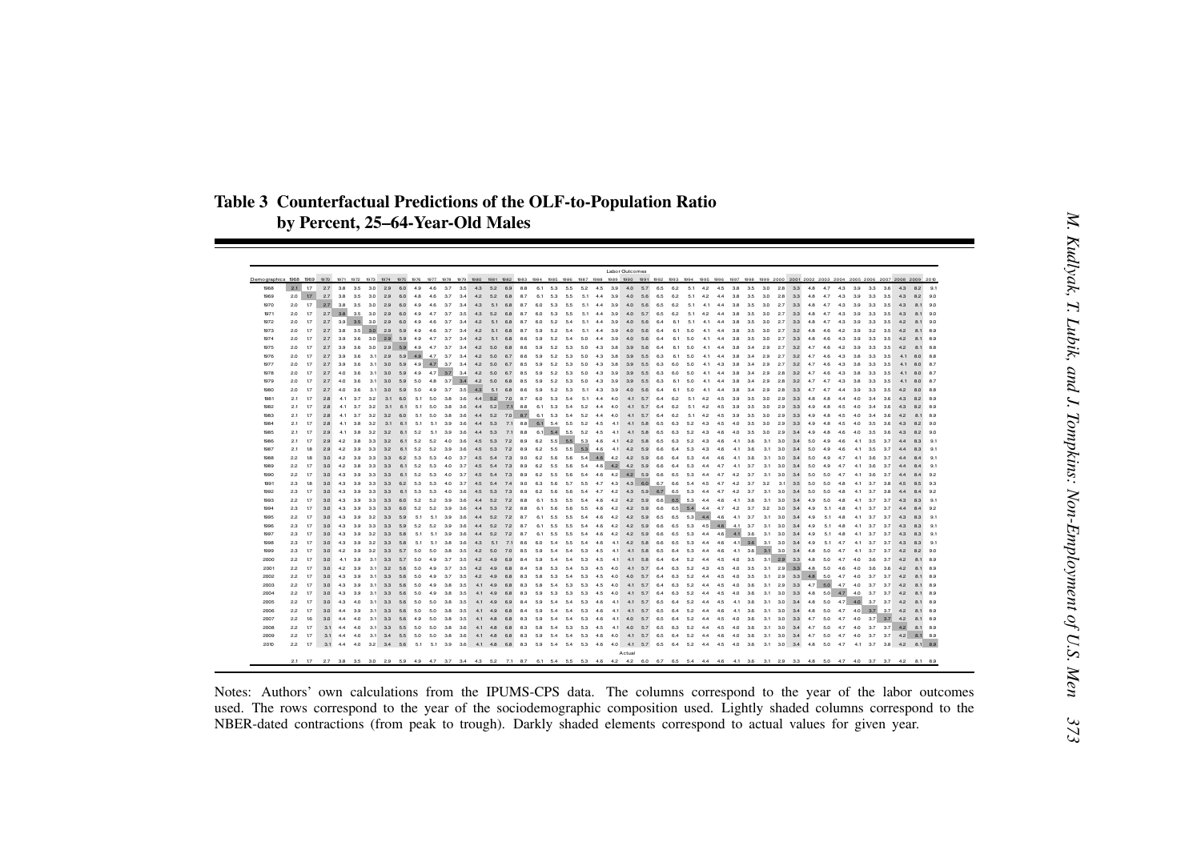## Table 3 Counterfactual Predictions of the OLF-to-Population Ratio by Percent, 25–64-Year-Old Males

| | Labor Outcomes | | | | | | | | | | | | | | | | | | | | | | | | | | | | | | | | | | | | | | | | | | |
|---|---|---|---|---|---|---|---|---|---|---|---|---|---|---|---|---|---|---|---|---|---|---|---|---|---|---|---|---|---|---|---|---|---|---|---|---|---|---|---|---|---|---|---|
| Demographics | 1968 | 1969 | 1970 | 1971 | 1972 | 1973 | 1974 | 1975 | 1976 | 1977 | 1978 | 1979 | 1980 | 1981 | 1982 | 1983 | 1984 | 1985 | 1986 | 1987 | 1988 | 1989 | 1990 | 1991 | 1992 | 1993 | 1994 | 1995 | 1996 | 1997 | 1998 | 1999 | 2000 | 2001 | 2002 | 2003 | 2004 | 2005 | 2006 | 2007 | 2008 | 2009 | 2010 |
| 1968 | 2.1 | 1.7 | 2.7 | 3.8 | 3.5 | 3.0 | 2.9 | 6.0 | 4.9 | 4.6 | 3.7 | 3.5 | 4.3 | 5.2 | 6.9 | 8.8 | 6.1 | 5.3 | 5.5 | 5.2 | 4.5 | 3.9 | 4.0 | 5.7 | 6.5 | 6.2 | 5.1 | 4.2 | 4.5 | 3.8 | 3.5 | 3.0 | 2.8 | 3.3 | 4.8 | 4.7 | 4.3 | 3.9 | 3.3 | 3.6 | 4.3 | 8.2 | 9.1 |
| 1969 | 2.0 | 1.7 | 2.7 | 3.8 | 3.5 | 3.0 | 2.9 | 6.0 | 4.9 | 4.6 | 3.7 | 3.4 | 4.2 | 5.2 | 6.8 | 8.7 | 6.1 | 5.3 | 5.5 | 5.1 | 4.4 | 3.9 | 4.0 | 5.6 | 6.5 | 6.2 | 5.1 | 4.2 | 4.4 | 3.8 | 3.5 | 3.0 | 2.8 | 3.3 | 4.8 | 4.7 | 4.3 | 3.9 | 3.3 | 3.5 | 4.3 | 8.2 | 9.0 |
| 1970 | 2.0 | 1.7 | 2.7 | 3.8 | 3.5 | 3.0 | 2.9 | 6.0 | 4.9 | 4.6 | 3.7 | 3.4 | 4.3 | 5.1 | 6.8 | 8.7 | 6.0 | 5.3 | 5.5 | 5.1 | 4.4 | 3.9 | 4.0 | 5.6 | 6.5 | 6.2 | 5.1 | 4.1 | 4.4 | 3.8 | 3.5 | 3.0 | 2.8 | 3.3 | 4.8 | 4.7 | 4.3 | 3.9 | 3.3 | 3.5 | 4.3 | 8.1 | 9.0 |
| 1971 | 2.0 | 1.7 | 2.7 | 3.8 | 3.5 | 3.0 | 2.9 | 6.0 | 4.9 | 4.7 | 3.7 | 3.5 | 4.3 | 5.2 | 6.8 | 8.7 | 6.0 | 5.3 | 5.5 | 5.1 | 4.4 | 3.9 | 4.0 | 5.7 | 6.5 | 6.2 | 5.1 | 4.2 | 4.4 | 3.8 | 3.5 | 3.0 | 2.7 | 3.3 | 4.8 | 4.7 | 4.3 | 3.9 | 3.3 | 3.5 | 4.3 | 8.1 | 9.0 |
| 1972 | 2.0 | 1.7 | 2.7 | 3.9 | 3.5 | 3.0 | 2.9 | 6.0 | 4.9 | 4.6 | 3.7 | 3.4 | 4.2 | 5.1 | 6.8 | 8.7 | 6.0 | 5.2 | 5.4 | 5.1 | 4.4 | 3.9 | 4.0 | 5.6 | 6.4 | 6.1 | 5.1 | 4.1 | 4.4 | 3.8 | 3.5 | 3.0 | 2.7 | 3.3 | 4.8 | 4.7 | 4.3 | 3.9 | 3.3 | 3.5 | 4.2 | 8.1 | 9.0 |
| 1973 | 2.0 | 1.7 | 2.7 | 3.8 | 3.5 | 3.0 | 2.9 | 5.9 | 4.9 | 4.6 | 3.7 | 3.4 | 4.2 | 5.1 | 6.8 | 8.7 | 5.9 | 5.2 | 5.4 | 5.1 | 4.4 | 3.9 | 4.0 | 5.6 | 6.4 | 6.1 | 5.0 | 4.1 | 4.4 | 3.8 | 3.5 | 3.0 | 2.7 | 3.2 | 4.8 | 4.6 | 4.2 | 3.9 | 3.2 | 3.5 | 4.2 | 8.1 | 8.9 |
| 1974 | 2.0 | 1.7 | 2.7 | 3.9 | 3.6 | 3.0 | 2.9 | 5.9 | 4.9 | 4.7 | 3.7 | 3.4 | 4.2 | 5.1 | 6.8 | 8.6 | 5.9 | 5.2 | 5.4 | 5.0 | 4.4 | 3.9 | 4.0 | 5.6 | 6.4 | 6.1 | 5.0 | 4.1 | 4.4 | 3.8 | 3.5 | 3.0 | 2.7 | 3.3 | 4.8 | 4.6 | 4.3 | 3.9 | 3.3 | 3.5 | 4.2 | 8.1 | 8.9 |
| 1975 | 2.0 | 1.7 | 2.7 | 3.9 | 3.6 | 3.0 | 2.9 | 5.9 | 4.9 | 4.7 | 3.7 | 3.4 | 4.2 | 5.0 | 6.8 | 8.6 | 5.9 | 5.2 | 5.3 | 5.0 | 4.3 | 3.8 | 3.9 | 5.6 | 6.4 | 6.1 | 5.0 | 4.1 | 4.4 | 3.8 | 3.4 | 2.9 | 2.7 | 3.2 | 4.7 | 4.6 | 4.2 | 3.9 | 3.3 | 3.5 | 4.2 | 8.1 | 8.8 |
| 1976 | 2.0 | 1.7 | 2.7 | 3.9 | 3.6 | 3.1 | 2.9 | 5.9 | 4.9 | 4.7 | 3.7 | 3.4 | 4.2 | 5.0 | 6.7 | 8.6 | 5.9 | 5.2 | 5.3 | 5.0 | 4.3 | 3.8 | 3.9 | 5.5 | 6.3 | 6.1 | 5.0 | 4.1 | 4.4 | 3.8 | 3.4 | 2.9 | 2.7 | 3.2 | 4.7 | 4.6 | 4.3 | 3.8 | 3.3 | 3.5 | 4.1 | 8.0 | 8.8 |
| 1977 | 2.0 | 1.7 | 2.7 | 3.9 | 3.6 | 3.1 | 3.0 | 5.9 | 4.9 | 4.7 | 3.7 | 3.4 | 4.2 | 5.0 | 6.7 | 8.5 | 5.9 | 5.2 | 5.3 | 5.0 | 4.3 | 3.8 | 3.9 | 5.5 | 6.3 | 6.0 | 5.0 | 4.1 | 4.3 | 3.8 | 3.4 | 2.9 | 2.7 | 3.2 | 4.7 | 4.6 | 4.3 | 3.8 | 3.3 | 3.5 | 4.1 | 8.0 | 8.7 |
| 1978 | 2.0 | 1.7 | 2.7 | 4.0 | 3.6 | 3.1 | 3.0 | 5.9 | 4.9 | 4.7 | 3.7 | 3.4 | 4.2 | 5.0 | 6.7 | 8.5 | 5.9 | 5.2 | 5.3 | 5.0 | 4.3 | 3.9 | 3.9 | 5.5 | 6.3 | 6.0 | 5.0 | 4.1 | 4.4 | 3.8 | 3.4 | 2.9 | 2.8 | 3.2 | 4.7 | 4.6 | 4.3 | 3.8 | 3.3 | 3.5 | 4.1 | 8.0 | 8.7 |
| 1979 | 2.0 | 1.7 | 2.7 | 4.0 | 3.6 | 3.1 | 3.0 | 5.9 | 5.0 | 4.8 | 3.7 | 3.4 | 4.2 | 5.0 | 6.8 | 8.5 | 5.9 | 5.2 | 5.3 | 5.0 | 4.3 | 3.9 | 3.9 | 5.5 | 6.3 | 6.1 | 5.0 | 4.1 | 4.4 | 3.8 | 3.4 | 2.9 | 2.8 | 3.2 | 4.7 | 4.7 | 4.3 | 3.8 | 3.3 | 3.5 | 4.1 | 8.0 | 8.7 |
| 1980 | 2.0 | 1.7 | 2.7 | 4.0 | 3.6 | 3.1 | 3.0 | 5.9 | 5.0 | 4.9 | 3.7 | 3.5 | 4.3 | 5.1 | 6.8 | 8.6 | 5.9 | 5.2 | 5.3 | 5.1 | 4.3 | 3.9 | 4.0 | 5.6 | 6.4 | 6.1 | 5.0 | 4.1 | 4.4 | 3.8 | 3.4 | 2.9 | 2.8 | 3.3 | 4.7 | 4.7 | 4.4 | 3.9 | 3.3 | 3.5 | 4.2 | 8.0 | 8.8 |
| 1981 | 2.1 | 1.7 | 2.8 | 4.1 | 3.7 | 3.2 | 3.1 | 6.0 | 5.1 | 5.0 | 3.8 | 3.6 | 4.4 | 5.2 | 7.0 | 8.7 | 6.0 | 5.3 | 5.4 | 5.1 | 4.4 | 4.0 | 4.1 | 5.7 | 6.4 | 6.2 | 5.1 | 4.2 | 4.5 | 3.9 | 3.5 | 3.0 | 2.9 | 3.3 | 4.8 | 4.8 | 4.4 | 4.0 | 3.4 | 3.6 | 4.3 | 8.2 | 8.9 |
| 1982 | 2.1 | 1.7 | 2.8 | 4.1 | 3.7 | 3.2 | 3.1 | 6.1 | 5.1 | 5.0 | 3.8 | 3.6 | 4.4 | 5.2 | 7.1 | 8.8 | 6.1 | 5.3 | 5.4 | 5.2 | 4.4 | 4.0 | 4.1 | 5.7 | 6.4 | 6.2 | 5.1 | 4.2 | 4.5 | 3.9 | 3.5 | 3.0 | 2.9 | 3.3 | 4.9 | 4.8 | 4.5 | 4.0 | 3.4 | 3.6 | 4.3 | 8.2 | 8.9 |
| 1983 | 2.1 | 1.7 | 2.8 | 4.1 | 3.7 | 3.2 | 3.2 | 6.0 | 5.1 | 5.0 | 3.8 | 3.6 | 4.4 | 5.2 | 7.0 | 8.7 | 6.1 | 5.3 | 5.4 | 5.2 | 4.4 | 4.0 | 4.1 | 5.7 | 6.4 | 6.2 | 5.1 | 4.2 | 4.5 | 3.9 | 3.5 | 3.0 | 2.9 | 3.3 | 4.9 | 4.8 | 4.5 | 4.0 | 3.4 | 3.6 | 4.2 | 8.1 | 8.9 |
| 1984 | 2.1 | 1.7 | 2.8 | 4.1 | 3.8 | 3.2 | 3.1 | 6.1 | 5.1 | 5.1 | 3.9 | 3.6 | 4.4 | 5.3 | 7.1 | 8.8 | 6.1 | 5.4 | 5.5 | 5.2 | 4.5 | 4.1 | 4.1 | 5.8 | 6.5 | 6.3 | 5.2 | 4.3 | 4.5 | 4.0 | 3.5 | 3.0 | 2.9 | 3.3 | 4.9 | 4.8 | 4.5 | 4.0 | 3.5 | 3.6 | 4.3 | 8.2 | 9.0 |
| 1985 | 2.1 | 1.7 | 2.9 | 4.1 | 3.8 | 3.2 | 3.2 | 6.1 | 5.2 | 5.1 | 3.9 | 3.6 | 4.4 | 5.3 | 7.1 | 8.8 | 6.1 | 5.4 | 5.5 | 5.2 | 4.5 | 4.1 | 4.1 | 5.8 | 6.5 | 6.3 | 5.2 | 4.3 | 4.6 | 4.0 | 3.5 | 3.0 | 2.9 | 3.4 | 4.9 | 4.8 | 4.6 | 4.0 | 3.5 | 3.6 | 4.3 | 8.2 | 9.0 |
| 1986 | 2.1 | 1.7 | 2.9 | 4.2 | 3.8 | 3.3 | 3.2 | 6.1 | 5.2 | 5.2 | 4.0 | 3.6 | 4.5 | 5.3 | 7.2 | 8.9 | 6.2 | 5.5 | 5.5 | 5.3 | 4.6 | 4.1 | 4.2 | 5.8 | 6.5 | 6.3 | 5.2 | 4.3 | 4.6 | 4.1 | 3.6 | 3.1 | 3.0 | 3.4 | 5.0 | 4.9 | 4.6 | 4.1 | 3.5 | 3.7 | 4.4 | 8.3 | 9.1 |
| 1987 | 2.1 | 1.8 | 2.9 | 4.2 | 3.9 | 3.3 | 3.2 | 6.1 | 5.2 | 5.2 | 3.9 | 3.6 | 4.5 | 5.3 | 7.2 | 8.9 | 6.2 | 5.5 | 5.5 | 5.3 | 4.6 | 4.1 | 4.2 | 5.9 | 6.6 | 6.4 | 5.3 | 4.3 | 4.6 | 4.1 | 3.6 | 3.1 | 3.0 | 3.4 | 5.0 | 4.9 | 4.6 | 4.1 | 3.5 | 3.7 | 4.4 | 8.3 | 9.1 |
| 1988 | 2.2 | 1.8 | 3.0 | 4.2 | 3.9 | 3.3 | 3.3 | 6.2 | 5.3 | 5.3 | 4.0 | 3.7 | 4.5 | 5.4 | 7.3 | 9.0 | 6.2 | 5.6 | 5.6 | 5.4 | 4.6 | 4.2 | 4.2 | 5.9 | 6.6 | 6.4 | 5.3 | 4.4 | 4.6 | 4.1 | 3.6 | 3.1 | 3.0 | 3.4 | 5.0 | 4.9 | 4.7 | 4.1 | 3.6 | 3.7 | 4.4 | 8.4 | 9.1 |
| 1989 | 2.2 | 1.7 | 3.0 | 4.2 | 3.8 | 3.3 | 3.3 | 6.1 | 5.2 | 5.3 | 4.0 | 3.7 | 4.5 | 5.4 | 7.3 | 8.9 | 6.2 | 5.5 | 5.6 | 5.4 | 4.6 | 4.2 | 4.2 | 5.9 | 6.6 | 6.4 | 5.3 | 4.4 | 4.7 | 4.1 | 3.7 | 3.1 | 3.0 | 3.4 | 5.0 | 4.9 | 4.7 | 4.1 | 3.6 | 3.7 | 4.4 | 8.4 | 9.1 |
| 1990 | 2.2 | 1.7 | 3.0 | 4.3 | 3.9 | 3.3 | 3.3 | 6.1 | 5.2 | 5.3 | 4.0 | 3.7 | 4.5 | 5.4 | 7.3 | 8.9 | 6.2 | 5.5 | 5.6 | 5.4 | 4.6 | 4.2 | 4.2 | 5.9 | 6.6 | 6.5 | 5.3 | 4.4 | 4.7 | 4.2 | 3.7 | 3.1 | 3.0 | 3.4 | 5.0 | 5.0 | 4.7 | 4.1 | 3.6 | 3.7 | 4.4 | 8.4 | 9.2 |
| 1991 | 2.3 | 1.8 | 3.0 | 4.3 | 3.9 | 3.3 | 3.3 | 6.2 | 5.3 | 5.3 | 4.0 | 3.7 | 4.5 | 5.4 | 7.4 | 9.0 | 6.3 | 5.6 | 5.7 | 5.5 | 4.7 | 4.3 | 4.3 | 6.0 | 6.7 | 6.6 | 5.4 | 4.5 | 4.7 | 4.2 | 3.7 | 3.2 | 3.1 | 3.5 | 5.0 | 5.0 | 4.8 | 4.1 | 3.7 | 3.8 | 4.5 | 8.5 | 9.3 |
| 1992 | 2.3 | 1.7 | 3.0 | 4.3 | 3.9 | 3.3 | 3.3 | 6.1 | 5.3 | 5.3 | 4.0 | 3.6 | 4.5 | 5.3 | 7.3 | 8.9 | 6.2 | 5.6 | 5.6 | 5.4 | 4.7 | 4.2 | 4.3 | 5.9 | 6.7 | 6.5 | 5.3 | 4.4 | 4.7 | 4.2 | 3.7 | 3.1 | 3.0 | 3.4 | 5.0 | 5.0 | 4.8 | 4.1 | 3.7 | 3.8 | 4.4 | 8.4 | 9.2 |
| 1993 | 2.2 | 1.7 | 3.0 | 4.3 | 3.9 | 3.3 | 3.3 | 6.0 | 5.2 | 5.2 | 3.9 | 3.6 | 4.4 | 5.2 | 7.2 | 8.8 | 6.1 | 5.5 | 5.5 | 5.4 | 4.6 | 4.2 | 4.2 | 5.9 | 6.6 | 6.5 | 5.3 | 4.4 | 4.6 | 4.1 | 3.6 | 3.1 | 3.0 | 3.4 | 4.9 | 5.0 | 4.8 | 4.1 | 3.7 | 3.7 | 4.3 | 8.3 | 9.1 |
| 1994 | 2.3 | 1.7 | 3.0 | 4.3 | 3.9 | 3.3 | 3.3 | 6.0 | 5.2 | 5.2 | 3.9 | 3.6 | 4.4 | 5.3 | 7.2 | 8.8 | 6.1 | 5.6 | 5.6 | 5.5 | 4.6 | 4.2 | 4.2 | 5.9 | 6.6 | 6.5 | 5.4 | 4.4 | 4.7 | 4.2 | 3.7 | 3.2 | 3.0 | 3.4 | 4.9 | 5.1 | 4.8 | 4.1 | 3.7 | 3.7 | 4.4 | 8.4 | 9.2 |
| 1995 | 2.2 | 1.7 | 3.0 | 4.3 | 3.9 | 3.2 | 3.3 | 5.9 | 5.1 | 5.1 | 3.9 | 3.6 | 4.4 | 5.2 | 7.2 | 8.7 | 6.1 | 5.5 | 5.5 | 5.4 | 4.6 | 4.2 | 4.2 | 5.9 | 6.5 | 6.5 | 5.3 | 4.4 | 4.6 | 4.1 | 3.7 | 3.1 | 3.0 | 3.4 | 4.9 | 5.1 | 4.8 | 4.1 | 3.7 | 3.7 | 4.3 | 8.3 | 9.1 |
| 1996 | 2.3 | 1.7 | 3.0 | 4.3 | 3.9 | 3.3 | 3.3 | 5.9 | 5.2 | 5.2 | 3.9 | 3.6 | 4.4 | 5.2 | 7.2 | 8.7 | 6.1 | 5.5 | 5.5 | 5.4 | 4.6 | 4.2 | 4.2 | 5.9 | 6.6 | 6.5 | 5.3 | 4.5 | 4.6 | 4.1 | 3.7 | 3.1 | 3.0 | 3.4 | 4.9 | 5.1 | 4.8 | 4.1 | 3.7 | 3.7 | 4.3 | 8.3 | 9.1 |
| 1997 | 2.3 | 1.7 | 3.0 | 4.3 | 3.9 | 3.2 | 3.3 | 5.8 | 5.1 | 5.1 | 3.9 | 3.6 | 4.4 | 5.2 | 7.2 | 8.7 | 6.1 | 5.5 | 5.5 | 5.4 | 4.6 | 4.2 | 4.2 | 5.9 | 6.6 | 6.5 | 5.3 | 4.4 | 4.6 | 4.1 | 3.6 | 3.1 | 3.0 | 3.4 | 4.9 | 5.1 | 4.8 | 4.1 | 3.7 | 3.7 | 4.3 | 8.3 | 9.1 |
| 1998 | 2.3 | 1.7 | 3.0 | 4.3 | 3.9 | 3.2 | 3.3 | 5.8 | 5.1 | 5.1 | 3.8 | 3.6 | 4.3 | 5.1 | 7.1 | 8.6 | 6.0 | 5.4 | 5.5 | 5.4 | 4.6 | 4.1 | 4.2 | 5.8 | 6.5 | 6.5 | 5.3 | 4.4 | 4.6 | 4.1 | 3.6 | 3.1 | 3.0 | 3.4 | 4.9 | 5.1 | 4.7 | 4.1 | 3.7 | 3.7 | 4.3 | 8.3 | 9.1 |
| 1999 | 2.3 | 1.7 | 3.0 | 4.2 | 3.9 | 3.2 | 3.3 | 5.7 | 5.0 | 5.0 | 3.8 | 3.5 | 4.2 | 5.0 | 7.0 | 8.5 | 5.9 | 5.4 | 5.4 | 5.3 | 4.5 | 4.1 | 4.1 | 5.8 | 6.5 | 6.4 | 5.3 | 4.4 | 4.6 | 4.1 | 3.6 | 3.1 | 3.0 | 3.4 | 4.8 | 5.0 | 4.7 | 4.1 | 3.7 | 3.7 | 4.2 | 8.2 | 9.0 |
| 2000 | 2.2 | 1.7 | 3.0 | 4.1 | 3.8 | 3.1 | 3.3 | 5.7 | 5.0 | 4.9 | 3.7 | 3.5 | 4.2 | 4.9 | 6.9 | 8.4 | 5.9 | 5.4 | 5.4 | 5.3 | 4.5 | 4.1 | 4.1 | 5.8 | 6.4 | 6.4 | 5.2 | 4.3 | 4.5 | 4.0 | 3.5 | 3.1 | 2.9 | 3.3 | 4.8 | 5.0 | 4.7 | 4.0 | 3.6 | 3.7 | 4.2 | 8.1 | 8.9 |
| 2001 | 2.2 | 1.7 | 3.0 | 4.2 | 3.9 | 3.1 | 3.2 | 5.6 | 5.0 | 4.9 | 3.7 | 3.5 | 4.2 | 4.9 | 6.8 | 8.4 | 5.8 | 5.3 | 5.4 | 5.3 | 4.5 | 4.0 | 4.1 | 5.7 | 6.4 | 6.3 | 5.2 | 4.3 | 4.5 | 4.0 | 3.5 | 3.1 | 2.9 | 3.3 | 4.8 | 5.0 | 4.6 | 4.0 | 3.6 | 3.6 | 4.2 | 8.1 | 8.9 |
| 2002 | 2.2 | 1.7 | 3.0 | 4.3 | 3.9 | 3.1 | 3.3 | 5.6 | 5.0 | 4.9 | 3.7 | 3.5 | 4.2 | 4.9 | 6.8 | 8.3 | 5.8 | 5.3 | 5.4 | 5.3 | 4.5 | 4.0 | 4.0 | 5.7 | 6.4 | 6.3 | 5.2 | 4.4 | 4.5 | 4.0 | 3.5 | 3.1 | 2.9 | 3.3 | 4.8 | 5.0 | 4.7 | 4.0 | 3.7 | 3.7 | 4.2 | 8.1 | 8.9 |
| 2003 | 2.2 | 1.7 | 3.0 | 4.3 | 3.9 | 3.1 | 3.3 | 5.6 | 5.0 | 4.9 | 3.8 | 3.5 | 4.1 | 4.9 | 6.8 | 8.3 | 5.8 | 5.4 | 5.3 | 5.3 | 4.5 | 4.0 | 4.1 | 5.7 | 6.4 | 6.3 | 5.2 | 4.4 | 4.5 | 4.0 | 3.6 | 3.1 | 2.9 | 3.3 | 4.7 | 5.0 | 4.7 | 4.0 | 3.7 | 3.7 | 4.2 | 8.1 | 8.9 |
| 2004 | 2.2 | 1.7 | 3.0 | 4.3 | 3.9 | 3.1 | 3.3 | 5.6 | 5.0 | 4.9 | 3.8 | 3.5 | 4.1 | 4.9 | 6.8 | 8.3 | 5.9 | 5.3 | 5.3 | 5.3 | 4.5 | 4.0 | 4.1 | 5.7 | 6.4 | 6.3 | 5.2 | 4.4 | 4.5 | 4.0 | 3.6 | 3.1 | 3.0 | 3.3 | 4.8 | 5.0 | 4.7 | 4.0 | 3.7 | 3.7 | 4.2 | 8.1 | 8.9 |
| 2005 | 2.2 | 1.7 | 3.0 | 4.3 | 4.0 | 3.1 | 3.3 | 5.6 | 5.0 | 5.0 | 3.8 | 3.5 | 4.1 | 4.9 | 6.9 | 8.4 | 5.9 | 5.4 | 5.4 | 5.3 | 4.6 | 4.1 | 4.1 | 5.7 | 6.5 | 6.4 | 5.2 | 4.4 | 4.5 | 4.1 | 3.6 | 3.1 | 3.0 | 3.4 | 4.8 | 5.0 | 4.7 | 4.0 | 3.7 | 3.7 | 4.2 | 8.1 | 8.9 |
| 2006 | 2.2 | 1.7 | 3.0 | 4.4 | 3.9 | 3.1 | 3.3 | 5.6 | 5.0 | 5.0 | 3.8 | 3.5 | 4.1 | 4.9 | 6.8 | 8.4 | 5.9 | 5.4 | 5.4 | 5.3 | 4.6 | 4.1 | 4.1 | 5.7 | 6.5 | 6.4 | 5.2 | 4.4 | 4.6 | 4.1 | 3.6 | 3.1 | 3.0 | 3.4 | 4.8 | 5.0 | 4.7 | 4.0 | 3.7 | 3.7 | 4.2 | 8.1 | 8.9 |
| 2007 | 2.2 | 1.6 | 3.0 | 4.4 | 4.0 | 3.1 | 3.3 | 5.6 | 4.9 | 5.0 | 3.8 | 3.5 | 4.1 | 4.8 | 6.8 | 8.3 | 5.9 | 5.4 | 5.4 | 5.3 | 4.6 | 4.1 | 4.0 | 5.7 | 6.5 | 6.4 | 5.2 | 4.4 | 4.5 | 4.0 | 3.6 | 3.1 | 3.0 | 3.3 | 4.7 | 5.0 | 4.7 | 4.0 | 3.7 | 3.7 | 4.2 | 8.1 | 8.9 |
| 2008 | 2.2 | 1.7 | 3.1 | 4.4 | 4.0 | 3.1 | 3.3 | 5.5 | 5.0 | 5.0 | 3.8 | 3.6 | 4.1 | 4.8 | 6.8 | 8.3 | 5.8 | 5.4 | 5.3 | 5.3 | 4.5 | 4.1 | 4.0 | 5.7 | 6.5 | 6.3 | 5.2 | 4.3 | 4.5 | 4.0 | 3.6 | 3.1 | 3.0 | 3.4 | 4.7 | 5.0 | 4.7 | 4.0 | 3.7 | 3.7 | 4.2 | 8.1 | 8.9 |
| 2009 | 2.2 | 1.7 | 3.1 | 4.4 | 4.0 | 3.1 | 3.4 | 5.5 | 5.0 | 5.0 | 3.8 | 3.6 | 4.1 | 4.8 | 6.8 | 8.3 | 5.9 | 5.4 | 5.4 | 5.3 | 4.6 | 4.0 | 4.0 | 5.7 | 6.5 | 6.4 | 5.2 | 4.4 | 4.5 | 4.0 | 3.6 | 3.1 | 3.0 | 3.4 | 4.7 | 5.0 | 4.7 | 4.0 | 3.7 | 3.7 | 4.2 | 8.1 | 8.9 |
| 2010 | 2.2 | 1.7 | 3.1 | 4.4 | 4.0 | 3.2 | 3.4 | 5.6 | 5.1 | 5.1 | 3.9 | 3.6 | 4.1 | 4.8 | 6.8 | 8.3 | 5.9 | 5.4 | 5.4 | 5.3 | 4.6 | 4.0 | 4.1 | 5.7 | 6.5 | 6.4 | 5.2 | 4.4 | 4.5 | 4.1 | 3.6 | 3.1 | 3.0 | 3.4 | 4.8 | 5.0 | 4.7 | 4.1 | 3.7 | 3.8 | 4.2 | 8.1 | 8.9 |
| Actual | 2.1 | 1.7 | 2.7 | 3.8 | 3.5 | 3.0 | 2.9 | 5.9 | 4.9 | 4.7 | 3.7 | 3.4 | 4.3 | 5.2 | 7.1 | 8.7 | 6.1 | 5.4 | 5.5 | 5.3 | 4.6 | 4.2 | 4.2 | 6.0 | 6.7 | 6.5 | 5.4 | 4.4 | 4.6 | 4.1 | 3.6 | 3.1 | 2.9 | 3.3 | 4.8 | 5.0 | 4.7 | 4.0 | 3.7 | 3.7 | 4.2 | 8.1 | 8.9 |

Notes: Authors' own calculations from the IPUMS-CPS data. The columns correspond to the year of the labor outcomes used. The rows correspond to the year of the sociodemographic composition used. Lightly shaded columns correspond to the NBER-dated contractions (from peak to trough). Darkly shaded elements correspond to actual values for given year.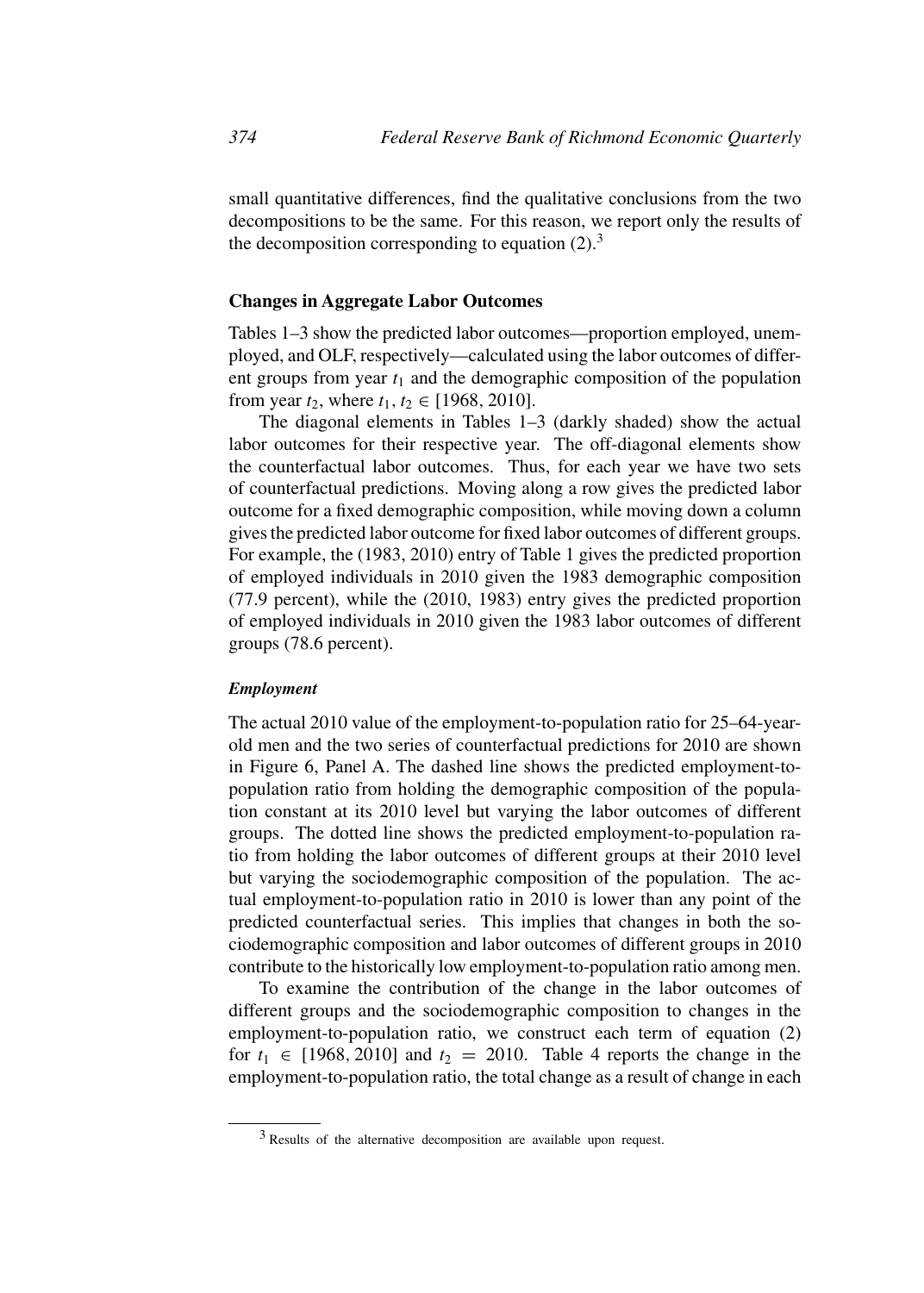small quantitative differences, find the qualitative conclusions from the two decompositions to be the same. For this reason, we report only the results of the decomposition corresponding to equation (2).[3]

### Changes in Aggregate Labor Outcomes

Tables 1–3 show the predicted labor outcomes—proportion employed, unemployed, and OLF, respectively—calculated using the labor outcomes of different groups from year $t_1$ and the demographic composition of the population from year $t_2$, where $t_1, t_2 \in [1968, 2010]$.

The diagonal elements in Tables 1–3 (darkly shaded) show the actual labor outcomes for their respective year. The off-diagonal elements show the counterfactual labor outcomes. Thus, for each year we have two sets of counterfactual predictions. Moving along a row gives the predicted labor outcome for a fixed demographic composition, while moving down a column gives the predicted labor outcome for fixed labor outcomes of different groups. For example, the (1983, 2010) entry of Table 1 gives the predicted proportion of employed individuals in 2010 given the 1983 demographic composition (77.9 percent), while the (2010, 1983) entry gives the predicted proportion of employed individuals in 2010 given the 1983 labor outcomes of different groups (78.6 percent).

#### *Employment*

The actual 2010 value of the employment-to-population ratio for 25–64-year-old men and the two series of counterfactual predictions for 2010 are shown in Figure 6, Panel A. The dashed line shows the predicted employment-to-population ratio from holding the demographic composition of the population constant at its 2010 level but varying the labor outcomes of different groups. The dotted line shows the predicted employment-to-population ratio from holding the labor outcomes of different groups at their 2010 level but varying the sociodemographic composition of the population. The actual employment-to-population ratio in 2010 is lower than any point of the predicted counterfactual series. This implies that changes in both the sociodemographic composition and labor outcomes of different groups in 2010 contribute to the historically low employment-to-population ratio among men.

To examine the contribution of the change in the labor outcomes of different groups and the sociodemographic composition to changes in the employment-to-population ratio, we construct each term of equation (2) for $t_1 \in [1968, 2010]$ and $t_2 = 2010$. Table 4 reports the change in the employment-to-population ratio, the total change as a result of change in each

[3] Results of the alternative decomposition are available upon request.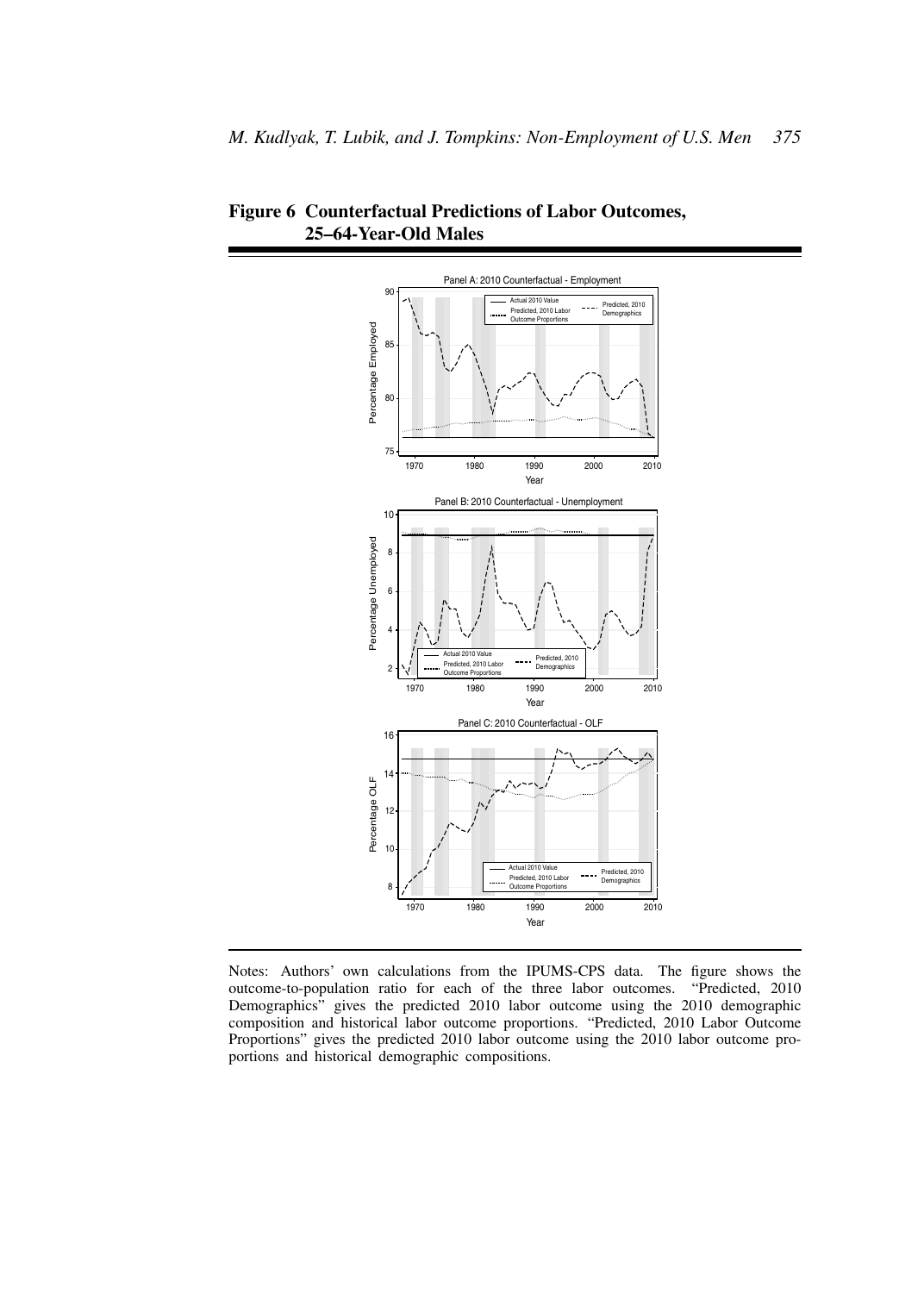## Figure 6 Counterfactual Predictions of Labor Outcomes, 25–64-Year-Old Males

Notes: Authors' own calculations from the IPUMS-CPS data. The figure shows the outcome-to-population ratio for each of the three labor outcomes. "Predicted, 2010 Demographics" gives the predicted 2010 labor outcome using the 2010 demographic composition and historical labor outcome proportions. "Predicted, 2010 Labor Outcome Proportions" gives the predicted 2010 labor outcome using the 2010 labor outcome proportions and historical demographic compositions.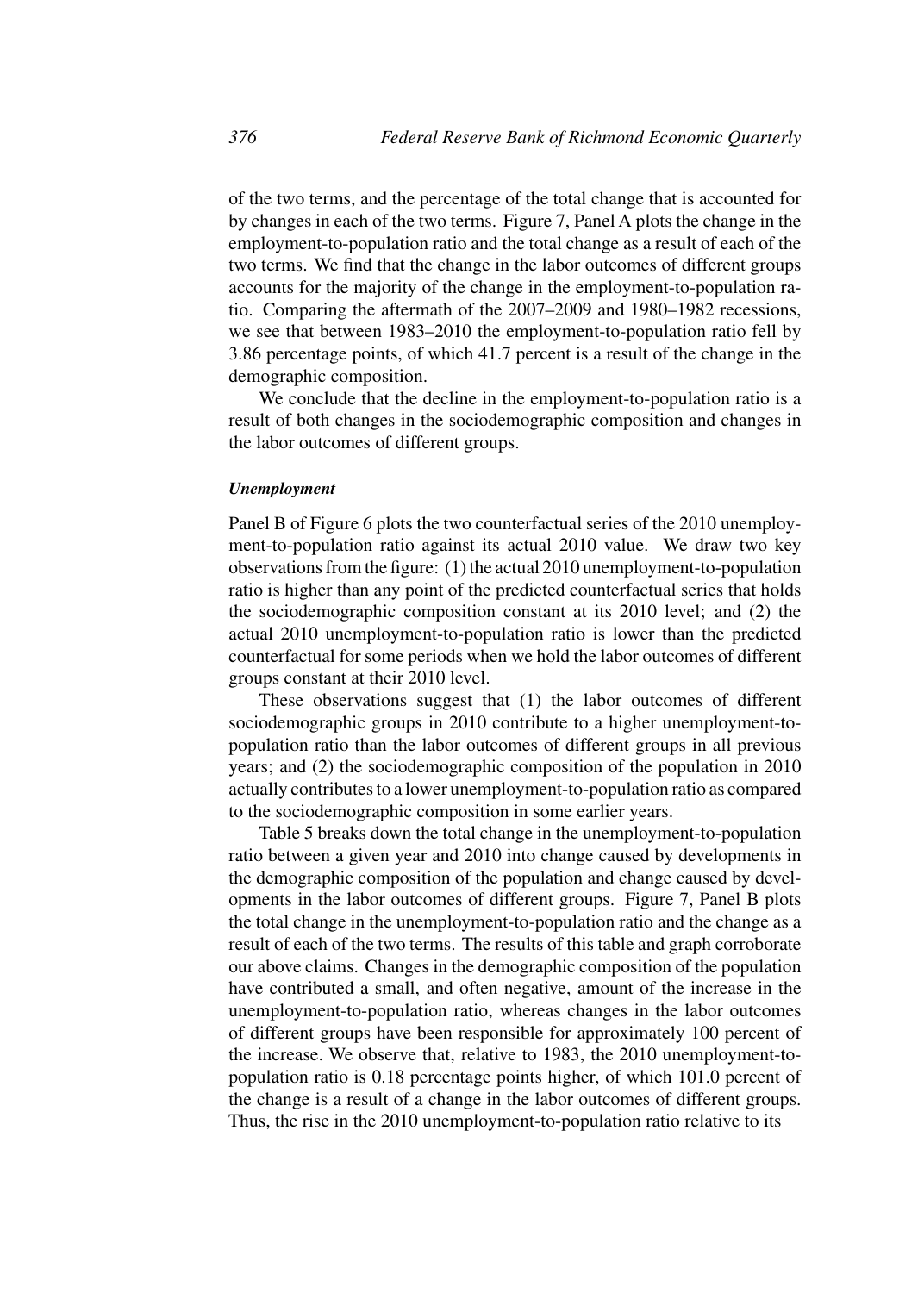of the two terms, and the percentage of the total change that is accounted for by changes in each of the two terms. Figure 7, Panel A plots the change in the employment-to-population ratio and the total change as a result of each of the two terms. We find that the change in the labor outcomes of different groups accounts for the majority of the change in the employment-to-population ratio. Comparing the aftermath of the 2007–2009 and 1980–1982 recessions, we see that between 1983–2010 the employment-to-population ratio fell by 3.86 percentage points, of which 41.7 percent is a result of the change in the demographic composition.

We conclude that the decline in the employment-to-population ratio is a result of both changes in the sociodemographic composition and changes in the labor outcomes of different groups.

#### *Unemployment*

Panel B of Figure 6 plots the two counterfactual series of the 2010 unemployment-to-population ratio against its actual 2010 value. We draw two key observations from the figure: (1) the actual 2010 unemployment-to-population ratio is higher than any point of the predicted counterfactual series that holds the sociodemographic composition constant at its 2010 level; and (2) the actual 2010 unemployment-to-population ratio is lower than the predicted counterfactual for some periods when we hold the labor outcomes of different groups constant at their 2010 level.

These observations suggest that (1) the labor outcomes of different sociodemographic groups in 2010 contribute to a higher unemployment-to-population ratio than the labor outcomes of different groups in all previous years; and (2) the sociodemographic composition of the population in 2010 actually contributes to a lower unemployment-to-population ratio as compared to the sociodemographic composition in some earlier years.

Table 5 breaks down the total change in the unemployment-to-population ratio between a given year and 2010 into change caused by developments in the demographic composition of the population and change caused by developments in the labor outcomes of different groups. Figure 7, Panel B plots the total change in the unemployment-to-population ratio and the change as a result of each of the two terms. The results of this table and graph corroborate our above claims. Changes in the demographic composition of the population have contributed a small, and often negative, amount of the increase in the unemployment-to-population ratio, whereas changes in the labor outcomes of different groups have been responsible for approximately 100 percent of the increase. We observe that, relative to 1983, the 2010 unemployment-to-population ratio is 0.18 percentage points higher, of which 101.0 percent of the change is a result of a change in the labor outcomes of different groups. Thus, the rise in the 2010 unemployment-to-population ratio relative to its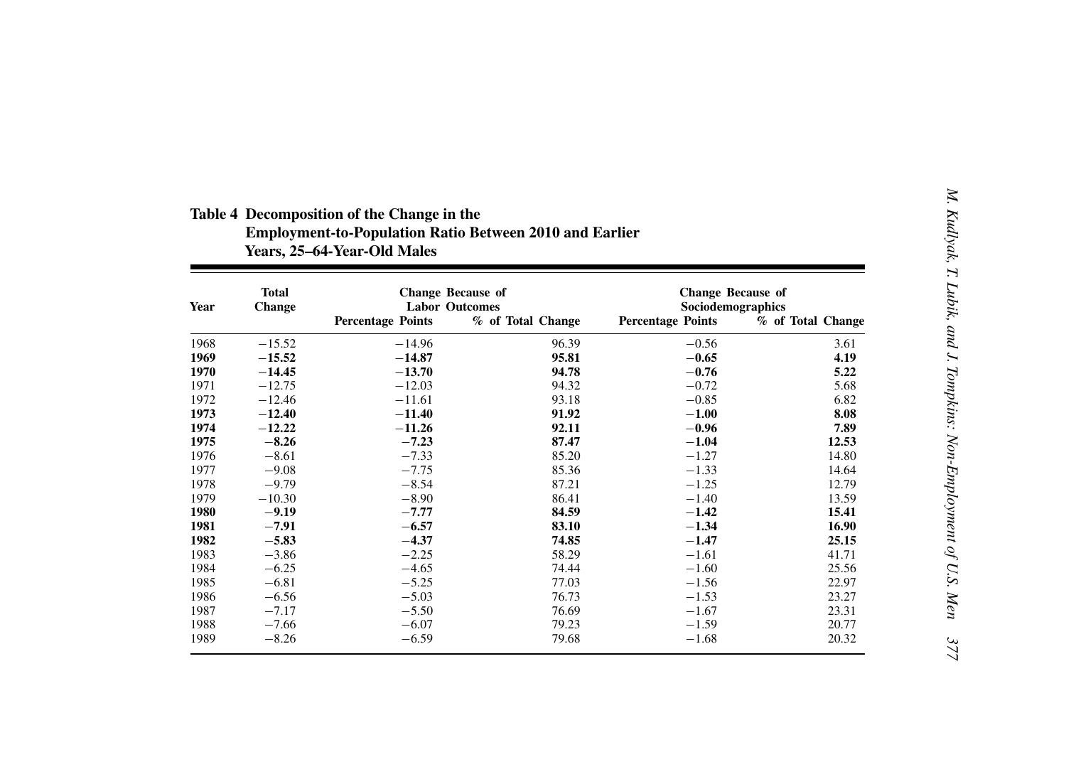**Table 4 Decomposition of the Change in the Employment-to-Population Ratio Between 2010 and Earlier Years, 25–64-Year-Old Males**

| Year | Total Change | Change Because of Labor Outcomes | | Change Because of Sociodemographics | |
|---|---|---|---|---|---|
| | | Percentage Points | % of Total Change | Percentage Points | % of Total Change |
| 1968 | −15.52 | −14.96 | 96.39 | −0.56 | 3.61 |
| **1969** | **−15.52** | **−14.87** | **95.81** | **−0.65** | **4.19** |
| **1970** | **−14.45** | **−13.70** | **94.78** | **−0.76** | **5.22** |
| 1971 | −12.75 | −12.03 | 94.32 | −0.72 | 5.68 |
| 1972 | −12.46 | −11.61 | 93.18 | −0.85 | 6.82 |
| **1973** | **−12.40** | **−11.40** | **91.92** | **−1.00** | **8.08** |
| **1974** | **−12.22** | **−11.26** | **92.11** | **−0.96** | **7.89** |
| **1975** | **−8.26** | **−7.23** | **87.47** | **−1.04** | **12.53** |
| 1976 | −8.61 | −7.33 | 85.20 | −1.27 | 14.80 |
| 1977 | −9.08 | −7.75 | 85.36 | −1.33 | 14.64 |
| 1978 | −9.79 | −8.54 | 87.21 | −1.25 | 12.79 |
| 1979 | −10.30 | −8.90 | 86.41 | −1.40 | 13.59 |
| **1980** | **−9.19** | **−7.77** | **84.59** | **−1.42** | **15.41** |
| **1981** | **−7.91** | **−6.57** | **83.10** | **−1.34** | **16.90** |
| **1982** | **−5.83** | **−4.37** | **74.85** | **−1.47** | **25.15** |
| 1983 | −3.86 | −2.25 | 58.29 | −1.61 | 41.71 |
| 1984 | −6.25 | −4.65 | 74.44 | −1.60 | 25.56 |
| 1985 | −6.81 | −5.25 | 77.03 | −1.56 | 22.97 |
| 1986 | −6.56 | −5.03 | 76.73 | −1.53 | 23.27 |
| 1987 | −7.17 | −5.50 | 76.69 | −1.67 | 23.31 |
| 1988 | −7.66 | −6.07 | 79.23 | −1.59 | 20.77 |
| 1989 | −8.26 | −6.59 | 79.68 | −1.68 | 20.32 |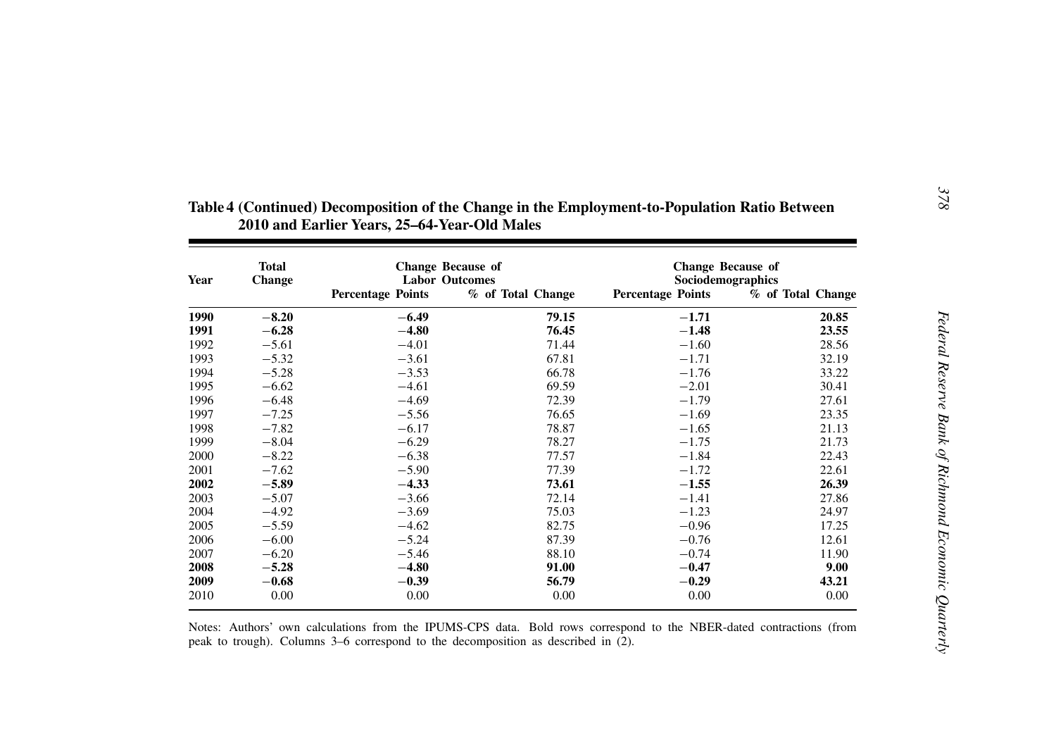**Table 4 (Continued) Decomposition of the Change in the Employment-to-Population Ratio Between 2010 and Earlier Years, 25–64-Year-Old Males**

| Year | Total Change | Change Because of Labor Outcomes | | Change Because of Sociodemographics | |
|---|---|---|---|---|---|
| | | Percentage Points | % of Total Change | Percentage Points | % of Total Change |
| **1990** | **−8.20** | **−6.49** | **79.15** | **−1.71** | **20.85** |
| **1991** | **−6.28** | **−4.80** | **76.45** | **−1.48** | **23.55** |
| 1992 | −5.61 | −4.01 | 71.44 | −1.60 | 28.56 |
| 1993 | −5.32 | −3.61 | 67.81 | −1.71 | 32.19 |
| 1994 | −5.28 | −3.53 | 66.78 | −1.76 | 33.22 |
| 1995 | −6.62 | −4.61 | 69.59 | −2.01 | 30.41 |
| 1996 | −6.48 | −4.69 | 72.39 | −1.79 | 27.61 |
| 1997 | −7.25 | −5.56 | 76.65 | −1.69 | 23.35 |
| 1998 | −7.82 | −6.17 | 78.87 | −1.65 | 21.13 |
| 1999 | −8.04 | −6.29 | 78.27 | −1.75 | 21.73 |
| 2000 | −8.22 | −6.38 | 77.57 | −1.84 | 22.43 |
| 2001 | −7.62 | −5.90 | 77.39 | −1.72 | 22.61 |
| **2002** | **−5.89** | **−4.33** | **73.61** | **−1.55** | **26.39** |
| 2003 | −5.07 | −3.66 | 72.14 | −1.41 | 27.86 |
| 2004 | −4.92 | −3.69 | 75.03 | −1.23 | 24.97 |
| 2005 | −5.59 | −4.62 | 82.75 | −0.96 | 17.25 |
| 2006 | −6.00 | −5.24 | 87.39 | −0.76 | 12.61 |
| 2007 | −6.20 | −5.46 | 88.10 | −0.74 | 11.90 |
| **2008** | **−5.28** | **−4.80** | **91.00** | **−0.47** | **9.00** |
| **2009** | **−0.68** | **−0.39** | **56.79** | **−0.29** | **43.21** |
| 2010 | 0.00 | 0.00 | 0.00 | 0.00 | 0.00 |

Notes: Authors' own calculations from the IPUMS-CPS data. Bold rows correspond to the NBER-dated contractions (from peak to trough). Columns 3–6 correspond to the decomposition as described in (2).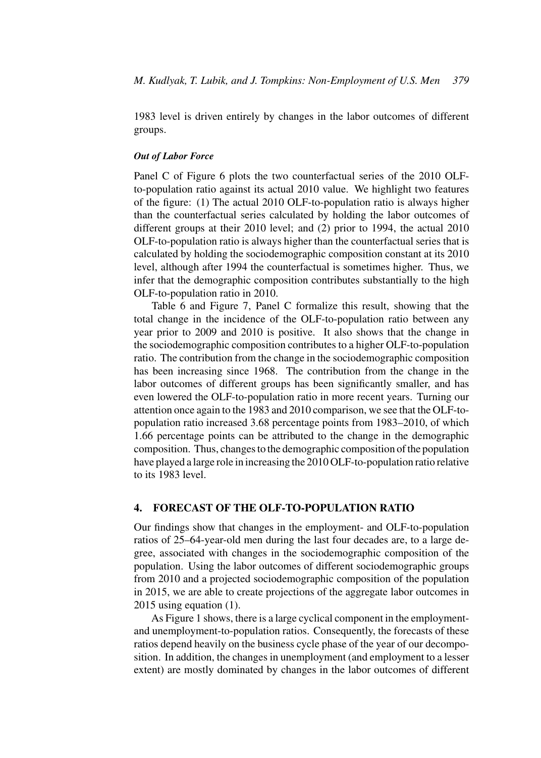1983 level is driven entirely by changes in the labor outcomes of different groups.

### *Out of Labor Force*

Panel C of Figure 6 plots the two counterfactual series of the 2010 OLF-to-population ratio against its actual 2010 value. We highlight two features of the figure: (1) The actual 2010 OLF-to-population ratio is always higher than the counterfactual series calculated by holding the labor outcomes of different groups at their 2010 level; and (2) prior to 1994, the actual 2010 OLF-to-population ratio is always higher than the counterfactual series that is calculated by holding the sociodemographic composition constant at its 2010 level, although after 1994 the counterfactual is sometimes higher. Thus, we infer that the demographic composition contributes substantially to the high OLF-to-population ratio in 2010.

Table 6 and Figure 7, Panel C formalize this result, showing that the total change in the incidence of the OLF-to-population ratio between any year prior to 2009 and 2010 is positive. It also shows that the change in the sociodemographic composition contributes to a higher OLF-to-population ratio. The contribution from the change in the sociodemographic composition has been increasing since 1968. The contribution from the change in the labor outcomes of different groups has been significantly smaller, and has even lowered the OLF-to-population ratio in more recent years. Turning our attention once again to the 1983 and 2010 comparison, we see that the OLF-to-population ratio increased 3.68 percentage points from 1983–2010, of which 1.66 percentage points can be attributed to the change in the demographic composition. Thus, changes to the demographic composition of the population have played a large role in increasing the 2010 OLF-to-population ratio relative to its 1983 level.

## 4. FORECAST OF THE OLF-TO-POPULATION RATIO

Our findings show that changes in the employment- and OLF-to-population ratios of 25–64-year-old men during the last four decades are, to a large degree, associated with changes in the sociodemographic composition of the population. Using the labor outcomes of different sociodemographic groups from 2010 and a projected sociodemographic composition of the population in 2015, we are able to create projections of the aggregate labor outcomes in 2015 using equation (1).

As Figure 1 shows, there is a large cyclical component in the employment- and unemployment-to-population ratios. Consequently, the forecasts of these ratios depend heavily on the business cycle phase of the year of our decomposition. In addition, the changes in unemployment (and employment to a lesser extent) are mostly dominated by changes in the labor outcomes of different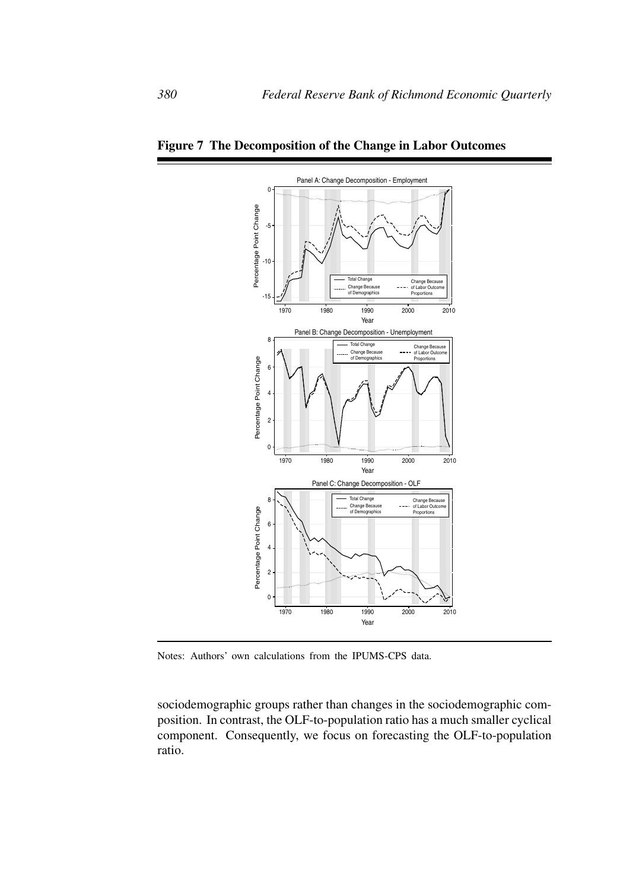**Figure 7 The Decomposition of the Change in Labor Outcomes**

Notes: Authors' own calculations from the IPUMS-CPS data.

sociodemographic groups rather than changes in the sociodemographic composition. In contrast, the OLF-to-population ratio has a much smaller cyclical component. Consequently, we focus on forecasting the OLF-to-population ratio.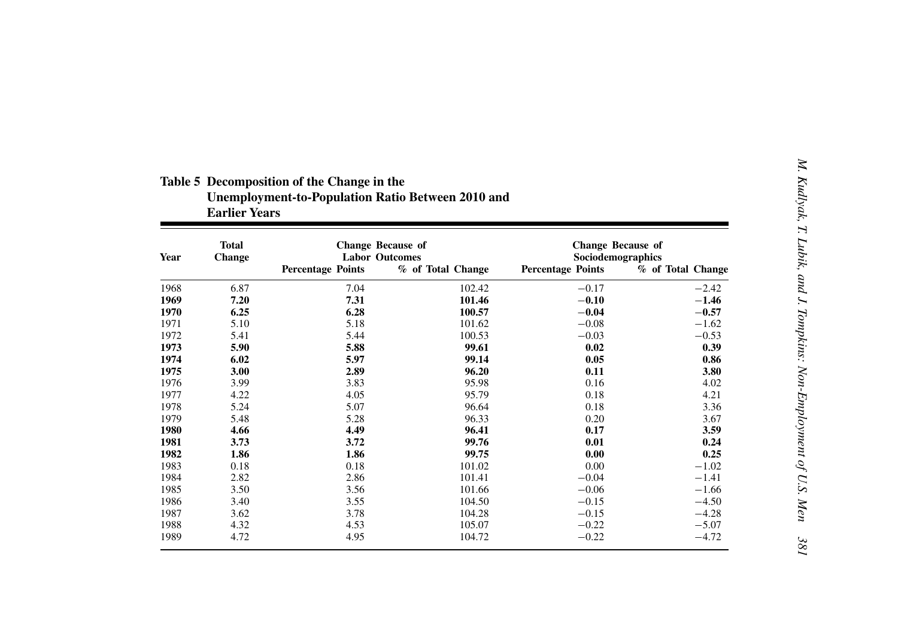**Table 5 Decomposition of the Change in the Unemployment-to-Population Ratio Between 2010 and Earlier Years**

| Year | Total Change | Change Because of Labor Outcomes | | Change Because of Sociodemographics | |
|---|---|---|---|---|---|
| | | Percentage Points | % of Total Change | Percentage Points | % of Total Change |
| 1968 | 6.87 | 7.04 | 102.42 | −0.17 | −2.42 |
| **1969** | **7.20** | **7.31** | **101.46** | **−0.10** | **−1.46** |
| **1970** | **6.25** | **6.28** | **100.57** | **−0.04** | **−0.57** |
| 1971 | 5.10 | 5.18 | 101.62 | −0.08 | −1.62 |
| 1972 | 5.41 | 5.44 | 100.53 | −0.03 | −0.53 |
| **1973** | **5.90** | **5.88** | **99.61** | **0.02** | **0.39** |
| **1974** | **6.02** | **5.97** | **99.14** | **0.05** | **0.86** |
| **1975** | **3.00** | **2.89** | **96.20** | **0.11** | **3.80** |
| 1976 | 3.99 | 3.83 | 95.98 | 0.16 | 4.02 |
| 1977 | 4.22 | 4.05 | 95.79 | 0.18 | 4.21 |
| 1978 | 5.24 | 5.07 | 96.64 | 0.18 | 3.36 |
| 1979 | 5.48 | 5.28 | 96.33 | 0.20 | 3.67 |
| **1980** | **4.66** | **4.49** | **96.41** | **0.17** | **3.59** |
| **1981** | **3.73** | **3.72** | **99.76** | **0.01** | **0.24** |
| **1982** | **1.86** | **1.86** | **99.75** | **0.00** | **0.25** |
| 1983 | 0.18 | 0.18 | 101.02 | 0.00 | −1.02 |
| 1984 | 2.82 | 2.86 | 101.41 | −0.04 | −1.41 |
| 1985 | 3.50 | 3.56 | 101.66 | −0.06 | −1.66 |
| 1986 | 3.40 | 3.55 | 104.50 | −0.15 | −4.50 |
| 1987 | 3.62 | 3.78 | 104.28 | −0.15 | −4.28 |
| 1988 | 4.32 | 4.53 | 105.07 | −0.22 | −5.07 |
| 1989 | 4.72 | 4.95 | 104.72 | −0.22 | −4.72 |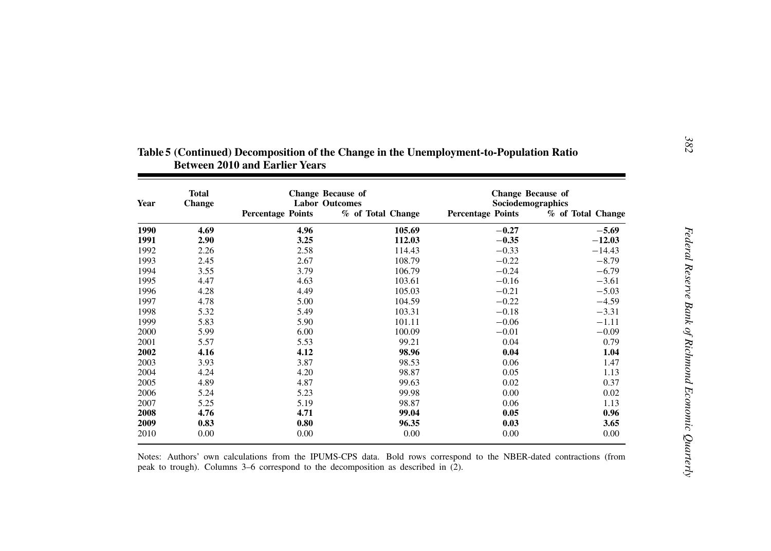**Table 5 (Continued) Decomposition of the Change in the Unemployment-to-Population Ratio Between 2010 and Earlier Years**

| Year | Total Change | Change Because of Labor Outcomes | | Change Because of Sociodemographics | |
|---|---|---|---|---|---|
| | | Percentage Points | % of Total Change | Percentage Points | % of Total Change |
| **1990** | **4.69** | **4.96** | **105.69** | **−0.27** | **−5.69** |
| **1991** | **2.90** | **3.25** | **112.03** | **−0.35** | **−12.03** |
| 1992 | 2.26 | 2.58 | 114.43 | −0.33 | −14.43 |
| 1993 | 2.45 | 2.67 | 108.79 | −0.22 | −8.79 |
| 1994 | 3.55 | 3.79 | 106.79 | −0.24 | −6.79 |
| 1995 | 4.47 | 4.63 | 103.61 | −0.16 | −3.61 |
| 1996 | 4.28 | 4.49 | 105.03 | −0.21 | −5.03 |
| 1997 | 4.78 | 5.00 | 104.59 | −0.22 | −4.59 |
| 1998 | 5.32 | 5.49 | 103.31 | −0.18 | −3.31 |
| 1999 | 5.83 | 5.90 | 101.11 | −0.06 | −1.11 |
| 2000 | 5.99 | 6.00 | 100.09 | −0.01 | −0.09 |
| 2001 | 5.57 | 5.53 | 99.21 | 0.04 | 0.79 |
| **2002** | **4.16** | **4.12** | **98.96** | **0.04** | **1.04** |
| 2003 | 3.93 | 3.87 | 98.53 | 0.06 | 1.47 |
| 2004 | 4.24 | 4.20 | 98.87 | 0.05 | 1.13 |
| 2005 | 4.89 | 4.87 | 99.63 | 0.02 | 0.37 |
| 2006 | 5.24 | 5.23 | 99.98 | 0.00 | 0.02 |
| 2007 | 5.25 | 5.19 | 98.87 | 0.06 | 1.13 |
| **2008** | **4.76** | **4.71** | **99.04** | **0.05** | **0.96** |
| **2009** | **0.83** | **0.80** | **96.35** | **0.03** | **3.65** |
| 2010 | 0.00 | 0.00 | 0.00 | 0.00 | 0.00 |

Notes: Authors' own calculations from the IPUMS-CPS data. Bold rows correspond to the NBER-dated contractions (from peak to trough). Columns 3–6 correspond to the decomposition as described in (2).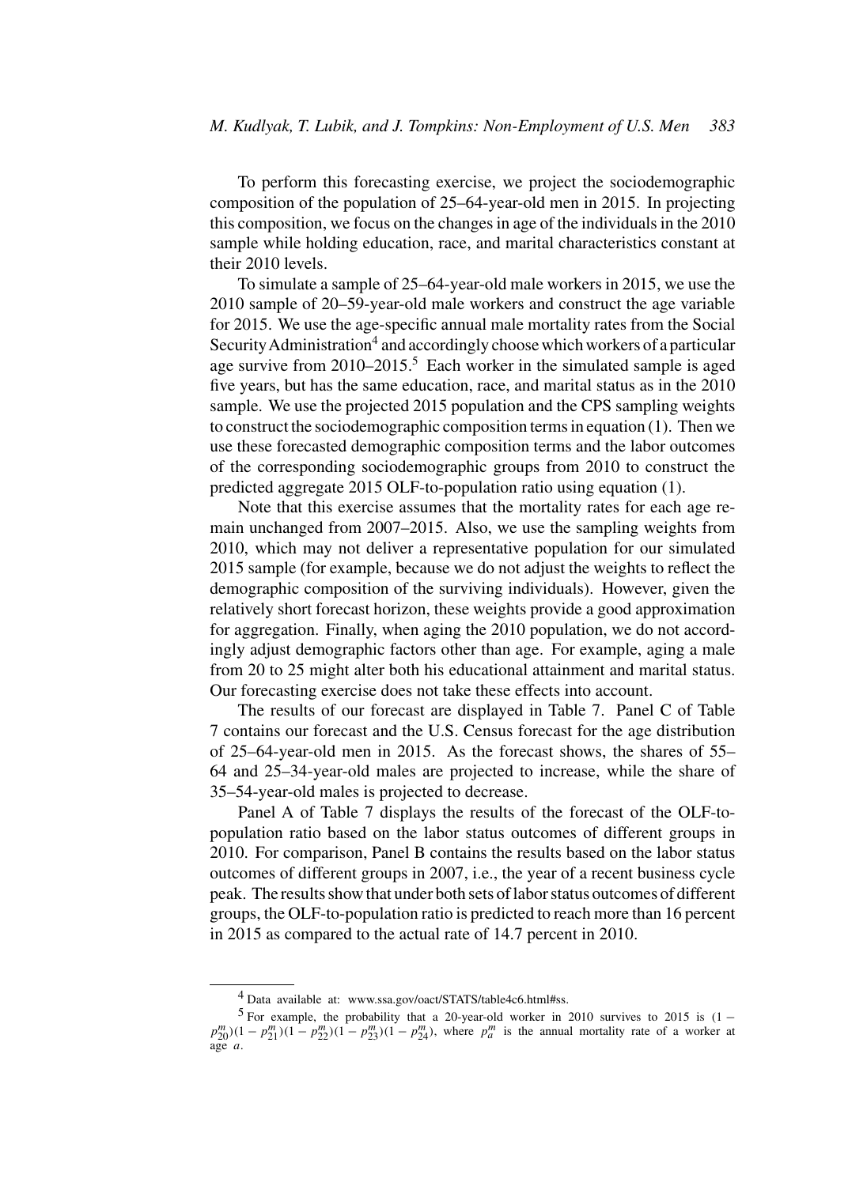To perform this forecasting exercise, we project the sociodemographic composition of the population of 25–64-year-old men in 2015. In projecting this composition, we focus on the changes in age of the individuals in the 2010 sample while holding education, race, and marital characteristics constant at their 2010 levels.

To simulate a sample of 25–64-year-old male workers in 2015, we use the 2010 sample of 20–59-year-old male workers and construct the age variable for 2015. We use the age-specific annual male mortality rates from the Social Security Administration[4] and accordingly choose which workers of a particular age survive from 2010–2015.[5] Each worker in the simulated sample is aged five years, but has the same education, race, and marital status as in the 2010 sample. We use the projected 2015 population and the CPS sampling weights to construct the sociodemographic composition terms in equation (1). Then we use these forecasted demographic composition terms and the labor outcomes of the corresponding sociodemographic groups from 2010 to construct the predicted aggregate 2015 OLF-to-population ratio using equation (1).

Note that this exercise assumes that the mortality rates for each age remain unchanged from 2007–2015. Also, we use the sampling weights from 2010, which may not deliver a representative population for our simulated 2015 sample (for example, because we do not adjust the weights to reflect the demographic composition of the surviving individuals). However, given the relatively short forecast horizon, these weights provide a good approximation for aggregation. Finally, when aging the 2010 population, we do not accordingly adjust demographic factors other than age. For example, aging a male from 20 to 25 might alter both his educational attainment and marital status. Our forecasting exercise does not take these effects into account.

The results of our forecast are displayed in Table 7. Panel C of Table 7 contains our forecast and the U.S. Census forecast for the age distribution of 25–64-year-old men in 2015. As the forecast shows, the shares of 55–64 and 25–34-year-old males are projected to increase, while the share of 35–54-year-old males is projected to decrease.

Panel A of Table 7 displays the results of the forecast of the OLF-to-population ratio based on the labor status outcomes of different groups in 2010. For comparison, Panel B contains the results based on the labor status outcomes of different groups in 2007, i.e., the year of a recent business cycle peak. The results show that under both sets of labor status outcomes of different groups, the OLF-to-population ratio is predicted to reach more than 16 percent in 2015 as compared to the actual rate of 14.7 percent in 2010.

---

[4] Data available at: www.ssa.gov/oact/STATS/table4c6.html#ss.

[5] For example, the probability that a 20-year-old worker in 2010 survives to 2015 is $(1 - p_{20}^{m})(1 - p_{21}^{m})(1 - p_{22}^{m})(1 - p_{23}^{m})(1 - p_{24}^{m})$, where $p_{a}^{m}$ is the annual mortality rate of a worker at age $a$.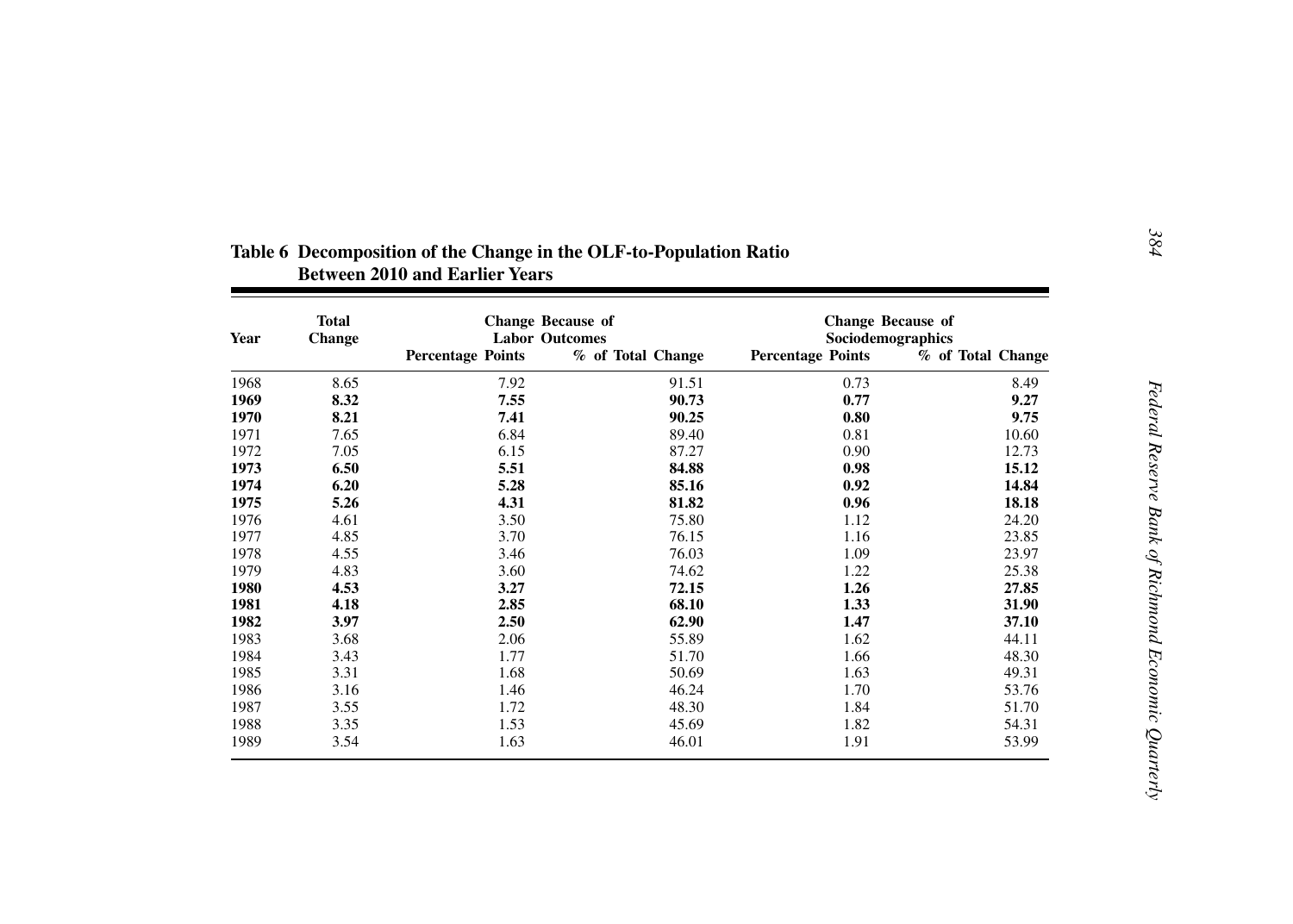**Table 6 Decomposition of the Change in the OLF-to-Population Ratio Between 2010 and Earlier Years**

| Year | Total Change | Change Because of Labor Outcomes | | Change Because of Sociodemographics | |
|---|---|---|---|---|---|
| | | Percentage Points | % of Total Change | Percentage Points | % of Total Change |
| 1968 | 8.65 | 7.92 | 91.51 | 0.73 | 8.49 |
| **1969** | **8.32** | **7.55** | **90.73** | **0.77** | **9.27** |
| **1970** | **8.21** | **7.41** | **90.25** | **0.80** | **9.75** |
| 1971 | 7.65 | 6.84 | 89.40 | 0.81 | 10.60 |
| 1972 | 7.05 | 6.15 | 87.27 | 0.90 | 12.73 |
| **1973** | **6.50** | **5.51** | **84.88** | **0.98** | **15.12** |
| **1974** | **6.20** | **5.28** | **85.16** | **0.92** | **14.84** |
| **1975** | **5.26** | **4.31** | **81.82** | **0.96** | **18.18** |
| 1976 | 4.61 | 3.50 | 75.80 | 1.12 | 24.20 |
| 1977 | 4.85 | 3.70 | 76.15 | 1.16 | 23.85 |
| 1978 | 4.55 | 3.46 | 76.03 | 1.09 | 23.97 |
| 1979 | 4.83 | 3.60 | 74.62 | 1.22 | 25.38 |
| **1980** | **4.53** | **3.27** | **72.15** | **1.26** | **27.85** |
| **1981** | **4.18** | **2.85** | **68.10** | **1.33** | **31.90** |
| **1982** | **3.97** | **2.50** | **62.90** | **1.47** | **37.10** |
| 1983 | 3.68 | 2.06 | 55.89 | 1.62 | 44.11 |
| 1984 | 3.43 | 1.77 | 51.70 | 1.66 | 48.30 |
| 1985 | 3.31 | 1.68 | 50.69 | 1.63 | 49.31 |
| 1986 | 3.16 | 1.46 | 46.24 | 1.70 | 53.76 |
| 1987 | 3.55 | 1.72 | 48.30 | 1.84 | 51.70 |
| 1988 | 3.35 | 1.53 | 45.69 | 1.82 | 54.31 |
| 1989 | 3.54 | 1.63 | 46.01 | 1.91 | 53.99 |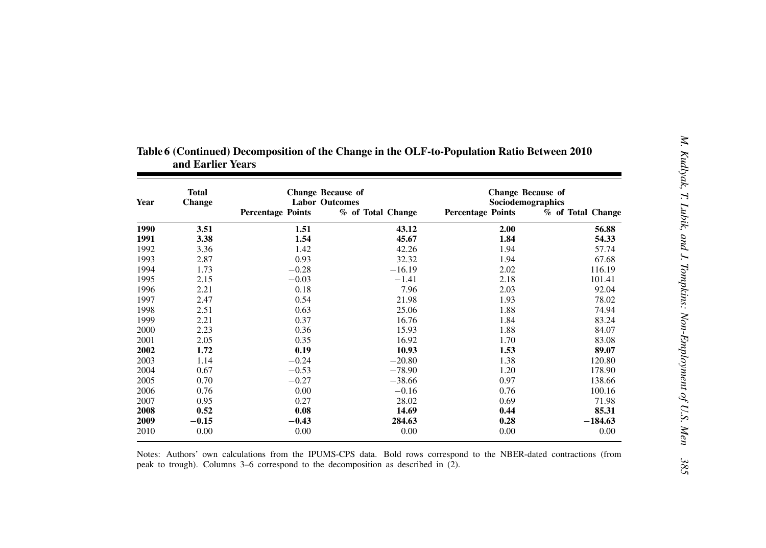**Table 6 (Continued) Decomposition of the Change in the OLF-to-Population Ratio Between 2010 and Earlier Years**

| Year | Total Change | Change Because of Labor Outcomes | | Change Because of Sociodemographics | |
|---|---|---|---|---|---|
| | | Percentage Points | % of Total Change | Percentage Points | % of Total Change |
| **1990** | **3.51** | **1.51** | **43.12** | **2.00** | **56.88** |
| **1991** | **3.38** | **1.54** | **45.67** | **1.84** | **54.33** |
| 1992 | 3.36 | 1.42 | 42.26 | 1.94 | 57.74 |
| 1993 | 2.87 | 0.93 | 32.32 | 1.94 | 67.68 |
| 1994 | 1.73 | −0.28 | −16.19 | 2.02 | 116.19 |
| 1995 | 2.15 | −0.03 | −1.41 | 2.18 | 101.41 |
| 1996 | 2.21 | 0.18 | 7.96 | 2.03 | 92.04 |
| 1997 | 2.47 | 0.54 | 21.98 | 1.93 | 78.02 |
| 1998 | 2.51 | 0.63 | 25.06 | 1.88 | 74.94 |
| 1999 | 2.21 | 0.37 | 16.76 | 1.84 | 83.24 |
| 2000 | 2.23 | 0.36 | 15.93 | 1.88 | 84.07 |
| 2001 | 2.05 | 0.35 | 16.92 | 1.70 | 83.08 |
| **2002** | **1.72** | **0.19** | **10.93** | **1.53** | **89.07** |
| 2003 | 1.14 | −0.24 | −20.80 | 1.38 | 120.80 |
| 2004 | 0.67 | −0.53 | −78.90 | 1.20 | 178.90 |
| 2005 | 0.70 | −0.27 | −38.66 | 0.97 | 138.66 |
| 2006 | 0.76 | 0.00 | −0.16 | 0.76 | 100.16 |
| 2007 | 0.95 | 0.27 | 28.02 | 0.69 | 71.98 |
| **2008** | **0.52** | **0.08** | **14.69** | **0.44** | **85.31** |
| **2009** | **−0.15** | **−0.43** | **284.63** | **0.28** | **−184.63** |
| 2010 | 0.00 | 0.00 | 0.00 | 0.00 | 0.00 |

Notes: Authors' own calculations from the IPUMS-CPS data. Bold rows correspond to the NBER-dated contractions (from peak to trough). Columns 3–6 correspond to the decomposition as described in (2).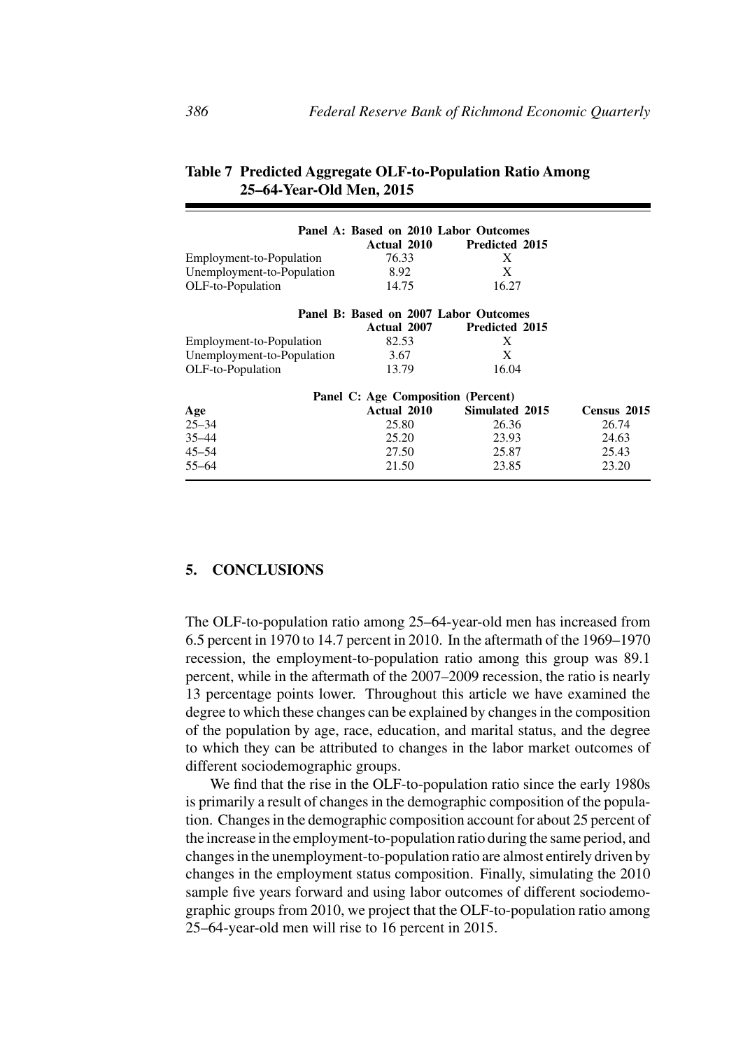**Table 7 Predicted Aggregate OLF-to-Population Ratio Among 25–64-Year-Old Men, 2015**

| | **Panel A: Based on 2010 Labor Outcomes** | | |
|---|---|---|---|
| | **Actual 2010** | **Predicted 2015** | |
| Employment-to-Population | 76.33 | X | |
| Unemployment-to-Population | 8.92 | X | |
| OLF-to-Population | 14.75 | 16.27 | |
| | **Panel B: Based on 2007 Labor Outcomes** | | |
| | **Actual 2007** | **Predicted 2015** | |
| Employment-to-Population | 82.53 | X | |
| Unemployment-to-Population | 3.67 | X | |
| OLF-to-Population | 13.79 | 16.04 | |
| | **Panel C: Age Composition (Percent)** | | |
| **Age** | **Actual 2010** | **Simulated 2015** | **Census 2015** |
| 25–34 | 25.80 | 26.36 | 26.74 |
| 35–44 | 25.20 | 23.93 | 24.63 |
| 45–54 | 27.50 | 25.87 | 25.43 |
| 55–64 | 21.50 | 23.85 | 23.20 |

## 5. CONCLUSIONS

The OLF-to-population ratio among 25–64-year-old men has increased from 6.5 percent in 1970 to 14.7 percent in 2010. In the aftermath of the 1969–1970 recession, the employment-to-population ratio among this group was 89.1 percent, while in the aftermath of the 2007–2009 recession, the ratio is nearly 13 percentage points lower. Throughout this article we have examined the degree to which these changes can be explained by changes in the composition of the population by age, race, education, and marital status, and the degree to which they can be attributed to changes in the labor market outcomes of different sociodemographic groups.

We find that the rise in the OLF-to-population ratio since the early 1980s is primarily a result of changes in the demographic composition of the population. Changes in the demographic composition account for about 25 percent of the increase in the employment-to-population ratio during the same period, and changes in the unemployment-to-population ratio are almost entirely driven by changes in the employment status composition. Finally, simulating the 2010 sample five years forward and using labor outcomes of different sociodemographic groups from 2010, we project that the OLF-to-population ratio among 25–64-year-old men will rise to 16 percent in 2015.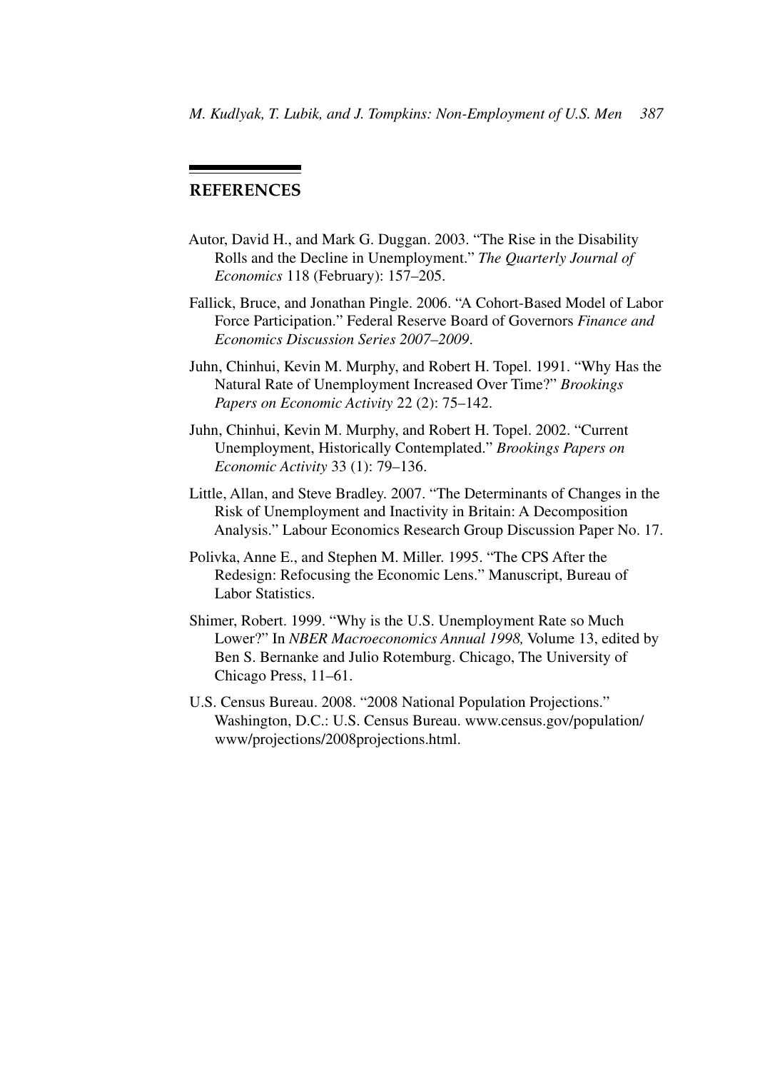## REFERENCES

Autor, David H., and Mark G. Duggan. 2003. "The Rise in the Disability Rolls and the Decline in Unemployment." *The Quarterly Journal of Economics* 118 (February): 157–205.

Fallick, Bruce, and Jonathan Pingle. 2006. "A Cohort-Based Model of Labor Force Participation." Federal Reserve Board of Governors *Finance and Economics Discussion Series 2007–2009*.

Juhn, Chinhui, Kevin M. Murphy, and Robert H. Topel. 1991. "Why Has the Natural Rate of Unemployment Increased Over Time?" *Brookings Papers on Economic Activity* 22 (2): 75–142.

Juhn, Chinhui, Kevin M. Murphy, and Robert H. Topel. 2002. "Current Unemployment, Historically Contemplated." *Brookings Papers on Economic Activity* 33 (1): 79–136.

Little, Allan, and Steve Bradley. 2007. "The Determinants of Changes in the Risk of Unemployment and Inactivity in Britain: A Decomposition Analysis." Labour Economics Research Group Discussion Paper No. 17.

Polivka, Anne E., and Stephen M. Miller. 1995. "The CPS After the Redesign: Refocusing the Economic Lens." Manuscript, Bureau of Labor Statistics.

Shimer, Robert. 1999. "Why is the U.S. Unemployment Rate so Much Lower?" In *NBER Macroeconomics Annual 1998,* Volume 13, edited by Ben S. Bernanke and Julio Rotemburg. Chicago, The University of Chicago Press, 11–61.

U.S. Census Bureau. 2008. "2008 National Population Projections." Washington, D.C.: U.S. Census Bureau. www.census.gov/population/www/projections/2008projections.html.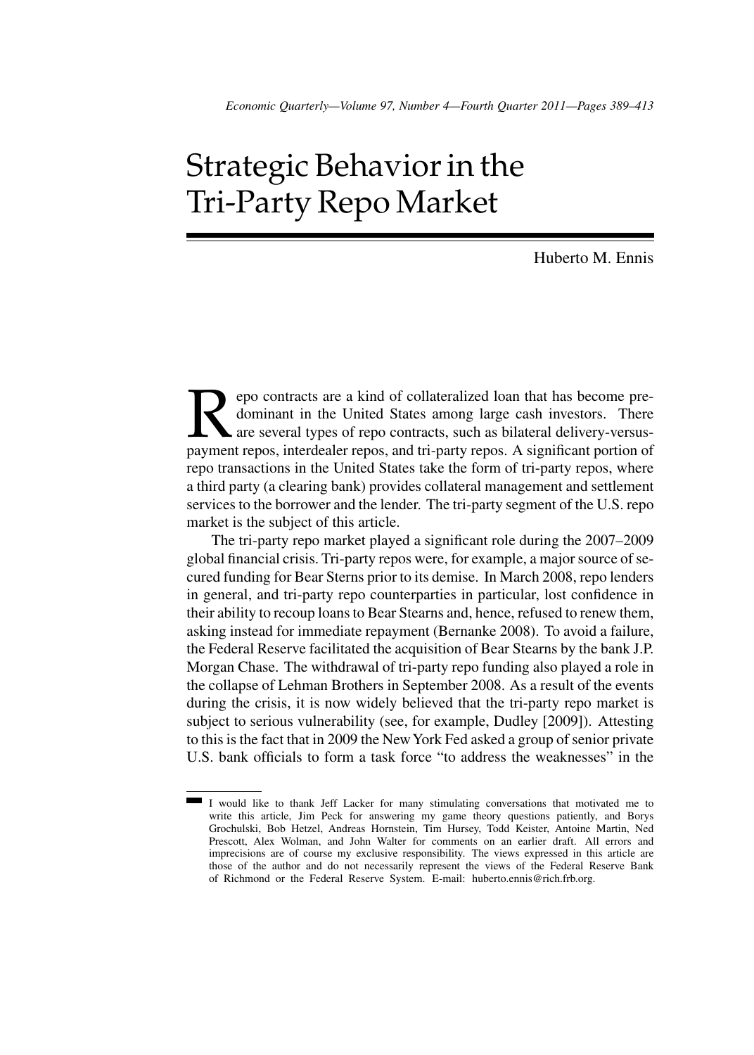# Strategic Behavior in the Tri-Party Repo Market

Huberto M. Ennis

Repo contracts are a kind of collateralized loan that has become predominant in the United States among large cash investors. There are several types of repo contracts, such as bilateral delivery-versus-payment repos, interdealer repos, and tri-party repos. A significant portion of repo transactions in the United States take the form of tri-party repos, where a third party (a clearing bank) provides collateral management and settlement services to the borrower and the lender. The tri-party segment of the U.S. repo market is the subject of this article.

The tri-party repo market played a significant role during the 2007–2009 global financial crisis. Tri-party repos were, for example, a major source of secured funding for Bear Sterns prior to its demise. In March 2008, repo lenders in general, and tri-party repo counterparties in particular, lost confidence in their ability to recoup loans to Bear Stearns and, hence, refused to renew them, asking instead for immediate repayment (Bernanke 2008). To avoid a failure, the Federal Reserve facilitated the acquisition of Bear Stearns by the bank J.P. Morgan Chase. The withdrawal of tri-party repo funding also played a role in the collapse of Lehman Brothers in September 2008. As a result of the events during the crisis, it is now widely believed that the tri-party repo market is subject to serious vulnerability (see, for example, Dudley [2009]). Attesting to this is the fact that in 2009 the New York Fed asked a group of senior private U.S. bank officials to form a task force "to address the weaknesses" in the

---

I would like to thank Jeff Lacker for many stimulating conversations that motivated me to write this article, Jim Peck for answering my game theory questions patiently, and Borys Grochulski, Bob Hetzel, Andreas Hornstein, Tim Hursey, Todd Keister, Antoine Martin, Ned Prescott, Alex Wolman, and John Walter for comments on an earlier draft. All errors and imprecisions are of course my exclusive responsibility. The views expressed in this article are those of the author and do not necessarily represent the views of the Federal Reserve Bank of Richmond or the Federal Reserve System. E-mail: huberto.ennis@rich.frb.org.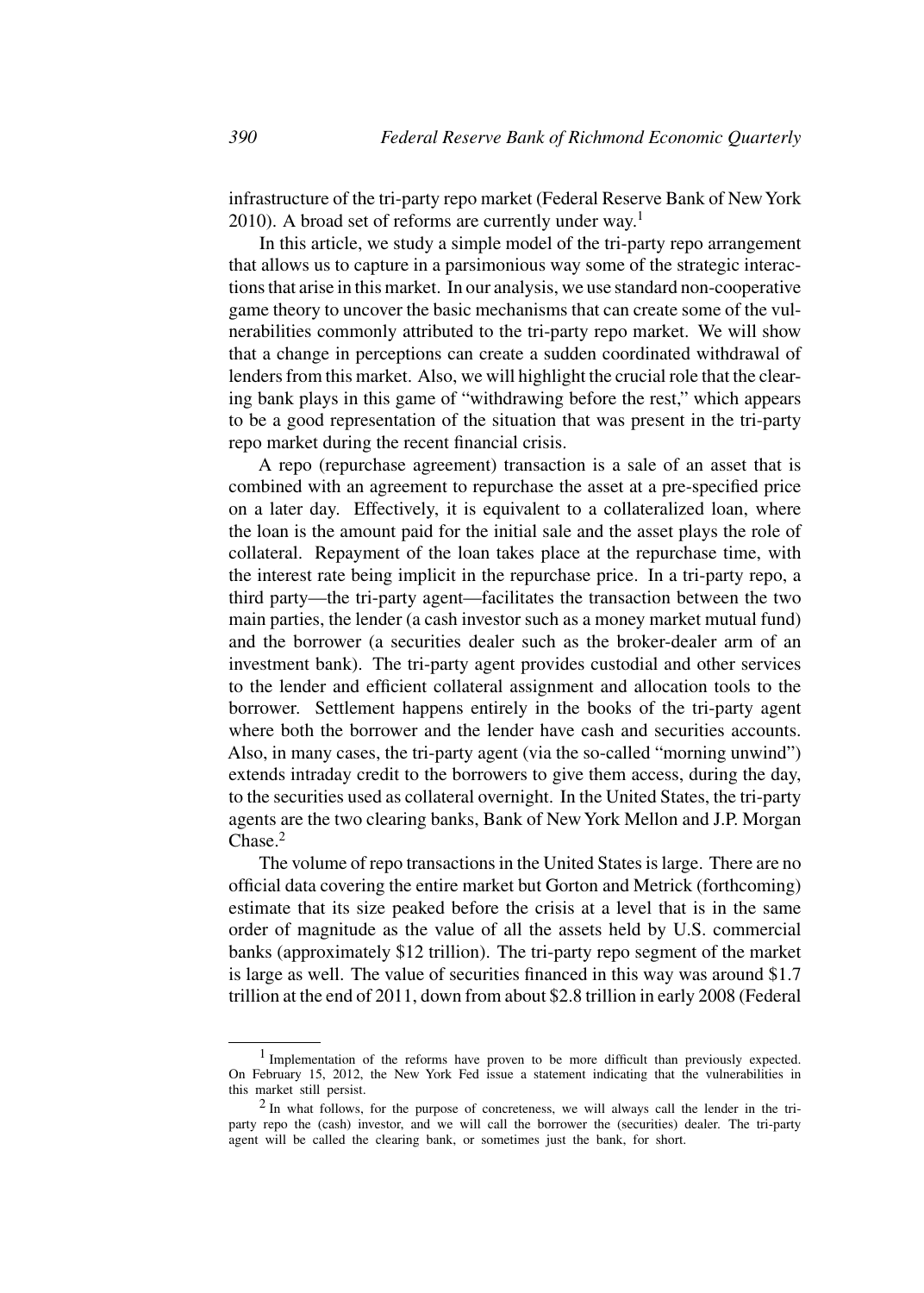infrastructure of the tri-party repo market (Federal Reserve Bank of New York 2010). A broad set of reforms are currently under way.[1]

In this article, we study a simple model of the tri-party repo arrangement that allows us to capture in a parsimonious way some of the strategic interactions that arise in this market. In our analysis, we use standard non-cooperative game theory to uncover the basic mechanisms that can create some of the vulnerabilities commonly attributed to the tri-party repo market. We will show that a change in perceptions can create a sudden coordinated withdrawal of lenders from this market. Also, we will highlight the crucial role that the clearing bank plays in this game of "withdrawing before the rest," which appears to be a good representation of the situation that was present in the tri-party repo market during the recent financial crisis.

A repo (repurchase agreement) transaction is a sale of an asset that is combined with an agreement to repurchase the asset at a pre-specified price on a later day. Effectively, it is equivalent to a collateralized loan, where the loan is the amount paid for the initial sale and the asset plays the role of collateral. Repayment of the loan takes place at the repurchase time, with the interest rate being implicit in the repurchase price. In a tri-party repo, a third party—the tri-party agent—facilitates the transaction between the two main parties, the lender (a cash investor such as a money market mutual fund) and the borrower (a securities dealer such as the broker-dealer arm of an investment bank). The tri-party agent provides custodial and other services to the lender and efficient collateral assignment and allocation tools to the borrower. Settlement happens entirely in the books of the tri-party agent where both the borrower and the lender have cash and securities accounts. Also, in many cases, the tri-party agent (via the so-called "morning unwind") extends intraday credit to the borrowers to give them access, during the day, to the securities used as collateral overnight. In the United States, the tri-party agents are the two clearing banks, Bank of New York Mellon and J.P. Morgan Chase.[2]

The volume of repo transactions in the United States is large. There are no official data covering the entire market but Gorton and Metrick (forthcoming) estimate that its size peaked before the crisis at a level that is in the same order of magnitude as the value of all the assets held by U.S. commercial banks (approximately \$12 trillion). The tri-party repo segment of the market is large as well. The value of securities financed in this way was around \$1.7 trillion at the end of 2011, down from about \$2.8 trillion in early 2008 (Federal

---

[1] Implementation of the reforms have proven to be more difficult than previously expected. On February 15, 2012, the New York Fed issue a statement indicating that the vulnerabilities in this market still persist.

[2] In what follows, for the purpose of concreteness, we will always call the lender in the tri-party repo the (cash) investor, and we will call the borrower the (securities) dealer. The tri-party agent will be called the clearing bank, or sometimes just the bank, for short.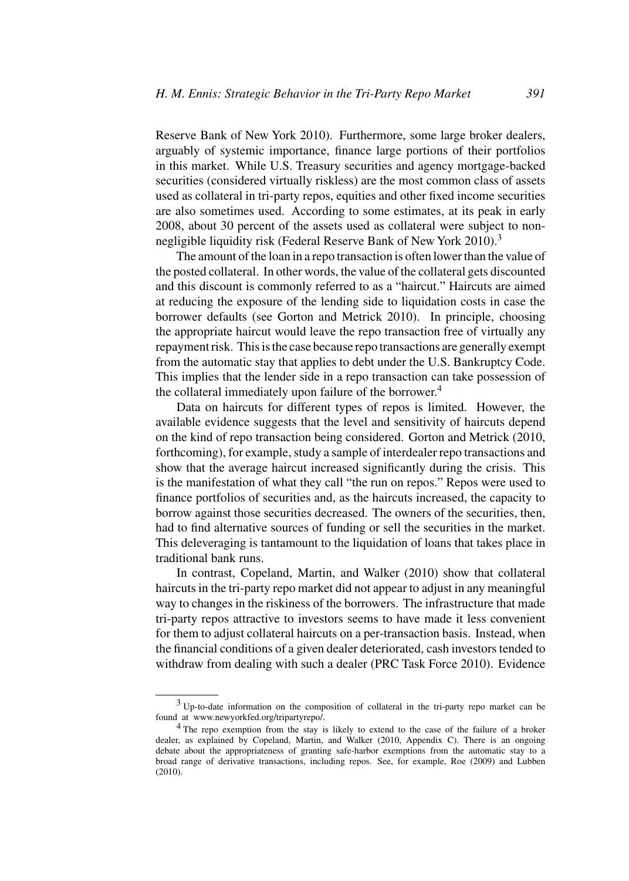Reserve Bank of New York 2010). Furthermore, some large broker dealers, arguably of systemic importance, finance large portions of their portfolios in this market. While U.S. Treasury securities and agency mortgage-backed securities (considered virtually riskless) are the most common class of assets used as collateral in tri-party repos, equities and other fixed income securities are also sometimes used. According to some estimates, at its peak in early 2008, about 30 percent of the assets used as collateral were subject to non-negligible liquidity risk (Federal Reserve Bank of New York 2010).[3]

The amount of the loan in a repo transaction is often lower than the value of the posted collateral. In other words, the value of the collateral gets discounted and this discount is commonly referred to as a "haircut." Haircuts are aimed at reducing the exposure of the lending side to liquidation costs in case the borrower defaults (see Gorton and Metrick 2010). In principle, choosing the appropriate haircut would leave the repo transaction free of virtually any repayment risk. This is the case because repo transactions are generally exempt from the automatic stay that applies to debt under the U.S. Bankruptcy Code. This implies that the lender side in a repo transaction can take possession of the collateral immediately upon failure of the borrower.[4]

Data on haircuts for different types of repos is limited. However, the available evidence suggests that the level and sensitivity of haircuts depend on the kind of repo transaction being considered. Gorton and Metrick (2010, forthcoming), for example, study a sample of interdealer repo transactions and show that the average haircut increased significantly during the crisis. This is the manifestation of what they call "the run on repos." Repos were used to finance portfolios of securities and, as the haircuts increased, the capacity to borrow against those securities decreased. The owners of the securities, then, had to find alternative sources of funding or sell the securities in the market. This deleveraging is tantamount to the liquidation of loans that takes place in traditional bank runs.

In contrast, Copeland, Martin, and Walker (2010) show that collateral haircuts in the tri-party repo market did not appear to adjust in any meaningful way to changes in the riskiness of the borrowers. The infrastructure that made tri-party repos attractive to investors seems to have made it less convenient for them to adjust collateral haircuts on a per-transaction basis. Instead, when the financial conditions of a given dealer deteriorated, cash investors tended to withdraw from dealing with such a dealer (PRC Task Force 2010). Evidence

---

[3] Up-to-date information on the composition of collateral in the tri-party repo market can be found at www.newyorkfed.org/tripartyrepo/.

[4] The repo exemption from the stay is likely to extend to the case of the failure of a broker dealer, as explained by Copeland, Martin, and Walker (2010, Appendix C). There is an ongoing debate about the appropriateness of granting safe-harbor exemptions from the automatic stay to a broad range of derivative transactions, including repos. See, for example, Roe (2009) and Lubben (2010).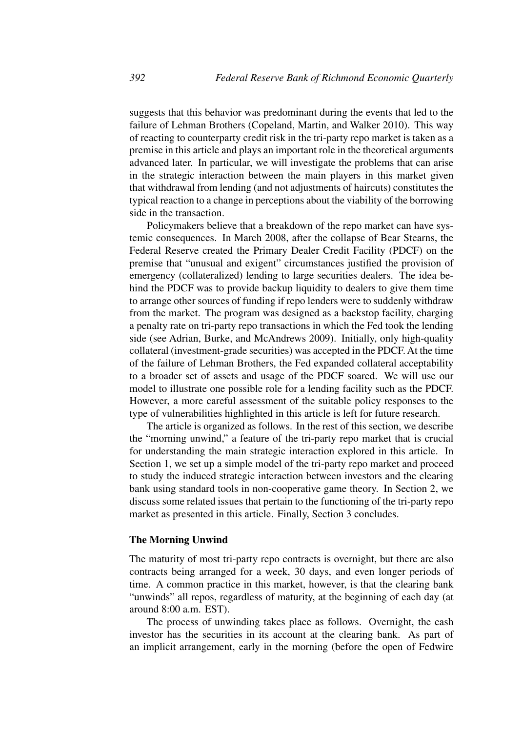suggests that this behavior was predominant during the events that led to the failure of Lehman Brothers (Copeland, Martin, and Walker 2010). This way of reacting to counterparty credit risk in the tri-party repo market is taken as a premise in this article and plays an important role in the theoretical arguments advanced later. In particular, we will investigate the problems that can arise in the strategic interaction between the main players in this market given that withdrawal from lending (and not adjustments of haircuts) constitutes the typical reaction to a change in perceptions about the viability of the borrowing side in the transaction.

Policymakers believe that a breakdown of the repo market can have systemic consequences. In March 2008, after the collapse of Bear Stearns, the Federal Reserve created the Primary Dealer Credit Facility (PDCF) on the premise that "unusual and exigent" circumstances justified the provision of emergency (collateralized) lending to large securities dealers. The idea behind the PDCF was to provide backup liquidity to dealers to give them time to arrange other sources of funding if repo lenders were to suddenly withdraw from the market. The program was designed as a backstop facility, charging a penalty rate on tri-party repo transactions in which the Fed took the lending side (see Adrian, Burke, and McAndrews 2009). Initially, only high-quality collateral (investment-grade securities) was accepted in the PDCF. At the time of the failure of Lehman Brothers, the Fed expanded collateral acceptability to a broader set of assets and usage of the PDCF soared. We will use our model to illustrate one possible role for a lending facility such as the PDCF. However, a more careful assessment of the suitable policy responses to the type of vulnerabilities highlighted in this article is left for future research.

The article is organized as follows. In the rest of this section, we describe the "morning unwind," a feature of the tri-party repo market that is crucial for understanding the main strategic interaction explored in this article. In Section 1, we set up a simple model of the tri-party repo market and proceed to study the induced strategic interaction between investors and the clearing bank using standard tools in non-cooperative game theory. In Section 2, we discuss some related issues that pertain to the functioning of the tri-party repo market as presented in this article. Finally, Section 3 concludes.

### The Morning Unwind

The maturity of most tri-party repo contracts is overnight, but there are also contracts being arranged for a week, 30 days, and even longer periods of time. A common practice in this market, however, is that the clearing bank "unwinds" all repos, regardless of maturity, at the beginning of each day (at around 8:00 a.m. EST).

The process of unwinding takes place as follows. Overnight, the cash investor has the securities in its account at the clearing bank. As part of an implicit arrangement, early in the morning (before the open of Fedwire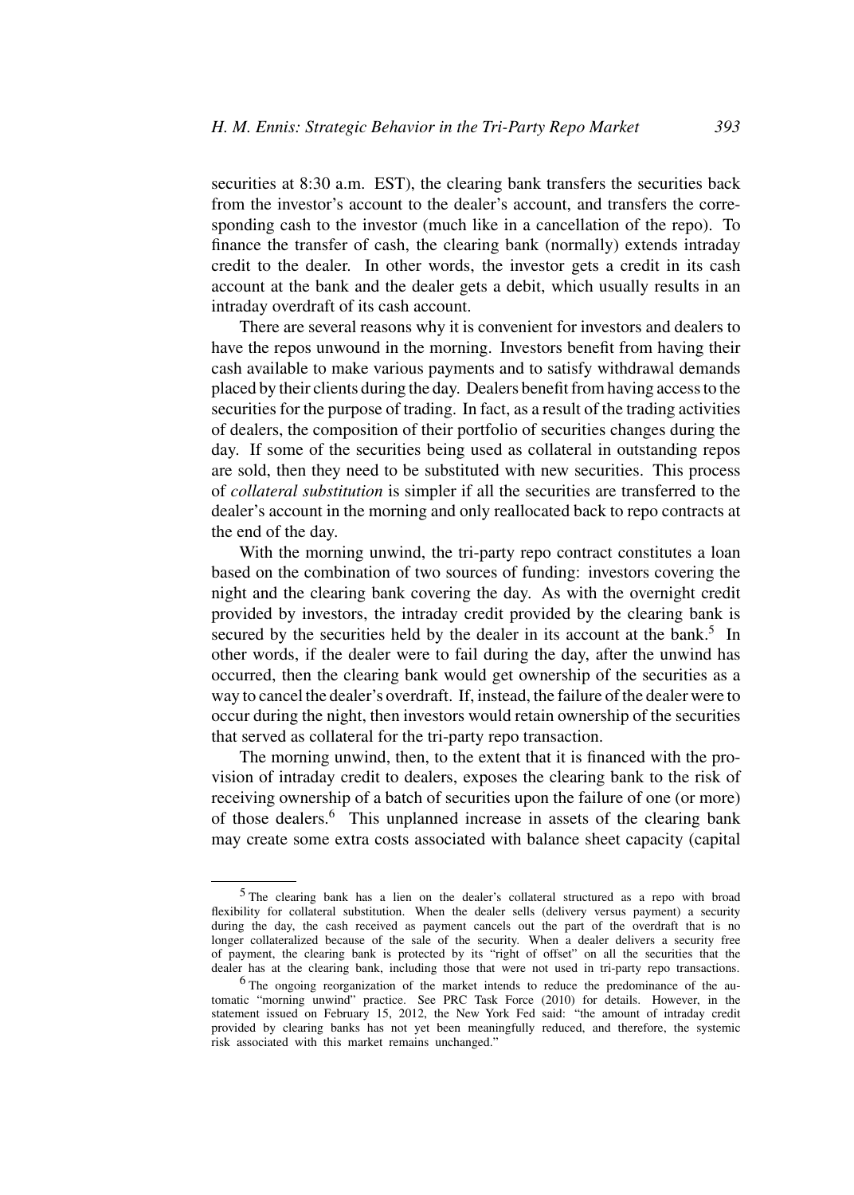securities at 8:30 a.m. EST), the clearing bank transfers the securities back from the investor's account to the dealer's account, and transfers the corresponding cash to the investor (much like in a cancellation of the repo). To finance the transfer of cash, the clearing bank (normally) extends intraday credit to the dealer. In other words, the investor gets a credit in its cash account at the bank and the dealer gets a debit, which usually results in an intraday overdraft of its cash account.

There are several reasons why it is convenient for investors and dealers to have the repos unwound in the morning. Investors benefit from having their cash available to make various payments and to satisfy withdrawal demands placed by their clients during the day. Dealers benefit from having access to the securities for the purpose of trading. In fact, as a result of the trading activities of dealers, the composition of their portfolio of securities changes during the day. If some of the securities being used as collateral in outstanding repos are sold, then they need to be substituted with new securities. This process of *collateral substitution* is simpler if all the securities are transferred to the dealer's account in the morning and only reallocated back to repo contracts at the end of the day.

With the morning unwind, the tri-party repo contract constitutes a loan based on the combination of two sources of funding: investors covering the night and the clearing bank covering the day. As with the overnight credit provided by investors, the intraday credit provided by the clearing bank is secured by the securities held by the dealer in its account at the bank.[5] In other words, if the dealer were to fail during the day, after the unwind has occurred, then the clearing bank would get ownership of the securities as a way to cancel the dealer's overdraft. If, instead, the failure of the dealer were to occur during the night, then investors would retain ownership of the securities that served as collateral for the tri-party repo transaction.

The morning unwind, then, to the extent that it is financed with the provision of intraday credit to dealers, exposes the clearing bank to the risk of receiving ownership of a batch of securities upon the failure of one (or more) of those dealers.[6] This unplanned increase in assets of the clearing bank may create some extra costs associated with balance sheet capacity (capital

---

[5] The clearing bank has a lien on the dealer's collateral structured as a repo with broad flexibility for collateral substitution. When the dealer sells (delivery versus payment) a security during the day, the cash received as payment cancels out the part of the overdraft that is no longer collateralized because of the sale of the security. When a dealer delivers a security free of payment, the clearing bank is protected by its "right of offset" on all the securities that the dealer has at the clearing bank, including those that were not used in tri-party repo transactions.

[6] The ongoing reorganization of the market intends to reduce the predominance of the automatic "morning unwind" practice. See PRC Task Force (2010) for details. However, in the statement issued on February 15, 2012, the New York Fed said: "the amount of intraday credit provided by clearing banks has not yet been meaningfully reduced, and therefore, the systemic risk associated with this market remains unchanged."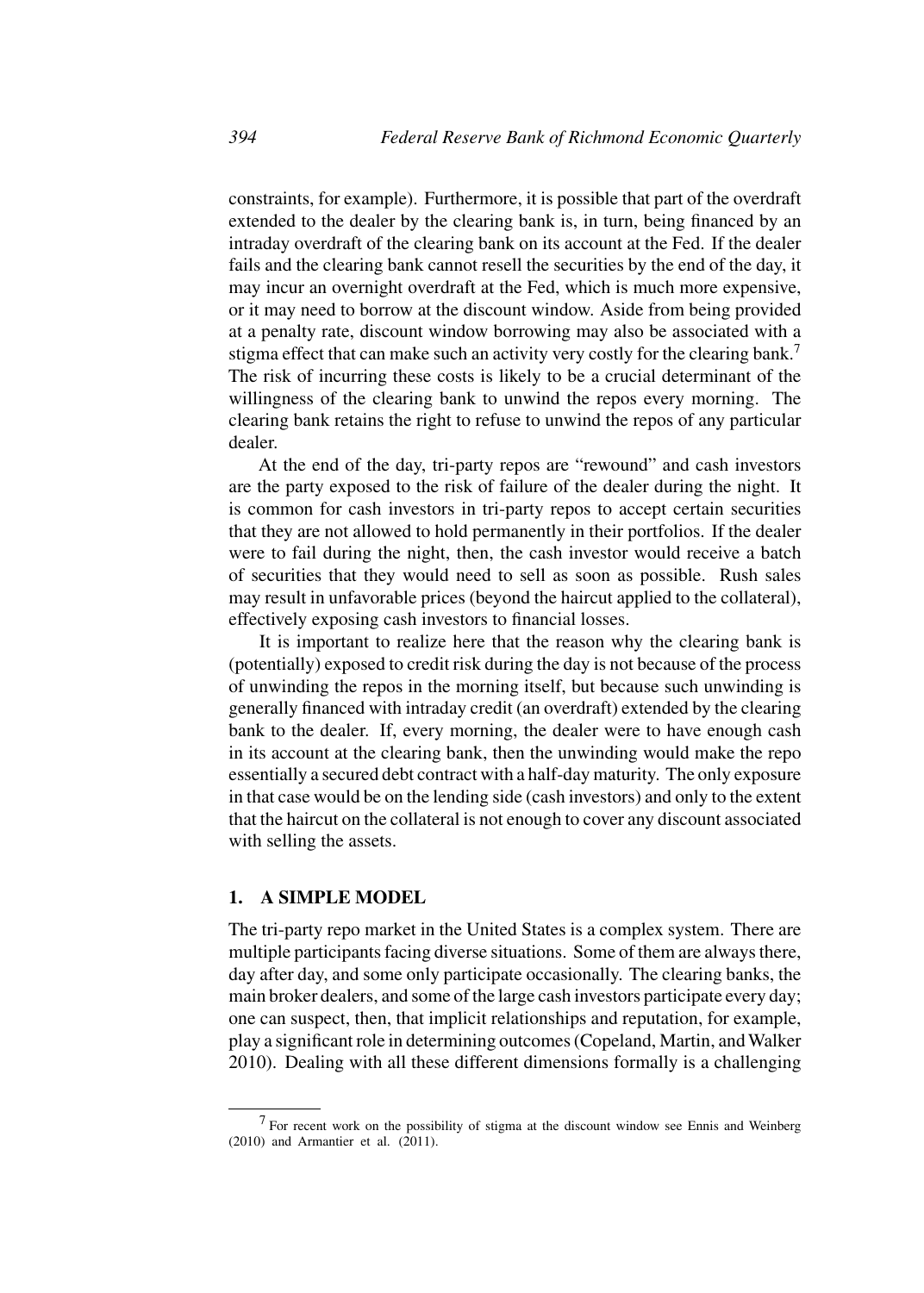constraints, for example). Furthermore, it is possible that part of the overdraft extended to the dealer by the clearing bank is, in turn, being financed by an intraday overdraft of the clearing bank on its account at the Fed. If the dealer fails and the clearing bank cannot resell the securities by the end of the day, it may incur an overnight overdraft at the Fed, which is much more expensive, or it may need to borrow at the discount window. Aside from being provided at a penalty rate, discount window borrowing may also be associated with a stigma effect that can make such an activity very costly for the clearing bank.[7] The risk of incurring these costs is likely to be a crucial determinant of the willingness of the clearing bank to unwind the repos every morning. The clearing bank retains the right to refuse to unwind the repos of any particular dealer.

At the end of the day, tri-party repos are "rewound" and cash investors are the party exposed to the risk of failure of the dealer during the night. It is common for cash investors in tri-party repos to accept certain securities that they are not allowed to hold permanently in their portfolios. If the dealer were to fail during the night, then, the cash investor would receive a batch of securities that they would need to sell as soon as possible. Rush sales may result in unfavorable prices (beyond the haircut applied to the collateral), effectively exposing cash investors to financial losses.

It is important to realize here that the reason why the clearing bank is (potentially) exposed to credit risk during the day is not because of the process of unwinding the repos in the morning itself, but because such unwinding is generally financed with intraday credit (an overdraft) extended by the clearing bank to the dealer. If, every morning, the dealer were to have enough cash in its account at the clearing bank, then the unwinding would make the repo essentially a secured debt contract with a half-day maturity. The only exposure in that case would be on the lending side (cash investors) and only to the extent that the haircut on the collateral is not enough to cover any discount associated with selling the assets.

## 1. A SIMPLE MODEL

The tri-party repo market in the United States is a complex system. There are multiple participants facing diverse situations. Some of them are always there, day after day, and some only participate occasionally. The clearing banks, the main broker dealers, and some of the large cash investors participate every day; one can suspect, then, that implicit relationships and reputation, for example, play a significant role in determining outcomes (Copeland, Martin, and Walker 2010). Dealing with all these different dimensions formally is a challenging

---

[7] For recent work on the possibility of stigma at the discount window see Ennis and Weinberg (2010) and Armantier et al. (2011).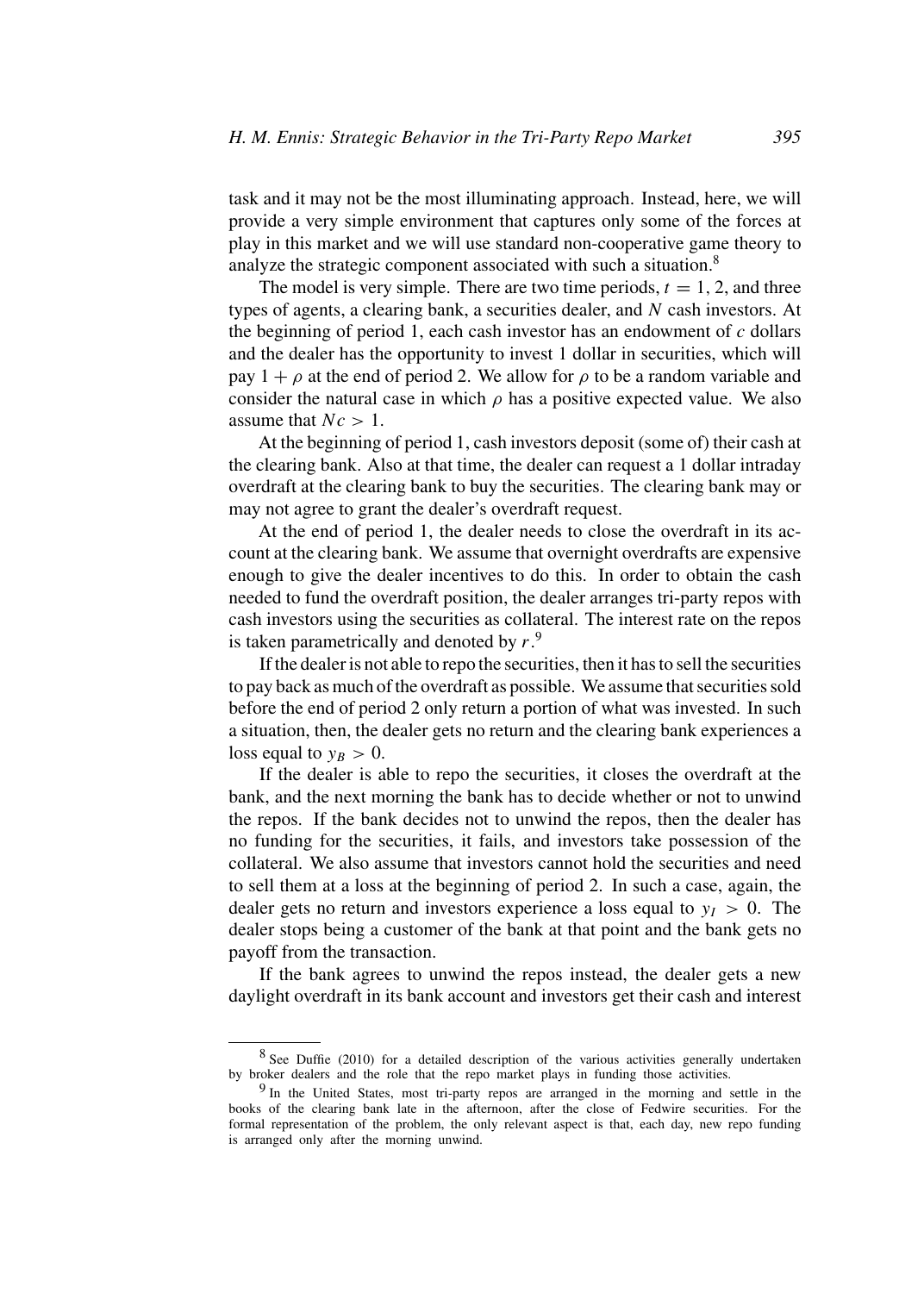task and it may not be the most illuminating approach. Instead, here, we will provide a very simple environment that captures only some of the forces at play in this market and we will use standard non-cooperative game theory to analyze the strategic component associated with such a situation.[8]

The model is very simple. There are two time periods, $t = 1, 2$, and three types of agents, a clearing bank, a securities dealer, and $N$ cash investors. At the beginning of period 1, each cash investor has an endowment of $c$ dollars and the dealer has the opportunity to invest 1 dollar in securities, which will pay $1 + \rho$ at the end of period 2. We allow for $\rho$ to be a random variable and consider the natural case in which $\rho$ has a positive expected value. We also assume that $Nc > 1$.

At the beginning of period 1, cash investors deposit (some of) their cash at the clearing bank. Also at that time, the dealer can request a 1 dollar intraday overdraft at the clearing bank to buy the securities. The clearing bank may or may not agree to grant the dealer's overdraft request.

At the end of period 1, the dealer needs to close the overdraft in its account at the clearing bank. We assume that overnight overdrafts are expensive enough to give the dealer incentives to do this. In order to obtain the cash needed to fund the overdraft position, the dealer arranges tri-party repos with cash investors using the securities as collateral. The interest rate on the repos is taken parametrically and denoted by $r$.[9]

If the dealer is not able to repo the securities, then it has to sell the securities to pay back as much of the overdraft as possible. We assume that securities sold before the end of period 2 only return a portion of what was invested. In such a situation, then, the dealer gets no return and the clearing bank experiences a loss equal to $y_B > 0$.

If the dealer is able to repo the securities, it closes the overdraft at the bank, and the next morning the bank has to decide whether or not to unwind the repos. If the bank decides not to unwind the repos, then the dealer has no funding for the securities, it fails, and investors take possession of the collateral. We also assume that investors cannot hold the securities and need to sell them at a loss at the beginning of period 2. In such a case, again, the dealer gets no return and investors experience a loss equal to $y_I > 0$. The dealer stops being a customer of the bank at that point and the bank gets no payoff from the transaction.

If the bank agrees to unwind the repos instead, the dealer gets a new daylight overdraft in its bank account and investors get their cash and interest

[8] See Duffie (2010) for a detailed description of the various activities generally undertaken by broker dealers and the role that the repo market plays in funding those activities.

[9] In the United States, most tri-party repos are arranged in the morning and settle in the books of the clearing bank late in the afternoon, after the close of Fedwire securities. For the formal representation of the problem, the only relevant aspect is that, each day, new repo funding is arranged only after the morning unwind.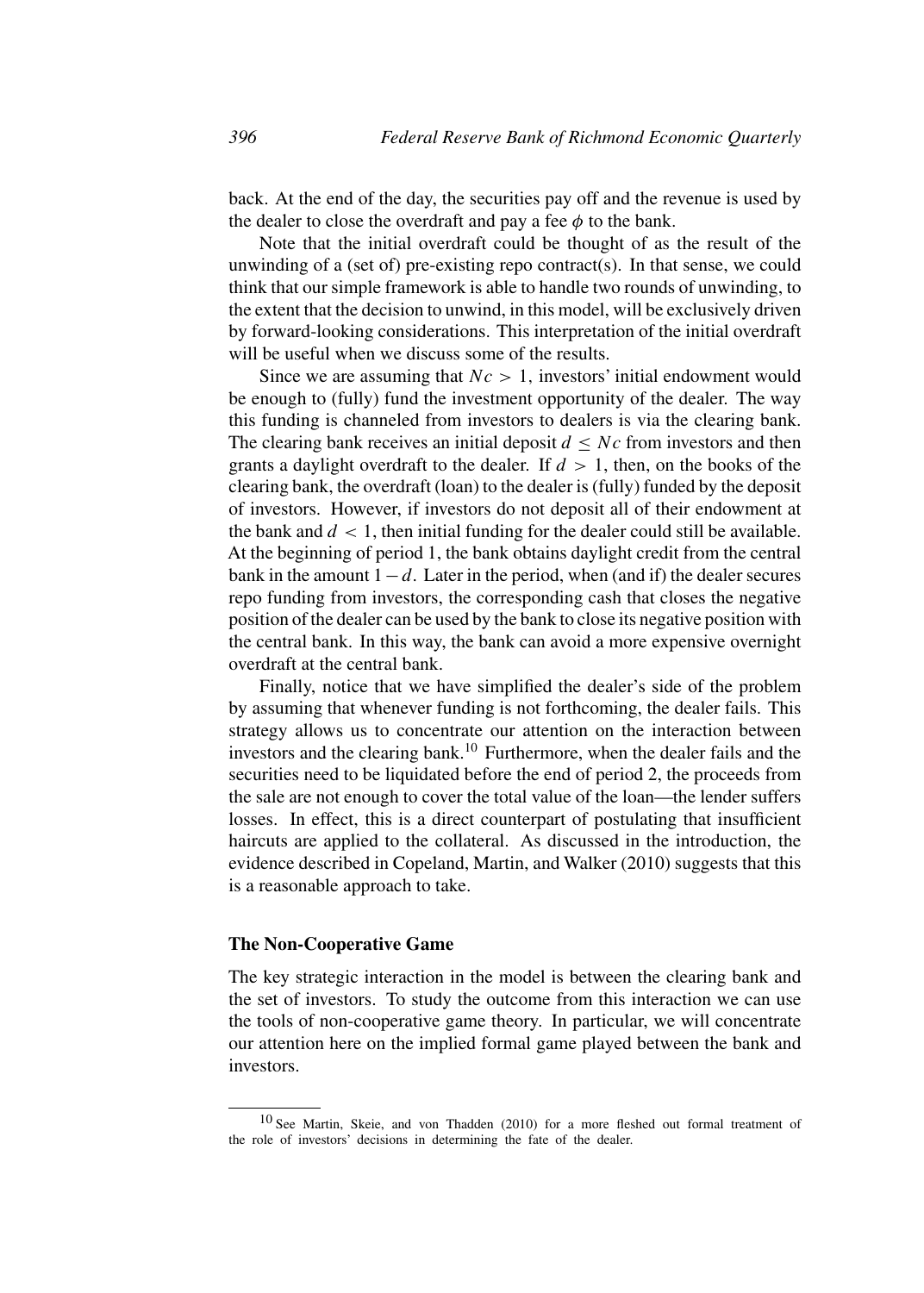back. At the end of the day, the securities pay off and the revenue is used by the dealer to close the overdraft and pay a fee $\phi$ to the bank.

Note that the initial overdraft could be thought of as the result of the unwinding of a (set of) pre-existing repo contract(s). In that sense, we could think that our simple framework is able to handle two rounds of unwinding, to the extent that the decision to unwind, in this model, will be exclusively driven by forward-looking considerations. This interpretation of the initial overdraft will be useful when we discuss some of the results.

Since we are assuming that $Nc > 1$, investors' initial endowment would be enough to (fully) fund the investment opportunity of the dealer. The way this funding is channeled from investors to dealers is via the clearing bank. The clearing bank receives an initial deposit $d \leq Nc$ from investors and then grants a daylight overdraft to the dealer. If $d > 1$, then, on the books of the clearing bank, the overdraft (loan) to the dealer is (fully) funded by the deposit of investors. However, if investors do not deposit all of their endowment at the bank and $d < 1$, then initial funding for the dealer could still be available. At the beginning of period 1, the bank obtains daylight credit from the central bank in the amount $1 - d$. Later in the period, when (and if) the dealer secures repo funding from investors, the corresponding cash that closes the negative position of the dealer can be used by the bank to close its negative position with the central bank. In this way, the bank can avoid a more expensive overnight overdraft at the central bank.

Finally, notice that we have simplified the dealer's side of the problem by assuming that whenever funding is not forthcoming, the dealer fails. This strategy allows us to concentrate our attention on the interaction between investors and the clearing bank.[10] Furthermore, when the dealer fails and the securities need to be liquidated before the end of period 2, the proceeds from the sale are not enough to cover the total value of the loan—the lender suffers losses. In effect, this is a direct counterpart of postulating that insufficient haircuts are applied to the collateral. As discussed in the introduction, the evidence described in Copeland, Martin, and Walker (2010) suggests that this is a reasonable approach to take.

### The Non-Cooperative Game

The key strategic interaction in the model is between the clearing bank and the set of investors. To study the outcome from this interaction we can use the tools of non-cooperative game theory. In particular, we will concentrate our attention here on the implied formal game played between the bank and investors.

[10] See Martin, Skeie, and von Thadden (2010) for a more fleshed out formal treatment of the role of investors' decisions in determining the fate of the dealer.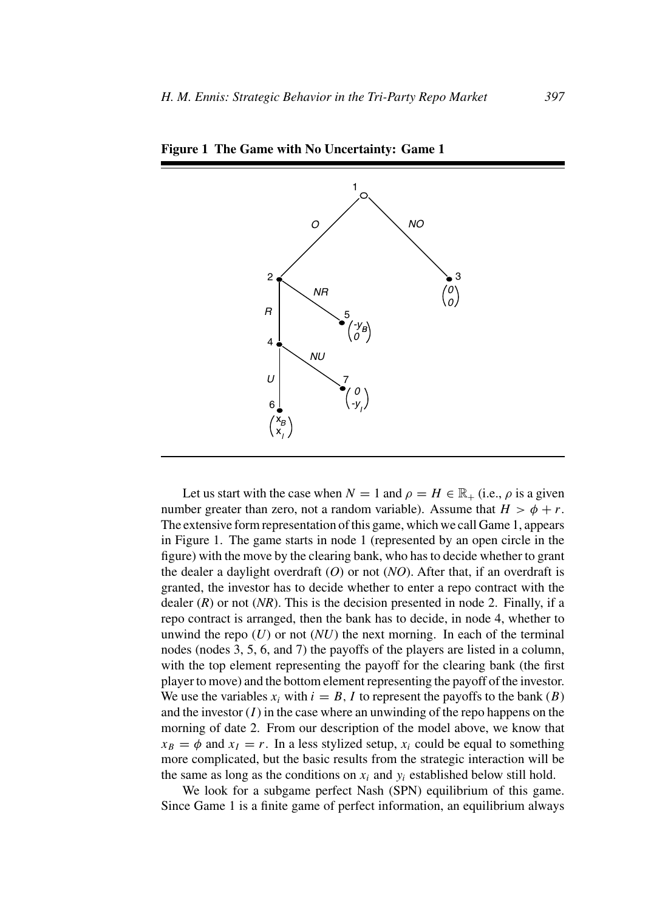**Figure 1 The Game with No Uncertainty: Game 1**

Let us start with the case when $N = 1$ and $\rho = H \in \mathbb{R}_+$ (i.e., $\rho$ is a given number greater than zero, not a random variable). Assume that $H > \phi + r$. The extensive form representation of this game, which we call Game 1, appears in Figure 1. The game starts in node 1 (represented by an open circle in the figure) with the move by the clearing bank, who has to decide whether to grant the dealer a daylight overdraft (*O*) or not (*NO*). After that, if an overdraft is granted, the investor has to decide whether to enter a repo contract with the dealer (*R*) or not (*NR*). This is the decision presented in node 2. Finally, if a repo contract is arranged, then the bank has to decide, in node 4, whether to unwind the repo (*U*) or not (*NU*) the next morning. In each of the terminal nodes (nodes 3, 5, 6, and 7) the payoffs of the players are listed in a column, with the top element representing the payoff for the clearing bank (the first player to move) and the bottom element representing the payoff of the investor. We use the variables $x_i$ with $i = B, I$ to represent the payoffs to the bank ($B$) and the investor ($I$) in the case where an unwinding of the repo happens on the morning of date 2. From our description of the model above, we know that $x_B = \phi$ and $x_I = r$. In a less stylized setup, $x_i$ could be equal to something more complicated, but the basic results from the strategic interaction will be the same as long as the conditions on $x_i$ and $y_i$ established below still hold.

We look for a subgame perfect Nash (SPN) equilibrium of this game. Since Game 1 is a finite game of perfect information, an equilibrium always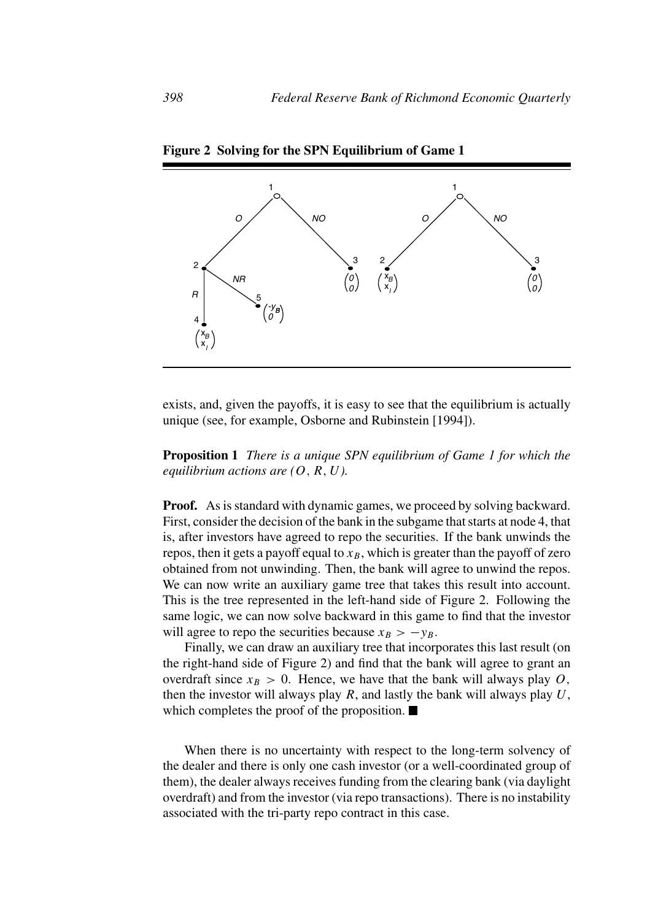**Figure 2 Solving for the SPN Equilibrium of Game 1**

exists, and, given the payoffs, it is easy to see that the equilibrium is actually unique (see, for example, Osborne and Rubinstein [1994]).

**Proposition 1** *There is a unique SPN equilibrium of Game 1 for which the equilibrium actions are* $(O, R, U)$.

**Proof.** As is standard with dynamic games, we proceed by solving backward. First, consider the decision of the bank in the subgame that starts at node 4, that is, after investors have agreed to repo the securities. If the bank unwinds the repos, then it gets a payoff equal to $x_B$, which is greater than the payoff of zero obtained from not unwinding. Then, the bank will agree to unwind the repos. We can now write an auxiliary game tree that takes this result into account. This is the tree represented in the left-hand side of Figure 2. Following the same logic, we can now solve backward in this game to find that the investor will agree to repo the securities because $x_B > -y_B$.

Finally, we can draw an auxiliary tree that incorporates this last result (on the right-hand side of Figure 2) and find that the bank will agree to grant an overdraft since $x_B > 0$. Hence, we have that the bank will always play $O$, then the investor will always play $R$, and lastly the bank will always play $U$, which completes the proof of the proposition. ■

When there is no uncertainty with respect to the long-term solvency of the dealer and there is only one cash investor (or a well-coordinated group of them), the dealer always receives funding from the clearing bank (via daylight overdraft) and from the investor (via repo transactions). There is no instability associated with the tri-party repo contract in this case.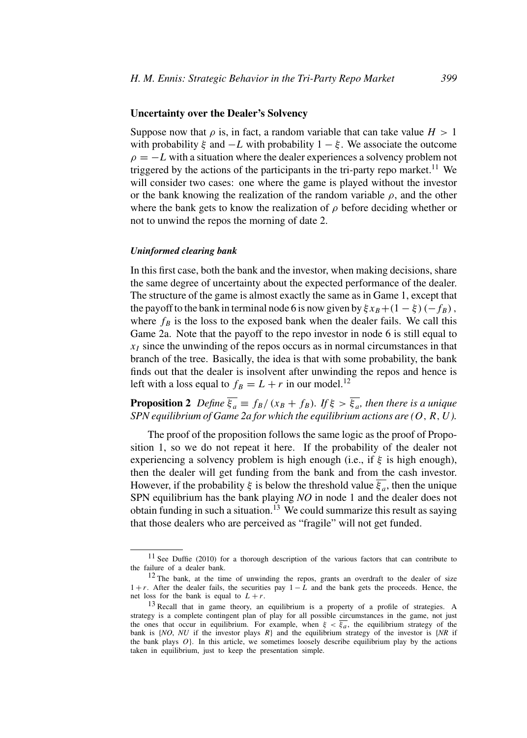### Uncertainty over the Dealer's Solvency

Suppose now that $\rho$ is, in fact, a random variable that can take value $H > 1$ with probability $\xi$ and $-L$ with probability $1 - \xi$. We associate the outcome $\rho = -L$ with a situation where the dealer experiences a solvency problem not triggered by the actions of the participants in the tri-party repo market.[11] We will consider two cases: one where the game is played without the investor or the bank knowing the realization of the random variable $\rho$, and the other where the bank gets to know the realization of $\rho$ before deciding whether or not to unwind the repos the morning of date 2.

#### *Uninformed clearing bank*

In this first case, both the bank and the investor, when making decisions, share the same degree of uncertainty about the expected performance of the dealer. The structure of the game is almost exactly the same as in Game 1, except that the payoff to the bank in terminal node 6 is now given by $\xi x_B + (1 - \xi)(-f_B)$, where $f_B$ is the loss to the exposed bank when the dealer fails. We call this Game 2a. Note that the payoff to the repo investor in node 6 is still equal to $x_I$ since the unwinding of the repos occurs as in normal circumstances in that branch of the tree. Basically, the idea is that with some probability, the bank finds out that the dealer is insolvent after unwinding the repos and hence is left with a loss equal to $f_B = L + r$ in our model.[12]

**Proposition 2** *Define $\overline{\xi_a} \equiv f_B/(x_B + f_B)$. If $\xi > \overline{\xi_a}$, then there is a unique SPN equilibrium of Game 2a for which the equilibrium actions are $(O, R, U)$.*

The proof of the proposition follows the same logic as the proof of Proposition 1, so we do not repeat it here. If the probability of the dealer not experiencing a solvency problem is high enough (i.e., if $\xi$ is high enough), then the dealer will get funding from the bank and from the cash investor. However, if the probability $\xi$ is below the threshold value $\overline{\xi_a}$, then the unique SPN equilibrium has the bank playing *NO* in node 1 and the dealer does not obtain funding in such a situation.[13] We could summarize this result as saying that those dealers who are perceived as "fragile" will not get funded.

---

[11] See Duffie (2010) for a thorough description of the various factors that can contribute to the failure of a dealer bank.

[12] The bank, at the time of unwinding the repos, grants an overdraft to the dealer of size $1 + r$. After the dealer fails, the securities pay $1 - L$ and the bank gets the proceeds. Hence, the net loss for the bank is equal to $L + r$.

[13] Recall that in game theory, an equilibrium is a property of a profile of strategies. A strategy is a complete contingent plan of play for all possible circumstances in the game, not just the ones that occur in equilibrium. For example, when $\xi < \overline{\xi_a}$, the equilibrium strategy of the bank is {*NO*, *NU* if the investor plays *R*} and the equilibrium strategy of the investor is {*NR* if the bank plays *O*}. In this article, we sometimes loosely describe equilibrium play by the actions taken in equilibrium, just to keep the presentation simple.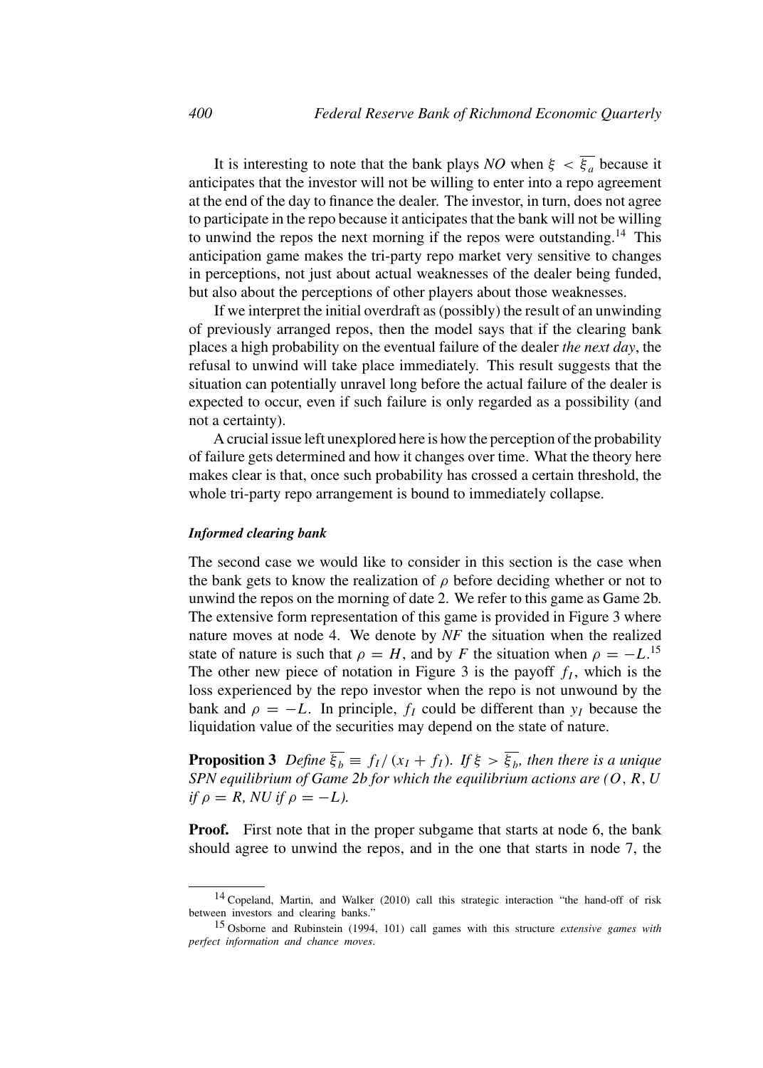It is interesting to note that the bank plays *NO* when $\xi < \overline{\xi_a}$ because it anticipates that the investor will not be willing to enter into a repo agreement at the end of the day to finance the dealer. The investor, in turn, does not agree to participate in the repo because it anticipates that the bank will not be willing to unwind the repos the next morning if the repos were outstanding.[14] This anticipation game makes the tri-party repo market very sensitive to changes in perceptions, not just about actual weaknesses of the dealer being funded, but also about the perceptions of other players about those weaknesses.

If we interpret the initial overdraft as (possibly) the result of an unwinding of previously arranged repos, then the model says that if the clearing bank places a high probability on the eventual failure of the dealer *the next day*, the refusal to unwind will take place immediately. This result suggests that the situation can potentially unravel long before the actual failure of the dealer is expected to occur, even if such failure is only regarded as a possibility (and not a certainty).

A crucial issue left unexplored here is how the perception of the probability of failure gets determined and how it changes over time. What the theory here makes clear is that, once such probability has crossed a certain threshold, the whole tri-party repo arrangement is bound to immediately collapse.

#### *Informed clearing bank*

The second case we would like to consider in this section is the case when the bank gets to know the realization of $\rho$ before deciding whether or not to unwind the repos on the morning of date 2. We refer to this game as Game 2b. The extensive form representation of this game is provided in Figure 3 where nature moves at node 4. We denote by *NF* the situation when the realized state of nature is such that $\rho = H$, and by *F* the situation when $\rho = -L$.[15] The other new piece of notation in Figure 3 is the payoff $f_I$, which is the loss experienced by the repo investor when the repo is not unwound by the bank and $\rho = -L$. In principle, $f_I$ could be different than $y_I$ because the liquidation value of the securities may depend on the state of nature.

**Proposition 3** *Define* $\overline{\xi_b} \equiv f_I/(x_I + f_I)$*. If* $\xi > \overline{\xi_b}$*, then there is a unique SPN equilibrium of Game 2b for which the equilibrium actions are (*$O$*,* $R$*,* $U$ *if* $\rho = R$*,* $NU$ *if* $\rho = -L$*).*

**Proof.** First note that in the proper subgame that starts at node 6, the bank should agree to unwind the repos, and in the one that starts in node 7, the

[14] Copeland, Martin, and Walker (2010) call this strategic interaction "the hand-off of risk between investors and clearing banks."

[15] Osborne and Rubinstein (1994, 101) call games with this structure *extensive games with perfect information and chance moves*.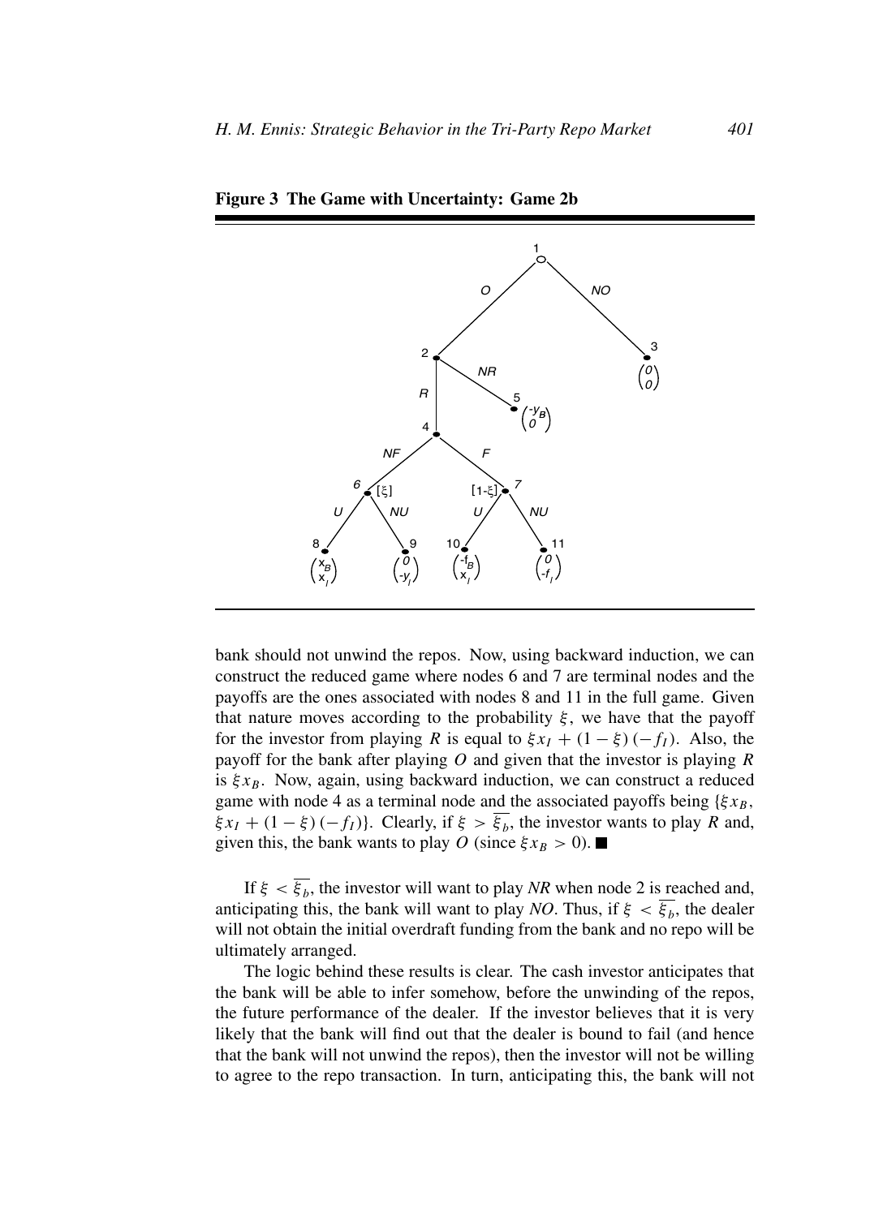**Figure 3 The Game with Uncertainty: Game 2b**

bank should not unwind the repos. Now, using backward induction, we can construct the reduced game where nodes 6 and 7 are terminal nodes and the payoffs are the ones associated with nodes 8 and 11 in the full game. Given that nature moves according to the probability $\xi$, we have that the payoff for the investor from playing $R$ is equal to $\xi x_I + (1 - \xi)(-f_I)$. Also, the payoff for the bank after playing $O$ and given that the investor is playing $R$ is $\xi x_B$. Now, again, using backward induction, we can construct a reduced game with node 4 as a terminal node and the associated payoffs being $\{\xi x_B, \xi x_I + (1 - \xi)(-f_I)\}$. Clearly, if $\xi > \overline{\xi_b}$, the investor wants to play $R$ and, given this, the bank wants to play $O$ (since $\xi x_B > 0$). ■

If $\xi < \overline{\xi_b}$, the investor will want to play *NR* when node 2 is reached and, anticipating this, the bank will want to play *NO*. Thus, if $\xi < \overline{\xi_b}$, the dealer will not obtain the initial overdraft funding from the bank and no repo will be ultimately arranged.

The logic behind these results is clear. The cash investor anticipates that the bank will be able to infer somehow, before the unwinding of the repos, the future performance of the dealer. If the investor believes that it is very likely that the bank will find out that the dealer is bound to fail (and hence that the bank will not unwind the repos), then the investor will not be willing to agree to the repo transaction. In turn, anticipating this, the bank will not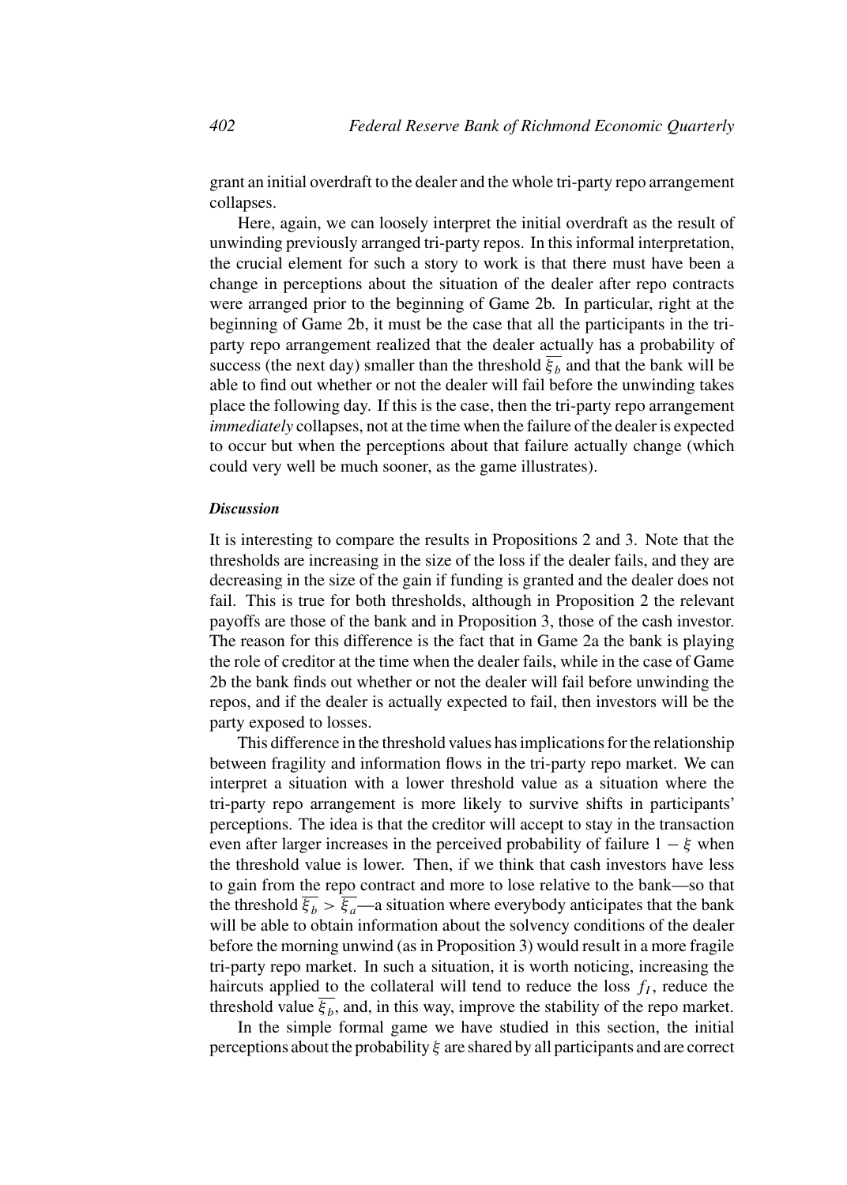grant an initial overdraft to the dealer and the whole tri-party repo arrangement collapses.

Here, again, we can loosely interpret the initial overdraft as the result of unwinding previously arranged tri-party repos. In this informal interpretation, the crucial element for such a story to work is that there must have been a change in perceptions about the situation of the dealer after repo contracts were arranged prior to the beginning of Game 2b. In particular, right at the beginning of Game 2b, it must be the case that all the participants in the tri-party repo arrangement realized that the dealer actually has a probability of success (the next day) smaller than the threshold $\overline{\xi_b}$ and that the bank will be able to find out whether or not the dealer will fail before the unwinding takes place the following day. If this is the case, then the tri-party repo arrangement *immediately* collapses, not at the time when the failure of the dealer is expected to occur but when the perceptions about that failure actually change (which could very well be much sooner, as the game illustrates).

#### *Discussion*

It is interesting to compare the results in Propositions 2 and 3. Note that the thresholds are increasing in the size of the loss if the dealer fails, and they are decreasing in the size of the gain if funding is granted and the dealer does not fail. This is true for both thresholds, although in Proposition 2 the relevant payoffs are those of the bank and in Proposition 3, those of the cash investor. The reason for this difference is the fact that in Game 2a the bank is playing the role of creditor at the time when the dealer fails, while in the case of Game 2b the bank finds out whether or not the dealer will fail before unwinding the repos, and if the dealer is actually expected to fail, then investors will be the party exposed to losses.

This difference in the threshold values has implications for the relationship between fragility and information flows in the tri-party repo market. We can interpret a situation with a lower threshold value as a situation where the tri-party repo arrangement is more likely to survive shifts in participants' perceptions. The idea is that the creditor will accept to stay in the transaction even after larger increases in the perceived probability of failure $1 - \xi$ when the threshold value is lower. Then, if we think that cash investors have less to gain from the repo contract and more to lose relative to the bank—so that the threshold $\overline{\xi_b} > \overline{\xi_a}$—a situation where everybody anticipates that the bank will be able to obtain information about the solvency conditions of the dealer before the morning unwind (as in Proposition 3) would result in a more fragile tri-party repo market. In such a situation, it is worth noticing, increasing the haircuts applied to the collateral will tend to reduce the loss $f_I$, reduce the threshold value $\overline{\xi_b}$, and, in this way, improve the stability of the repo market.

In the simple formal game we have studied in this section, the initial perceptions about the probability $\xi$ are shared by all participants and are correct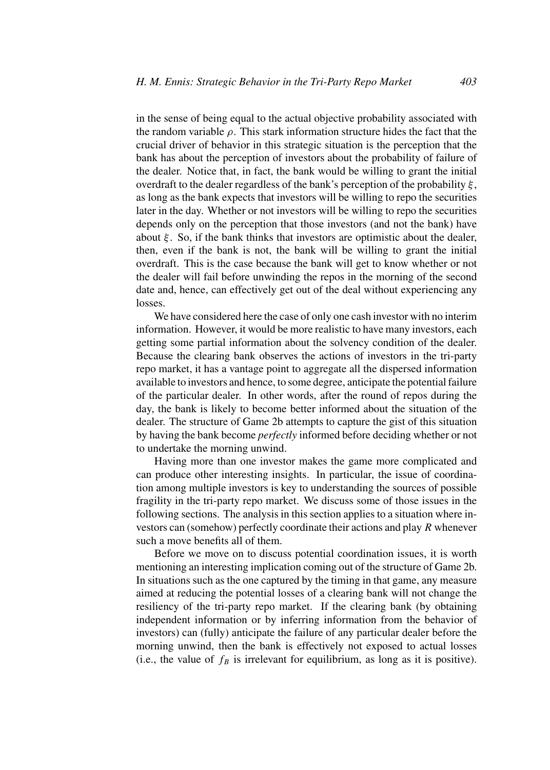in the sense of being equal to the actual objective probability associated with the random variable $\rho$. This stark information structure hides the fact that the crucial driver of behavior in this strategic situation is the perception that the bank has about the perception of investors about the probability of failure of the dealer. Notice that, in fact, the bank would be willing to grant the initial overdraft to the dealer regardless of the bank's perception of the probability $\xi$, as long as the bank expects that investors will be willing to repo the securities later in the day. Whether or not investors will be willing to repo the securities depends only on the perception that those investors (and not the bank) have about $\xi$. So, if the bank thinks that investors are optimistic about the dealer, then, even if the bank is not, the bank will be willing to grant the initial overdraft. This is the case because the bank will get to know whether or not the dealer will fail before unwinding the repos in the morning of the second date and, hence, can effectively get out of the deal without experiencing any losses.

We have considered here the case of only one cash investor with no interim information. However, it would be more realistic to have many investors, each getting some partial information about the solvency condition of the dealer. Because the clearing bank observes the actions of investors in the tri-party repo market, it has a vantage point to aggregate all the dispersed information available to investors and hence, to some degree, anticipate the potential failure of the particular dealer. In other words, after the round of repos during the day, the bank is likely to become better informed about the situation of the dealer. The structure of Game 2b attempts to capture the gist of this situation by having the bank become *perfectly* informed before deciding whether or not to undertake the morning unwind.

Having more than one investor makes the game more complicated and can produce other interesting insights. In particular, the issue of coordination among multiple investors is key to understanding the sources of possible fragility in the tri-party repo market. We discuss some of those issues in the following sections. The analysis in this section applies to a situation where investors can (somehow) perfectly coordinate their actions and play *R* whenever such a move benefits all of them.

Before we move on to discuss potential coordination issues, it is worth mentioning an interesting implication coming out of the structure of Game 2b. In situations such as the one captured by the timing in that game, any measure aimed at reducing the potential losses of a clearing bank will not change the resiliency of the tri-party repo market. If the clearing bank (by obtaining independent information or by inferring information from the behavior of investors) can (fully) anticipate the failure of any particular dealer before the morning unwind, then the bank is effectively not exposed to actual losses (i.e., the value of $f_B$ is irrelevant for equilibrium, as long as it is positive).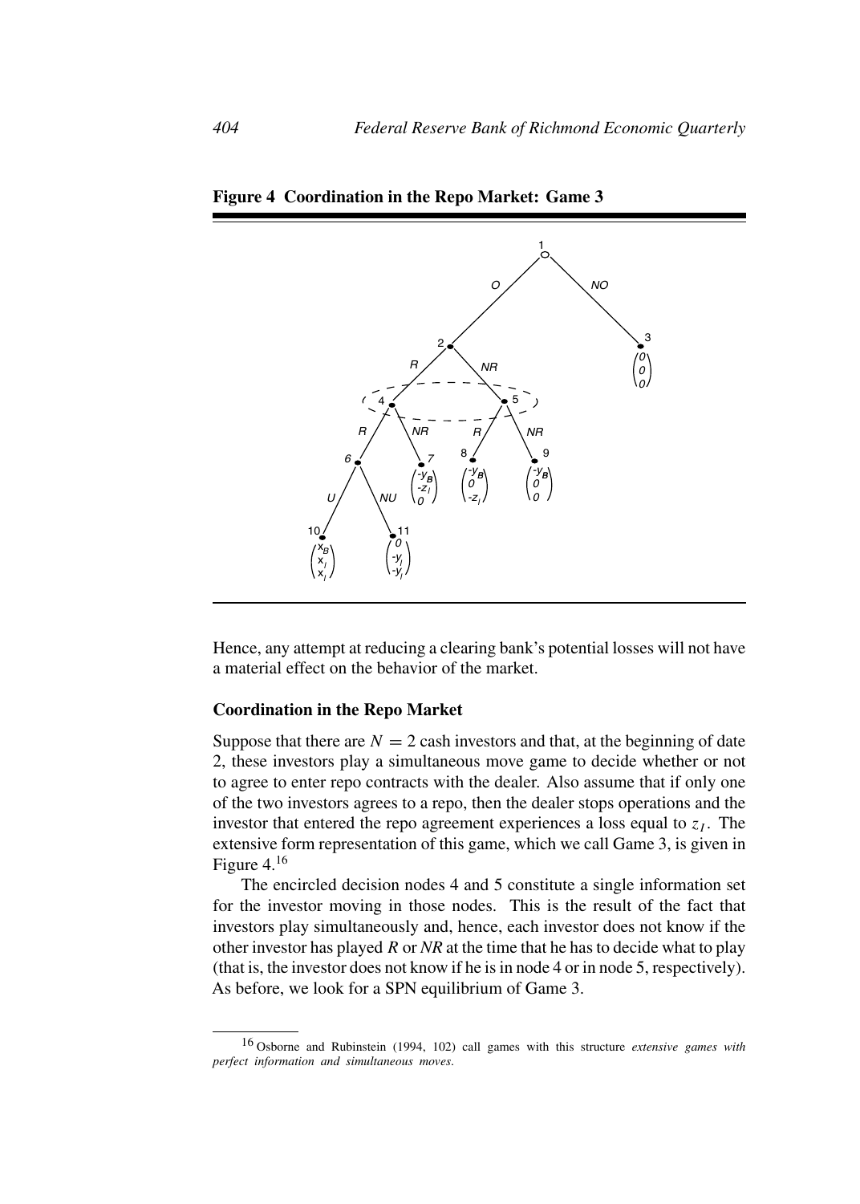**Figure 4 Coordination in the Repo Market: Game 3**

Hence, any attempt at reducing a clearing bank's potential losses will not have a material effect on the behavior of the market.

### Coordination in the Repo Market

Suppose that there are $N = 2$ cash investors and that, at the beginning of date 2, these investors play a simultaneous move game to decide whether or not to agree to enter repo contracts with the dealer. Also assume that if only one of the two investors agrees to a repo, then the dealer stops operations and the investor that entered the repo agreement experiences a loss equal to $z_I$. The extensive form representation of this game, which we call Game 3, is given in Figure 4.[16]

The encircled decision nodes 4 and 5 constitute a single information set for the investor moving in those nodes. This is the result of the fact that investors play simultaneously and, hence, each investor does not know if the other investor has played *R* or *NR* at the time that he has to decide what to play (that is, the investor does not know if he is in node 4 or in node 5, respectively). As before, we look for a SPN equilibrium of Game 3.

---

[16] Osborne and Rubinstein (1994, 102) call games with this structure *extensive games with perfect information and simultaneous moves*.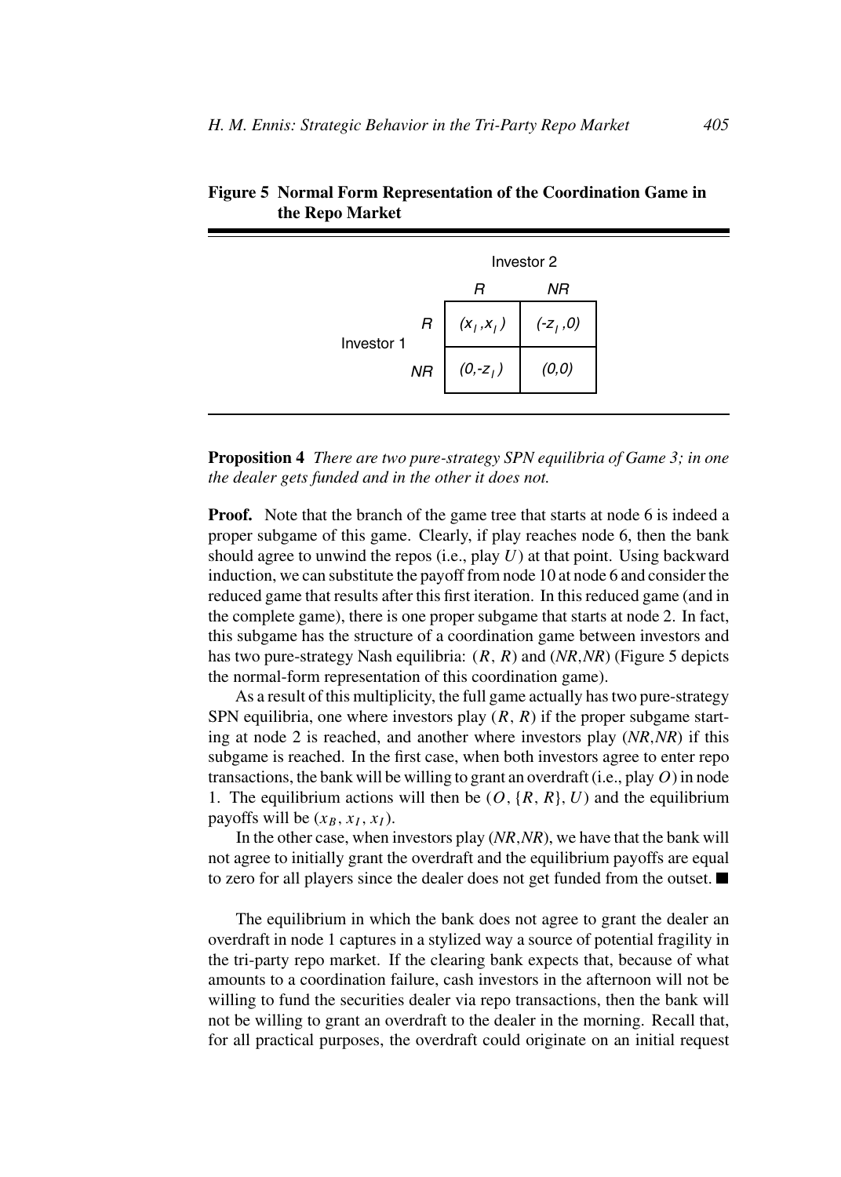**Figure 5 Normal Form Representation of the Coordination Game in the Repo Market**

| | | Investor 2 | |
|---|---|---|---|
| | | $R$ | $NR$ |
| Investor 1 | $R$ | $(x_I, x_I)$ | $(-z_I, 0)$ |
| | $NR$ | $(0, -z_I)$ | $(0,0)$ |

**Proposition 4** *There are two pure-strategy SPN equilibria of Game 3; in one the dealer gets funded and in the other it does not.*

**Proof.** Note that the branch of the game tree that starts at node 6 is indeed a proper subgame of this game. Clearly, if play reaches node 6, then the bank should agree to unwind the repos (i.e., play $U$) at that point. Using backward induction, we can substitute the payoff from node 10 at node 6 and consider the reduced game that results after this first iteration. In this reduced game (and in the complete game), there is one proper subgame that starts at node 2. In fact, this subgame has the structure of a coordination game between investors and has two pure-strategy Nash equilibria: $(R, R)$ and $(NR, NR)$ (Figure 5 depicts the normal-form representation of this coordination game).

As a result of this multiplicity, the full game actually has two pure-strategy SPN equilibria, one where investors play $(R, R)$ if the proper subgame starting at node 2 is reached, and another where investors play $(NR, NR)$ if this subgame is reached. In the first case, when both investors agree to enter repo transactions, the bank will be willing to grant an overdraft (i.e., play $O$) in node 1. The equilibrium actions will then be $(O, \{R, R\}, U)$ and the equilibrium payoffs will be $(x_B, x_I, x_I)$.

In the other case, when investors play $(NR, NR)$, we have that the bank will not agree to initially grant the overdraft and the equilibrium payoffs are equal to zero for all players since the dealer does not get funded from the outset. ■

The equilibrium in which the bank does not agree to grant the dealer an overdraft in node 1 captures in a stylized way a source of potential fragility in the tri-party repo market. If the clearing bank expects that, because of what amounts to a coordination failure, cash investors in the afternoon will not be willing to fund the securities dealer via repo transactions, then the bank will not be willing to grant an overdraft to the dealer in the morning. Recall that, for all practical purposes, the overdraft could originate on an initial request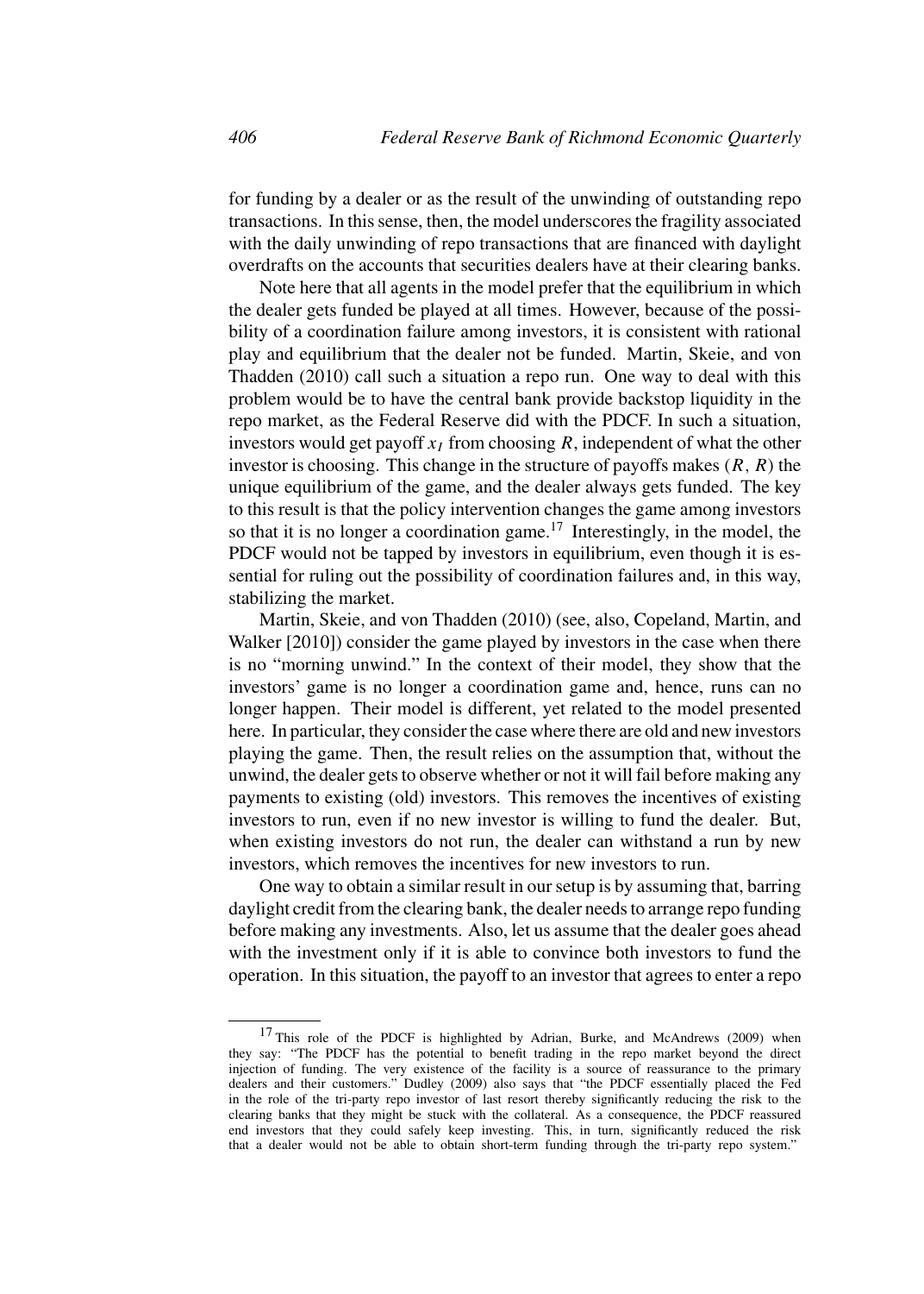for funding by a dealer or as the result of the unwinding of outstanding repo transactions. In this sense, then, the model underscores the fragility associated with the daily unwinding of repo transactions that are financed with daylight overdrafts on the accounts that securities dealers have at their clearing banks.

Note here that all agents in the model prefer that the equilibrium in which the dealer gets funded be played at all times. However, because of the possibility of a coordination failure among investors, it is consistent with rational play and equilibrium that the dealer not be funded. Martin, Skeie, and von Thadden (2010) call such a situation a repo run. One way to deal with this problem would be to have the central bank provide backstop liquidity in the repo market, as the Federal Reserve did with the PDCF. In such a situation, investors would get payoff $x_I$ from choosing $R$, independent of what the other investor is choosing. This change in the structure of payoffs makes $(R, R)$ the unique equilibrium of the game, and the dealer always gets funded. The key to this result is that the policy intervention changes the game among investors so that it is no longer a coordination game.[17] Interestingly, in the model, the PDCF would not be tapped by investors in equilibrium, even though it is essential for ruling out the possibility of coordination failures and, in this way, stabilizing the market.

Martin, Skeie, and von Thadden (2010) (see, also, Copeland, Martin, and Walker [2010]) consider the game played by investors in the case when there is no "morning unwind." In the context of their model, they show that the investors' game is no longer a coordination game and, hence, runs can no longer happen. Their model is different, yet related to the model presented here. In particular, they consider the case where there are old and new investors playing the game. Then, the result relies on the assumption that, without the unwind, the dealer gets to observe whether or not it will fail before making any payments to existing (old) investors. This removes the incentives of existing investors to run, even if no new investor is willing to fund the dealer. But, when existing investors do not run, the dealer can withstand a run by new investors, which removes the incentives for new investors to run.

One way to obtain a similar result in our setup is by assuming that, barring daylight credit from the clearing bank, the dealer needs to arrange repo funding before making any investments. Also, let us assume that the dealer goes ahead with the investment only if it is able to convince both investors to fund the operation. In this situation, the payoff to an investor that agrees to enter a repo

[17] This role of the PDCF is highlighted by Adrian, Burke, and McAndrews (2009) when they say: "The PDCF has the potential to benefit trading in the repo market beyond the direct injection of funding. The very existence of the facility is a source of reassurance to the primary dealers and their customers." Dudley (2009) also says that "the PDCF essentially placed the Fed in the role of the tri-party repo investor of last resort thereby significantly reducing the risk to the clearing banks that they might be stuck with the collateral. As a consequence, the PDCF reassured end investors that they could safely keep investing. This, in turn, significantly reduced the risk that a dealer would not be able to obtain short-term funding through the tri-party repo system."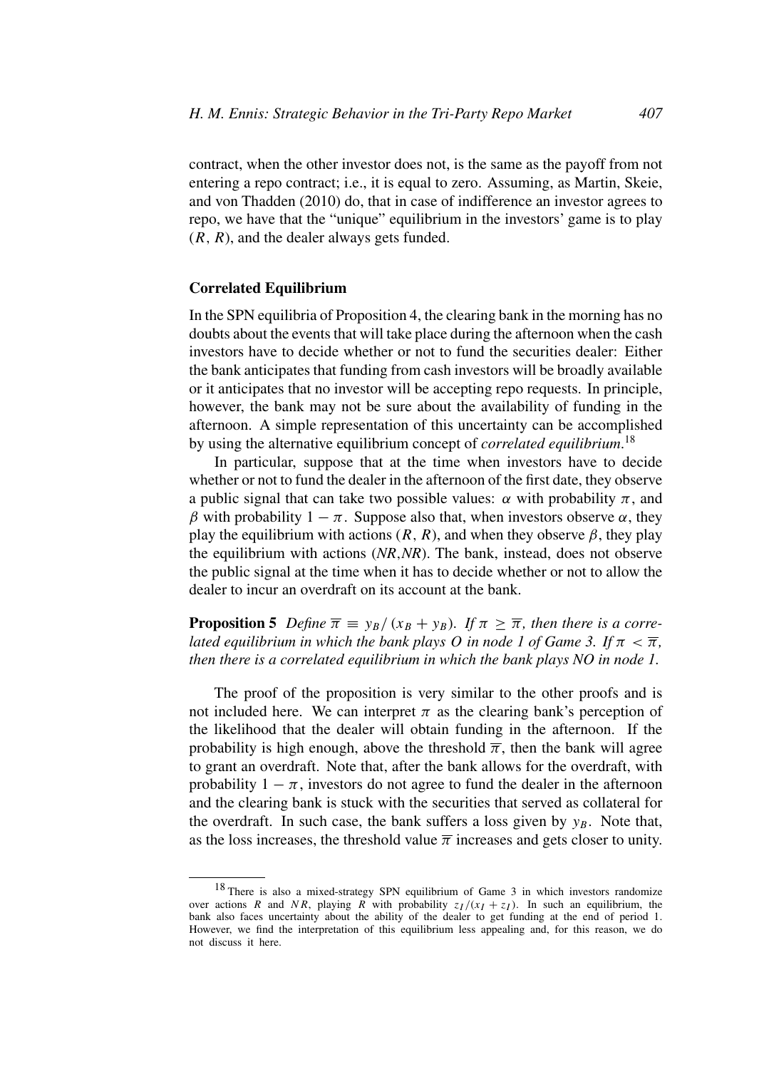contract, when the other investor does not, is the same as the payoff from not entering a repo contract; i.e., it is equal to zero. Assuming, as Martin, Skeie, and von Thadden (2010) do, that in case of indifference an investor agrees to repo, we have that the "unique" equilibrium in the investors' game is to play $(R, R)$, and the dealer always gets funded.

### Correlated Equilibrium

In the SPN equilibria of Proposition 4, the clearing bank in the morning has no doubts about the events that will take place during the afternoon when the cash investors have to decide whether or not to fund the securities dealer: Either the bank anticipates that funding from cash investors will be broadly available or it anticipates that no investor will be accepting repo requests. In principle, however, the bank may not be sure about the availability of funding in the afternoon. A simple representation of this uncertainty can be accomplished by using the alternative equilibrium concept of *correlated equilibrium*.[18]

In particular, suppose that at the time when investors have to decide whether or not to fund the dealer in the afternoon of the first date, they observe a public signal that can take two possible values: $\alpha$ with probability $\pi$, and $\beta$ with probability $1 - \pi$. Suppose also that, when investors observe $\alpha$, they play the equilibrium with actions $(R, R)$, and when they observe $\beta$, they play the equilibrium with actions $(NR, NR)$. The bank, instead, does not observe the public signal at the time when it has to decide whether or not to allow the dealer to incur an overdraft on its account at the bank.

**Proposition 5** *Define $\overline{\pi} \equiv y_B/(x_B + y_B)$. If $\pi \geq \overline{\pi}$, then there is a correlated equilibrium in which the bank plays O in node 1 of Game 3. If $\pi < \overline{\pi}$, then there is a correlated equilibrium in which the bank plays NO in node 1.*

The proof of the proposition is very similar to the other proofs and is not included here. We can interpret $\pi$ as the clearing bank's perception of the likelihood that the dealer will obtain funding in the afternoon. If the probability is high enough, above the threshold $\overline{\pi}$, then the bank will agree to grant an overdraft. Note that, after the bank allows for the overdraft, with probability $1 - \pi$, investors do not agree to fund the dealer in the afternoon and the clearing bank is stuck with the securities that served as collateral for the overdraft. In such case, the bank suffers a loss given by $y_B$. Note that, as the loss increases, the threshold value $\overline{\pi}$ increases and gets closer to unity.

---

[18] There is also a mixed-strategy SPN equilibrium of Game 3 in which investors randomize over actions $R$ and $NR$, playing $R$ with probability $z_I/(x_I + z_I)$. In such an equilibrium, the bank also faces uncertainty about the ability of the dealer to get funding at the end of period 1. However, we find the interpretation of this equilibrium less appealing and, for this reason, we do not discuss it here.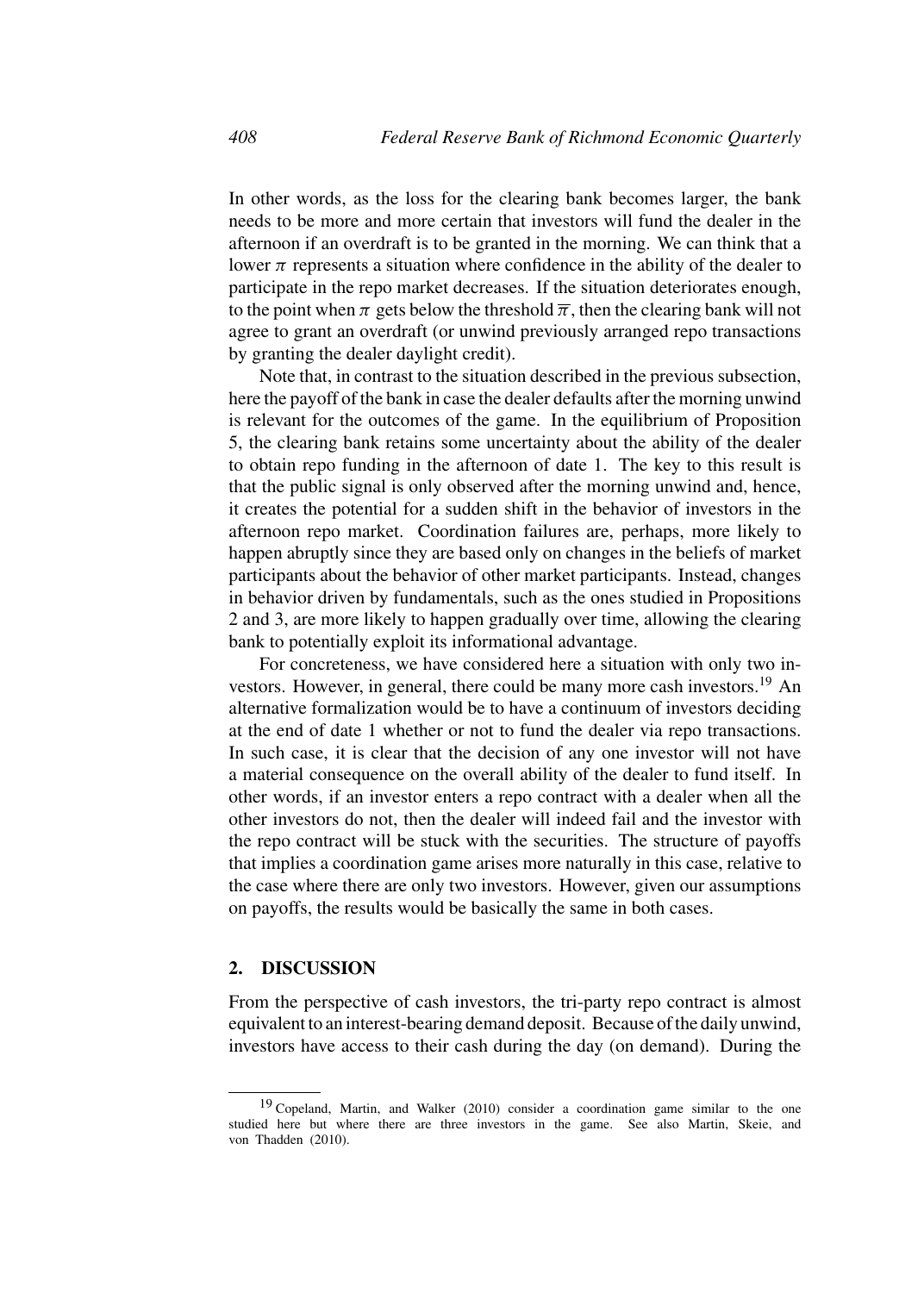In other words, as the loss for the clearing bank becomes larger, the bank needs to be more and more certain that investors will fund the dealer in the afternoon if an overdraft is to be granted in the morning. We can think that a lower $\pi$ represents a situation where confidence in the ability of the dealer to participate in the repo market decreases. If the situation deteriorates enough, to the point when $\pi$ gets below the threshold $\overline{\pi}$, then the clearing bank will not agree to grant an overdraft (or unwind previously arranged repo transactions by granting the dealer daylight credit).

Note that, in contrast to the situation described in the previous subsection, here the payoff of the bank in case the dealer defaults after the morning unwind is relevant for the outcomes of the game. In the equilibrium of Proposition 5, the clearing bank retains some uncertainty about the ability of the dealer to obtain repo funding in the afternoon of date 1. The key to this result is that the public signal is only observed after the morning unwind and, hence, it creates the potential for a sudden shift in the behavior of investors in the afternoon repo market. Coordination failures are, perhaps, more likely to happen abruptly since they are based only on changes in the beliefs of market participants about the behavior of other market participants. Instead, changes in behavior driven by fundamentals, such as the ones studied in Propositions 2 and 3, are more likely to happen gradually over time, allowing the clearing bank to potentially exploit its informational advantage.

For concreteness, we have considered here a situation with only two investors. However, in general, there could be many more cash investors.[19] An alternative formalization would be to have a continuum of investors deciding at the end of date 1 whether or not to fund the dealer via repo transactions. In such case, it is clear that the decision of any one investor will not have a material consequence on the overall ability of the dealer to fund itself. In other words, if an investor enters a repo contract with a dealer when all the other investors do not, then the dealer will indeed fail and the investor with the repo contract will be stuck with the securities. The structure of payoffs that implies a coordination game arises more naturally in this case, relative to the case where there are only two investors. However, given our assumptions on payoffs, the results would be basically the same in both cases.

## 2. DISCUSSION

From the perspective of cash investors, the tri-party repo contract is almost equivalent to an interest-bearing demand deposit. Because of the daily unwind, investors have access to their cash during the day (on demand). During the

[19] Copeland, Martin, and Walker (2010) consider a coordination game similar to the one studied here but where there are three investors in the game. See also Martin, Skeie, and von Thadden (2010).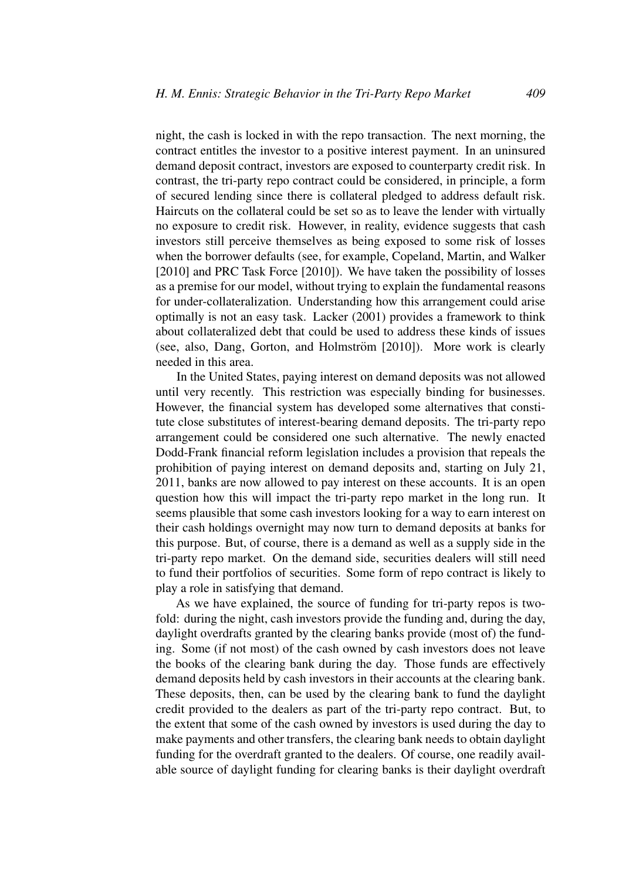night, the cash is locked in with the repo transaction. The next morning, the contract entitles the investor to a positive interest payment. In an uninsured demand deposit contract, investors are exposed to counterparty credit risk. In contrast, the tri-party repo contract could be considered, in principle, a form of secured lending since there is collateral pledged to address default risk. Haircuts on the collateral could be set so as to leave the lender with virtually no exposure to credit risk. However, in reality, evidence suggests that cash investors still perceive themselves as being exposed to some risk of losses when the borrower defaults (see, for example, Copeland, Martin, and Walker [2010] and PRC Task Force [2010]). We have taken the possibility of losses as a premise for our model, without trying to explain the fundamental reasons for under-collateralization. Understanding how this arrangement could arise optimally is not an easy task. Lacker (2001) provides a framework to think about collateralized debt that could be used to address these kinds of issues (see, also, Dang, Gorton, and Holmström [2010]). More work is clearly needed in this area.

In the United States, paying interest on demand deposits was not allowed until very recently. This restriction was especially binding for businesses. However, the financial system has developed some alternatives that constitute close substitutes of interest-bearing demand deposits. The tri-party repo arrangement could be considered one such alternative. The newly enacted Dodd-Frank financial reform legislation includes a provision that repeals the prohibition of paying interest on demand deposits and, starting on July 21, 2011, banks are now allowed to pay interest on these accounts. It is an open question how this will impact the tri-party repo market in the long run. It seems plausible that some cash investors looking for a way to earn interest on their cash holdings overnight may now turn to demand deposits at banks for this purpose. But, of course, there is a demand as well as a supply side in the tri-party repo market. On the demand side, securities dealers will still need to fund their portfolios of securities. Some form of repo contract is likely to play a role in satisfying that demand.

As we have explained, the source of funding for tri-party repos is twofold: during the night, cash investors provide the funding and, during the day, daylight overdrafts granted by the clearing banks provide (most of) the funding. Some (if not most) of the cash owned by cash investors does not leave the books of the clearing bank during the day. Those funds are effectively demand deposits held by cash investors in their accounts at the clearing bank. These deposits, then, can be used by the clearing bank to fund the daylight credit provided to the dealers as part of the tri-party repo contract. But, to the extent that some of the cash owned by investors is used during the day to make payments and other transfers, the clearing bank needs to obtain daylight funding for the overdraft granted to the dealers. Of course, one readily available source of daylight funding for clearing banks is their daylight overdraft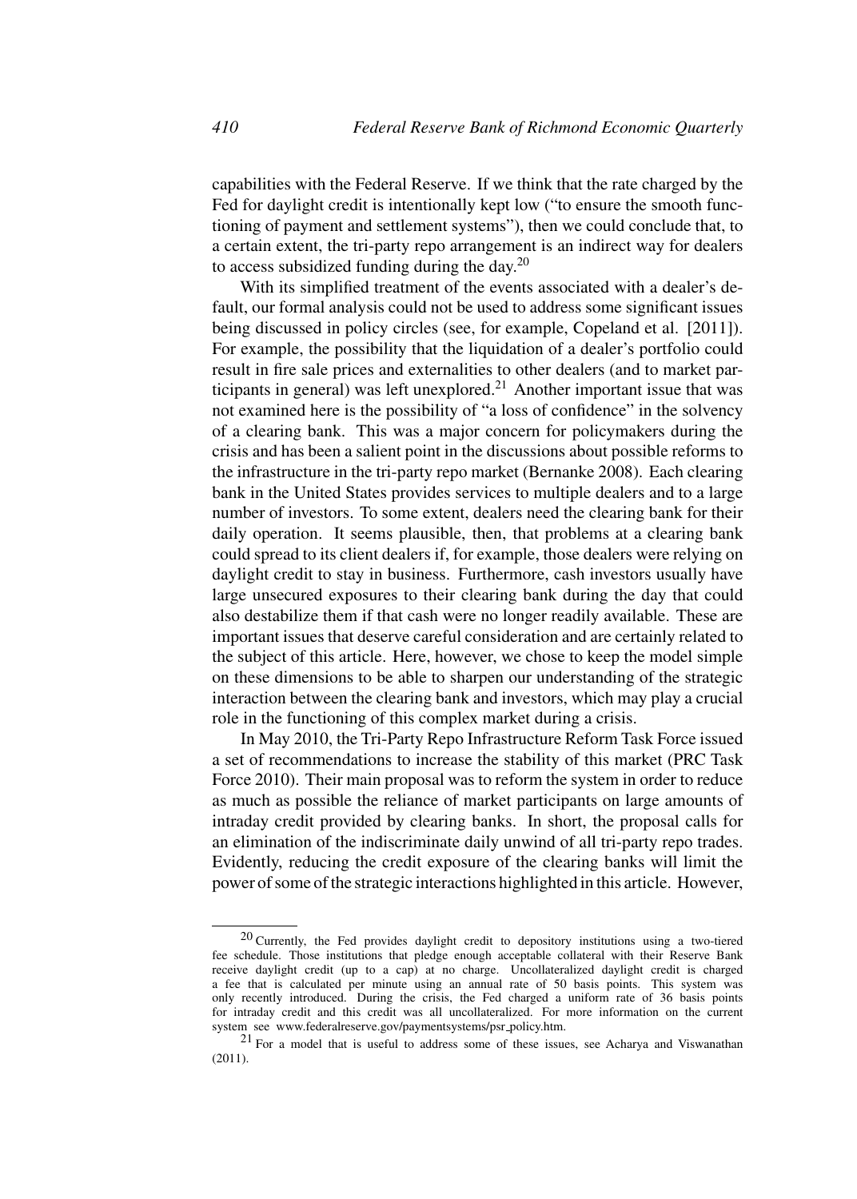capabilities with the Federal Reserve. If we think that the rate charged by the Fed for daylight credit is intentionally kept low ("to ensure the smooth functioning of payment and settlement systems"), then we could conclude that, to a certain extent, the tri-party repo arrangement is an indirect way for dealers to access subsidized funding during the day.[20]

With its simplified treatment of the events associated with a dealer's default, our formal analysis could not be used to address some significant issues being discussed in policy circles (see, for example, Copeland et al. [2011]). For example, the possibility that the liquidation of a dealer's portfolio could result in fire sale prices and externalities to other dealers (and to market participants in general) was left unexplored.[21] Another important issue that was not examined here is the possibility of "a loss of confidence" in the solvency of a clearing bank. This was a major concern for policymakers during the crisis and has been a salient point in the discussions about possible reforms to the infrastructure in the tri-party repo market (Bernanke 2008). Each clearing bank in the United States provides services to multiple dealers and to a large number of investors. To some extent, dealers need the clearing bank for their daily operation. It seems plausible, then, that problems at a clearing bank could spread to its client dealers if, for example, those dealers were relying on daylight credit to stay in business. Furthermore, cash investors usually have large unsecured exposures to their clearing bank during the day that could also destabilize them if that cash were no longer readily available. These are important issues that deserve careful consideration and are certainly related to the subject of this article. Here, however, we chose to keep the model simple on these dimensions to be able to sharpen our understanding of the strategic interaction between the clearing bank and investors, which may play a crucial role in the functioning of this complex market during a crisis.

In May 2010, the Tri-Party Repo Infrastructure Reform Task Force issued a set of recommendations to increase the stability of this market (PRC Task Force 2010). Their main proposal was to reform the system in order to reduce as much as possible the reliance of market participants on large amounts of intraday credit provided by clearing banks. In short, the proposal calls for an elimination of the indiscriminate daily unwind of all tri-party repo trades. Evidently, reducing the credit exposure of the clearing banks will limit the power of some of the strategic interactions highlighted in this article. However,

[20] Currently, the Fed provides daylight credit to depository institutions using a two-tiered fee schedule. Those institutions that pledge enough acceptable collateral with their Reserve Bank receive daylight credit (up to a cap) at no charge. Uncollateralized daylight credit is charged a fee that is calculated per minute using an annual rate of 50 basis points. This system was only recently introduced. During the crisis, the Fed charged a uniform rate of 36 basis points for intraday credit and this credit was all uncollateralized. For more information on the current system see www.federalreserve.gov/paymentsystems/psr_policy.htm.

[21] For a model that is useful to address some of these issues, see Acharya and Viswanathan (2011).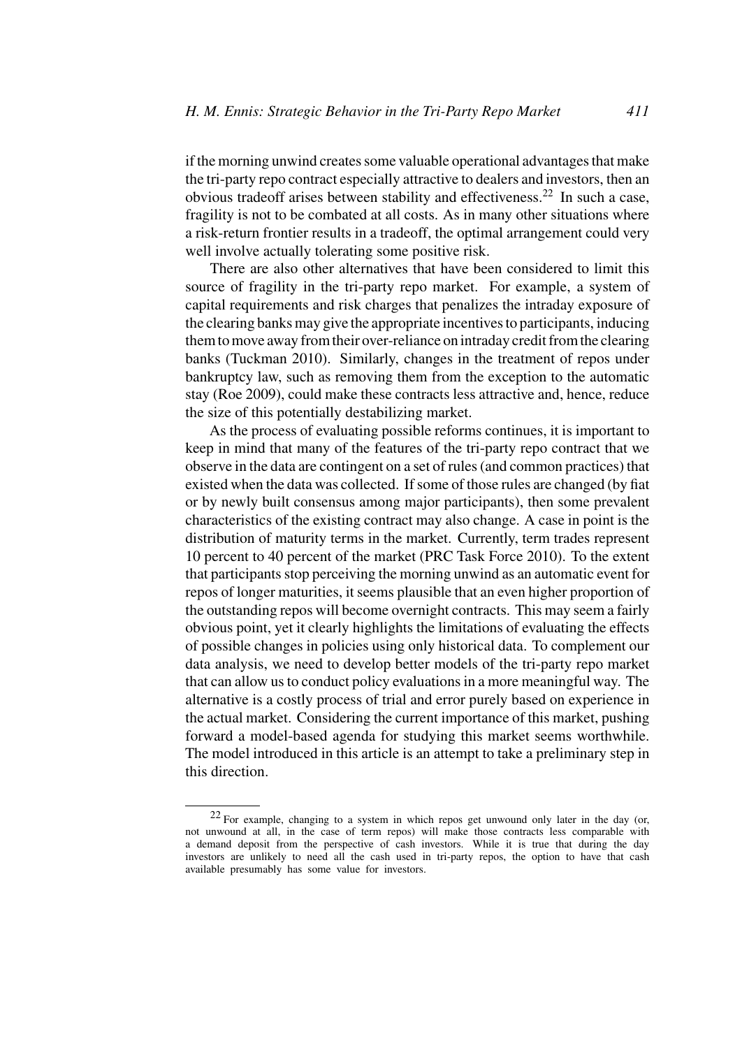if the morning unwind creates some valuable operational advantages that make the tri-party repo contract especially attractive to dealers and investors, then an obvious tradeoff arises between stability and effectiveness.[22] In such a case, fragility is not to be combated at all costs. As in many other situations where a risk-return frontier results in a tradeoff, the optimal arrangement could very well involve actually tolerating some positive risk.

There are also other alternatives that have been considered to limit this source of fragility in the tri-party repo market. For example, a system of capital requirements and risk charges that penalizes the intraday exposure of the clearing banks may give the appropriate incentives to participants, inducing them to move away from their over-reliance on intraday credit from the clearing banks (Tuckman 2010). Similarly, changes in the treatment of repos under bankruptcy law, such as removing them from the exception to the automatic stay (Roe 2009), could make these contracts less attractive and, hence, reduce the size of this potentially destabilizing market.

As the process of evaluating possible reforms continues, it is important to keep in mind that many of the features of the tri-party repo contract that we observe in the data are contingent on a set of rules (and common practices) that existed when the data was collected. If some of those rules are changed (by fiat or by newly built consensus among major participants), then some prevalent characteristics of the existing contract may also change. A case in point is the distribution of maturity terms in the market. Currently, term trades represent 10 percent to 40 percent of the market (PRC Task Force 2010). To the extent that participants stop perceiving the morning unwind as an automatic event for repos of longer maturities, it seems plausible that an even higher proportion of the outstanding repos will become overnight contracts. This may seem a fairly obvious point, yet it clearly highlights the limitations of evaluating the effects of possible changes in policies using only historical data. To complement our data analysis, we need to develop better models of the tri-party repo market that can allow us to conduct policy evaluations in a more meaningful way. The alternative is a costly process of trial and error purely based on experience in the actual market. Considering the current importance of this market, pushing forward a model-based agenda for studying this market seems worthwhile. The model introduced in this article is an attempt to take a preliminary step in this direction.

[22] For example, changing to a system in which repos get unwound only later in the day (or, not unwound at all, in the case of term repos) will make those contracts less comparable with a demand deposit from the perspective of cash investors. While it is true that during the day investors are unlikely to need all the cash used in tri-party repos, the option to have that cash available presumably has some value for investors.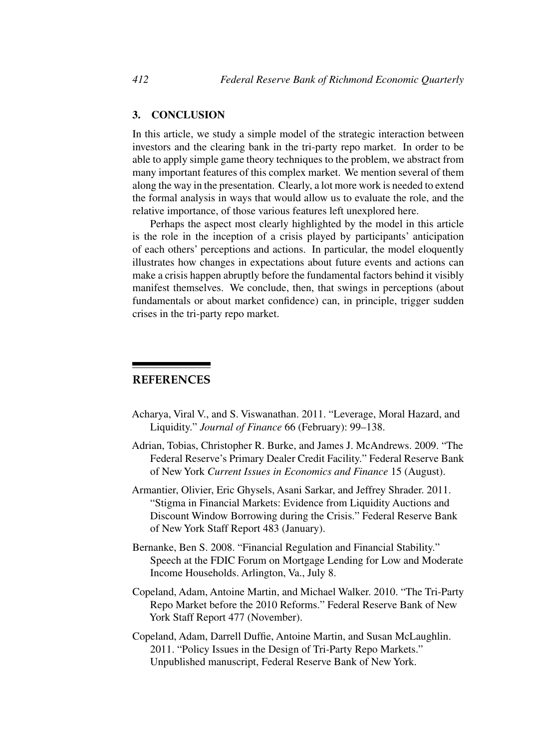## 3. CONCLUSION

In this article, we study a simple model of the strategic interaction between investors and the clearing bank in the tri-party repo market. In order to be able to apply simple game theory techniques to the problem, we abstract from many important features of this complex market. We mention several of them along the way in the presentation. Clearly, a lot more work is needed to extend the formal analysis in ways that would allow us to evaluate the role, and the relative importance, of those various features left unexplored here.

Perhaps the aspect most clearly highlighted by the model in this article is the role in the inception of a crisis played by participants' anticipation of each others' perceptions and actions. In particular, the model eloquently illustrates how changes in expectations about future events and actions can make a crisis happen abruptly before the fundamental factors behind it visibly manifest themselves. We conclude, then, that swings in perceptions (about fundamentals or about market confidence) can, in principle, trigger sudden crises in the tri-party repo market.

## REFERENCES

Acharya, Viral V., and S. Viswanathan. 2011. "Leverage, Moral Hazard, and Liquidity." *Journal of Finance* 66 (February): 99–138.

Adrian, Tobias, Christopher R. Burke, and James J. McAndrews. 2009. "The Federal Reserve's Primary Dealer Credit Facility." Federal Reserve Bank of New York *Current Issues in Economics and Finance* 15 (August).

Armantier, Olivier, Eric Ghysels, Asani Sarkar, and Jeffrey Shrader. 2011. "Stigma in Financial Markets: Evidence from Liquidity Auctions and Discount Window Borrowing during the Crisis." Federal Reserve Bank of New York Staff Report 483 (January).

Bernanke, Ben S. 2008. "Financial Regulation and Financial Stability." Speech at the FDIC Forum on Mortgage Lending for Low and Moderate Income Households. Arlington, Va., July 8.

Copeland, Adam, Antoine Martin, and Michael Walker. 2010. "The Tri-Party Repo Market before the 2010 Reforms." Federal Reserve Bank of New York Staff Report 477 (November).

Copeland, Adam, Darrell Duffie, Antoine Martin, and Susan McLaughlin. 2011. "Policy Issues in the Design of Tri-Party Repo Markets." Unpublished manuscript, Federal Reserve Bank of New York.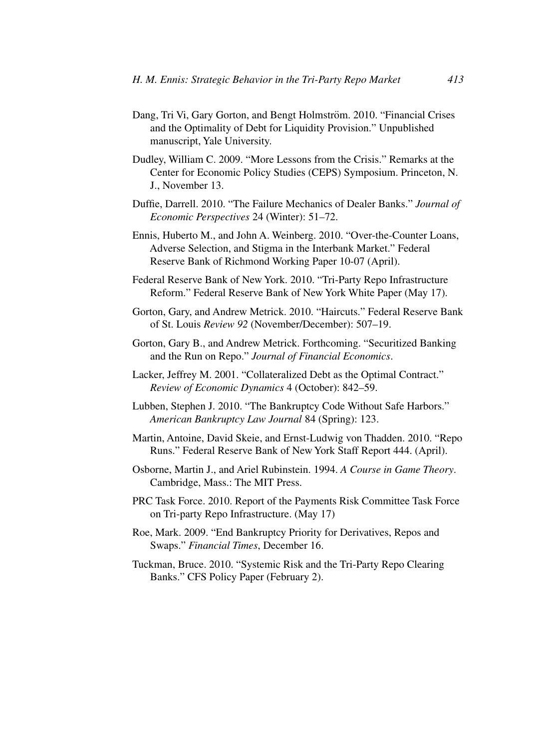Dang, Tri Vi, Gary Gorton, and Bengt Holmström. 2010. "Financial Crises and the Optimality of Debt for Liquidity Provision." Unpublished manuscript, Yale University.

Dudley, William C. 2009. "More Lessons from the Crisis." Remarks at the Center for Economic Policy Studies (CEPS) Symposium. Princeton, N. J., November 13.

Duffie, Darrell. 2010. "The Failure Mechanics of Dealer Banks." *Journal of Economic Perspectives* 24 (Winter): 51–72.

Ennis, Huberto M., and John A. Weinberg. 2010. "Over-the-Counter Loans, Adverse Selection, and Stigma in the Interbank Market." Federal Reserve Bank of Richmond Working Paper 10-07 (April).

Federal Reserve Bank of New York. 2010. "Tri-Party Repo Infrastructure Reform." Federal Reserve Bank of New York White Paper (May 17).

Gorton, Gary, and Andrew Metrick. 2010. "Haircuts." Federal Reserve Bank of St. Louis *Review 92* (November/December): 507–19.

Gorton, Gary B., and Andrew Metrick. Forthcoming. "Securitized Banking and the Run on Repo." *Journal of Financial Economics*.

Lacker, Jeffrey M. 2001. "Collateralized Debt as the Optimal Contract." *Review of Economic Dynamics* 4 (October): 842–59.

Lubben, Stephen J. 2010. "The Bankruptcy Code Without Safe Harbors." *American Bankruptcy Law Journal* 84 (Spring): 123.

Martin, Antoine, David Skeie, and Ernst-Ludwig von Thadden. 2010. "Repo Runs." Federal Reserve Bank of New York Staff Report 444. (April).

Osborne, Martin J., and Ariel Rubinstein. 1994. *A Course in Game Theory*. Cambridge, Mass.: The MIT Press.

PRC Task Force. 2010. Report of the Payments Risk Committee Task Force on Tri-party Repo Infrastructure. (May 17)

Roe, Mark. 2009. "End Bankruptcy Priority for Derivatives, Repos and Swaps." *Financial Times*, December 16.

Tuckman, Bruce. 2010. "Systemic Risk and the Tri-Party Repo Clearing Banks." CFS Policy Paper (February 2).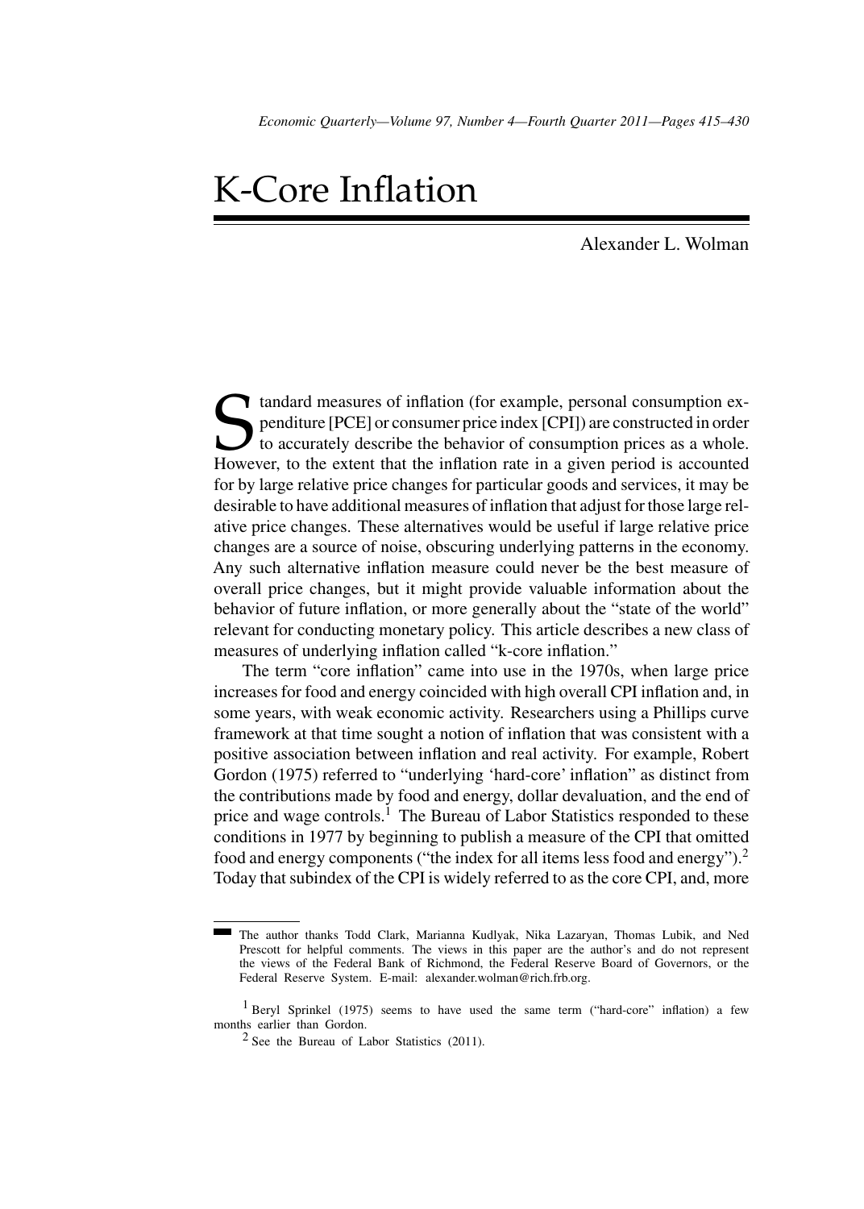# K-Core Inflation

Alexander L. Wolman

Standard measures of inflation (for example, personal consumption expenditure [PCE] or consumer price index [CPI]) are constructed in order to accurately describe the behavior of consumption prices as a whole. However, to the extent that the inflation rate in a given period is accounted for by large relative price changes for particular goods and services, it may be desirable to have additional measures of inflation that adjust for those large relative price changes. These alternatives would be useful if large relative price changes are a source of noise, obscuring underlying patterns in the economy. Any such alternative inflation measure could never be the best measure of overall price changes, but it might provide valuable information about the behavior of future inflation, or more generally about the "state of the world" relevant for conducting monetary policy. This article describes a new class of measures of underlying inflation called "k-core inflation."

The term "core inflation" came into use in the 1970s, when large price increases for food and energy coincided with high overall CPI inflation and, in some years, with weak economic activity. Researchers using a Phillips curve framework at that time sought a notion of inflation that was consistent with a positive association between inflation and real activity. For example, Robert Gordon (1975) referred to "underlying 'hard-core' inflation" as distinct from the contributions made by food and energy, dollar devaluation, and the end of price and wage controls.[1] The Bureau of Labor Statistics responded to these conditions in 1977 by beginning to publish a measure of the CPI that omitted food and energy components ("the index for all items less food and energy").[2] Today that subindex of the CPI is widely referred to as the core CPI, and, more

---

The author thanks Todd Clark, Marianna Kudlyak, Nika Lazaryan, Thomas Lubik, and Ned Prescott for helpful comments. The views in this paper are the author's and do not represent the views of the Federal Bank of Richmond, the Federal Reserve Board of Governors, or the Federal Reserve System. E-mail: alexander.wolman@rich.frb.org.

[1] Beryl Sprinkel (1975) seems to have used the same term ("hard-core" inflation) a few months earlier than Gordon.

[2] See the Bureau of Labor Statistics (2011).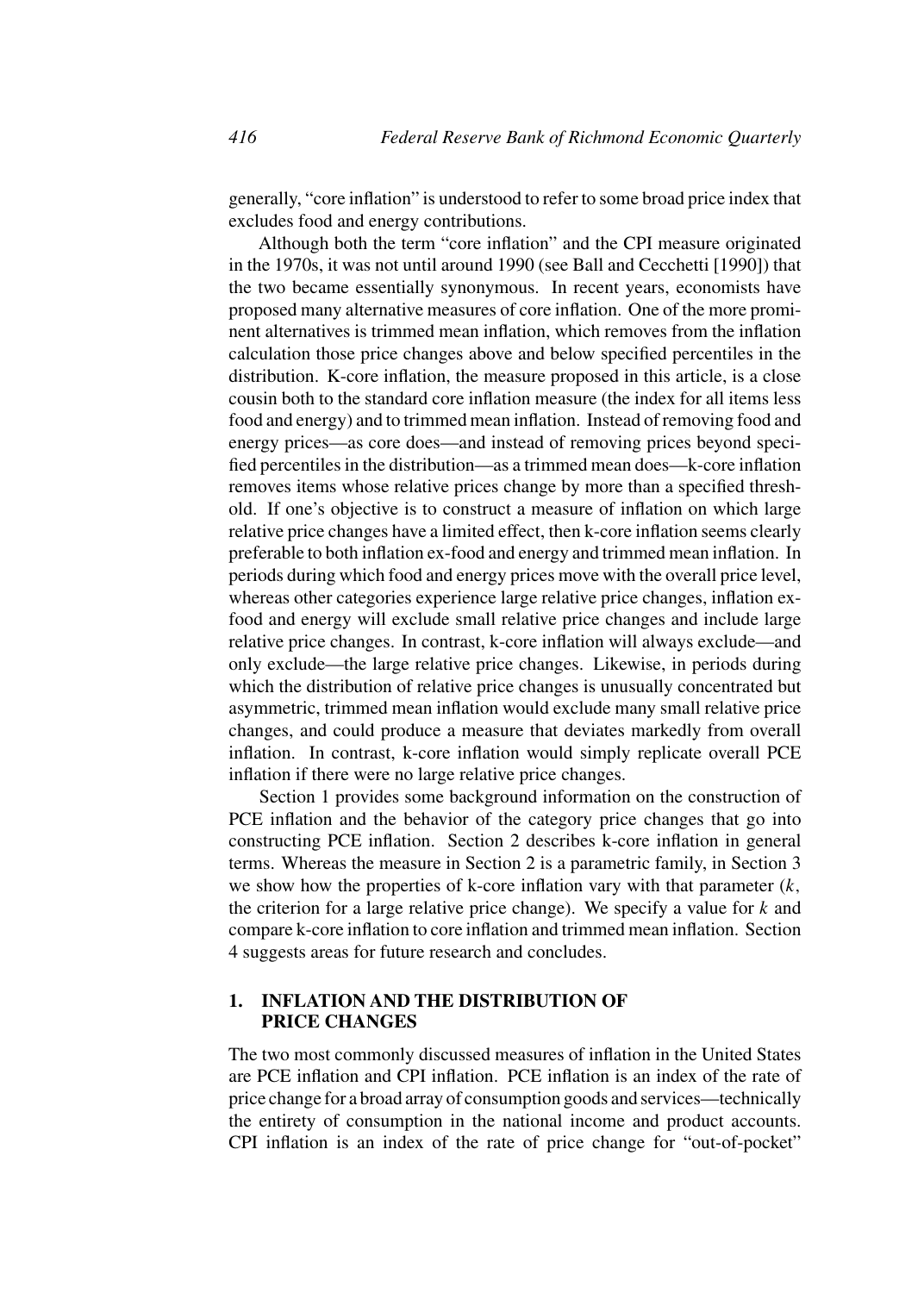generally, "core inflation" is understood to refer to some broad price index that excludes food and energy contributions.

Although both the term "core inflation" and the CPI measure originated in the 1970s, it was not until around 1990 (see Ball and Cecchetti [1990]) that the two became essentially synonymous. In recent years, economists have proposed many alternative measures of core inflation. One of the more prominent alternatives is trimmed mean inflation, which removes from the inflation calculation those price changes above and below specified percentiles in the distribution. K-core inflation, the measure proposed in this article, is a close cousin both to the standard core inflation measure (the index for all items less food and energy) and to trimmed mean inflation. Instead of removing food and energy prices—as core does—and instead of removing prices beyond specified percentiles in the distribution—as a trimmed mean does—k-core inflation removes items whose relative prices change by more than a specified threshold. If one's objective is to construct a measure of inflation on which large relative price changes have a limited effect, then k-core inflation seems clearly preferable to both inflation ex-food and energy and trimmed mean inflation. In periods during which food and energy prices move with the overall price level, whereas other categories experience large relative price changes, inflation ex-food and energy will exclude small relative price changes and include large relative price changes. In contrast, k-core inflation will always exclude—and only exclude—the large relative price changes. Likewise, in periods during which the distribution of relative price changes is unusually concentrated but asymmetric, trimmed mean inflation would exclude many small relative price changes, and could produce a measure that deviates markedly from overall inflation. In contrast, k-core inflation would simply replicate overall PCE inflation if there were no large relative price changes.

Section 1 provides some background information on the construction of PCE inflation and the behavior of the category price changes that go into constructing PCE inflation. Section 2 describes k-core inflation in general terms. Whereas the measure in Section 2 is a parametric family, in Section 3 we show how the properties of k-core inflation vary with that parameter ($k$, the criterion for a large relative price change). We specify a value for $k$ and compare k-core inflation to core inflation and trimmed mean inflation. Section 4 suggests areas for future research and concludes.

## 1. INFLATION AND THE DISTRIBUTION OF PRICE CHANGES

The two most commonly discussed measures of inflation in the United States are PCE inflation and CPI inflation. PCE inflation is an index of the rate of price change for a broad array of consumption goods and services—technically the entirety of consumption in the national income and product accounts. CPI inflation is an index of the rate of price change for "out-of-pocket"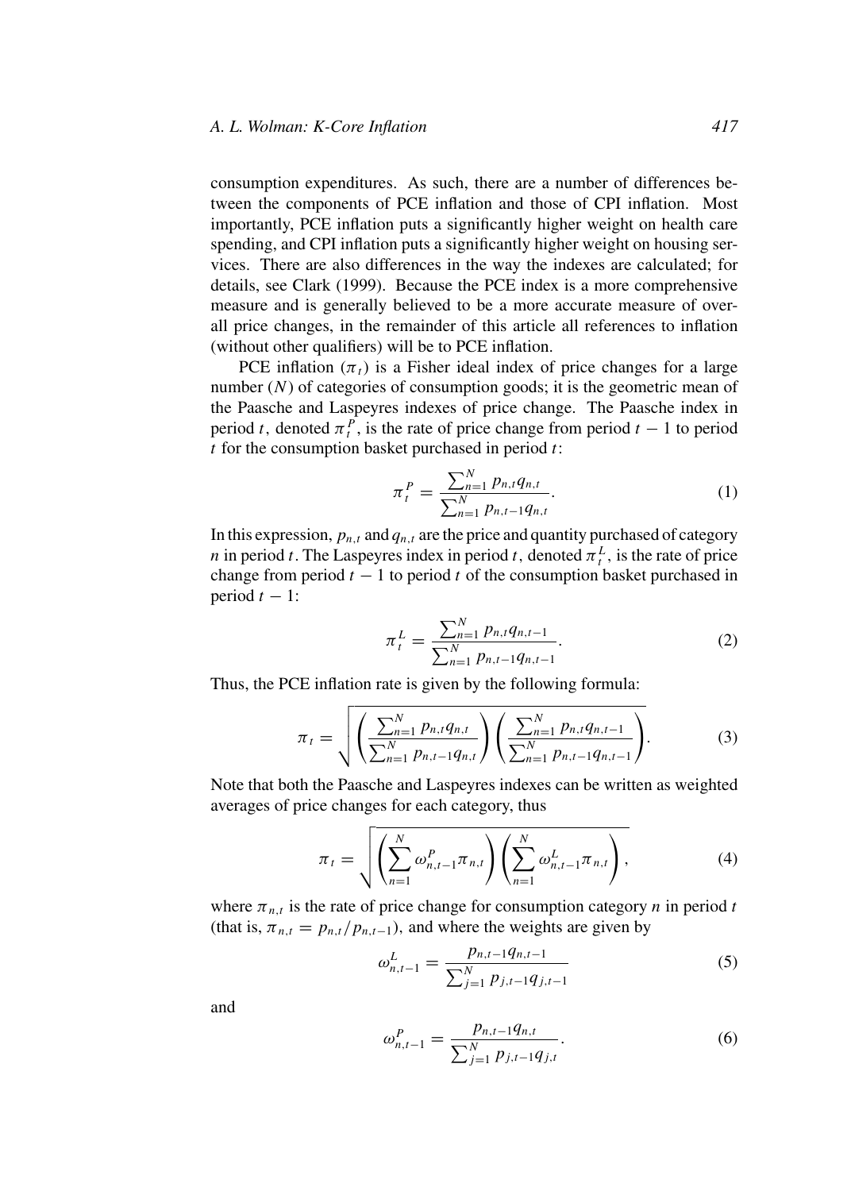consumption expenditures. As such, there are a number of differences between the components of PCE inflation and those of CPI inflation. Most importantly, PCE inflation puts a significantly higher weight on health care spending, and CPI inflation puts a significantly higher weight on housing services. There are also differences in the way the indexes are calculated; for details, see Clark (1999). Because the PCE index is a more comprehensive measure and is generally believed to be a more accurate measure of overall price changes, in the remainder of this article all references to inflation (without other qualifiers) will be to PCE inflation.

PCE inflation ($\pi_t$) is a Fisher ideal index of price changes for a large number ($N$) of categories of consumption goods; it is the geometric mean of the Paasche and Laspeyres indexes of price change. The Paasche index in period $t$, denoted $\pi_t^P$, is the rate of price change from period $t-1$ to period $t$ for the consumption basket purchased in period $t$:

$$\pi_t^P = \frac{\sum_{n=1}^{N} p_{n,t} q_{n,t}}{\sum_{n=1}^{N} p_{n,t-1} q_{n,t}}. \tag{1}$$

In this expression, $p_{n,t}$ and $q_{n,t}$ are the price and quantity purchased of category $n$ in period $t$. The Laspeyres index in period $t$, denoted $\pi_t^L$, is the rate of price change from period $t-1$ to period $t$ of the consumption basket purchased in period $t-1$:

$$\pi_t^L = \frac{\sum_{n=1}^{N} p_{n,t} q_{n,t-1}}{\sum_{n=1}^{N} p_{n,t-1} q_{n,t-1}}. \tag{2}$$

Thus, the PCE inflation rate is given by the following formula:

$$\pi_t = \sqrt{\left(\frac{\sum_{n=1}^{N} p_{n,t} q_{n,t}}{\sum_{n=1}^{N} p_{n,t-1} q_{n,t}}\right)\left(\frac{\sum_{n=1}^{N} p_{n,t} q_{n,t-1}}{\sum_{n=1}^{N} p_{n,t-1} q_{n,t-1}}\right)}. \tag{3}$$

Note that both the Paasche and Laspeyres indexes can be written as weighted averages of price changes for each category, thus

$$\pi_t = \sqrt{\left(\sum_{n=1}^{N} \omega_{n,t-1}^P \pi_{n,t}\right)\left(\sum_{n=1}^{N} \omega_{n,t-1}^L \pi_{n,t}\right)}, \tag{4}$$

where $\pi_{n,t}$ is the rate of price change for consumption category $n$ in period $t$ (that is, $\pi_{n,t} = p_{n,t}/p_{n,t-1}$), and where the weights are given by

$$\omega_{n,t-1}^L = \frac{p_{n,t-1} q_{n,t-1}}{\sum_{j=1}^{N} p_{j,t-1} q_{j,t-1}} \tag{5}$$

and

$$\omega_{n,t-1}^P = \frac{p_{n,t-1} q_{n,t}}{\sum_{j=1}^{N} p_{j,t-1} q_{j,t}}. \tag{6}$$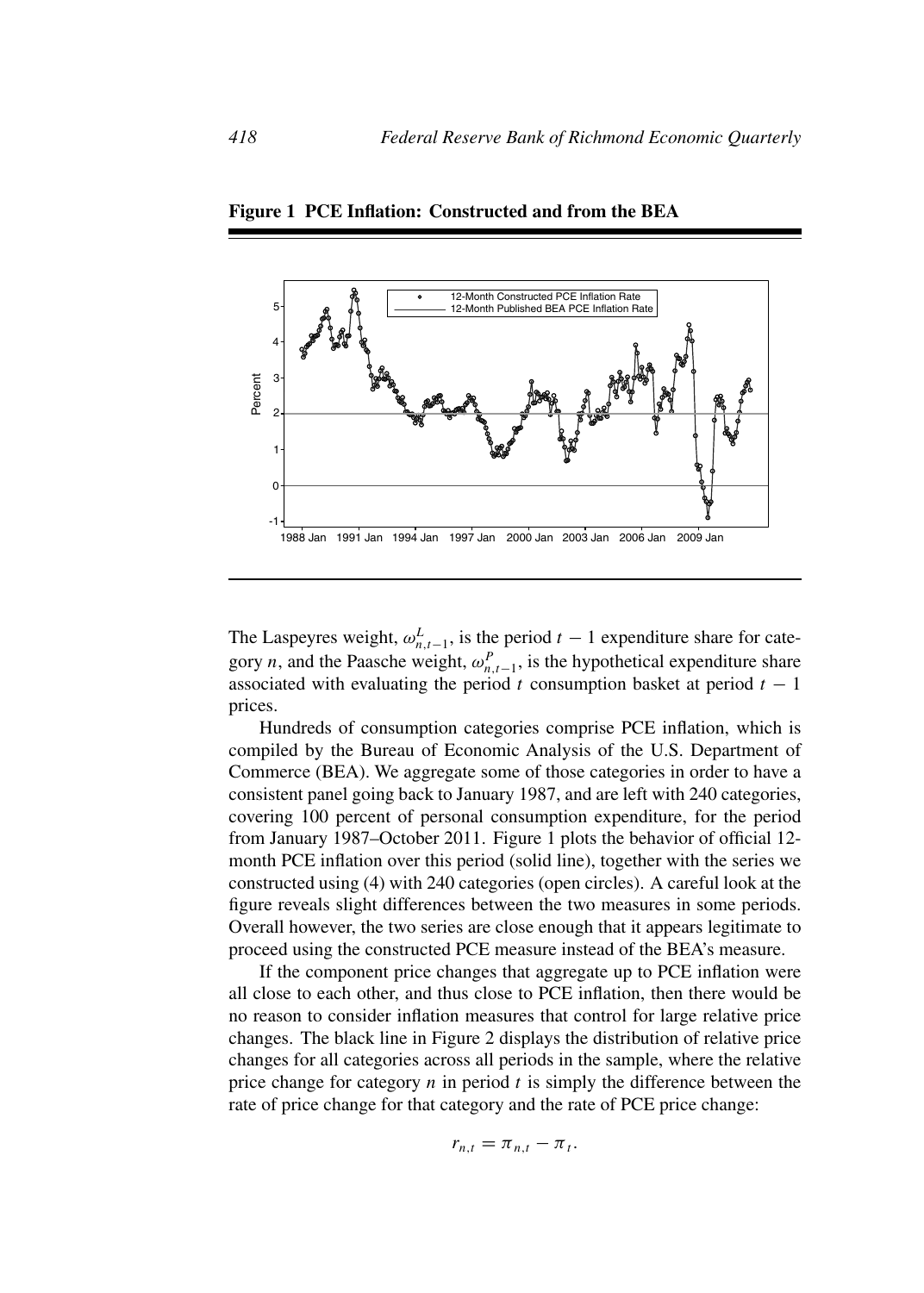**Figure 1 PCE Inflation: Constructed and from the BEA**

The Laspeyres weight, $\omega^L_{n,t-1}$, is the period $t-1$ expenditure share for category $n$, and the Paasche weight, $\omega^P_{n,t-1}$, is the hypothetical expenditure share associated with evaluating the period $t$ consumption basket at period $t-1$ prices.

Hundreds of consumption categories comprise PCE inflation, which is compiled by the Bureau of Economic Analysis of the U.S. Department of Commerce (BEA). We aggregate some of those categories in order to have a consistent panel going back to January 1987, and are left with 240 categories, covering 100 percent of personal consumption expenditure, for the period from January 1987–October 2011. Figure 1 plots the behavior of official 12-month PCE inflation over this period (solid line), together with the series we constructed using (4) with 240 categories (open circles). A careful look at the figure reveals slight differences between the two measures in some periods. Overall however, the two series are close enough that it appears legitimate to proceed using the constructed PCE measure instead of the BEA's measure.

If the component price changes that aggregate up to PCE inflation were all close to each other, and thus close to PCE inflation, then there would be no reason to consider inflation measures that control for large relative price changes. The black line in Figure 2 displays the distribution of relative price changes for all categories across all periods in the sample, where the relative price change for category $n$ in period $t$ is simply the difference between the rate of price change for that category and the rate of PCE price change:

$$r_{n,t} = \pi_{n,t} - \pi_t.$$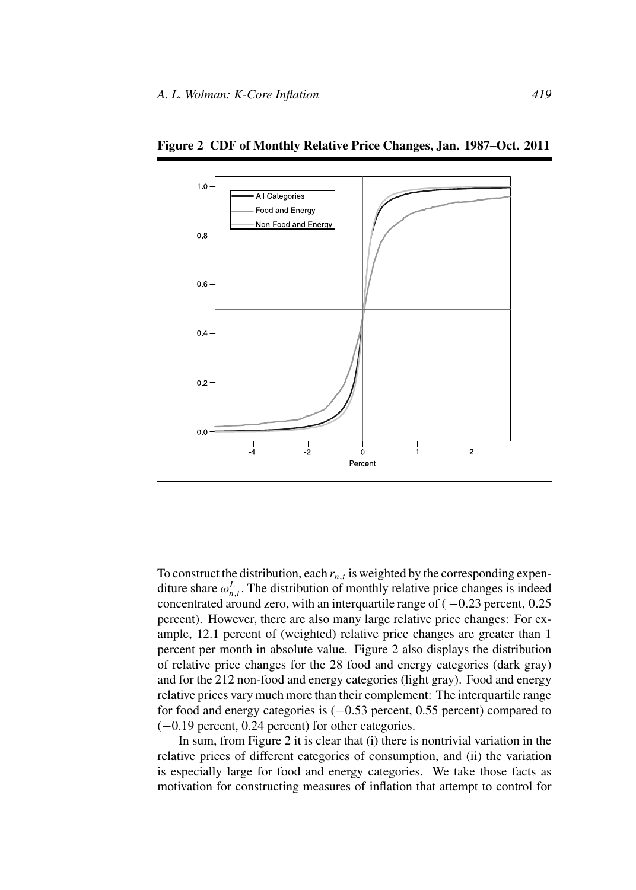**Figure 2 CDF of Monthly Relative Price Changes, Jan. 1987–Oct. 2011**

To construct the distribution, each $r_{n,t}$ is weighted by the corresponding expenditure share $\omega_{n,t}^{L}$. The distribution of monthly relative price changes is indeed concentrated around zero, with an interquartile range of ( $-0.23$ percent, 0.25 percent). However, there are also many large relative price changes: For example, 12.1 percent of (weighted) relative price changes are greater than 1 percent per month in absolute value. Figure 2 also displays the distribution of relative price changes for the 28 food and energy categories (dark gray) and for the 212 non-food and energy categories (light gray). Food and energy relative prices vary much more than their complement: The interquartile range for food and energy categories is ($-0.53$ percent, 0.55 percent) compared to ($-0.19$ percent, 0.24 percent) for other categories.

In sum, from Figure 2 it is clear that (i) there is nontrivial variation in the relative prices of different categories of consumption, and (ii) the variation is especially large for food and energy categories. We take those facts as motivation for constructing measures of inflation that attempt to control for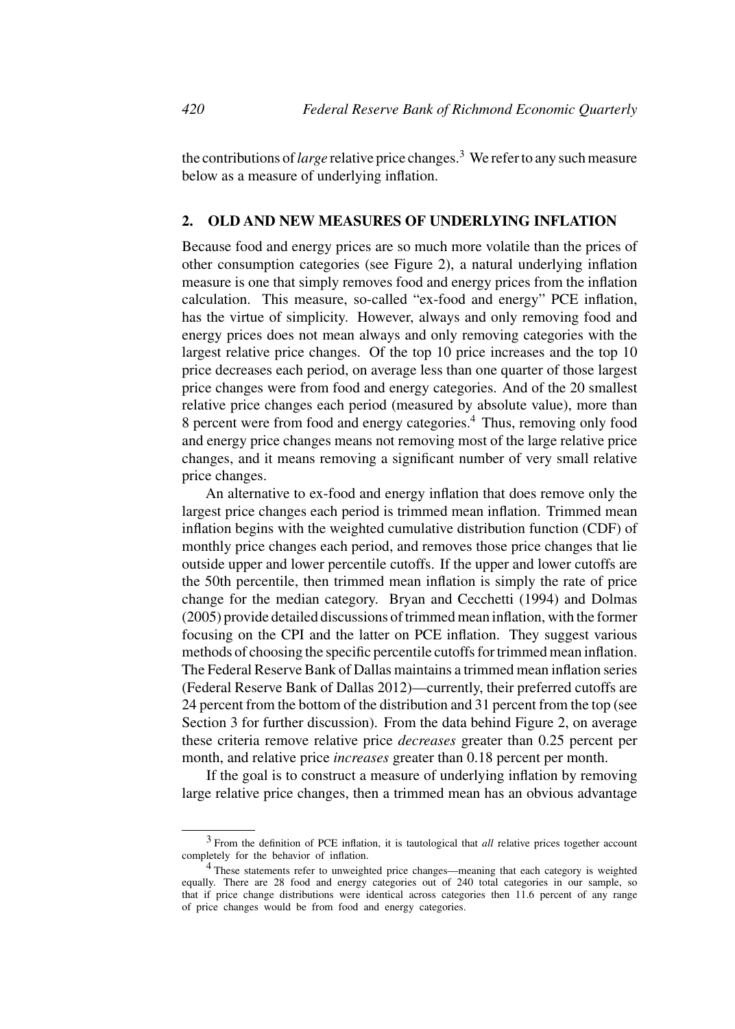the contributions of *large* relative price changes.[3] We refer to any such measure below as a measure of underlying inflation.

## 2. OLD AND NEW MEASURES OF UNDERLYING INFLATION

Because food and energy prices are so much more volatile than the prices of other consumption categories (see Figure 2), a natural underlying inflation measure is one that simply removes food and energy prices from the inflation calculation. This measure, so-called "ex-food and energy" PCE inflation, has the virtue of simplicity. However, always and only removing food and energy prices does not mean always and only removing categories with the largest relative price changes. Of the top 10 price increases and the top 10 price decreases each period, on average less than one quarter of those largest price changes were from food and energy categories. And of the 20 smallest relative price changes each period (measured by absolute value), more than 8 percent were from food and energy categories.[4] Thus, removing only food and energy price changes means not removing most of the large relative price changes, and it means removing a significant number of very small relative price changes.

An alternative to ex-food and energy inflation that does remove only the largest price changes each period is trimmed mean inflation. Trimmed mean inflation begins with the weighted cumulative distribution function (CDF) of monthly price changes each period, and removes those price changes that lie outside upper and lower percentile cutoffs. If the upper and lower cutoffs are the 50th percentile, then trimmed mean inflation is simply the rate of price change for the median category. Bryan and Cecchetti (1994) and Dolmas (2005) provide detailed discussions of trimmed mean inflation, with the former focusing on the CPI and the latter on PCE inflation. They suggest various methods of choosing the specific percentile cutoffs for trimmed mean inflation. The Federal Reserve Bank of Dallas maintains a trimmed mean inflation series (Federal Reserve Bank of Dallas 2012)—currently, their preferred cutoffs are 24 percent from the bottom of the distribution and 31 percent from the top (see Section 3 for further discussion). From the data behind Figure 2, on average these criteria remove relative price *decreases* greater than 0.25 percent per month, and relative price *increases* greater than 0.18 percent per month.

If the goal is to construct a measure of underlying inflation by removing large relative price changes, then a trimmed mean has an obvious advantage

---

[3] From the definition of PCE inflation, it is tautological that *all* relative prices together account completely for the behavior of inflation.

[4] These statements refer to unweighted price changes—meaning that each category is weighted equally. There are 28 food and energy categories out of 240 total categories in our sample, so that if price change distributions were identical across categories then 11.6 percent of any range of price changes would be from food and energy categories.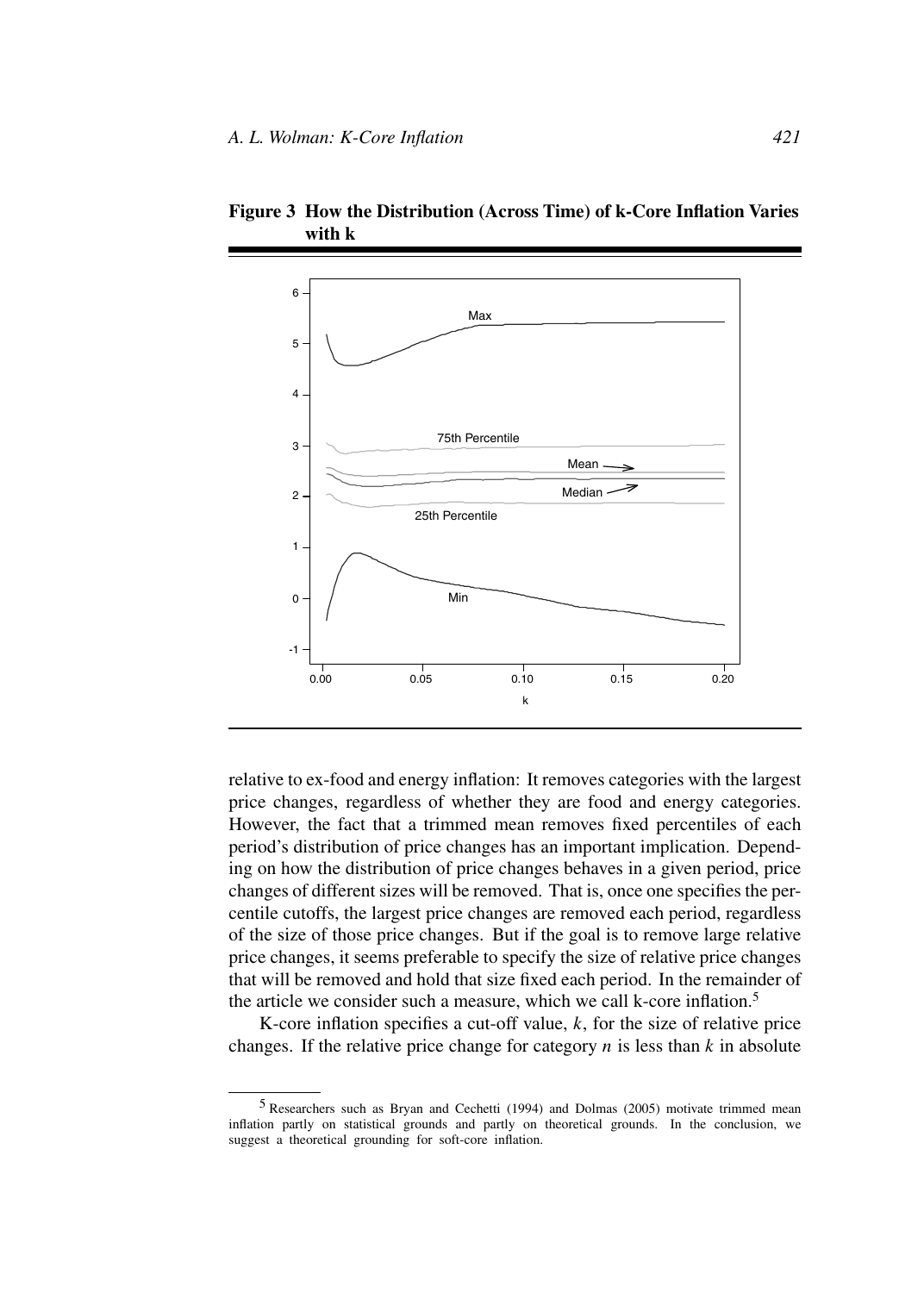**Figure 3 How the Distribution (Across Time) of k-Core Inflation Varies with k**

relative to ex-food and energy inflation: It removes categories with the largest price changes, regardless of whether they are food and energy categories. However, the fact that a trimmed mean removes fixed percentiles of each period's distribution of price changes has an important implication. Depending on how the distribution of price changes behaves in a given period, price changes of different sizes will be removed. That is, once one specifies the percentile cutoffs, the largest price changes are removed each period, regardless of the size of those price changes. But if the goal is to remove large relative price changes, it seems preferable to specify the size of relative price changes that will be removed and hold that size fixed each period. In the remainder of the article we consider such a measure, which we call k-core inflation.[5]

K-core inflation specifies a cut-off value, $k$, for the size of relative price changes. If the relative price change for category $n$ is less than $k$ in absolute

[5] Researchers such as Bryan and Cechetti (1994) and Dolmas (2005) motivate trimmed mean inflation partly on statistical grounds and partly on theoretical grounds. In the conclusion, we suggest a theoretical grounding for soft-core inflation.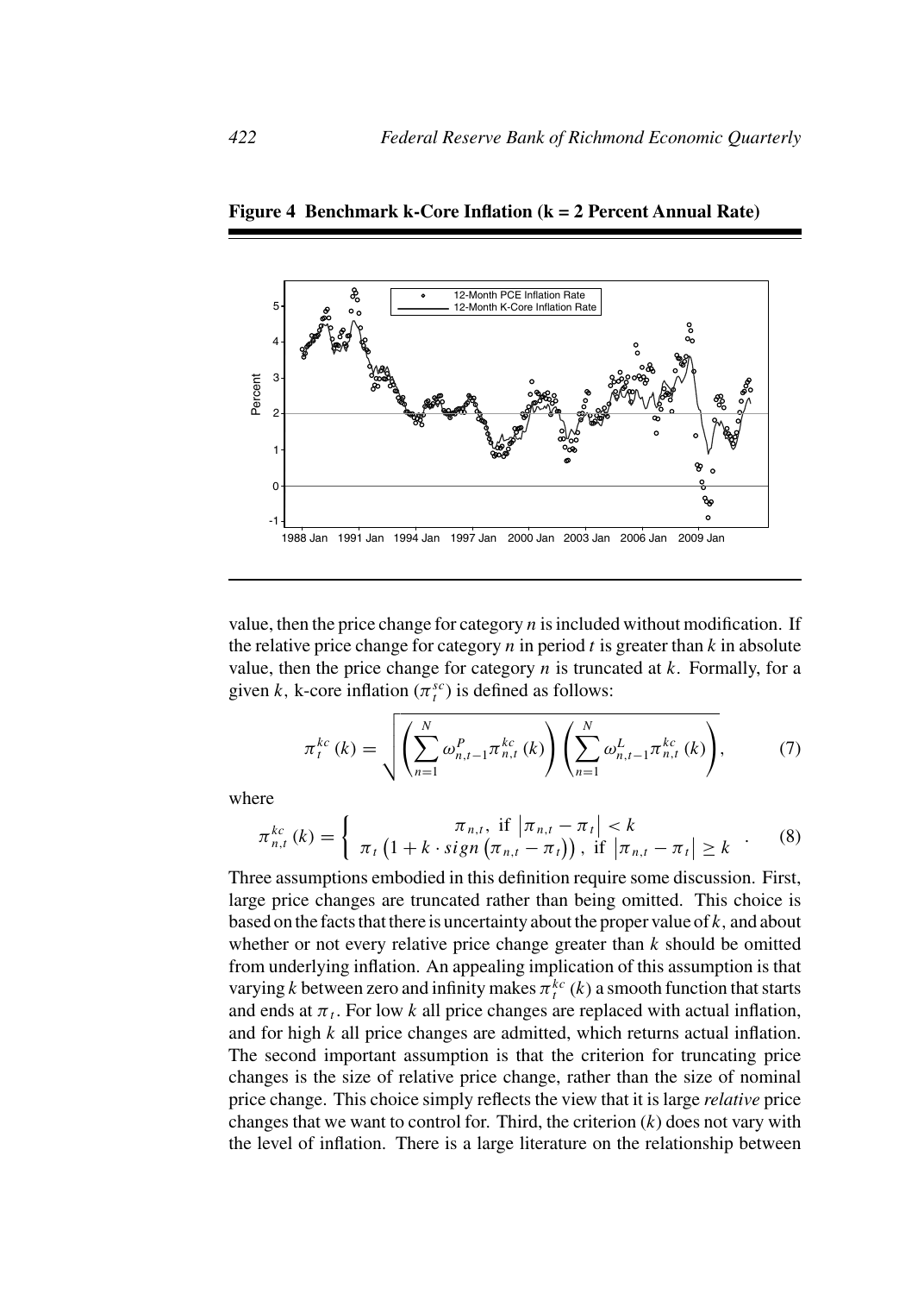**Figure 4 Benchmark k-Core Inflation (k = 2 Percent Annual Rate)**

value, then the price change for category $n$ is included without modification. If the relative price change for category $n$ in period $t$ is greater than $k$ in absolute value, then the price change for category $n$ is truncated at $k$. Formally, for a given $k$, k-core inflation ($\pi_t^{sc}$) is defined as follows:

$$\pi_t^{kc}(k) = \sqrt{\left(\sum_{n=1}^{N} \omega_{n,t-1}^{P} \pi_{n,t}^{kc}(k)\right)\left(\sum_{n=1}^{N} \omega_{n,t-1}^{L} \pi_{n,t}^{kc}(k)\right)}, \tag{7}$$

where

$$\pi_{n,t}^{kc}(k) = \begin{cases} \pi_{n,t}, \text{ if } \left|\pi_{n,t} - \pi_t\right| < k \\ \pi_t \left(1 + k \cdot sign\left(\pi_{n,t} - \pi_t\right)\right), \text{ if } \left|\pi_{n,t} - \pi_t\right| \geq k \end{cases}. \tag{8}$$

Three assumptions embodied in this definition require some discussion. First, large price changes are truncated rather than being omitted. This choice is based on the facts that there is uncertainty about the proper value of $k$, and about whether or not every relative price change greater than $k$ should be omitted from underlying inflation. An appealing implication of this assumption is that varying $k$ between zero and infinity makes $\pi_t^{kc}(k)$ a smooth function that starts and ends at $\pi_t$. For low $k$ all price changes are replaced with actual inflation, and for high $k$ all price changes are admitted, which returns actual inflation. The second important assumption is that the criterion for truncating price changes is the size of relative price change, rather than the size of nominal price change. This choice simply reflects the view that it is large *relative* price changes that we want to control for. Third, the criterion ($k$) does not vary with the level of inflation. There is a large literature on the relationship between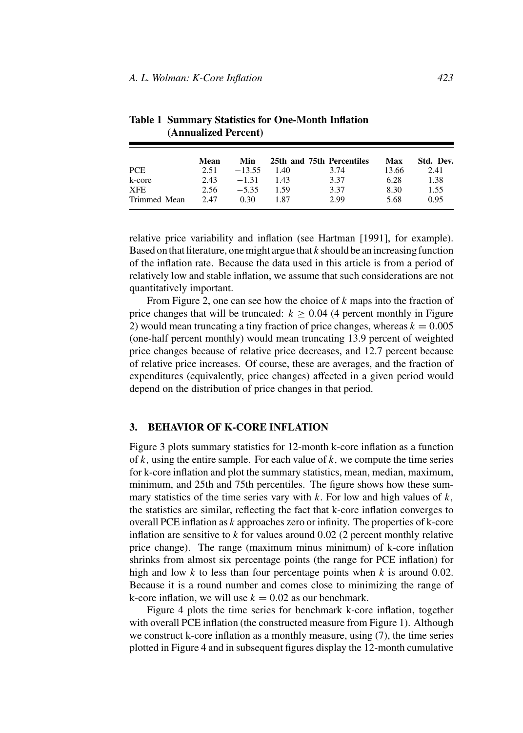**Table 1 Summary Statistics for One-Month Inflation (Annualized Percent)**

| | Mean | Min | 25th and 75th Percentiles | | Max | Std. Dev. |
|---|---|---|---|---|---|---|
| PCE | 2.51 | −13.55 | 1.40 | 3.74 | 13.66 | 2.41 |
| k-core | 2.43 | −1.31 | 1.43 | 3.37 | 6.28 | 1.38 |
| XFE | 2.56 | −5.35 | 1.59 | 3.37 | 8.30 | 1.55 |
| Trimmed Mean | 2.47 | 0.30 | 1.87 | 2.99 | 5.68 | 0.95 |

relative price variability and inflation (see Hartman [1991], for example). Based on that literature, one might argue that $k$ should be an increasing function of the inflation rate. Because the data used in this article is from a period of relatively low and stable inflation, we assume that such considerations are not quantitatively important.

From Figure 2, one can see how the choice of $k$ maps into the fraction of price changes that will be truncated: $k \geq 0.04$ (4 percent monthly in Figure 2) would mean truncating a tiny fraction of price changes, whereas $k = 0.005$ (one-half percent monthly) would mean truncating 13.9 percent of weighted price changes because of relative price decreases, and 12.7 percent because of relative price increases. Of course, these are averages, and the fraction of expenditures (equivalently, price changes) affected in a given period would depend on the distribution of price changes in that period.

## 3. BEHAVIOR OF K-CORE INFLATION

Figure 3 plots summary statistics for 12-month k-core inflation as a function of $k$, using the entire sample. For each value of $k$, we compute the time series for k-core inflation and plot the summary statistics, mean, median, maximum, minimum, and 25th and 75th percentiles. The figure shows how these summary statistics of the time series vary with $k$. For low and high values of $k$, the statistics are similar, reflecting the fact that k-core inflation converges to overall PCE inflation as $k$ approaches zero or infinity. The properties of k-core inflation are sensitive to $k$ for values around 0.02 (2 percent monthly relative price change). The range (maximum minus minimum) of k-core inflation shrinks from almost six percentage points (the range for PCE inflation) for high and low $k$ to less than four percentage points when $k$ is around 0.02. Because it is a round number and comes close to minimizing the range of k-core inflation, we will use $k = 0.02$ as our benchmark.

Figure 4 plots the time series for benchmark k-core inflation, together with overall PCE inflation (the constructed measure from Figure 1). Although we construct k-core inflation as a monthly measure, using (7), the time series plotted in Figure 4 and in subsequent figures display the 12-month cumulative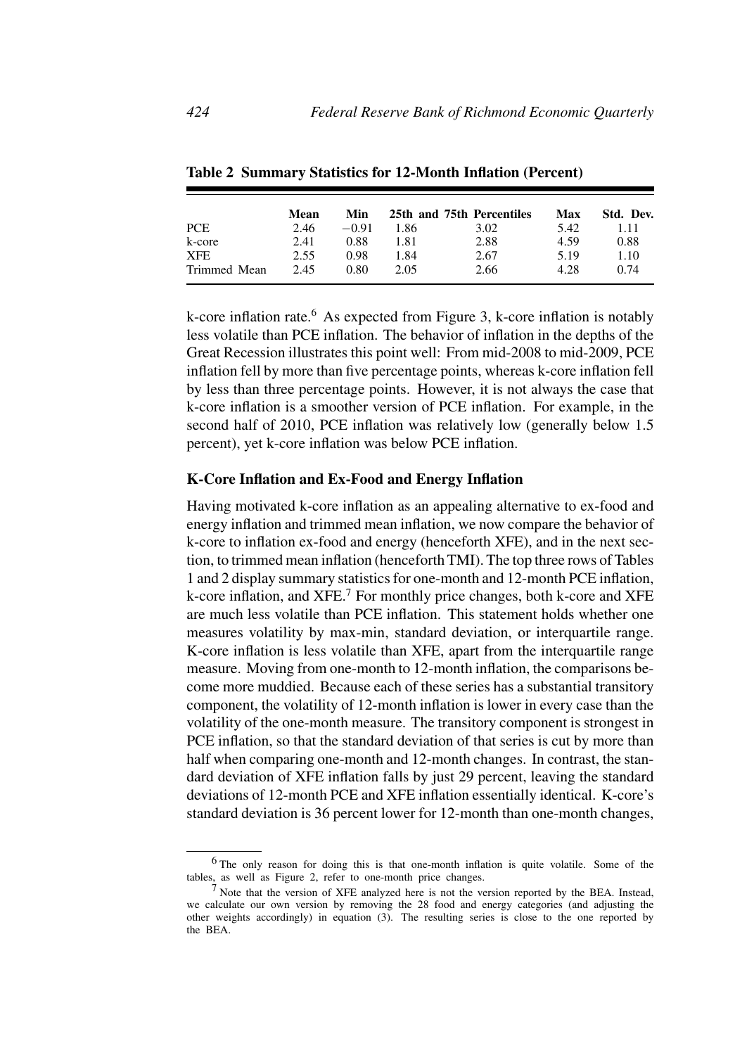**Table 2 Summary Statistics for 12-Month Inflation (Percent)**

| | Mean | Min | 25th and | 75th Percentiles | Max | Std. Dev. |
|---|---|---|---|---|---|---|
| PCE | 2.46 | −0.91 | 1.86 | 3.02 | 5.42 | 1.11 |
| k-core | 2.41 | 0.88 | 1.81 | 2.88 | 4.59 | 0.88 |
| XFE | 2.55 | 0.98 | 1.84 | 2.67 | 5.19 | 1.10 |
| Trimmed Mean | 2.45 | 0.80 | 2.05 | 2.66 | 4.28 | 0.74 |

k-core inflation rate.[6] As expected from Figure 3, k-core inflation is notably less volatile than PCE inflation. The behavior of inflation in the depths of the Great Recession illustrates this point well: From mid-2008 to mid-2009, PCE inflation fell by more than five percentage points, whereas k-core inflation fell by less than three percentage points. However, it is not always the case that k-core inflation is a smoother version of PCE inflation. For example, in the second half of 2010, PCE inflation was relatively low (generally below 1.5 percent), yet k-core inflation was below PCE inflation.

### K-Core Inflation and Ex-Food and Energy Inflation

Having motivated k-core inflation as an appealing alternative to ex-food and energy inflation and trimmed mean inflation, we now compare the behavior of k-core to inflation ex-food and energy (henceforth XFE), and in the next section, to trimmed mean inflation (henceforth TMI). The top three rows of Tables 1 and 2 display summary statistics for one-month and 12-month PCE inflation, k-core inflation, and XFE.[7] For monthly price changes, both k-core and XFE are much less volatile than PCE inflation. This statement holds whether one measures volatility by max-min, standard deviation, or interquartile range. K-core inflation is less volatile than XFE, apart from the interquartile range measure. Moving from one-month to 12-month inflation, the comparisons become more muddied. Because each of these series has a substantial transitory component, the volatility of 12-month inflation is lower in every case than the volatility of the one-month measure. The transitory component is strongest in PCE inflation, so that the standard deviation of that series is cut by more than half when comparing one-month and 12-month changes. In contrast, the standard deviation of XFE inflation falls by just 29 percent, leaving the standard deviations of 12-month PCE and XFE inflation essentially identical. K-core's standard deviation is 36 percent lower for 12-month than one-month changes,

[6] The only reason for doing this is that one-month inflation is quite volatile. Some of the tables, as well as Figure 2, refer to one-month price changes.

[7] Note that the version of XFE analyzed here is not the version reported by the BEA. Instead, we calculate our own version by removing the 28 food and energy categories (and adjusting the other weights accordingly) in equation (3). The resulting series is close to the one reported by the BEA.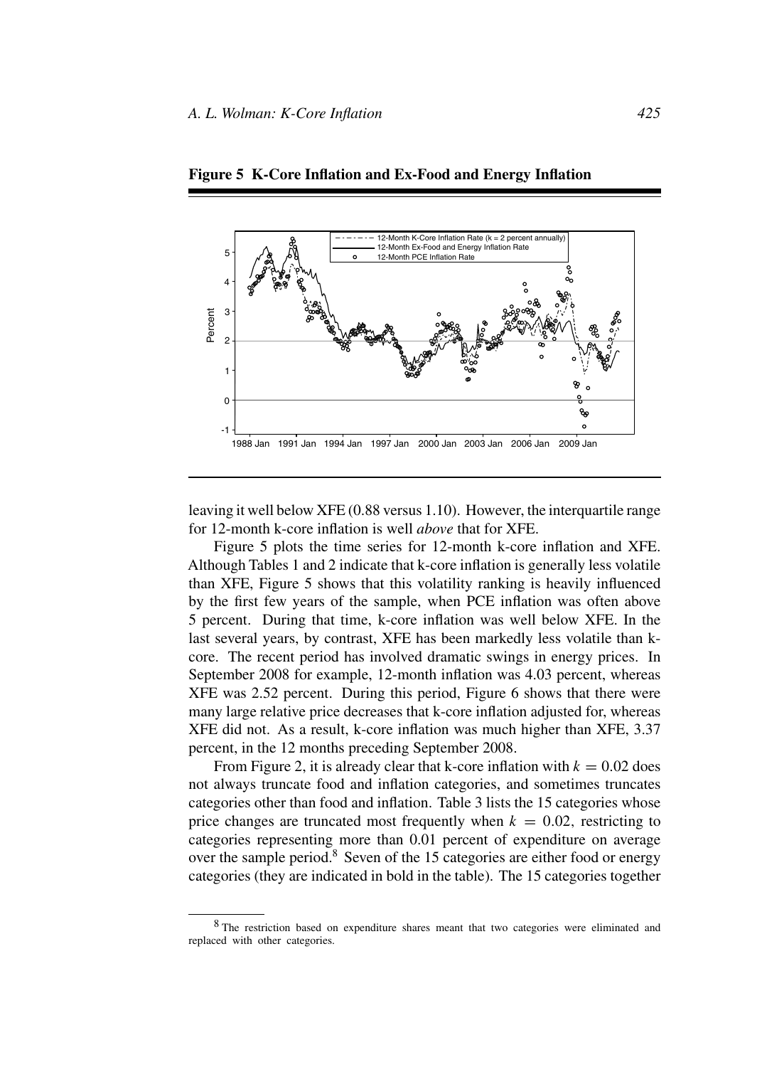**Figure 5 K-Core Inflation and Ex-Food and Energy Inflation**

leaving it well below XFE (0.88 versus 1.10). However, the interquartile range for 12-month k-core inflation is well *above* that for XFE.

Figure 5 plots the time series for 12-month k-core inflation and XFE. Although Tables 1 and 2 indicate that k-core inflation is generally less volatile than XFE, Figure 5 shows that this volatility ranking is heavily influenced by the first few years of the sample, when PCE inflation was often above 5 percent. During that time, k-core inflation was well below XFE. In the last several years, by contrast, XFE has been markedly less volatile than k-core. The recent period has involved dramatic swings in energy prices. In September 2008 for example, 12-month inflation was 4.03 percent, whereas XFE was 2.52 percent. During this period, Figure 6 shows that there were many large relative price decreases that k-core inflation adjusted for, whereas XFE did not. As a result, k-core inflation was much higher than XFE, 3.37 percent, in the 12 months preceding September 2008.

From Figure 2, it is already clear that k-core inflation with $k = 0.02$ does not always truncate food and inflation categories, and sometimes truncates categories other than food and inflation. Table 3 lists the 15 categories whose price changes are truncated most frequently when $k = 0.02$, restricting to categories representing more than 0.01 percent of expenditure on average over the sample period.[8] Seven of the 15 categories are either food or energy categories (they are indicated in bold in the table). The 15 categories together

[8] The restriction based on expenditure shares meant that two categories were eliminated and replaced with other categories.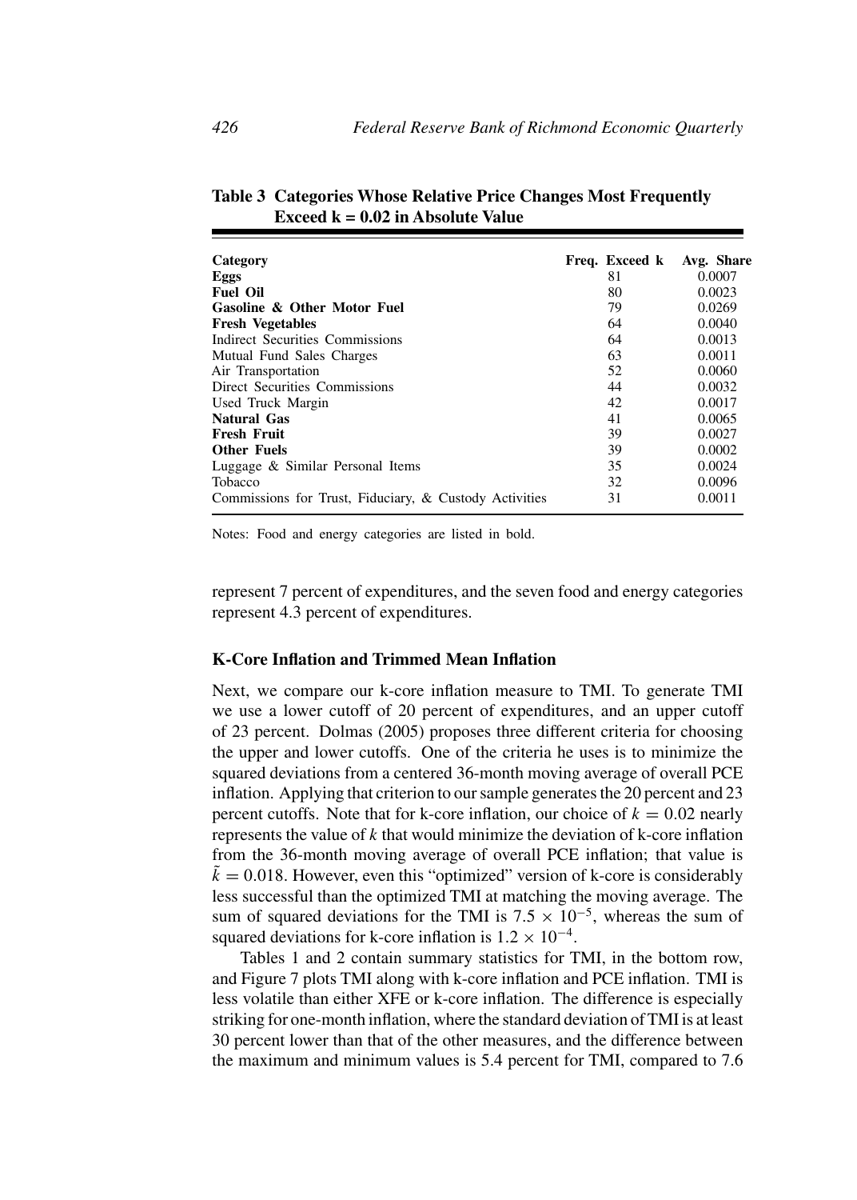**Table 3 Categories Whose Relative Price Changes Most Frequently Exceed k = 0.02 in Absolute Value**

| Category | Freq. Exceed k | Avg. Share |
|---|---|---|
| **Eggs** | 81 | 0.0007 |
| **Fuel Oil** | 80 | 0.0023 |
| **Gasoline & Other Motor Fuel** | 79 | 0.0269 |
| **Fresh Vegetables** | 64 | 0.0040 |
| Indirect Securities Commissions | 64 | 0.0013 |
| Mutual Fund Sales Charges | 63 | 0.0011 |
| Air Transportation | 52 | 0.0060 |
| Direct Securities Commissions | 44 | 0.0032 |
| Used Truck Margin | 42 | 0.0017 |
| **Natural Gas** | 41 | 0.0065 |
| **Fresh Fruit** | 39 | 0.0027 |
| **Other Fuels** | 39 | 0.0002 |
| Luggage & Similar Personal Items | 35 | 0.0024 |
| Tobacco | 32 | 0.0096 |
| Commissions for Trust, Fiduciary, & Custody Activities | 31 | 0.0011 |

Notes: Food and energy categories are listed in bold.

represent 7 percent of expenditures, and the seven food and energy categories represent 4.3 percent of expenditures.

### K-Core Inflation and Trimmed Mean Inflation

Next, we compare our k-core inflation measure to TMI. To generate TMI we use a lower cutoff of 20 percent of expenditures, and an upper cutoff of 23 percent. Dolmas (2005) proposes three different criteria for choosing the upper and lower cutoffs. One of the criteria he uses is to minimize the squared deviations from a centered 36-month moving average of overall PCE inflation. Applying that criterion to our sample generates the 20 percent and 23 percent cutoffs. Note that for k-core inflation, our choice of $k = 0.02$ nearly represents the value of $k$ that would minimize the deviation of k-core inflation from the 36-month moving average of overall PCE inflation; that value is $\tilde{k} = 0.018$. However, even this "optimized" version of k-core is considerably less successful than the optimized TMI at matching the moving average. The sum of squared deviations for the TMI is $7.5 \times 10^{-5}$, whereas the sum of squared deviations for k-core inflation is $1.2 \times 10^{-4}$.

Tables 1 and 2 contain summary statistics for TMI, in the bottom row, and Figure 7 plots TMI along with k-core inflation and PCE inflation. TMI is less volatile than either XFE or k-core inflation. The difference is especially striking for one-month inflation, where the standard deviation of TMI is at least 30 percent lower than that of the other measures, and the difference between the maximum and minimum values is 5.4 percent for TMI, compared to 7.6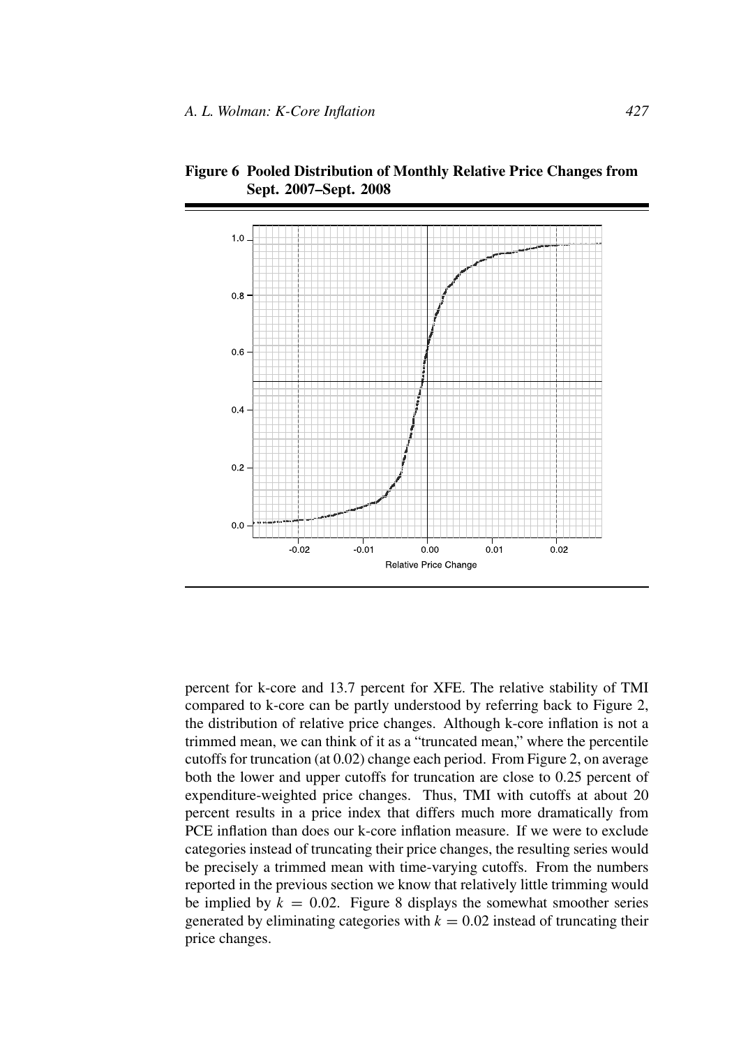**Figure 6 Pooled Distribution of Monthly Relative Price Changes from Sept. 2007–Sept. 2008**

percent for k-core and 13.7 percent for XFE. The relative stability of TMI compared to k-core can be partly understood by referring back to Figure 2, the distribution of relative price changes. Although k-core inflation is not a trimmed mean, we can think of it as a "truncated mean," where the percentile cutoffs for truncation (at 0.02) change each period. From Figure 2, on average both the lower and upper cutoffs for truncation are close to 0.25 percent of expenditure-weighted price changes. Thus, TMI with cutoffs at about 20 percent results in a price index that differs much more dramatically from PCE inflation than does our k-core inflation measure. If we were to exclude categories instead of truncating their price changes, the resulting series would be precisely a trimmed mean with time-varying cutoffs. From the numbers reported in the previous section we know that relatively little trimming would be implied by $k = 0.02$. Figure 8 displays the somewhat smoother series generated by eliminating categories with $k = 0.02$ instead of truncating their price changes.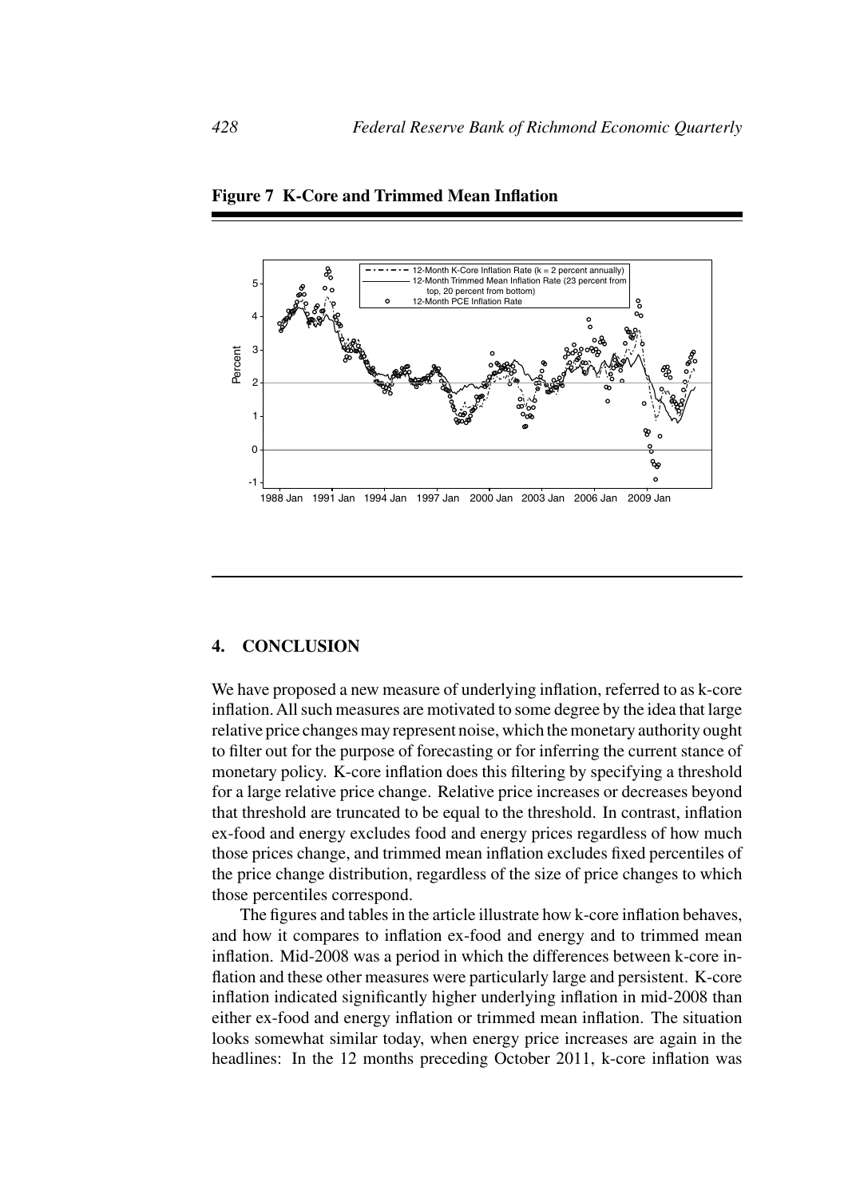**Figure 7 K-Core and Trimmed Mean Inflation**

## 4. CONCLUSION

We have proposed a new measure of underlying inflation, referred to as k-core inflation. All such measures are motivated to some degree by the idea that large relative price changes may represent noise, which the monetary authority ought to filter out for the purpose of forecasting or for inferring the current stance of monetary policy. K-core inflation does this filtering by specifying a threshold for a large relative price change. Relative price increases or decreases beyond that threshold are truncated to be equal to the threshold. In contrast, inflation ex-food and energy excludes food and energy prices regardless of how much those prices change, and trimmed mean inflation excludes fixed percentiles of the price change distribution, regardless of the size of price changes to which those percentiles correspond.

The figures and tables in the article illustrate how k-core inflation behaves, and how it compares to inflation ex-food and energy and to trimmed mean inflation. Mid-2008 was a period in which the differences between k-core inflation and these other measures were particularly large and persistent. K-core inflation indicated significantly higher underlying inflation in mid-2008 than either ex-food and energy inflation or trimmed mean inflation. The situation looks somewhat similar today, when energy price increases are again in the headlines: In the 12 months preceding October 2011, k-core inflation was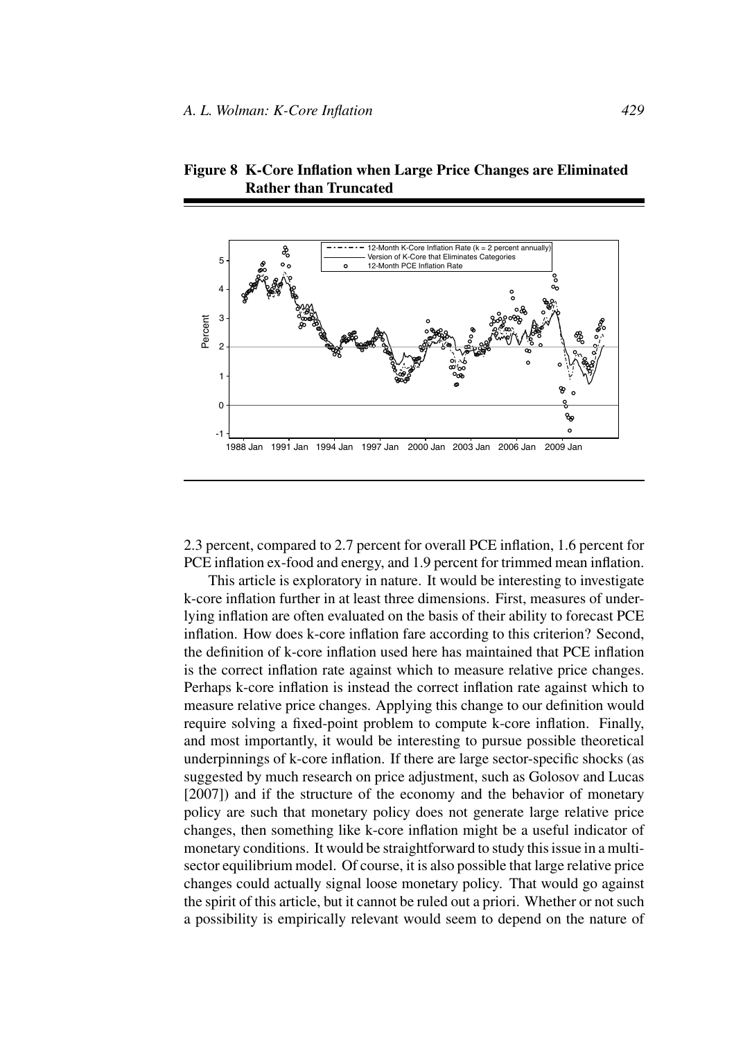**Figure 8 K-Core Inflation when Large Price Changes are Eliminated Rather than Truncated**

2.3 percent, compared to 2.7 percent for overall PCE inflation, 1.6 percent for PCE inflation ex-food and energy, and 1.9 percent for trimmed mean inflation.

This article is exploratory in nature. It would be interesting to investigate k-core inflation further in at least three dimensions. First, measures of underlying inflation are often evaluated on the basis of their ability to forecast PCE inflation. How does k-core inflation fare according to this criterion? Second, the definition of k-core inflation used here has maintained that PCE inflation is the correct inflation rate against which to measure relative price changes. Perhaps k-core inflation is instead the correct inflation rate against which to measure relative price changes. Applying this change to our definition would require solving a fixed-point problem to compute k-core inflation. Finally, and most importantly, it would be interesting to pursue possible theoretical underpinnings of k-core inflation. If there are large sector-specific shocks (as suggested by much research on price adjustment, such as Golosov and Lucas [2007]) and if the structure of the economy and the behavior of monetary policy are such that monetary policy does not generate large relative price changes, then something like k-core inflation might be a useful indicator of monetary conditions. It would be straightforward to study this issue in a multi-sector equilibrium model. Of course, it is also possible that large relative price changes could actually signal loose monetary policy. That would go against the spirit of this article, but it cannot be ruled out a priori. Whether or not such a possibility is empirically relevant would seem to depend on the nature of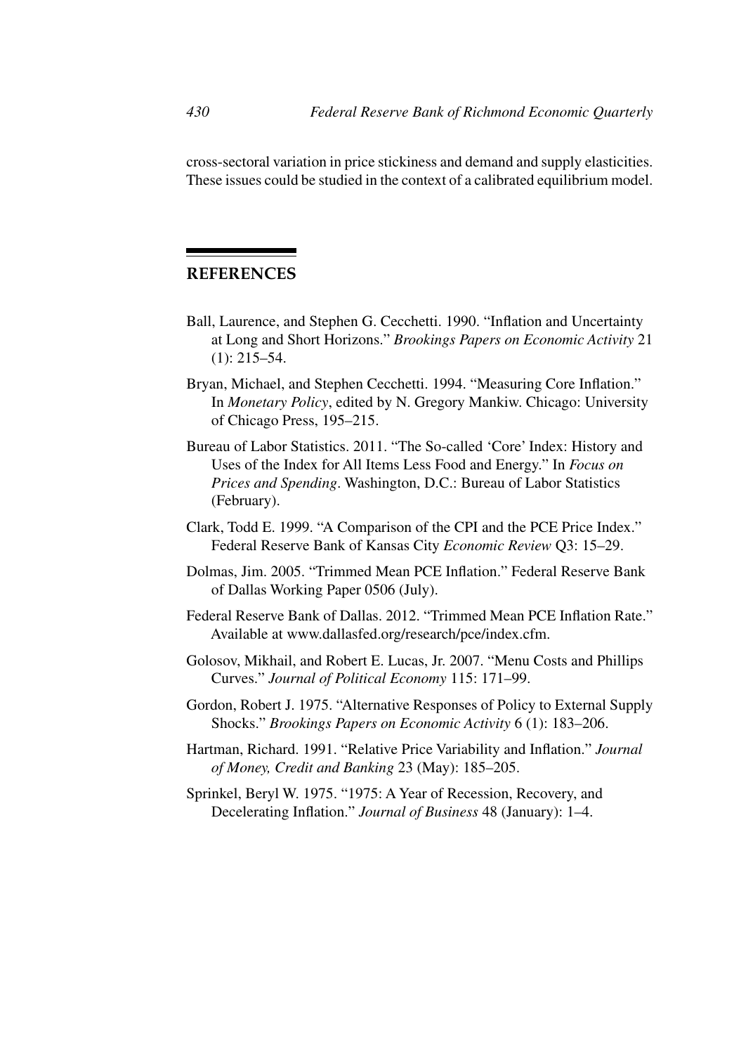cross-sectoral variation in price stickiness and demand and supply elasticities. These issues could be studied in the context of a calibrated equilibrium model.

## REFERENCES

Ball, Laurence, and Stephen G. Cecchetti. 1990. "Inflation and Uncertainty at Long and Short Horizons." *Brookings Papers on Economic Activity* 21 (1): 215–54.

Bryan, Michael, and Stephen Cecchetti. 1994. "Measuring Core Inflation." In *Monetary Policy*, edited by N. Gregory Mankiw. Chicago: University of Chicago Press, 195–215.

Bureau of Labor Statistics. 2011. "The So-called 'Core' Index: History and Uses of the Index for All Items Less Food and Energy." In *Focus on Prices and Spending*. Washington, D.C.: Bureau of Labor Statistics (February).

Clark, Todd E. 1999. "A Comparison of the CPI and the PCE Price Index." Federal Reserve Bank of Kansas City *Economic Review* Q3: 15–29.

Dolmas, Jim. 2005. "Trimmed Mean PCE Inflation." Federal Reserve Bank of Dallas Working Paper 0506 (July).

Federal Reserve Bank of Dallas. 2012. "Trimmed Mean PCE Inflation Rate." Available at www.dallasfed.org/research/pce/index.cfm.

Golosov, Mikhail, and Robert E. Lucas, Jr. 2007. "Menu Costs and Phillips Curves." *Journal of Political Economy* 115: 171–99.

Gordon, Robert J. 1975. "Alternative Responses of Policy to External Supply Shocks." *Brookings Papers on Economic Activity* 6 (1): 183–206.

Hartman, Richard. 1991. "Relative Price Variability and Inflation." *Journal of Money, Credit and Banking* 23 (May): 185–205.

Sprinkel, Beryl W. 1975. "1975: A Year of Recession, Recovery, and Decelerating Inflation." *Journal of Business* 48 (January): 1–4.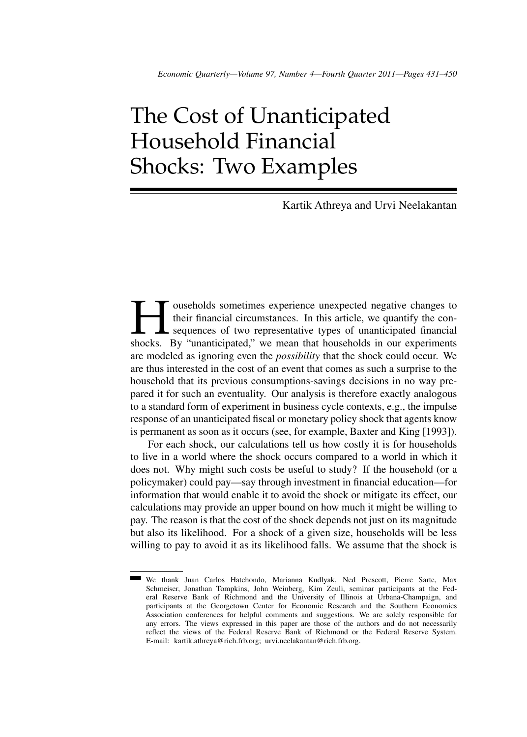# The Cost of Unanticipated Household Financial Shocks: Two Examples

Kartik Athreya and Urvi Neelakantan

Households sometimes experience unexpected negative changes to their financial circumstances. In this article, we quantify the consequences of two representative types of unanticipated financial shocks. By "unanticipated," we mean that households in our experiments are modeled as ignoring even the *possibility* that the shock could occur. We are thus interested in the cost of an event that comes as such a surprise to the household that its previous consumptions-savings decisions in no way prepared it for such an eventuality. Our analysis is therefore exactly analogous to a standard form of experiment in business cycle contexts, e.g., the impulse response of an unanticipated fiscal or monetary policy shock that agents know is permanent as soon as it occurs (see, for example, Baxter and King [1993]).

For each shock, our calculations tell us how costly it is for households to live in a world where the shock occurs compared to a world in which it does not. Why might such costs be useful to study? If the household (or a policymaker) could pay—say through investment in financial education—for information that would enable it to avoid the shock or mitigate its effect, our calculations may provide an upper bound on how much it might be willing to pay. The reason is that the cost of the shock depends not just on its magnitude but also its likelihood. For a shock of a given size, households will be less willing to pay to avoid it as its likelihood falls. We assume that the shock is

We thank Juan Carlos Hatchondo, Marianna Kudlyak, Ned Prescott, Pierre Sarte, Max Schmeiser, Jonathan Tompkins, John Weinberg, Kim Zeuli, seminar participants at the Federal Reserve Bank of Richmond and the University of Illinois at Urbana-Champaign, and participants at the Georgetown Center for Economic Research and the Southern Economics Association conferences for helpful comments and suggestions. We are solely responsible for any errors. The views expressed in this paper are those of the authors and do not necessarily reflect the views of the Federal Reserve Bank of Richmond or the Federal Reserve System. E-mail: kartik.athreya@rich.frb.org; urvi.neelakantan@rich.frb.org.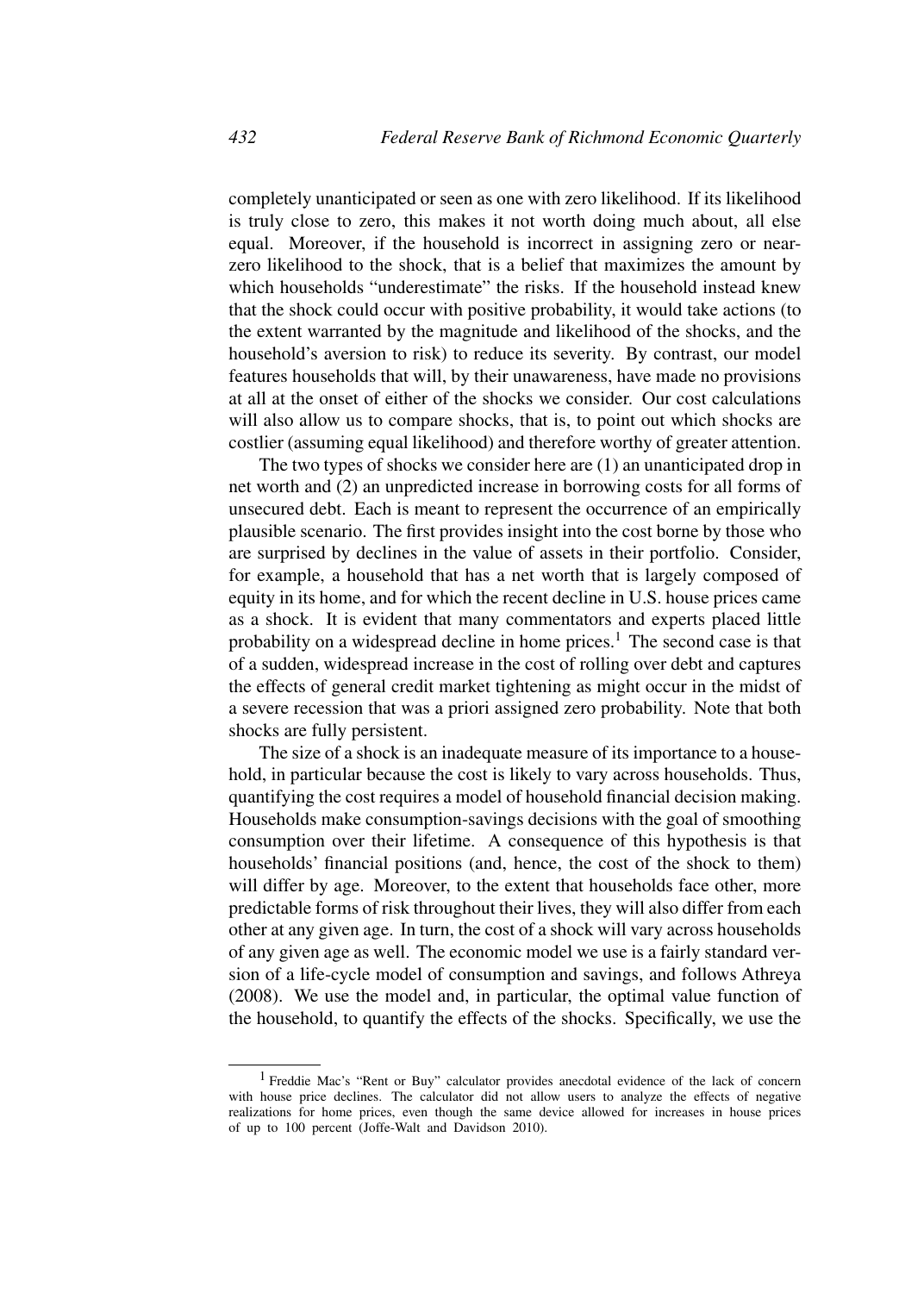completely unanticipated or seen as one with zero likelihood. If its likelihood is truly close to zero, this makes it not worth doing much about, all else equal. Moreover, if the household is incorrect in assigning zero or near-zero likelihood to the shock, that is a belief that maximizes the amount by which households "underestimate" the risks. If the household instead knew that the shock could occur with positive probability, it would take actions (to the extent warranted by the magnitude and likelihood of the shocks, and the household's aversion to risk) to reduce its severity. By contrast, our model features households that will, by their unawareness, have made no provisions at all at the onset of either of the shocks we consider. Our cost calculations will also allow us to compare shocks, that is, to point out which shocks are costlier (assuming equal likelihood) and therefore worthy of greater attention.

The two types of shocks we consider here are (1) an unanticipated drop in net worth and (2) an unpredicted increase in borrowing costs for all forms of unsecured debt. Each is meant to represent the occurrence of an empirically plausible scenario. The first provides insight into the cost borne by those who are surprised by declines in the value of assets in their portfolio. Consider, for example, a household that has a net worth that is largely composed of equity in its home, and for which the recent decline in U.S. house prices came as a shock. It is evident that many commentators and experts placed little probability on a widespread decline in home prices.[1] The second case is that of a sudden, widespread increase in the cost of rolling over debt and captures the effects of general credit market tightening as might occur in the midst of a severe recession that was a priori assigned zero probability. Note that both shocks are fully persistent.

The size of a shock is an inadequate measure of its importance to a household, in particular because the cost is likely to vary across households. Thus, quantifying the cost requires a model of household financial decision making. Households make consumption-savings decisions with the goal of smoothing consumption over their lifetime. A consequence of this hypothesis is that households' financial positions (and, hence, the cost of the shock to them) will differ by age. Moreover, to the extent that households face other, more predictable forms of risk throughout their lives, they will also differ from each other at any given age. In turn, the cost of a shock will vary across households of any given age as well. The economic model we use is a fairly standard version of a life-cycle model of consumption and savings, and follows Athreya (2008). We use the model and, in particular, the optimal value function of the household, to quantify the effects of the shocks. Specifically, we use the

[1] Freddie Mac's "Rent or Buy" calculator provides anecdotal evidence of the lack of concern with house price declines. The calculator did not allow users to analyze the effects of negative realizations for home prices, even though the same device allowed for increases in house prices of up to 100 percent (Joffe-Walt and Davidson 2010).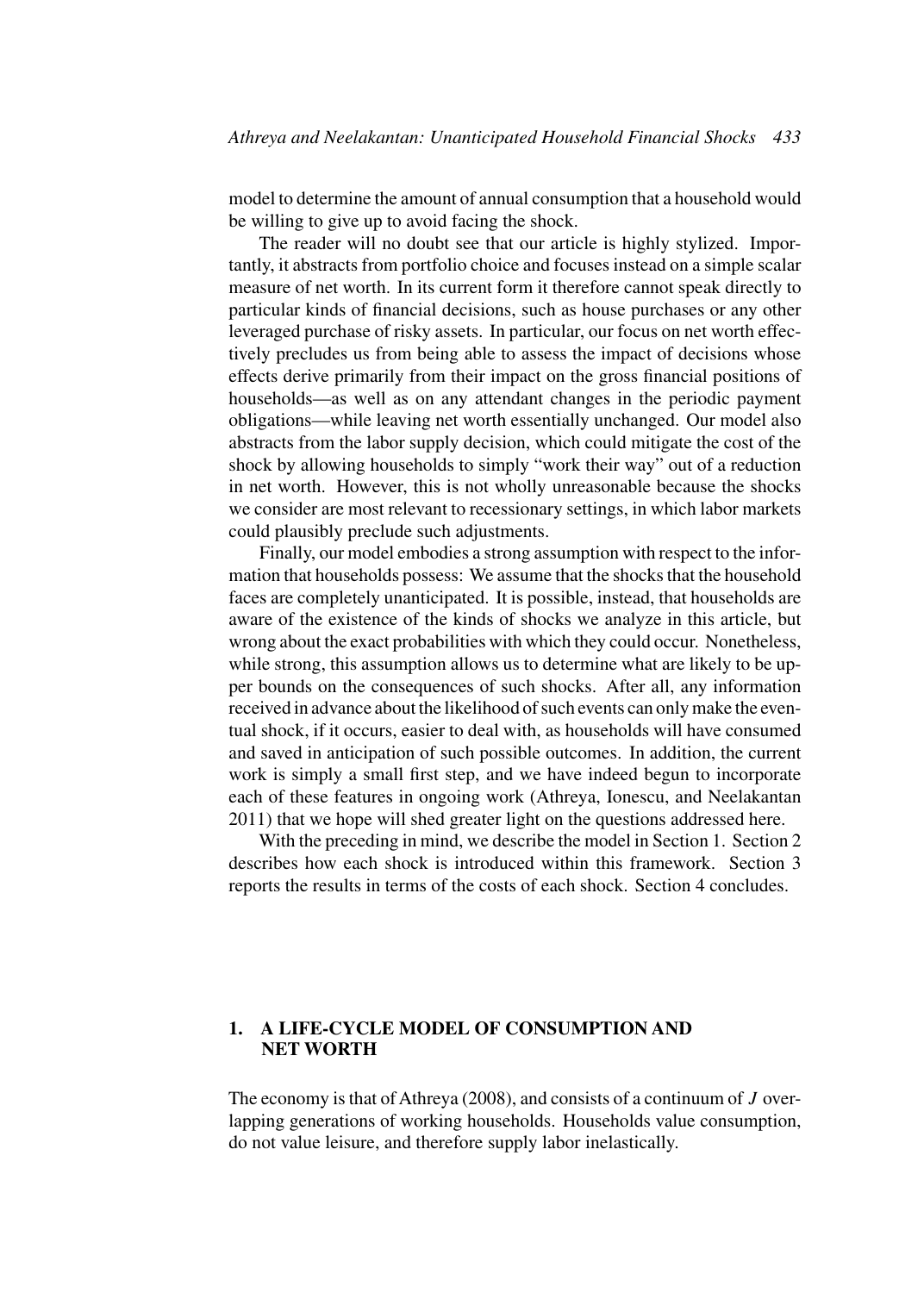model to determine the amount of annual consumption that a household would be willing to give up to avoid facing the shock.

The reader will no doubt see that our article is highly stylized. Importantly, it abstracts from portfolio choice and focuses instead on a simple scalar measure of net worth. In its current form it therefore cannot speak directly to particular kinds of financial decisions, such as house purchases or any other leveraged purchase of risky assets. In particular, our focus on net worth effectively precludes us from being able to assess the impact of decisions whose effects derive primarily from their impact on the gross financial positions of households—as well as on any attendant changes in the periodic payment obligations—while leaving net worth essentially unchanged. Our model also abstracts from the labor supply decision, which could mitigate the cost of the shock by allowing households to simply "work their way" out of a reduction in net worth. However, this is not wholly unreasonable because the shocks we consider are most relevant to recessionary settings, in which labor markets could plausibly preclude such adjustments.

Finally, our model embodies a strong assumption with respect to the information that households possess: We assume that the shocks that the household faces are completely unanticipated. It is possible, instead, that households are aware of the existence of the kinds of shocks we analyze in this article, but wrong about the exact probabilities with which they could occur. Nonetheless, while strong, this assumption allows us to determine what are likely to be upper bounds on the consequences of such shocks. After all, any information received in advance about the likelihood of such events can only make the eventual shock, if it occurs, easier to deal with, as households will have consumed and saved in anticipation of such possible outcomes. In addition, the current work is simply a small first step, and we have indeed begun to incorporate each of these features in ongoing work (Athreya, Ionescu, and Neelakantan 2011) that we hope will shed greater light on the questions addressed here.

With the preceding in mind, we describe the model in Section 1. Section 2 describes how each shock is introduced within this framework. Section 3 reports the results in terms of the costs of each shock. Section 4 concludes.

## 1. A LIFE-CYCLE MODEL OF CONSUMPTION AND NET WORTH

The economy is that of Athreya (2008), and consists of a continuum of $J$ overlapping generations of working households. Households value consumption, do not value leisure, and therefore supply labor inelastically.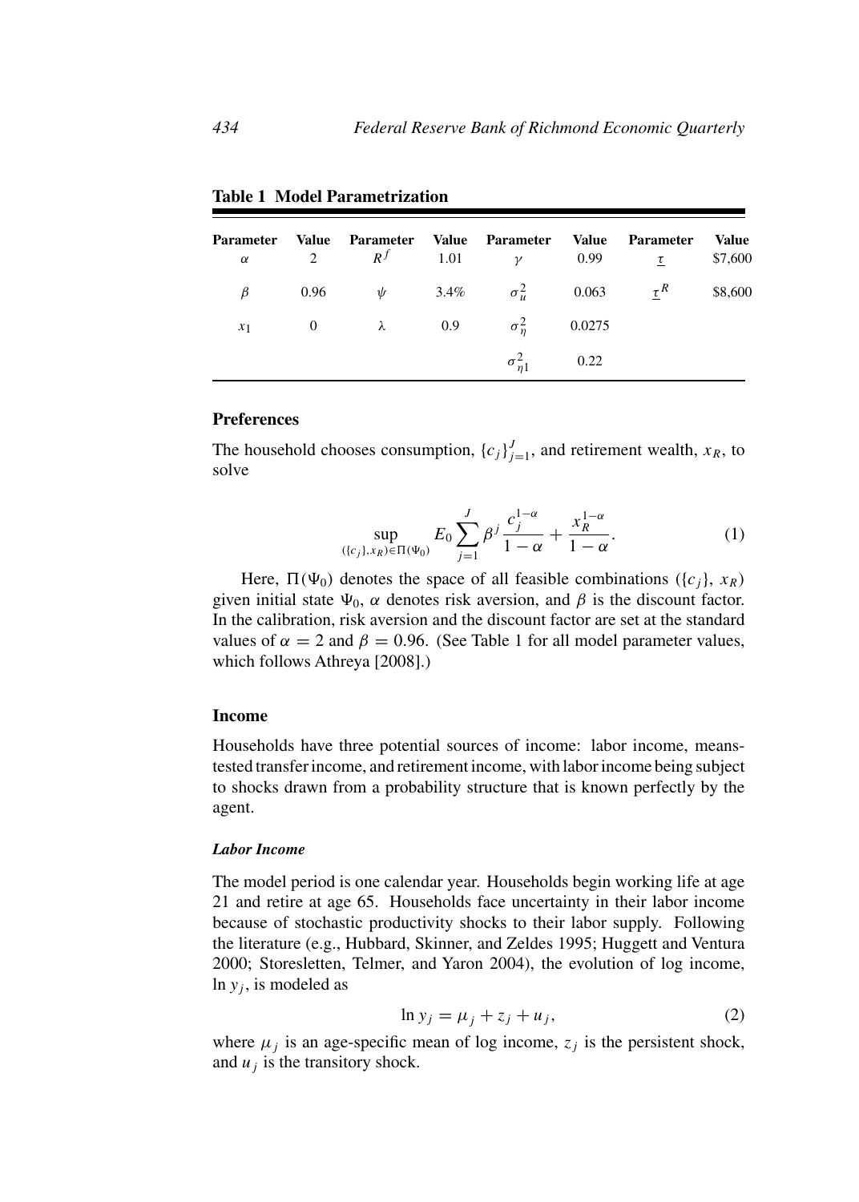**Table 1 Model Parametrization**

| Parameter | Value | Parameter | Value | Parameter | Value | Parameter | Value |
|---|---|---|---|---|---|---|---|
| $\alpha$ | 2 | $R^f$ | 1.01 | $\gamma$ | 0.99 | $\underline{\tau}$ | \$7,600 |
| $\beta$ | 0.96 | $\psi$ | 3.4% | $\sigma_u^2$ | 0.063 | $\underline{\tau}^R$ | \$8,600 |
| $x_1$ | 0 | $\lambda$ | 0.9 | $\sigma_\eta^2$ | 0.0275 | | |
| | | | | $\sigma_{\eta 1}^2$ | 0.22 | | |

### Preferences

The household chooses consumption, $\{c_j\}_{j=1}^J$, and retirement wealth, $x_R$, to solve

$$\sup_{(\{c_j\}, x_R) \in \Pi(\Psi_0)} E_0 \sum_{j=1}^{J} \beta^j \frac{c_j^{1-\alpha}}{1-\alpha} + \frac{x_R^{1-\alpha}}{1-\alpha}. \tag{1}$$

Here, $\Pi(\Psi_0)$ denotes the space of all feasible combinations $(\{c_j\}, x_R)$ given initial state $\Psi_0$, $\alpha$ denotes risk aversion, and $\beta$ is the discount factor. In the calibration, risk aversion and the discount factor are set at the standard values of $\alpha = 2$ and $\beta = 0.96$. (See Table 1 for all model parameter values, which follows Athreya [2008].)

### Income

Households have three potential sources of income: labor income, means-tested transfer income, and retirement income, with labor income being subject to shocks drawn from a probability structure that is known perfectly by the agent.

#### *Labor Income*

The model period is one calendar year. Households begin working life at age 21 and retire at age 65. Households face uncertainty in their labor income because of stochastic productivity shocks to their labor supply. Following the literature (e.g., Hubbard, Skinner, and Zeldes 1995; Huggett and Ventura 2000; Storesletten, Telmer, and Yaron 2004), the evolution of log income, $\ln y_j$, is modeled as

$$\ln y_j = \mu_j + z_j + u_j, \tag{2}$$

where $\mu_j$ is an age-specific mean of log income, $z_j$ is the persistent shock, and $u_j$ is the transitory shock.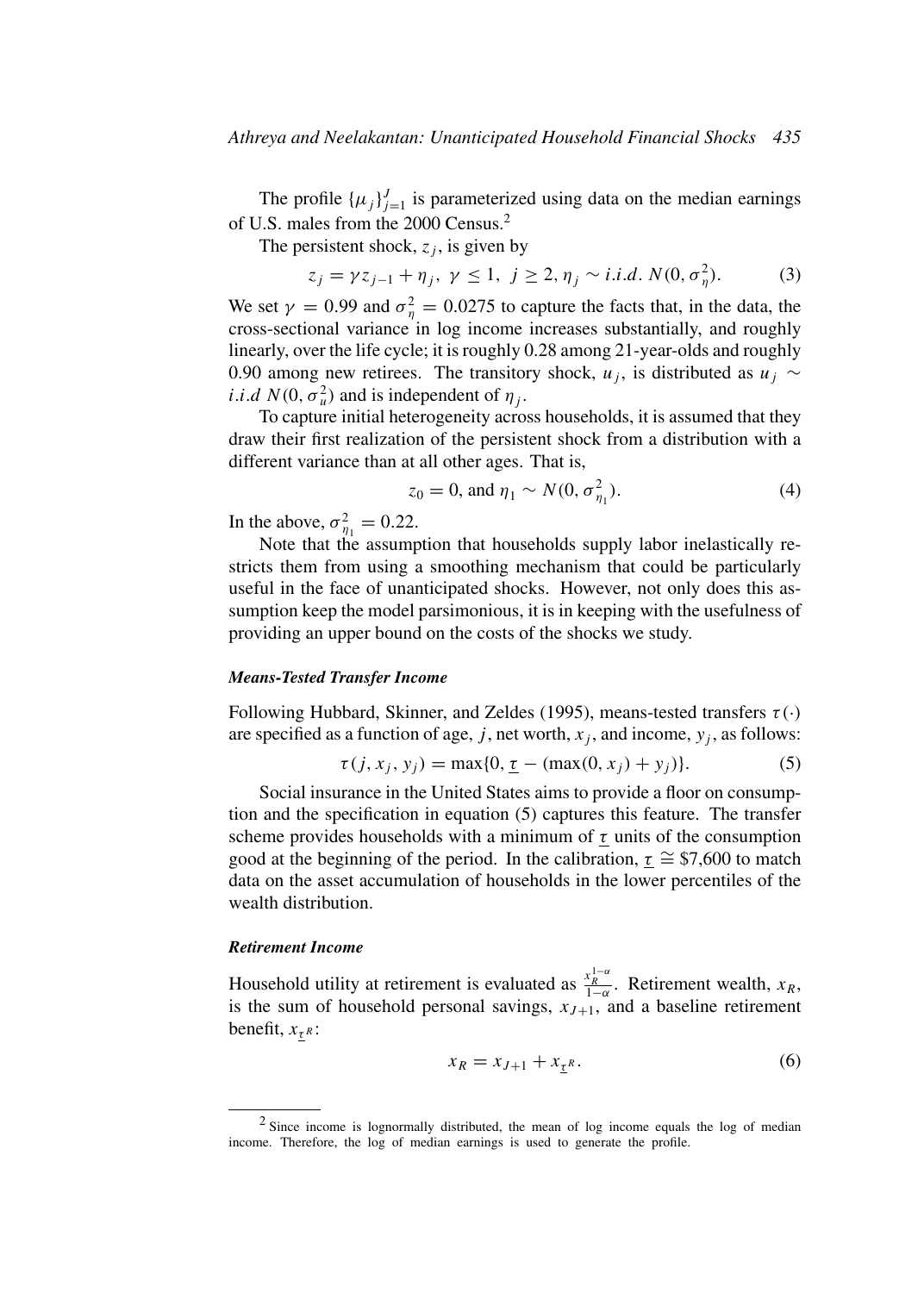The profile $\{\mu_j\}_{j=1}^J$ is parameterized using data on the median earnings of U.S. males from the 2000 Census.[2]

The persistent shock, $z_j$, is given by

$$z_j = \gamma z_{j-1} + \eta_j,\ \gamma \leq 1,\ j \geq 2, \eta_j \sim i.i.d.\ N(0, \sigma_\eta^2). \tag{3}$$

We set $\gamma = 0.99$ and $\sigma_\eta^2 = 0.0275$ to capture the facts that, in the data, the cross-sectional variance in log income increases substantially, and roughly linearly, over the life cycle; it is roughly 0.28 among 21-year-olds and roughly 0.90 among new retirees. The transitory shock, $u_j$, is distributed as $u_j \sim i.i.d\ N(0, \sigma_u^2)$ and is independent of $\eta_j$.

To capture initial heterogeneity across households, it is assumed that they draw their first realization of the persistent shock from a distribution with a different variance than at all other ages. That is,

$$z_0 = 0, \text{ and } \eta_1 \sim N(0, \sigma_{\eta_1}^2). \tag{4}$$

In the above, $\sigma_{\eta_1}^2 = 0.22$.

Note that the assumption that households supply labor inelastically restricts them from using a smoothing mechanism that could be particularly useful in the face of unanticipated shocks. However, not only does this assumption keep the model parsimonious, it is in keeping with the usefulness of providing an upper bound on the costs of the shocks we study.

***Means-Tested Transfer Income***

Following Hubbard, Skinner, and Zeldes (1995), means-tested transfers $\tau(\cdot)$ are specified as a function of age, $j$, net worth, $x_j$, and income, $y_j$, as follows:

$$\tau(j, x_j, y_j) = \max\{0, \underline{\tau} - (\max(0, x_j) + y_j)\}. \tag{5}$$

Social insurance in the United States aims to provide a floor on consumption and the specification in equation (5) captures this feature. The transfer scheme provides households with a minimum of $\underline{\tau}$ units of the consumption good at the beginning of the period. In the calibration, $\underline{\tau} \cong \$7{,}600$ to match data on the asset accumulation of households in the lower percentiles of the wealth distribution.

***Retirement Income***

Household utility at retirement is evaluated as $\frac{x_R^{1-\alpha}}{1-\alpha}$. Retirement wealth, $x_R$, is the sum of household personal savings, $x_{J+1}$, and a baseline retirement benefit, $x_{\underline{\tau}^R}$:

$$x_R = x_{J+1} + x_{\underline{\tau}^R}. \tag{6}$$

[2] Since income is lognormally distributed, the mean of log income equals the log of median income. Therefore, the log of median earnings is used to generate the profile.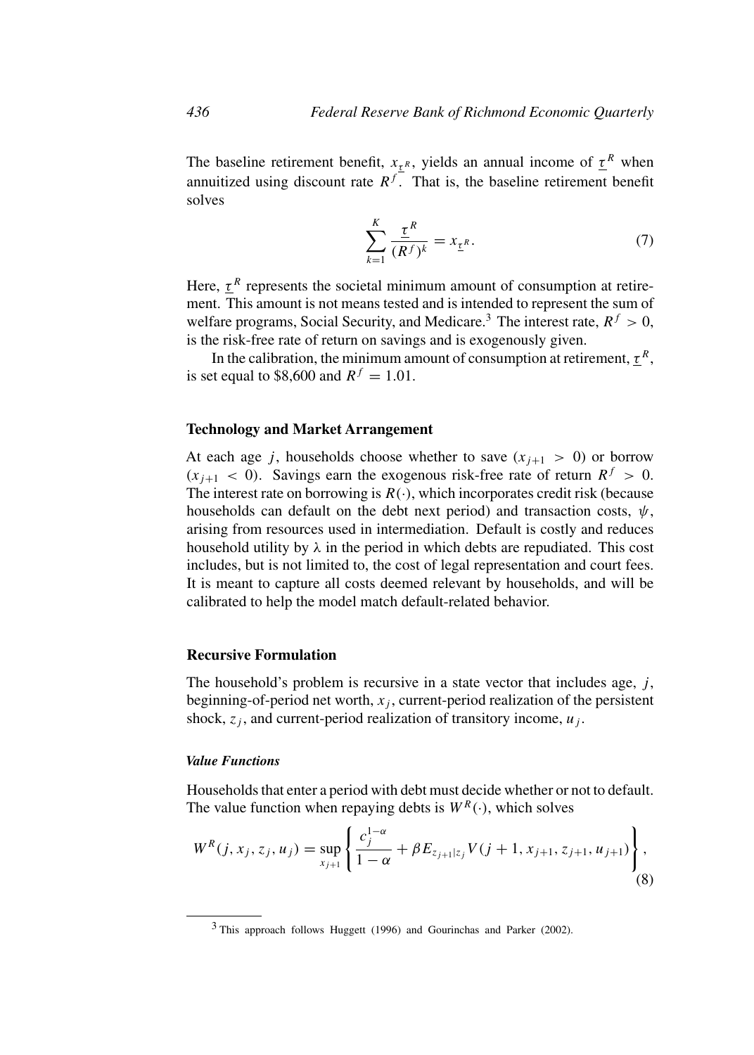The baseline retirement benefit, $x_{\underline{\tau}^R}$, yields an annual income of $\underline{\tau}^R$ when annuitized using discount rate $R^f$. That is, the baseline retirement benefit solves

$$\sum_{k=1}^{K} \frac{\underline{\tau}^R}{(R^f)^k} = x_{\underline{\tau}^R}. \tag{7}$$

Here, $\underline{\tau}^R$ represents the societal minimum amount of consumption at retirement. This amount is not means tested and is intended to represent the sum of welfare programs, Social Security, and Medicare.[3] The interest rate, $R^f > 0$, is the risk-free rate of return on savings and is exogenously given.

In the calibration, the minimum amount of consumption at retirement, $\underline{\tau}^R$, is set equal to \$8,600 and $R^f = 1.01$.

### Technology and Market Arrangement

At each age $j$, households choose whether to save ($x_{j+1} > 0$) or borrow ($x_{j+1} < 0$). Savings earn the exogenous risk-free rate of return $R^f > 0$. The interest rate on borrowing is $R(\cdot)$, which incorporates credit risk (because households can default on the debt next period) and transaction costs, $\psi$, arising from resources used in intermediation. Default is costly and reduces household utility by $\lambda$ in the period in which debts are repudiated. This cost includes, but is not limited to, the cost of legal representation and court fees. It is meant to capture all costs deemed relevant by households, and will be calibrated to help the model match default-related behavior.

### Recursive Formulation

The household's problem is recursive in a state vector that includes age, $j$, beginning-of-period net worth, $x_j$, current-period realization of the persistent shock, $z_j$, and current-period realization of transitory income, $u_j$.

#### *Value Functions*

Households that enter a period with debt must decide whether or not to default. The value function when repaying debts is $W^R(\cdot)$, which solves

$$W^R(j, x_j, z_j, u_j) = \sup_{x_{j+1}} \left\{ \frac{c_j^{1-\alpha}}{1-\alpha} + \beta E_{z_{j+1}|z_j} V(j+1, x_{j+1}, z_{j+1}, u_{j+1}) \right\}, \tag{8}$$

[3] This approach follows Huggett (1996) and Gourinchas and Parker (2002).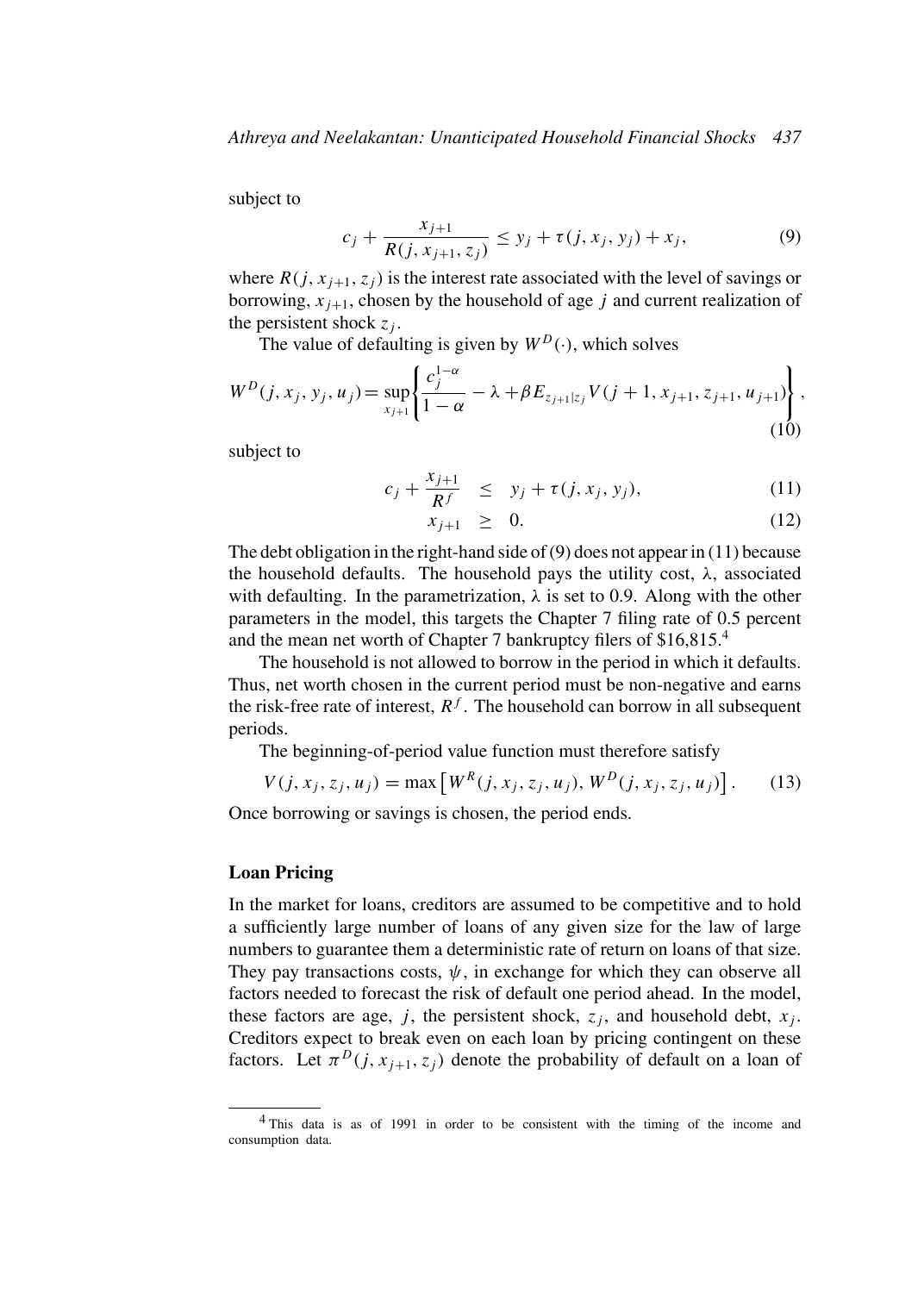subject to

$$c_j + \frac{x_{j+1}}{R(j, x_{j+1}, z_j)} \leq y_j + \tau(j, x_j, y_j) + x_j, \tag{9}$$

where $R(j, x_{j+1}, z_j)$ is the interest rate associated with the level of savings or borrowing, $x_{j+1}$, chosen by the household of age $j$ and current realization of the persistent shock $z_j$.

The value of defaulting is given by $W^D(\cdot)$, which solves

$$W^D(j, x_j, y_j, u_j) = \sup_{x_{j+1}} \left\{ \frac{c_j^{1-\alpha}}{1-\alpha} - \lambda + \beta E_{z_{j+1}|z_j} V(j+1, x_{j+1}, z_{j+1}, u_{j+1}) \right\}, \tag{10}$$

subject to

$$c_j + \frac{x_{j+1}}{R^f} \leq y_j + \tau(j, x_j, y_j), \tag{11}$$

$$x_{j+1} \geq 0. \tag{12}$$

The debt obligation in the right-hand side of (9) does not appear in (11) because the household defaults. The household pays the utility cost, $\lambda$, associated with defaulting. In the parametrization, $\lambda$ is set to 0.9. Along with the other parameters in the model, this targets the Chapter 7 filing rate of 0.5 percent and the mean net worth of Chapter 7 bankruptcy filers of \$16,815.[4]

The household is not allowed to borrow in the period in which it defaults. Thus, net worth chosen in the current period must be non-negative and earns the risk-free rate of interest, $R^f$. The household can borrow in all subsequent periods.

The beginning-of-period value function must therefore satisfy

$$V(j, x_j, z_j, u_j) = \max \left[ W^R(j, x_j, z_j, u_j), W^D(j, x_j, z_j, u_j) \right]. \tag{13}$$

Once borrowing or savings is chosen, the period ends.

### Loan Pricing

In the market for loans, creditors are assumed to be competitive and to hold a sufficiently large number of loans of any given size for the law of large numbers to guarantee them a deterministic rate of return on loans of that size. They pay transactions costs, $\psi$, in exchange for which they can observe all factors needed to forecast the risk of default one period ahead. In the model, these factors are age, $j$, the persistent shock, $z_j$, and household debt, $x_j$. Creditors expect to break even on each loan by pricing contingent on these factors. Let $\pi^D(j, x_{j+1}, z_j)$ denote the probability of default on a loan of

[4] This data is as of 1991 in order to be consistent with the timing of the income and consumption data.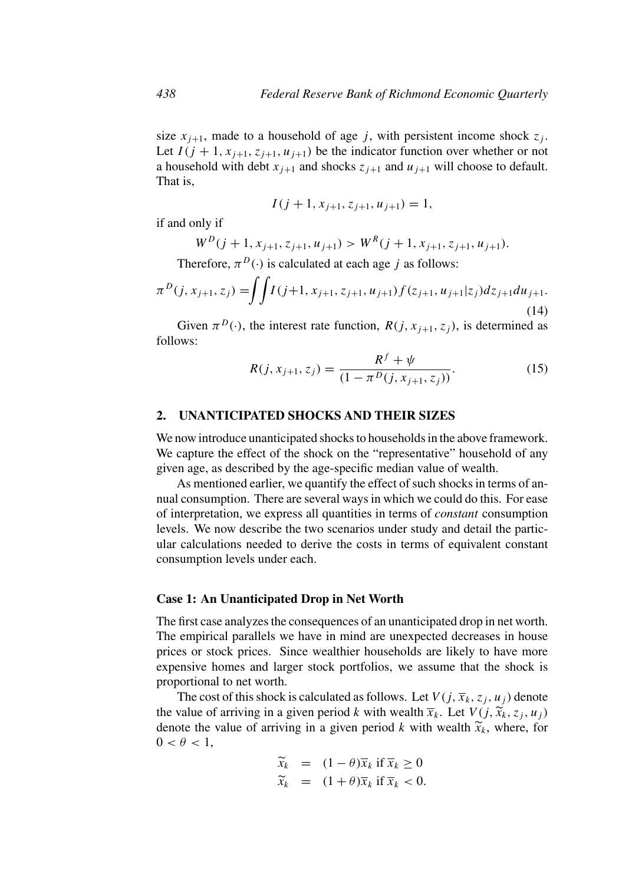size $x_{j+1}$, made to a household of age $j$, with persistent income shock $z_j$. Let $I(j+1, x_{j+1}, z_{j+1}, u_{j+1})$ be the indicator function over whether or not a household with debt $x_{j+1}$ and shocks $z_{j+1}$ and $u_{j+1}$ will choose to default. That is,

$$I(j+1, x_{j+1}, z_{j+1}, u_{j+1}) = 1,$$

if and only if

$$W^D(j+1, x_{j+1}, z_{j+1}, u_{j+1}) > W^R(j+1, x_{j+1}, z_{j+1}, u_{j+1}).$$

Therefore, $\pi^D(\cdot)$ is calculated at each age $j$ as follows:

$$\pi^D(j, x_{j+1}, z_j) = \int\int I(j+1, x_{j+1}, z_{j+1}, u_{j+1}) f(z_{j+1}, u_{j+1}|z_j) dz_{j+1} du_{j+1}. \tag{14}$$

Given $\pi^D(\cdot)$, the interest rate function, $R(j, x_{j+1}, z_j)$, is determined as follows:

$$R(j, x_{j+1}, z_j) = \frac{R^f + \psi}{(1 - \pi^D(j, x_{j+1}, z_j))}. \tag{15}$$

## 2. UNANTICIPATED SHOCKS AND THEIR SIZES

We now introduce unanticipated shocks to households in the above framework. We capture the effect of the shock on the "representative" household of any given age, as described by the age-specific median value of wealth.

As mentioned earlier, we quantify the effect of such shocks in terms of annual consumption. There are several ways in which we could do this. For ease of interpretation, we express all quantities in terms of *constant* consumption levels. We now describe the two scenarios under study and detail the particular calculations needed to derive the costs in terms of equivalent constant consumption levels under each.

### Case 1: An Unanticipated Drop in Net Worth

The first case analyzes the consequences of an unanticipated drop in net worth. The empirical parallels we have in mind are unexpected decreases in house prices or stock prices. Since wealthier households are likely to have more expensive homes and larger stock portfolios, we assume that the shock is proportional to net worth.

The cost of this shock is calculated as follows. Let $V(j, \overline{x}_k, z_j, u_j)$ denote the value of arriving in a given period $k$ with wealth $\overline{x}_k$. Let $V(j, \widetilde{x}_k, z_j, u_j)$ denote the value of arriving in a given period $k$ with wealth $\widetilde{x}_k$, where, for $0 < \theta < 1$,

$$\begin{aligned} \widetilde{x}_k &= (1-\theta)\overline{x}_k \text{ if } \overline{x}_k \geq 0 \\ \widetilde{x}_k &= (1+\theta)\overline{x}_k \text{ if } \overline{x}_k < 0. \end{aligned}$$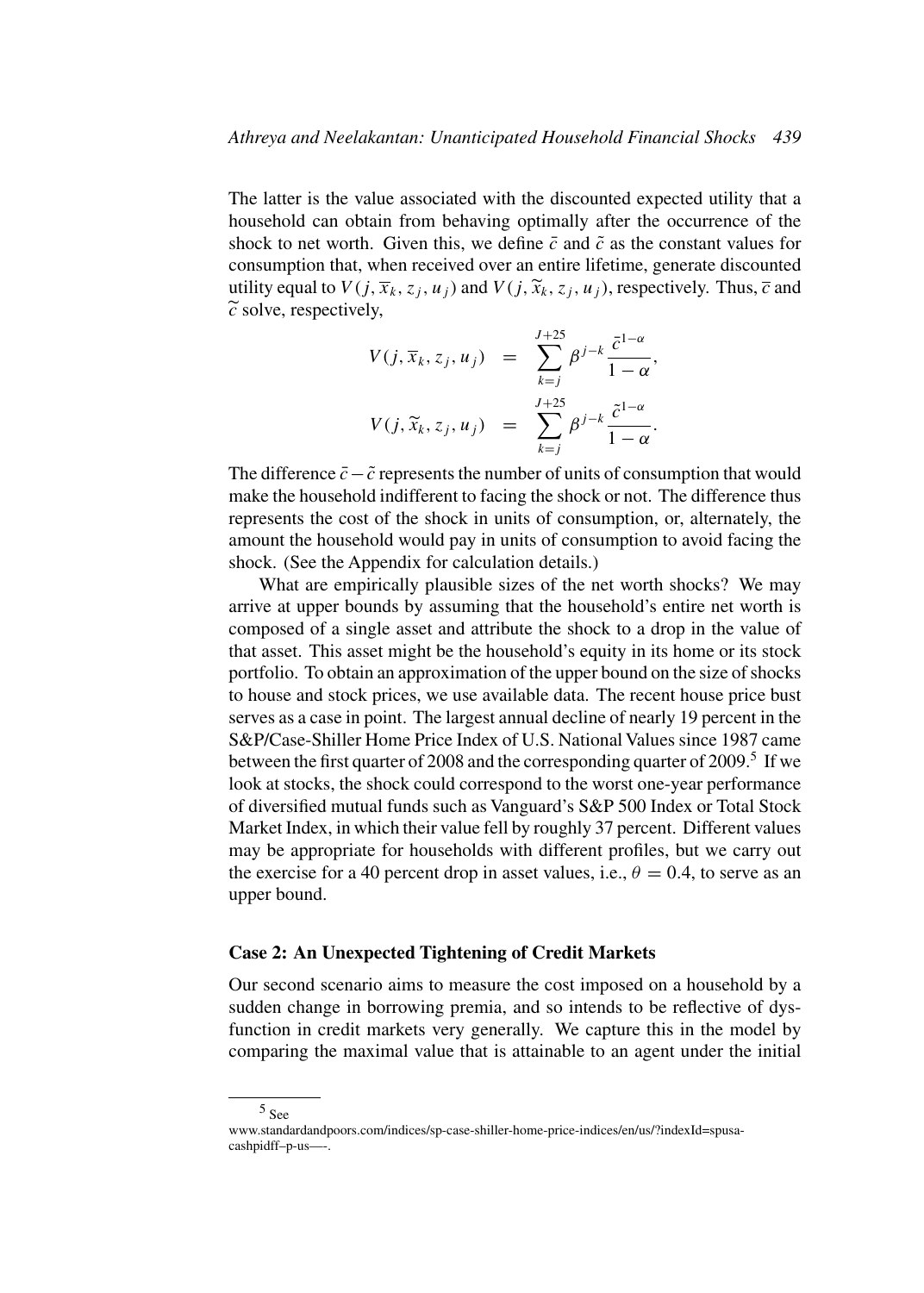The latter is the value associated with the discounted expected utility that a household can obtain from behaving optimally after the occurrence of the shock to net worth. Given this, we define $\bar{c}$ and $\tilde{c}$ as the constant values for consumption that, when received over an entire lifetime, generate discounted utility equal to $V(j, \overline{x}_k, z_j, u_j)$ and $V(j, \widetilde{x}_k, z_j, u_j)$, respectively. Thus, $\overline{c}$ and $\widetilde{c}$ solve, respectively,

$$
\begin{aligned}
V(j, \overline{x}_k, z_j, u_j) &= \sum_{k=j}^{J+25} \beta^{j-k} \frac{\bar{c}^{1-\alpha}}{1-\alpha}, \\
V(j, \widetilde{x}_k, z_j, u_j) &= \sum_{k=j}^{J+25} \beta^{j-k} \frac{\tilde{c}^{1-\alpha}}{1-\alpha}.
\end{aligned}
$$

The difference $\bar{c} - \tilde{c}$ represents the number of units of consumption that would make the household indifferent to facing the shock or not. The difference thus represents the cost of the shock in units of consumption, or, alternately, the amount the household would pay in units of consumption to avoid facing the shock. (See the Appendix for calculation details.)

What are empirically plausible sizes of the net worth shocks? We may arrive at upper bounds by assuming that the household's entire net worth is composed of a single asset and attribute the shock to a drop in the value of that asset. This asset might be the household's equity in its home or its stock portfolio. To obtain an approximation of the upper bound on the size of shocks to house and stock prices, we use available data. The recent house price bust serves as a case in point. The largest annual decline of nearly 19 percent in the S&P/Case-Shiller Home Price Index of U.S. National Values since 1987 came between the first quarter of 2008 and the corresponding quarter of 2009.[5] If we look at stocks, the shock could correspond to the worst one-year performance of diversified mutual funds such as Vanguard's S&P 500 Index or Total Stock Market Index, in which their value fell by roughly 37 percent. Different values may be appropriate for households with different profiles, but we carry out the exercise for a 40 percent drop in asset values, i.e., $\theta = 0.4$, to serve as an upper bound.

### Case 2: An Unexpected Tightening of Credit Markets

Our second scenario aims to measure the cost imposed on a household by a sudden change in borrowing premia, and so intends to be reflective of dysfunction in credit markets very generally. We capture this in the model by comparing the maximal value that is attainable to an agent under the initial

[5] See www.standardandpoors.com/indices/sp-case-shiller-home-price-indices/en/us/?indexId=spusa-cashpidff–p-us—-.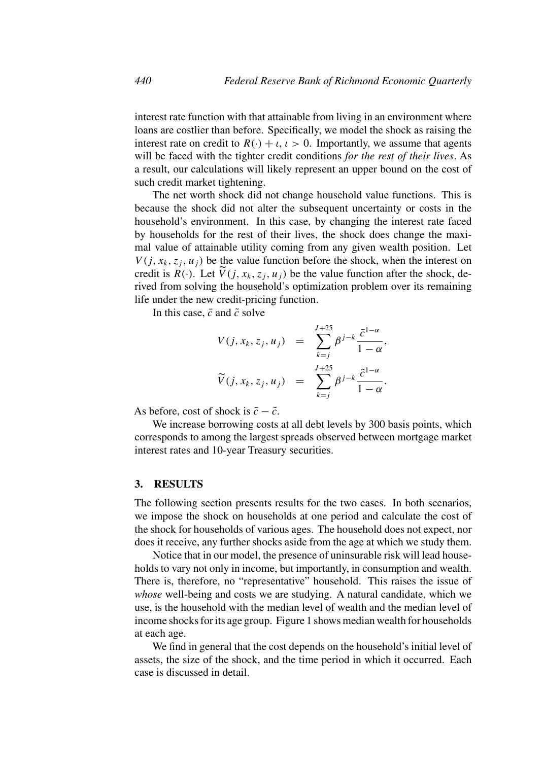interest rate function with that attainable from living in an environment where loans are costlier than before. Specifically, we model the shock as raising the interest rate on credit to $R(\cdot) + \iota$, $\iota > 0$. Importantly, we assume that agents will be faced with the tighter credit conditions *for the rest of their lives*. As a result, our calculations will likely represent an upper bound on the cost of such credit market tightening.

The net worth shock did not change household value functions. This is because the shock did not alter the subsequent uncertainty or costs in the household's environment. In this case, by changing the interest rate faced by households for the rest of their lives, the shock does change the maximal value of attainable utility coming from any given wealth position. Let $V(j, x_k, z_j, u_j)$ be the value function before the shock, when the interest on credit is $R(\cdot)$. Let $\widetilde{V}(j, x_k, z_j, u_j)$ be the value function after the shock, derived from solving the household's optimization problem over its remaining life under the new credit-pricing function.

In this case, $\bar{c}$ and $\tilde{c}$ solve

$$
\begin{aligned}
V(j, x_k, z_j, u_j) &= \sum_{k=j}^{J+25} \beta^{j-k} \frac{\bar{c}^{1-\alpha}}{1-\alpha}, \\
\widetilde{V}(j, x_k, z_j, u_j) &= \sum_{k=j}^{J+25} \beta^{j-k} \frac{\tilde{c}^{1-\alpha}}{1-\alpha}.
\end{aligned}
$$

As before, cost of shock is $\bar{c} - \tilde{c}$.

We increase borrowing costs at all debt levels by 300 basis points, which corresponds to among the largest spreads observed between mortgage market interest rates and 10-year Treasury securities.

## 3. RESULTS

The following section presents results for the two cases. In both scenarios, we impose the shock on households at one period and calculate the cost of the shock for households of various ages. The household does not expect, nor does it receive, any further shocks aside from the age at which we study them.

Notice that in our model, the presence of uninsurable risk will lead households to vary not only in income, but importantly, in consumption and wealth. There is, therefore, no "representative" household. This raises the issue of *whose* well-being and costs we are studying. A natural candidate, which we use, is the household with the median level of wealth and the median level of income shocks for its age group. Figure 1 shows median wealth for households at each age.

We find in general that the cost depends on the household's initial level of assets, the size of the shock, and the time period in which it occurred. Each case is discussed in detail.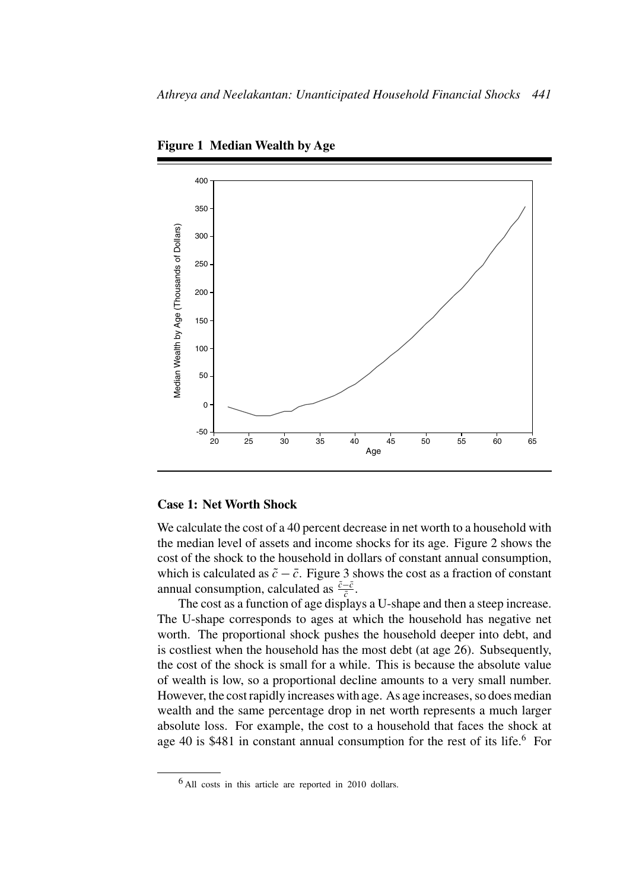**Figure 1 Median Wealth by Age**

## Case 1: Net Worth Shock

We calculate the cost of a 40 percent decrease in net worth to a household with the median level of assets and income shocks for its age. Figure 2 shows the cost of the shock to the household in dollars of constant annual consumption, which is calculated as $\tilde{c} - \bar{c}$. Figure 3 shows the cost as a fraction of constant annual consumption, calculated as $\frac{\tilde{c}-\bar{c}}{\bar{c}}$.

The cost as a function of age displays a U-shape and then a steep increase. The U-shape corresponds to ages at which the household has negative net worth. The proportional shock pushes the household deeper into debt, and is costliest when the household has the most debt (at age 26). Subsequently, the cost of the shock is small for a while. This is because the absolute value of wealth is low, so a proportional decline amounts to a very small number. However, the cost rapidly increases with age. As age increases, so does median wealth and the same percentage drop in net worth represents a much larger absolute loss. For example, the cost to a household that faces the shock at age 40 is \$481 in constant annual consumption for the rest of its life.[6] For

[6] All costs in this article are reported in 2010 dollars.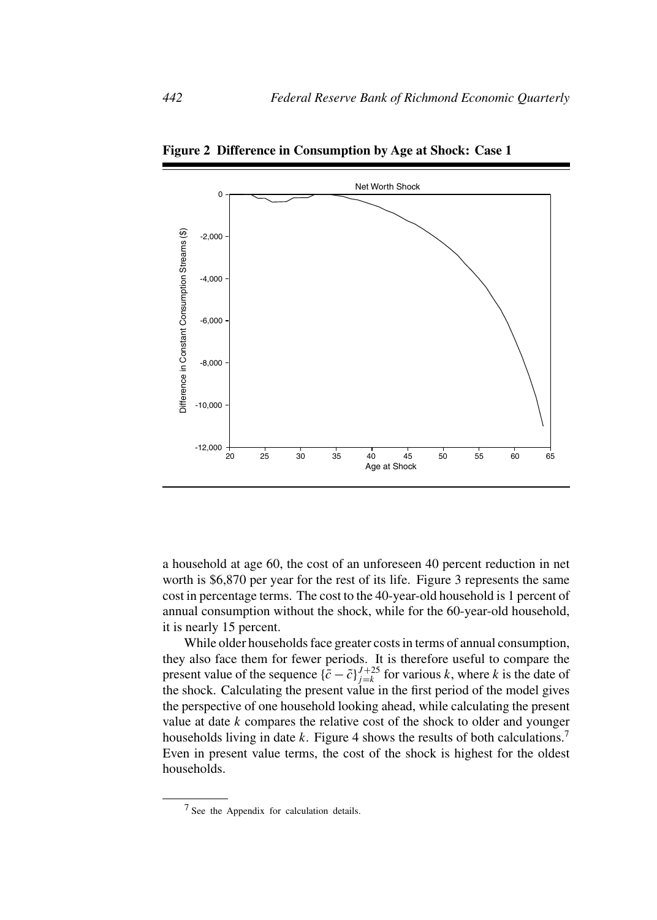**Figure 2 Difference in Consumption by Age at Shock: Case 1**

a household at age 60, the cost of an unforeseen 40 percent reduction in net worth is $6,870 per year for the rest of its life. Figure 3 represents the same cost in percentage terms. The cost to the 40-year-old household is 1 percent of annual consumption without the shock, while for the 60-year-old household, it is nearly 15 percent.

While older households face greater costs in terms of annual consumption, they also face them for fewer periods. It is therefore useful to compare the present value of the sequence $\{\bar{c} - \tilde{c}\}_{j=k}^{J+25}$ for various $k$, where $k$ is the date of the shock. Calculating the present value in the first period of the model gives the perspective of one household looking ahead, while calculating the present value at date $k$ compares the relative cost of the shock to older and younger households living in date $k$. Figure 4 shows the results of both calculations.[7] Even in present value terms, the cost of the shock is highest for the oldest households.

[7] See the Appendix for calculation details.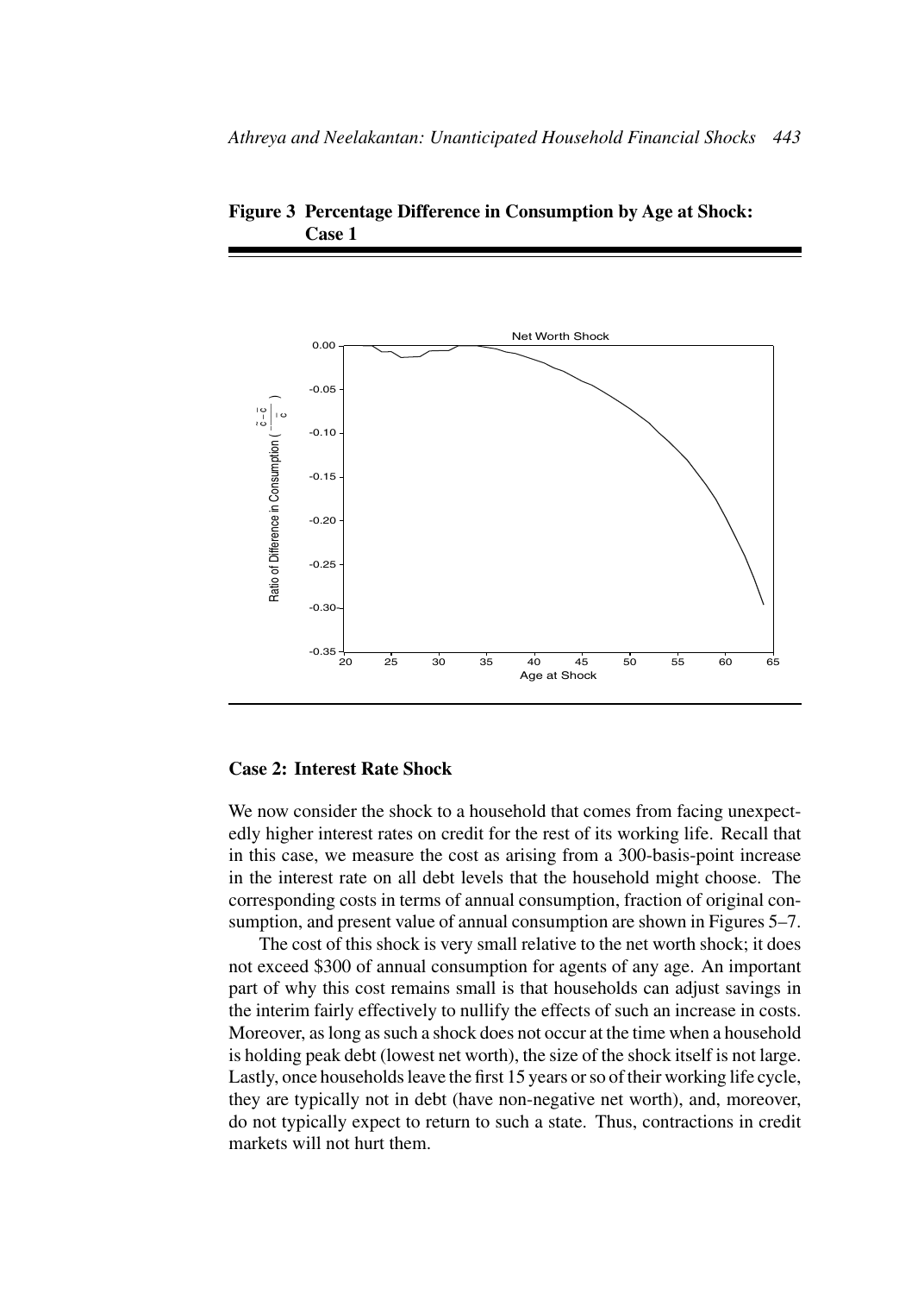**Figure 3 Percentage Difference in Consumption by Age at Shock: Case 1**

### Case 2: Interest Rate Shock

We now consider the shock to a household that comes from facing unexpectedly higher interest rates on credit for the rest of its working life. Recall that in this case, we measure the cost as arising from a 300-basis-point increase in the interest rate on all debt levels that the household might choose. The corresponding costs in terms of annual consumption, fraction of original consumption, and present value of annual consumption are shown in Figures 5–7.

The cost of this shock is very small relative to the net worth shock; it does not exceed \$300 of annual consumption for agents of any age. An important part of why this cost remains small is that households can adjust savings in the interim fairly effectively to nullify the effects of such an increase in costs. Moreover, as long as such a shock does not occur at the time when a household is holding peak debt (lowest net worth), the size of the shock itself is not large. Lastly, once households leave the first 15 years or so of their working life cycle, they are typically not in debt (have non-negative net worth), and, moreover, do not typically expect to return to such a state. Thus, contractions in credit markets will not hurt them.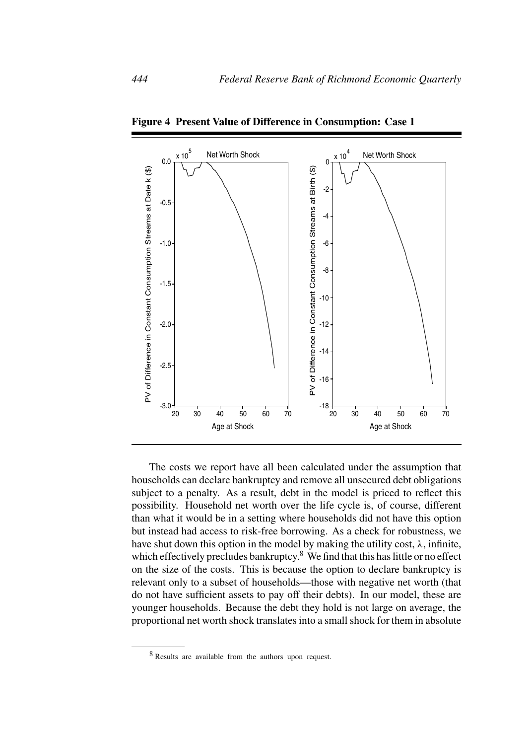**Figure 4 Present Value of Difference in Consumption: Case 1**

The costs we report have all been calculated under the assumption that households can declare bankruptcy and remove all unsecured debt obligations subject to a penalty. As a result, debt in the model is priced to reflect this possibility. Household net worth over the life cycle is, of course, different than what it would be in a setting where households did not have this option but instead had access to risk-free borrowing. As a check for robustness, we have shut down this option in the model by making the utility cost, $\lambda$, infinite, which effectively precludes bankruptcy.[8] We find that this has little or no effect on the size of the costs. This is because the option to declare bankruptcy is relevant only to a subset of households—those with negative net worth (that do not have sufficient assets to pay off their debts). In our model, these are younger households. Because the debt they hold is not large on average, the proportional net worth shock translates into a small shock for them in absolute

---

[8] Results are available from the authors upon request.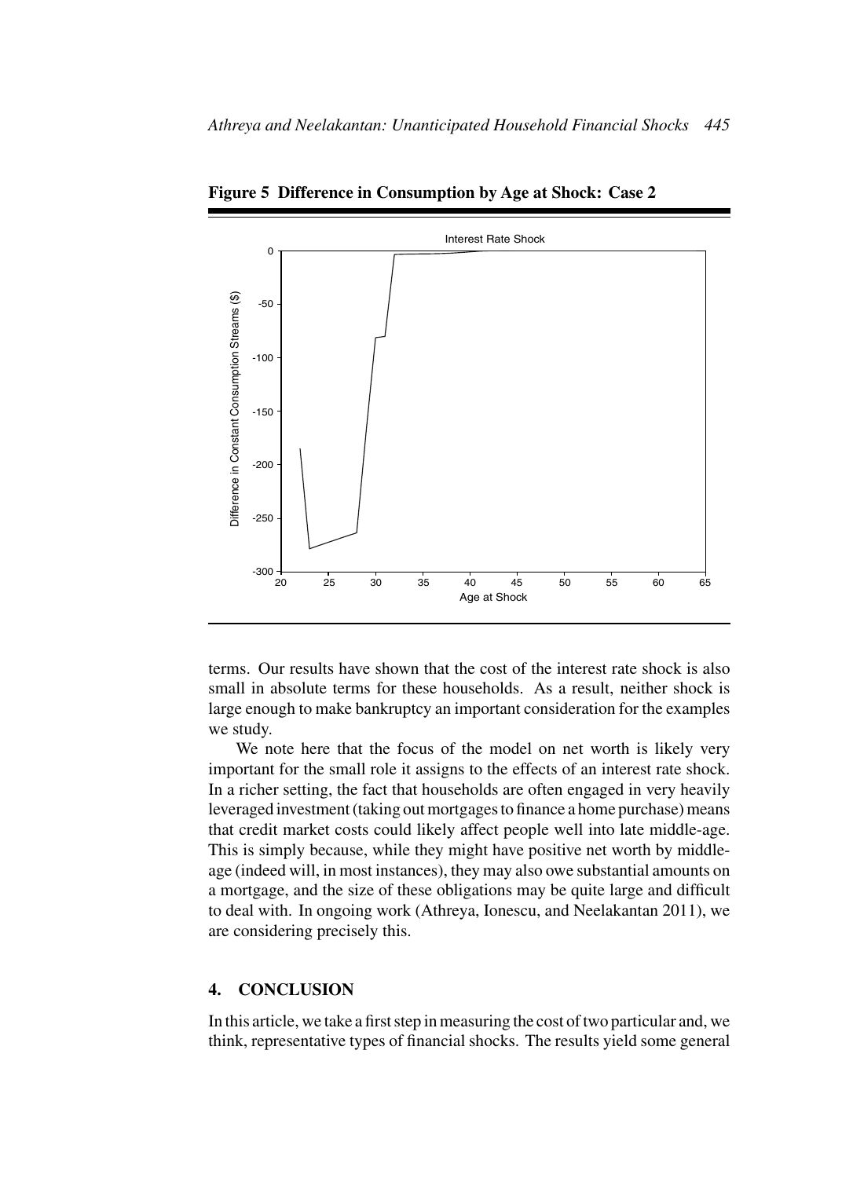**Figure 5 Difference in Consumption by Age at Shock: Case 2**

terms. Our results have shown that the cost of the interest rate shock is also small in absolute terms for these households. As a result, neither shock is large enough to make bankruptcy an important consideration for the examples we study.

We note here that the focus of the model on net worth is likely very important for the small role it assigns to the effects of an interest rate shock. In a richer setting, the fact that households are often engaged in very heavily leveraged investment (taking out mortgages to finance a home purchase) means that credit market costs could likely affect people well into late middle-age. This is simply because, while they might have positive net worth by middle-age (indeed will, in most instances), they may also owe substantial amounts on a mortgage, and the size of these obligations may be quite large and difficult to deal with. In ongoing work (Athreya, Ionescu, and Neelakantan 2011), we are considering precisely this.

## 4. CONCLUSION

In this article, we take a first step in measuring the cost of two particular and, we think, representative types of financial shocks. The results yield some general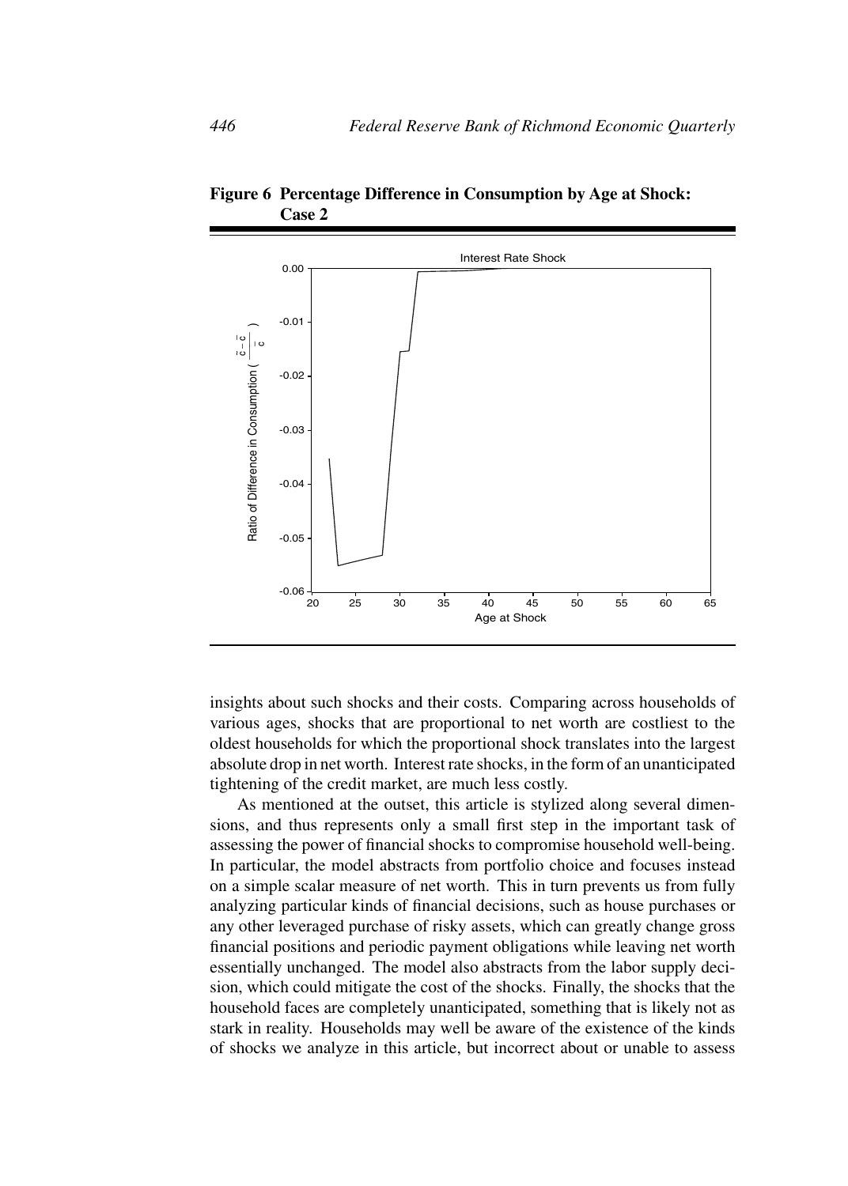**Figure 6 Percentage Difference in Consumption by Age at Shock: Case 2**

insights about such shocks and their costs. Comparing across households of various ages, shocks that are proportional to net worth are costliest to the oldest households for which the proportional shock translates into the largest absolute drop in net worth. Interest rate shocks, in the form of an unanticipated tightening of the credit market, are much less costly.

As mentioned at the outset, this article is stylized along several dimensions, and thus represents only a small first step in the important task of assessing the power of financial shocks to compromise household well-being. In particular, the model abstracts from portfolio choice and focuses instead on a simple scalar measure of net worth. This in turn prevents us from fully analyzing particular kinds of financial decisions, such as house purchases or any other leveraged purchase of risky assets, which can greatly change gross financial positions and periodic payment obligations while leaving net worth essentially unchanged. The model also abstracts from the labor supply decision, which could mitigate the cost of the shocks. Finally, the shocks that the household faces are completely unanticipated, something that is likely not as stark in reality. Households may well be aware of the existence of the kinds of shocks we analyze in this article, but incorrect about or unable to assess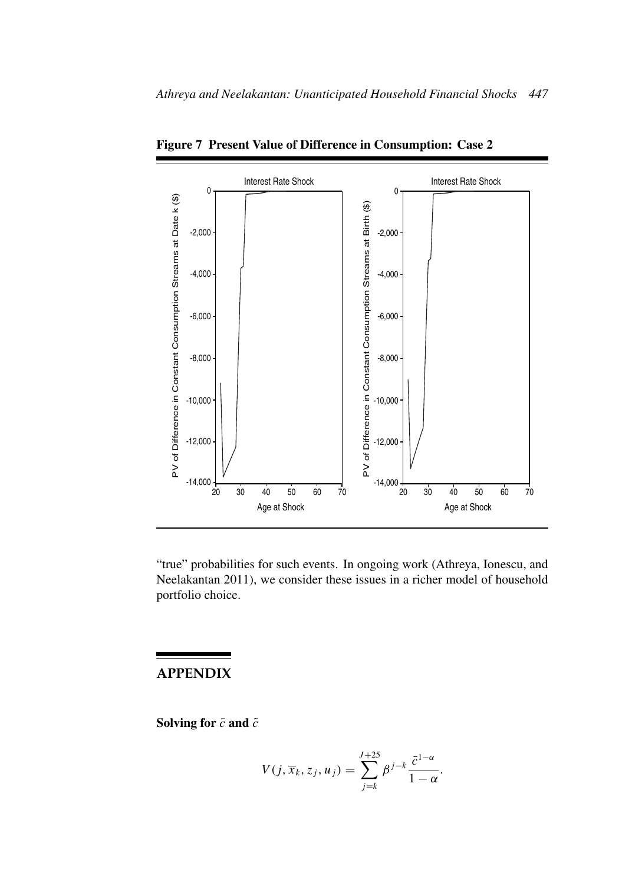**Figure 7 Present Value of Difference in Consumption: Case 2**

"true" probabilities for such events. In ongoing work (Athreya, Ionescu, and Neelakantan 2011), we consider these issues in a richer model of household portfolio choice.

## APPENDIX

**Solving for $\bar{c}$ and $\tilde{c}$**

$$V(j, \overline{x}_k, z_j, u_j) = \sum_{j=k}^{J+25} \beta^{j-k} \frac{\bar{c}^{1-\alpha}}{1-\alpha}.$$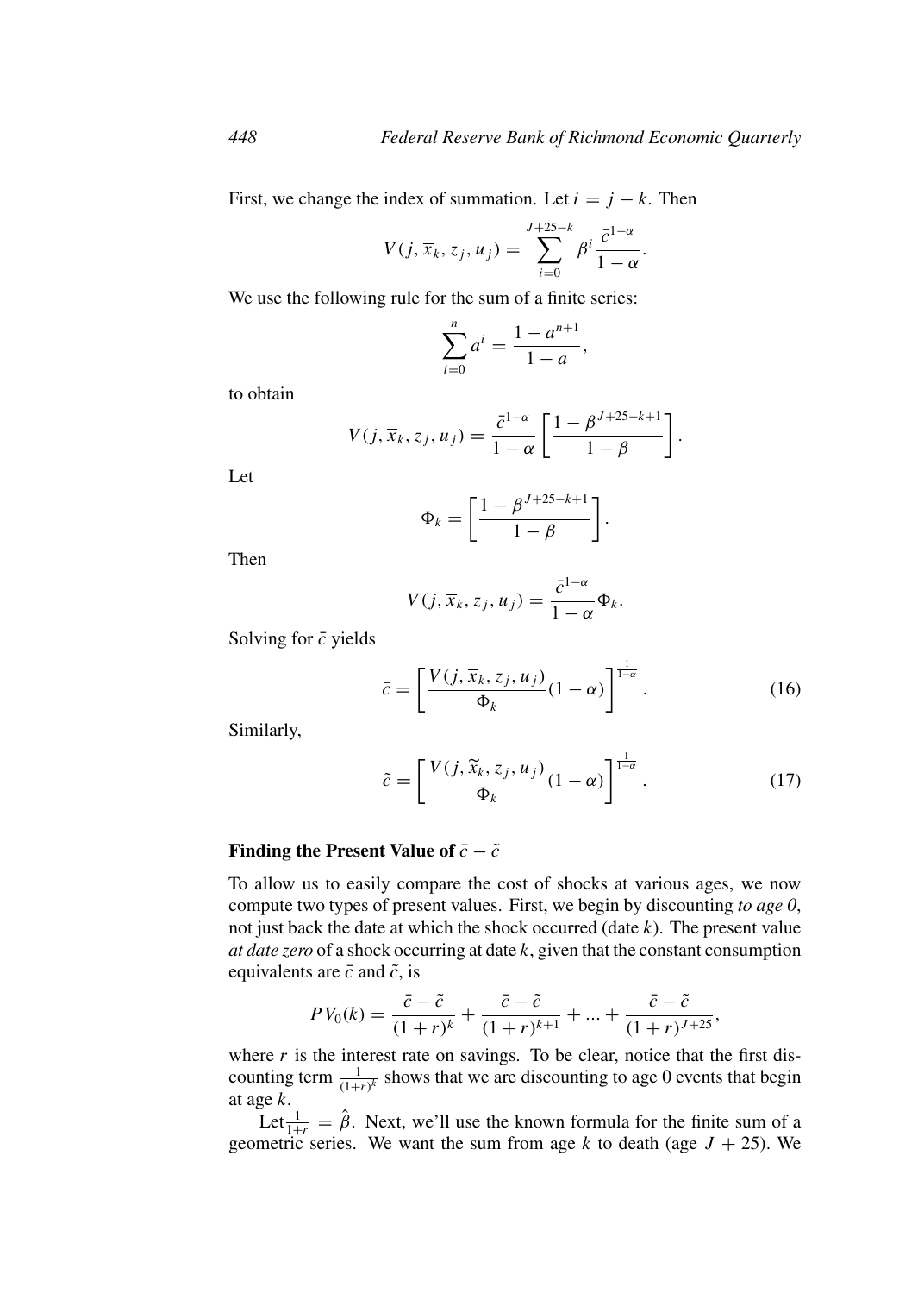First, we change the index of summation. Let $i = j - k$. Then

$$V(j, \overline{x}_k, z_j, u_j) = \sum_{i=0}^{J+25-k} \beta^i \frac{\bar{c}^{1-\alpha}}{1-\alpha}.$$

We use the following rule for the sum of a finite series:

$$\sum_{i=0}^{n} a^i = \frac{1 - a^{n+1}}{1 - a},$$

to obtain

$$V(j, \overline{x}_k, z_j, u_j) = \frac{\bar{c}^{1-\alpha}}{1-\alpha} \left[ \frac{1 - \beta^{J+25-k+1}}{1 - \beta} \right].$$

Let

$$\Phi_k = \left[ \frac{1 - \beta^{J+25-k+1}}{1 - \beta} \right].$$

Then

$$V(j, \overline{x}_k, z_j, u_j) = \frac{\bar{c}^{1-\alpha}}{1-\alpha} \Phi_k.$$

Solving for $\bar{c}$ yields

$$\bar{c} = \left[ \frac{V(j, \overline{x}_k, z_j, u_j)}{\Phi_k} (1 - \alpha) \right]^{\frac{1}{1-\alpha}}. \tag{16}$$

Similarly,

$$\tilde{c} = \left[ \frac{V(j, \widetilde{x}_k, z_j, u_j)}{\Phi_k} (1 - \alpha) \right]^{\frac{1}{1-\alpha}}. \tag{17}$$

**Finding the Present Value of $\bar{c} - \tilde{c}$**

To allow us to easily compare the cost of shocks at various ages, we now compute two types of present values. First, we begin by discounting *to age 0*, not just back the date at which the shock occurred (date $k$). The present value *at date zero* of a shock occurring at date $k$, given that the constant consumption equivalents are $\bar{c}$ and $\tilde{c}$, is

$$PV_0(k) = \frac{\bar{c} - \tilde{c}}{(1+r)^k} + \frac{\bar{c} - \tilde{c}}{(1+r)^{k+1}} + ... + \frac{\bar{c} - \tilde{c}}{(1+r)^{J+25}},$$

where $r$ is the interest rate on savings. To be clear, notice that the first discounting term $\frac{1}{(1+r)^k}$ shows that we are discounting to age 0 events that begin at age $k$.

Let $\frac{1}{1+r} = \hat{\beta}$. Next, we'll use the known formula for the finite sum of a geometric series. We want the sum from age $k$ to death (age $J + 25$). We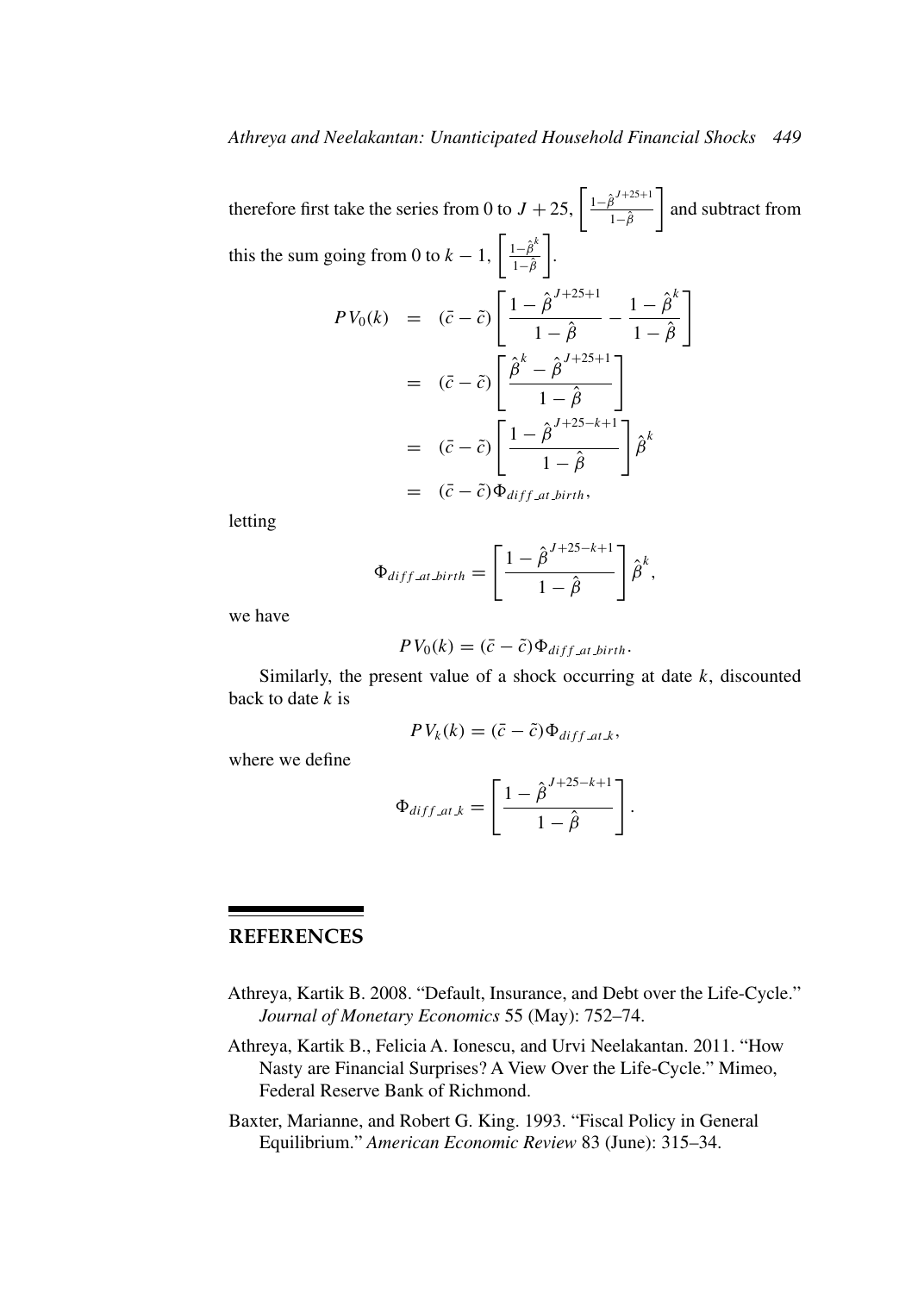therefore first take the series from 0 to $J+25$, $\left[\frac{1-\hat{\beta}^{J+25+1}}{1-\hat{\beta}}\right]$ and subtract from this the sum going from 0 to $k-1$, $\left[\frac{1-\hat{\beta}^{k}}{1-\hat{\beta}}\right]$.

$$
\begin{aligned}
PV_0(k) &= (\bar{c}-\tilde{c})\left[\frac{1-\hat{\beta}^{J+25+1}}{1-\hat{\beta}} - \frac{1-\hat{\beta}^{k}}{1-\hat{\beta}}\right] \\
&= (\bar{c}-\tilde{c})\left[\frac{\hat{\beta}^{k}-\hat{\beta}^{J+25+1}}{1-\hat{\beta}}\right] \\
&= (\bar{c}-\tilde{c})\left[\frac{1-\hat{\beta}^{J+25-k+1}}{1-\hat{\beta}}\right]\hat{\beta}^{k} \\
&= (\bar{c}-\tilde{c})\Phi_{diff\_at\_birth},
\end{aligned}
$$

letting

$$
\Phi_{diff\_at\_birth} = \left[\frac{1-\hat{\beta}^{J+25-k+1}}{1-\hat{\beta}}\right]\hat{\beta}^{k},
$$

we have

$$
PV_0(k) = (\bar{c}-\tilde{c})\Phi_{diff\_at\_birth}.
$$

Similarly, the present value of a shock occurring at date $k$, discounted back to date $k$ is

$$
PV_k(k) = (\bar{c}-\tilde{c})\Phi_{diff\_at\_k},
$$

where we define

$$
\Phi_{diff\_at\_k} = \left[\frac{1-\hat{\beta}^{J+25-k+1}}{1-\hat{\beta}}\right].
$$

## REFERENCES

Athreya, Kartik B. 2008. "Default, Insurance, and Debt over the Life-Cycle." *Journal of Monetary Economics* 55 (May): 752–74.

Athreya, Kartik B., Felicia A. Ionescu, and Urvi Neelakantan. 2011. "How Nasty are Financial Surprises? A View Over the Life-Cycle." Mimeo, Federal Reserve Bank of Richmond.

Baxter, Marianne, and Robert G. King. 1993. "Fiscal Policy in General Equilibrium." *American Economic Review* 83 (June): 315–34.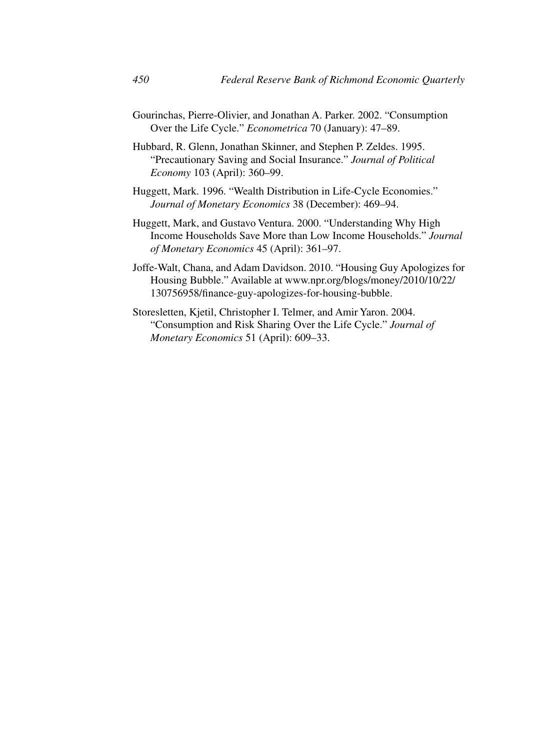Gourinchas, Pierre-Olivier, and Jonathan A. Parker. 2002. "Consumption Over the Life Cycle." *Econometrica* 70 (January): 47–89.

Hubbard, R. Glenn, Jonathan Skinner, and Stephen P. Zeldes. 1995. "Precautionary Saving and Social Insurance." *Journal of Political Economy* 103 (April): 360–99.

Huggett, Mark. 1996. "Wealth Distribution in Life-Cycle Economies." *Journal of Monetary Economics* 38 (December): 469–94.

Huggett, Mark, and Gustavo Ventura. 2000. "Understanding Why High Income Households Save More than Low Income Households." *Journal of Monetary Economics* 45 (April): 361–97.

Joffe-Walt, Chana, and Adam Davidson. 2010. "Housing Guy Apologizes for Housing Bubble." Available at www.npr.org/blogs/money/2010/10/22/130756958/finance-guy-apologizes-for-housing-bubble.

Storesletten, Kjetil, Christopher I. Telmer, and Amir Yaron. 2004. "Consumption and Risk Sharing Over the Life Cycle." *Journal of Monetary Economics* 51 (April): 609–33.